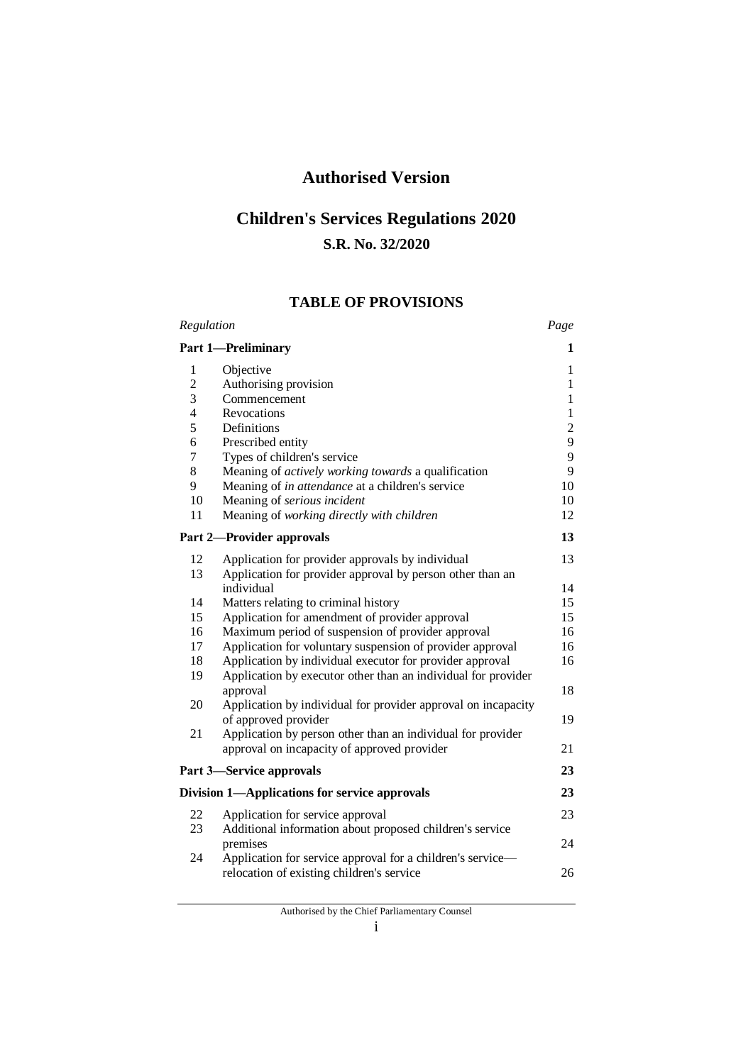# Authorised Version

# Children's Services Regulations 2020

## S.R. No. 32/2020

## TABLE OF PROVISIONS

| Regulation | | Page |
|---|---|---|
| **Part 1—Preliminary** | | **1** |
| 1 | Objective | 1 |
| 2 | Authorising provision | 1 |
| 3 | Commencement | 1 |
| 4 | Revocations | 1 |
| 5 | Definitions | 2 |
| 6 | Prescribed entity | 9 |
| 7 | Types of children's service | 9 |
| 8 | Meaning of *actively working towards* a qualification | 9 |
| 9 | Meaning of *in attendance* at a children's service | 10 |
| 10 | Meaning of *serious incident* | 10 |
| 11 | Meaning of *working directly with children* | 12 |
| **Part 2—Provider approvals** | | **13** |
| 12 | Application for provider approvals by individual | 13 |
| 13 | Application for provider approval by person other than an individual | 14 |
| 14 | Matters relating to criminal history | 15 |
| 15 | Application for amendment of provider approval | 15 |
| 16 | Maximum period of suspension of provider approval | 16 |
| 17 | Application for voluntary suspension of provider approval | 16 |
| 18 | Application by individual executor for provider approval | 16 |
| 19 | Application by executor other than an individual for provider approval | 18 |
| 20 | Application by individual for provider approval on incapacity of approved provider | 19 |
| 21 | Application by person other than an individual for provider approval on incapacity of approved provider | 21 |
| **Part 3—Service approvals** | | **23** |
| **Division 1—Applications for service approvals** | | **23** |
| 22 | Application for service approval | 23 |
| 23 | Additional information about proposed children's service premises | 24 |
| 24 | Application for service approval for a children's service—relocation of existing children's service | 26 |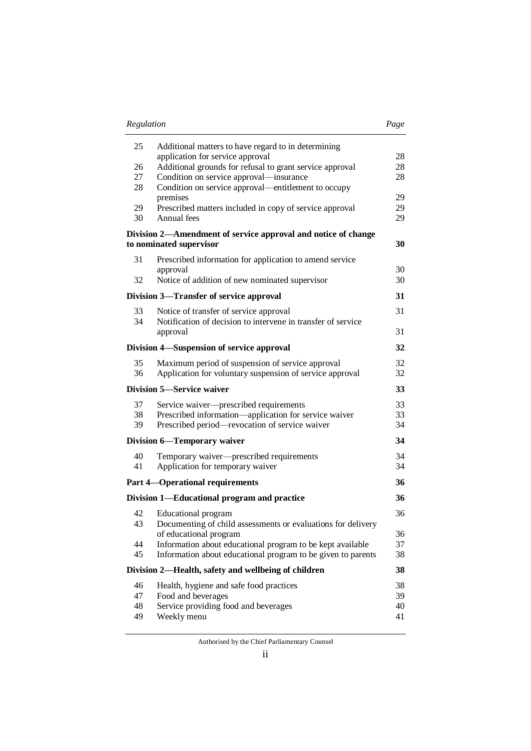| Regulation | | Page |
|---|---|---|
| 25 | Additional matters to have regard to in determining application for service approval | 28 |
| 26 | Additional grounds for refusal to grant service approval | 28 |
| 27 | Condition on service approval—insurance | 28 |
| 28 | Condition on service approval—entitlement to occupy premises | 29 |
| 29 | Prescribed matters included in copy of service approval | 29 |
| 30 | Annual fees | 29 |
| **Division 2—Amendment of service approval and notice of change to nominated supervisor** | | **30** |
| 31 | Prescribed information for application to amend service approval | 30 |
| 32 | Notice of addition of new nominated supervisor | 30 |
| **Division 3—Transfer of service approval** | | **31** |
| 33 | Notice of transfer of service approval | 31 |
| 34 | Notification of decision to intervene in transfer of service approval | 31 |
| **Division 4—Suspension of service approval** | | **32** |
| 35 | Maximum period of suspension of service approval | 32 |
| 36 | Application for voluntary suspension of service approval | 32 |
| **Division 5—Service waiver** | | **33** |
| 37 | Service waiver—prescribed requirements | 33 |
| 38 | Prescribed information—application for service waiver | 33 |
| 39 | Prescribed period—revocation of service waiver | 34 |
| **Division 6—Temporary waiver** | | **34** |
| 40 | Temporary waiver—prescribed requirements | 34 |
| 41 | Application for temporary waiver | 34 |
| **Part 4—Operational requirements** | | **36** |
| **Division 1—Educational program and practice** | | **36** |
| 42 | Educational program | 36 |
| 43 | Documenting of child assessments or evaluations for delivery of educational program | 36 |
| 44 | Information about educational program to be kept available | 37 |
| 45 | Information about educational program to be given to parents | 38 |
| **Division 2—Health, safety and wellbeing of children** | | **38** |
| 46 | Health, hygiene and safe food practices | 38 |
| 47 | Food and beverages | 39 |
| 48 | Service providing food and beverages | 40 |
| 49 | Weekly menu | 41 |

Authorised by the Chief Parliamentary Counsel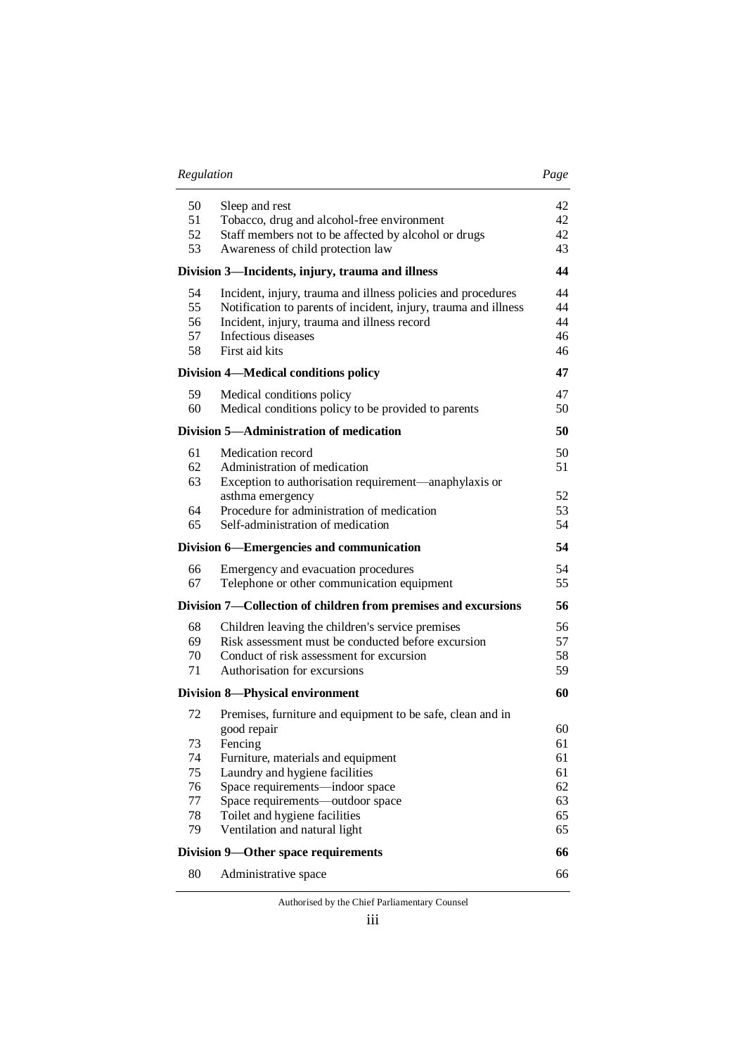| Regulation | | Page |
|---|---|---|
| 50 | Sleep and rest | 42 |
| 51 | Tobacco, drug and alcohol-free environment | 42 |
| 52 | Staff members not to be affected by alcohol or drugs | 42 |
| 53 | Awareness of child protection law | 43 |
| **Division 3—Incidents, injury, trauma and illness** | | **44** |
| 54 | Incident, injury, trauma and illness policies and procedures | 44 |
| 55 | Notification to parents of incident, injury, trauma and illness | 44 |
| 56 | Incident, injury, trauma and illness record | 44 |
| 57 | Infectious diseases | 46 |
| 58 | First aid kits | 46 |
| **Division 4—Medical conditions policy** | | **47** |
| 59 | Medical conditions policy | 47 |
| 60 | Medical conditions policy to be provided to parents | 50 |
| **Division 5—Administration of medication** | | **50** |
| 61 | Medication record | 50 |
| 62 | Administration of medication | 51 |
| 63 | Exception to authorisation requirement—anaphylaxis or asthma emergency | 52 |
| 64 | Procedure for administration of medication | 53 |
| 65 | Self-administration of medication | 54 |
| **Division 6—Emergencies and communication** | | **54** |
| 66 | Emergency and evacuation procedures | 54 |
| 67 | Telephone or other communication equipment | 55 |
| **Division 7—Collection of children from premises and excursions** | | **56** |
| 68 | Children leaving the children's service premises | 56 |
| 69 | Risk assessment must be conducted before excursion | 57 |
| 70 | Conduct of risk assessment for excursion | 58 |
| 71 | Authorisation for excursions | 59 |
| **Division 8—Physical environment** | | **60** |
| 72 | Premises, furniture and equipment to be safe, clean and in good repair | 60 |
| 73 | Fencing | 61 |
| 74 | Furniture, materials and equipment | 61 |
| 75 | Laundry and hygiene facilities | 61 |
| 76 | Space requirements—indoor space | 62 |
| 77 | Space requirements—outdoor space | 63 |
| 78 | Toilet and hygiene facilities | 65 |
| 79 | Ventilation and natural light | 65 |
| **Division 9—Other space requirements** | | **66** |
| 80 | Administrative space | 66 |

Authorised by the Chief Parliamentary Counsel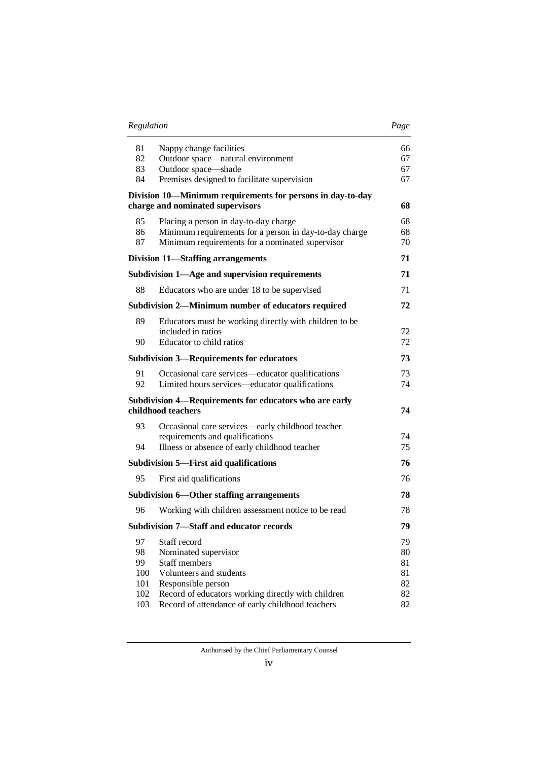| Regulation | | Page |
|---|---|---|
| 81 | Nappy change facilities | 66 |
| 82 | Outdoor space—natural environment | 67 |
| 83 | Outdoor space—shade | 67 |
| 84 | Premises designed to facilitate supervision | 67 |
| | **Division 10—Minimum requirements for persons in day-to-day charge and nominated supervisors** | **68** |
| 85 | Placing a person in day-to-day charge | 68 |
| 86 | Minimum requirements for a person in day-to-day charge | 68 |
| 87 | Minimum requirements for a nominated supervisor | 70 |
| | **Division 11—Staffing arrangements** | **71** |
| | **Subdivision 1—Age and supervision requirements** | **71** |
| 88 | Educators who are under 18 to be supervised | 71 |
| | **Subdivision 2—Minimum number of educators required** | **72** |
| 89 | Educators must be working directly with children to be included in ratios | 72 |
| 90 | Educator to child ratios | 72 |
| | **Subdivision 3—Requirements for educators** | **73** |
| 91 | Occasional care services—educator qualifications | 73 |
| 92 | Limited hours services—educator qualifications | 74 |
| | **Subdivision 4—Requirements for educators who are early childhood teachers** | **74** |
| 93 | Occasional care services—early childhood teacher requirements and qualifications | 74 |
| 94 | Illness or absence of early childhood teacher | 75 |
| | **Subdivision 5—First aid qualifications** | **76** |
| 95 | First aid qualifications | 76 |
| | **Subdivision 6—Other staffing arrangements** | **78** |
| 96 | Working with children assessment notice to be read | 78 |
| | **Subdivision 7—Staff and educator records** | **79** |
| 97 | Staff record | 79 |
| 98 | Nominated supervisor | 80 |
| 99 | Staff members | 81 |
| 100 | Volunteers and students | 81 |
| 101 | Responsible person | 82 |
| 102 | Record of educators working directly with children | 82 |
| 103 | Record of attendance of early childhood teachers | 82 |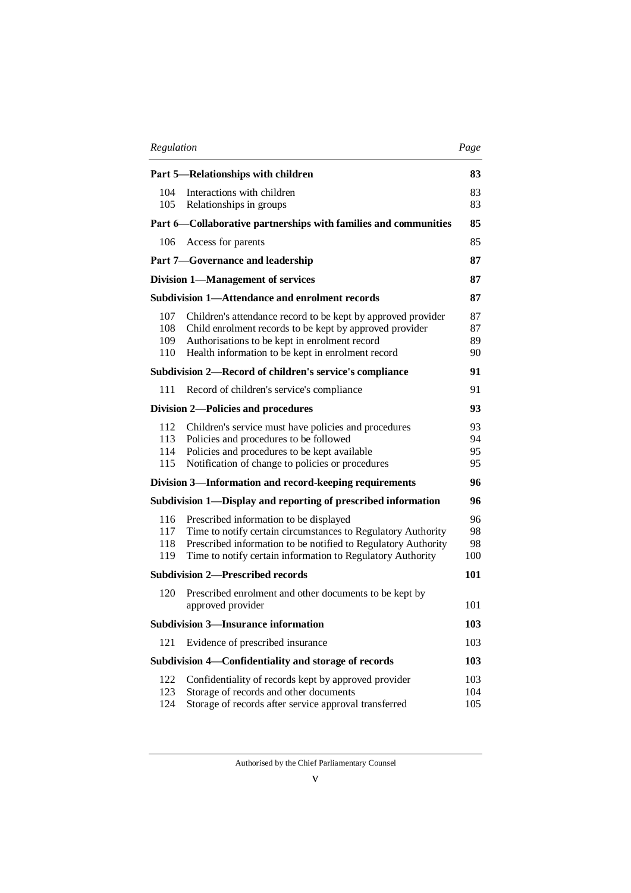| Regulation | | Page |
|---|---|---|
| **Part 5—Relationships with children** | | **83** |
| 104 | Interactions with children | 83 |
| 105 | Relationships in groups | 83 |
| **Part 6—Collaborative partnerships with families and communities** | | **85** |
| 106 | Access for parents | 85 |
| **Part 7—Governance and leadership** | | **87** |
| **Division 1—Management of services** | | **87** |
| **Subdivision 1—Attendance and enrolment records** | | **87** |
| 107 | Children's attendance record to be kept by approved provider | 87 |
| 108 | Child enrolment records to be kept by approved provider | 87 |
| 109 | Authorisations to be kept in enrolment record | 89 |
| 110 | Health information to be kept in enrolment record | 90 |
| **Subdivision 2—Record of children's service's compliance** | | **91** |
| 111 | Record of children's service's compliance | 91 |
| **Division 2—Policies and procedures** | | **93** |
| 112 | Children's service must have policies and procedures | 93 |
| 113 | Policies and procedures to be followed | 94 |
| 114 | Policies and procedures to be kept available | 95 |
| 115 | Notification of change to policies or procedures | 95 |
| **Division 3—Information and record-keeping requirements** | | **96** |
| **Subdivision 1—Display and reporting of prescribed information** | | **96** |
| 116 | Prescribed information to be displayed | 96 |
| 117 | Time to notify certain circumstances to Regulatory Authority | 98 |
| 118 | Prescribed information to be notified to Regulatory Authority | 98 |
| 119 | Time to notify certain information to Regulatory Authority | 100 |
| **Subdivision 2—Prescribed records** | | **101** |
| 120 | Prescribed enrolment and other documents to be kept by approved provider | 101 |
| **Subdivision 3—Insurance information** | | **103** |
| 121 | Evidence of prescribed insurance | 103 |
| **Subdivision 4—Confidentiality and storage of records** | | **103** |
| 122 | Confidentiality of records kept by approved provider | 103 |
| 123 | Storage of records and other documents | 104 |
| 124 | Storage of records after service approval transferred | 105 |

Authorised by the Chief Parliamentary Counsel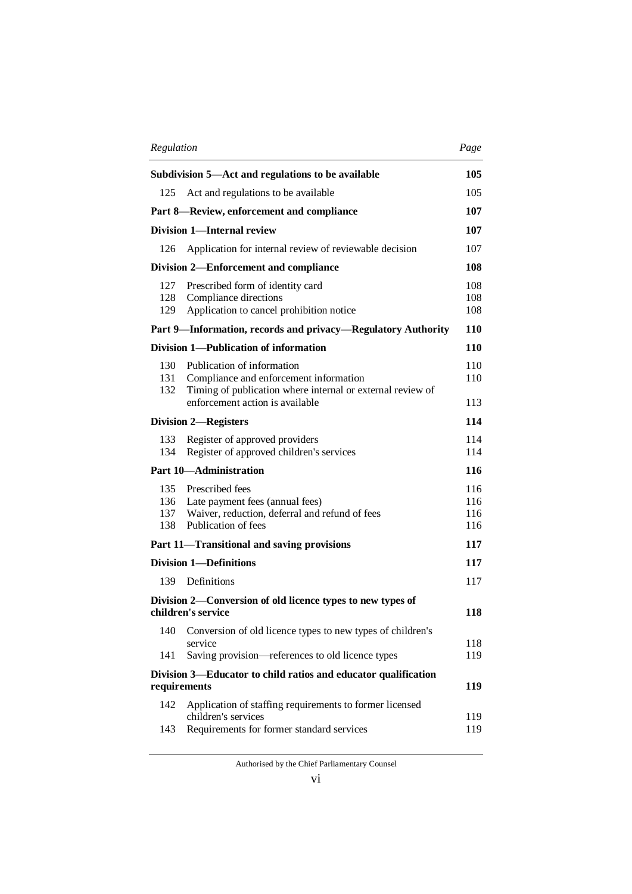| Regulation | | Page |
|---|---|---|
| **Subdivision 5—Act and regulations to be available** | | **105** |
| 125 | Act and regulations to be available | 105 |
| **Part 8—Review, enforcement and compliance** | | **107** |
| **Division 1—Internal review** | | **107** |
| 126 | Application for internal review of reviewable decision | 107 |
| **Division 2—Enforcement and compliance** | | **108** |
| 127 | Prescribed form of identity card | 108 |
| 128 | Compliance directions | 108 |
| 129 | Application to cancel prohibition notice | 108 |
| **Part 9—Information, records and privacy—Regulatory Authority** | | **110** |
| **Division 1—Publication of information** | | **110** |
| 130 | Publication of information | 110 |
| 131 | Compliance and enforcement information | 110 |
| 132 | Timing of publication where internal or external review of enforcement action is available | 113 |
| **Division 2—Registers** | | **114** |
| 133 | Register of approved providers | 114 |
| 134 | Register of approved children's services | 114 |
| **Part 10—Administration** | | **116** |
| 135 | Prescribed fees | 116 |
| 136 | Late payment fees (annual fees) | 116 |
| 137 | Waiver, reduction, deferral and refund of fees | 116 |
| 138 | Publication of fees | 116 |
| **Part 11—Transitional and saving provisions** | | **117** |
| **Division 1—Definitions** | | **117** |
| 139 | Definitions | 117 |
| **Division 2—Conversion of old licence types to new types of children's service** | | **118** |
| 140 | Conversion of old licence types to new types of children's service | 118 |
| 141 | Saving provision—references to old licence types | 119 |
| **Division 3—Educator to child ratios and educator qualification requirements** | | **119** |
| 142 | Application of staffing requirements to former licensed children's services | 119 |
| 143 | Requirements for former standard services | 119 |

Authorised by the Chief Parliamentary Counsel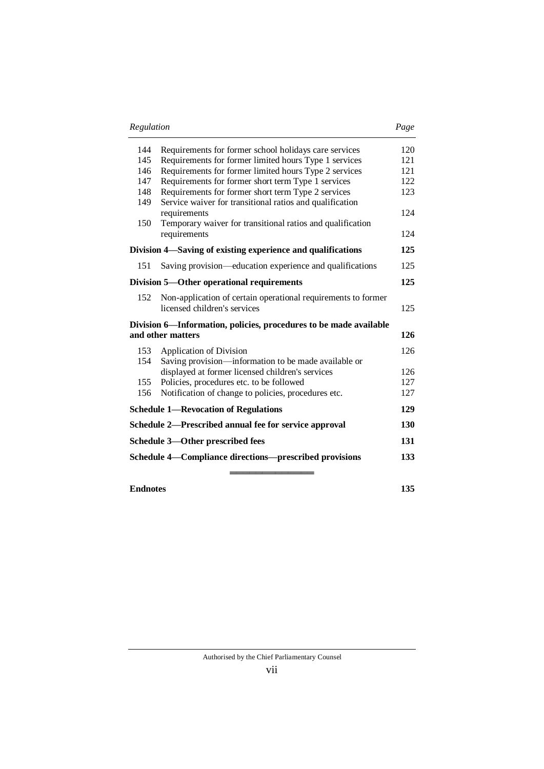| Regulation | | Page |
|---|---|---|
| 144 | Requirements for former school holidays care services | 120 |
| 145 | Requirements for former limited hours Type 1 services | 121 |
| 146 | Requirements for former limited hours Type 2 services | 121 |
| 147 | Requirements for former short term Type 1 services | 122 |
| 148 | Requirements for former short term Type 2 services | 123 |
| 149 | Service waiver for transitional ratios and qualification requirements | 124 |
| 150 | Temporary waiver for transitional ratios and qualification requirements | 124 |
| **Division 4—Saving of existing experience and qualifications** | | **125** |
| 151 | Saving provision—education experience and qualifications | 125 |
| **Division 5—Other operational requirements** | | **125** |
| 152 | Non-application of certain operational requirements to former licensed children's services | 125 |
| **Division 6—Information, policies, procedures to be made available and other matters** | | **126** |
| 153 | Application of Division | 126 |
| 154 | Saving provision—information to be made available or displayed at former licensed children's services | 126 |
| 155 | Policies, procedures etc. to be followed | 127 |
| 156 | Notification of change to policies, procedures etc. | 127 |
| **Schedule 1—Revocation of Regulations** | | **129** |
| **Schedule 2—Prescribed annual fee for service approval** | | **130** |
| **Schedule 3—Other prescribed fees** | | **131** |
| **Schedule 4—Compliance directions—prescribed provisions** | | **133** |

═══════════════

| | |
|---|---|
| **Endnotes** | **135** |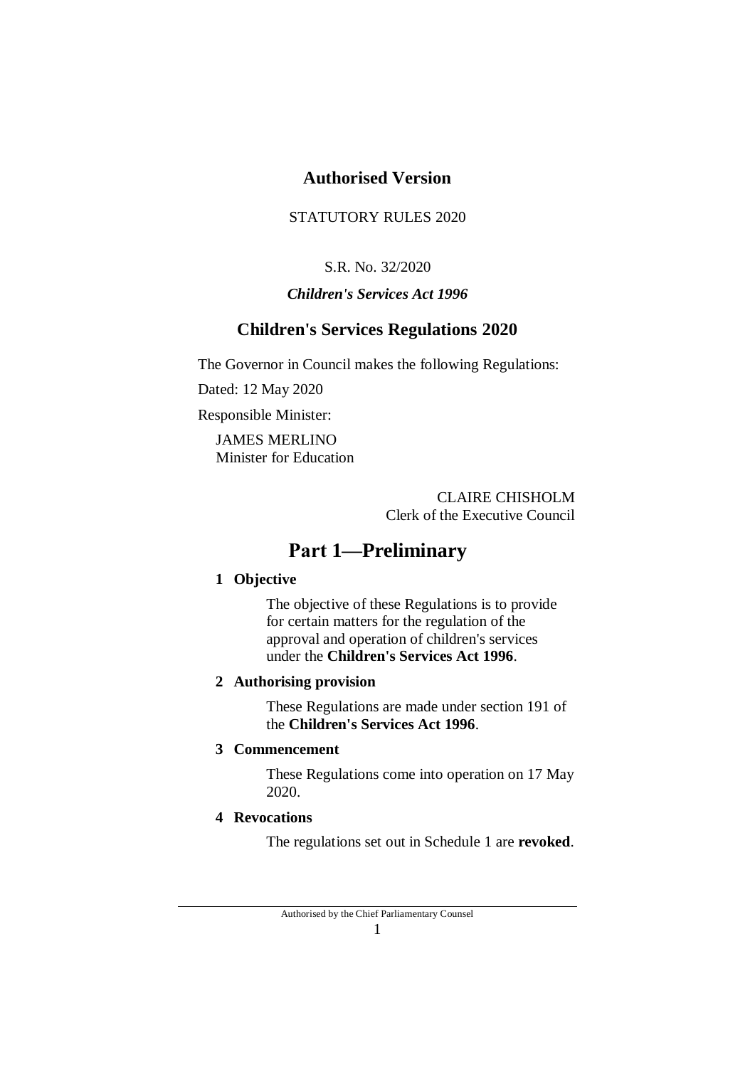**Authorised Version**

STATUTORY RULES 2020

S.R. No. 32/2020

***Children's Services Act 1996***

## Children's Services Regulations 2020

The Governor in Council makes the following Regulations:

Dated: 12 May 2020

Responsible Minister:

JAMES MERLINO
Minister for Education

CLAIRE CHISHOLM
Clerk of the Executive Council

# Part 1—Preliminary

**1 Objective**

The objective of these Regulations is to provide for certain matters for the regulation of the approval and operation of children's services under the **Children's Services Act 1996**.

**2 Authorising provision**

These Regulations are made under section 191 of the **Children's Services Act 1996**.

**3 Commencement**

These Regulations come into operation on 17 May 2020.

**4 Revocations**

The regulations set out in Schedule 1 are **revoked**.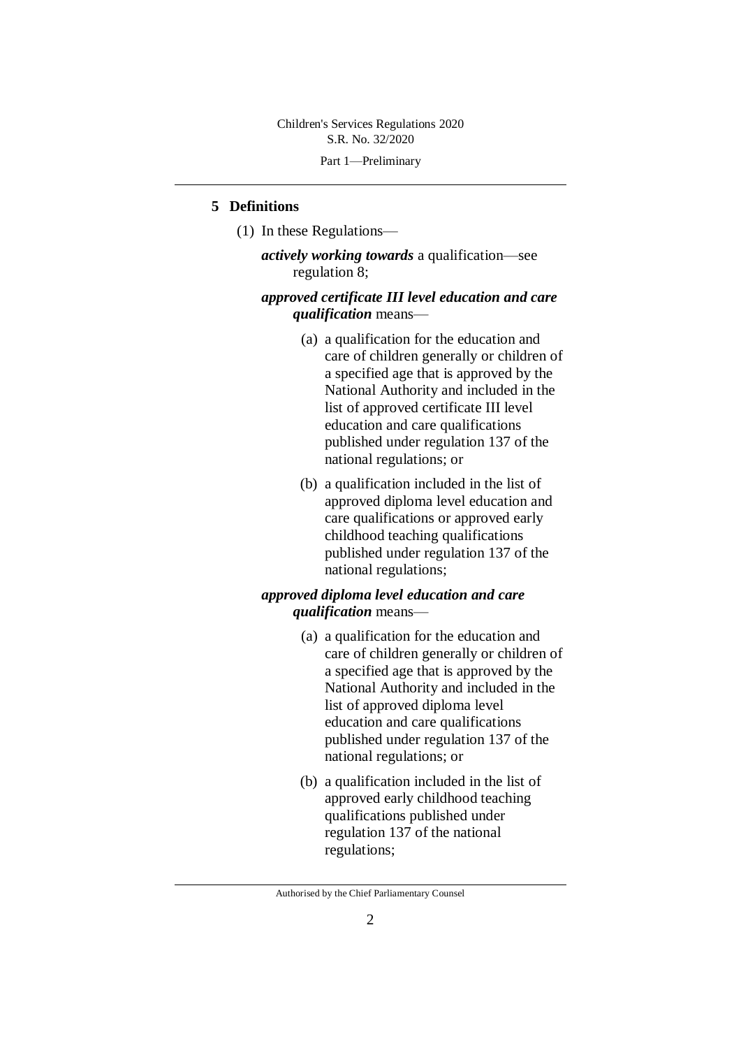## 5 Definitions

(1) In these Regulations—

***actively working towards*** a qualification—see regulation 8;

***approved certificate III level education and care qualification*** means—

(a) a qualification for the education and care of children generally or children of a specified age that is approved by the National Authority and included in the list of approved certificate III level education and care qualifications published under regulation 137 of the national regulations; or

(b) a qualification included in the list of approved diploma level education and care qualifications or approved early childhood teaching qualifications published under regulation 137 of the national regulations;

***approved diploma level education and care qualification*** means—

(a) a qualification for the education and care of children generally or children of a specified age that is approved by the National Authority and included in the list of approved diploma level education and care qualifications published under regulation 137 of the national regulations; or

(b) a qualification included in the list of approved early childhood teaching qualifications published under regulation 137 of the national regulations;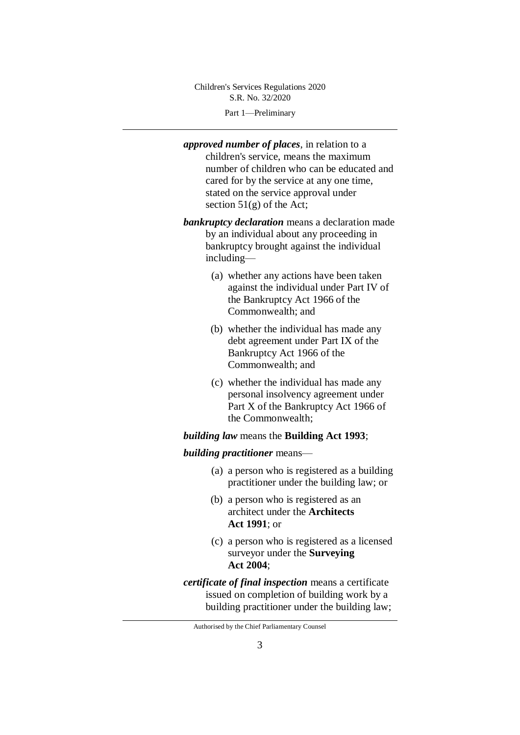***approved number of places***, in relation to a children's service, means the maximum number of children who can be educated and cared for by the service at any one time, stated on the service approval under section 51(g) of the Act;

***bankruptcy declaration*** means a declaration made by an individual about any proceeding in bankruptcy brought against the individual including—

(a) whether any actions have been taken against the individual under Part IV of the Bankruptcy Act 1966 of the Commonwealth; and

(b) whether the individual has made any debt agreement under Part IX of the Bankruptcy Act 1966 of the Commonwealth; and

(c) whether the individual has made any personal insolvency agreement under Part X of the Bankruptcy Act 1966 of the Commonwealth;

***building law*** means the **Building Act 1993**;

***building practitioner*** means—

(a) a person who is registered as a building practitioner under the building law; or

(b) a person who is registered as an architect under the **Architects Act 1991**; or

(c) a person who is registered as a licensed surveyor under the **Surveying Act 2004**;

***certificate of final inspection*** means a certificate issued on completion of building work by a building practitioner under the building law;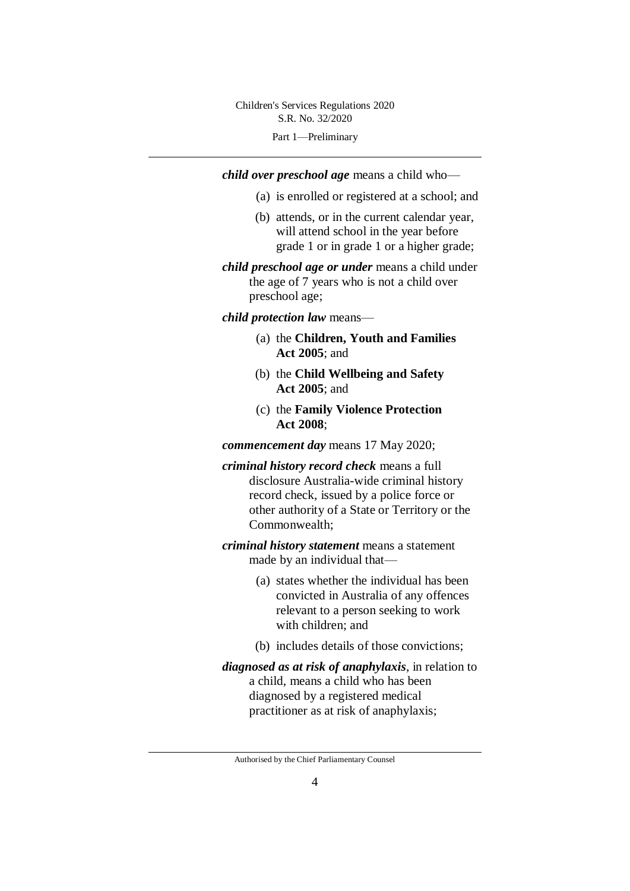***child over preschool age*** means a child who—

- (a) is enrolled or registered at a school; and
- (b) attends, or in the current calendar year, will attend school in the year before grade 1 or in grade 1 or a higher grade;

***child preschool age or under*** means a child under the age of 7 years who is not a child over preschool age;

***child protection law*** means—

- (a) the **Children, Youth and Families Act 2005**; and
- (b) the **Child Wellbeing and Safety Act 2005**; and
- (c) the **Family Violence Protection Act 2008**;

***commencement day*** means 17 May 2020;

***criminal history record check*** means a full disclosure Australia-wide criminal history record check, issued by a police force or other authority of a State or Territory or the Commonwealth;

***criminal history statement*** means a statement made by an individual that—

- (a) states whether the individual has been convicted in Australia of any offences relevant to a person seeking to work with children; and
- (b) includes details of those convictions;

***diagnosed as at risk of anaphylaxis***, in relation to a child, means a child who has been diagnosed by a registered medical practitioner as at risk of anaphylaxis;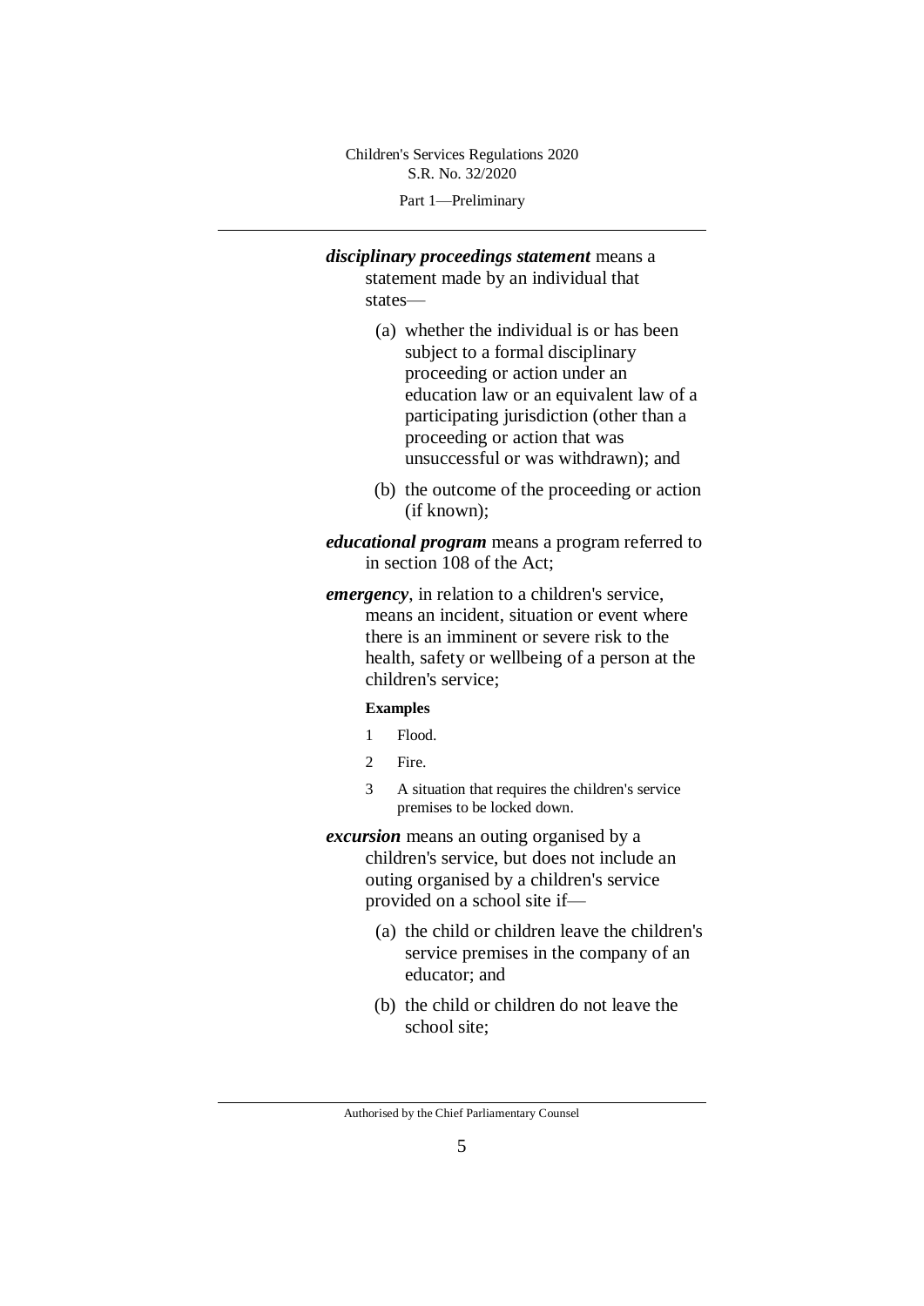***disciplinary proceedings statement*** means a statement made by an individual that states—

(a) whether the individual is or has been subject to a formal disciplinary proceeding or action under an education law or an equivalent law of a participating jurisdiction (other than a proceeding or action that was unsuccessful or was withdrawn); and

(b) the outcome of the proceeding or action (if known);

***educational program*** means a program referred to in section 108 of the Act;

***emergency***, in relation to a children's service, means an incident, situation or event where there is an imminent or severe risk to the health, safety or wellbeing of a person at the children's service;

**Examples**

1 Flood.

2 Fire.

3 A situation that requires the children's service premises to be locked down.

***excursion*** means an outing organised by a children's service, but does not include an outing organised by a children's service provided on a school site if—

(a) the child or children leave the children's service premises in the company of an educator; and

(b) the child or children do not leave the school site;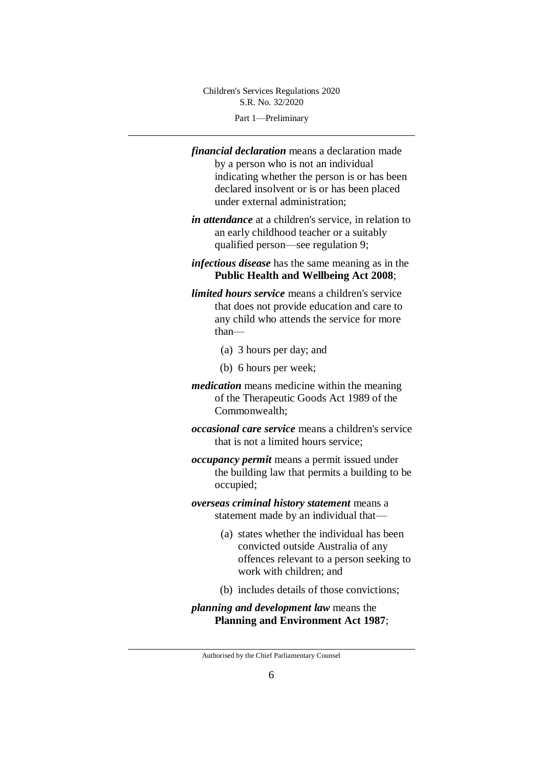***financial declaration*** means a declaration made by a person who is not an individual indicating whether the person is or has been declared insolvent or is or has been placed under external administration;

***in attendance*** at a children's service, in relation to an early childhood teacher or a suitably qualified person—see regulation 9;

***infectious disease*** has the same meaning as in the **Public Health and Wellbeing Act 2008**;

***limited hours service*** means a children's service that does not provide education and care to any child who attends the service for more than—

(a) 3 hours per day; and

(b) 6 hours per week;

***medication*** means medicine within the meaning of the Therapeutic Goods Act 1989 of the Commonwealth;

***occasional care service*** means a children's service that is not a limited hours service;

***occupancy permit*** means a permit issued under the building law that permits a building to be occupied;

***overseas criminal history statement*** means a statement made by an individual that—

(a) states whether the individual has been convicted outside Australia of any offences relevant to a person seeking to work with children; and

(b) includes details of those convictions;

***planning and development law*** means the **Planning and Environment Act 1987**;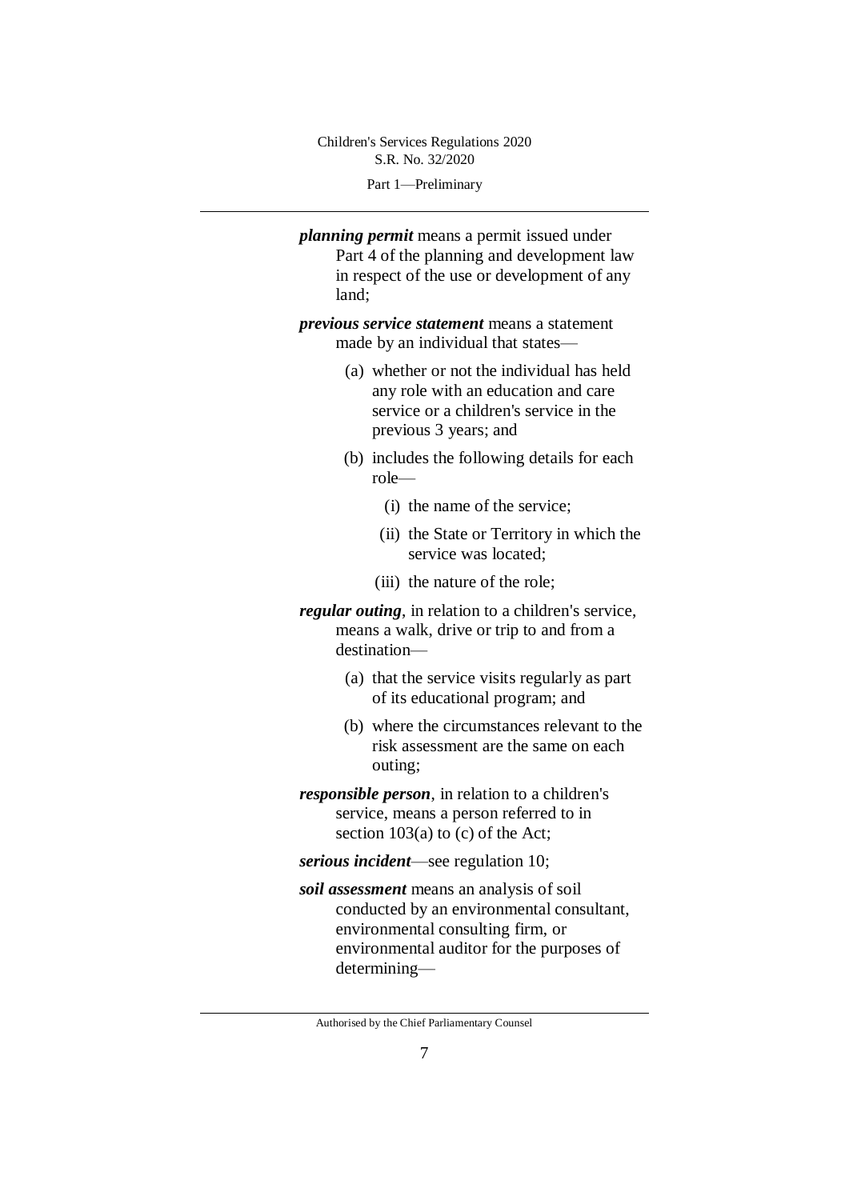***planning permit*** means a permit issued under Part 4 of the planning and development law in respect of the use or development of any land;

***previous service statement*** means a statement made by an individual that states—

(a) whether or not the individual has held any role with an education and care service or a children's service in the previous 3 years; and

(b) includes the following details for each role—

(i) the name of the service;

(ii) the State or Territory in which the service was located;

(iii) the nature of the role;

***regular outing***, in relation to a children's service, means a walk, drive or trip to and from a destination—

(a) that the service visits regularly as part of its educational program; and

(b) where the circumstances relevant to the risk assessment are the same on each outing;

***responsible person***, in relation to a children's service, means a person referred to in section 103(a) to (c) of the Act;

***serious incident***—see regulation 10;

***soil assessment*** means an analysis of soil conducted by an environmental consultant, environmental consulting firm, or environmental auditor for the purposes of determining—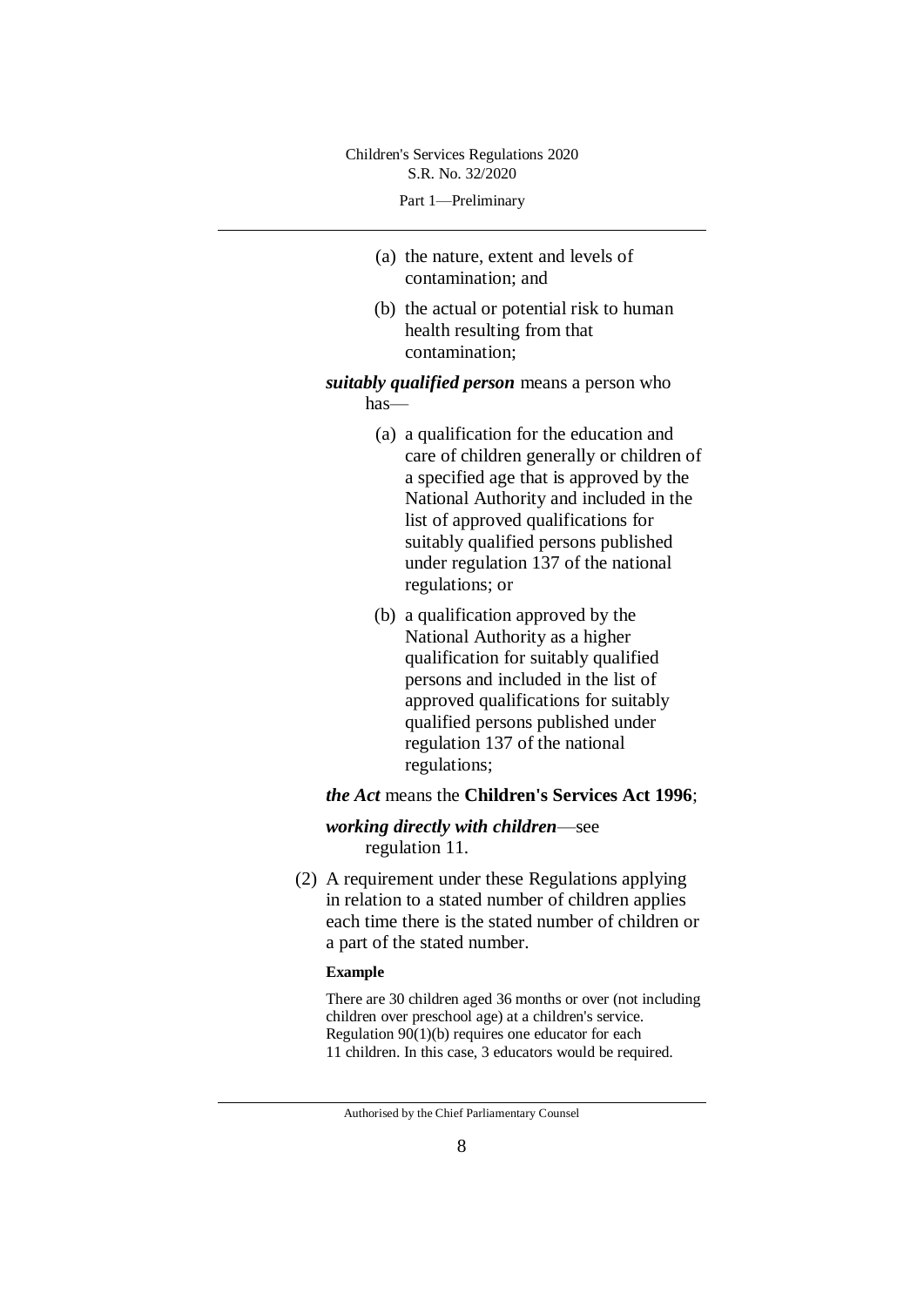(a) the nature, extent and levels of contamination; and

(b) the actual or potential risk to human health resulting from that contamination;

***suitably qualified person*** means a person who has—

(a) a qualification for the education and care of children generally or children of a specified age that is approved by the National Authority and included in the list of approved qualifications for suitably qualified persons published under regulation 137 of the national regulations; or

(b) a qualification approved by the National Authority as a higher qualification for suitably qualified persons and included in the list of approved qualifications for suitably qualified persons published under regulation 137 of the national regulations;

***the Act*** means the **Children's Services Act 1996**;

***working directly with children***—see regulation 11.

(2) A requirement under these Regulations applying in relation to a stated number of children applies each time there is the stated number of children or a part of the stated number.

**Example**

There are 30 children aged 36 months or over (not including children over preschool age) at a children's service. Regulation 90(1)(b) requires one educator for each 11 children. In this case, 3 educators would be required.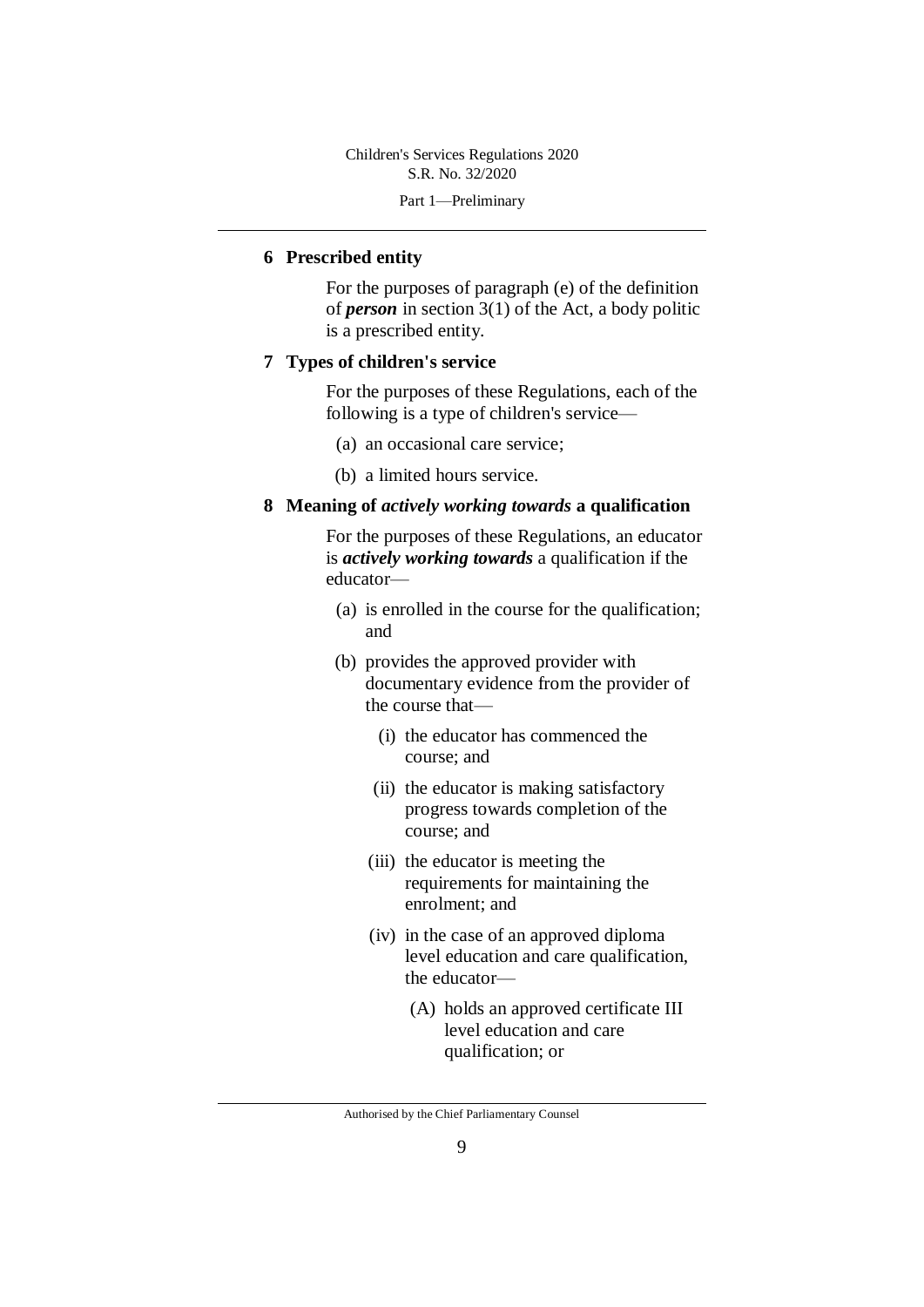## 6 Prescribed entity

For the purposes of paragraph (e) of the definition of ***person*** in section 3(1) of the Act, a body politic is a prescribed entity.

## 7 Types of children's service

For the purposes of these Regulations, each of the following is a type of children's service—

(a) an occasional care service;

(b) a limited hours service.

## 8 Meaning of *actively working towards* a qualification

For the purposes of these Regulations, an educator is ***actively working towards*** a qualification if the educator—

(a) is enrolled in the course for the qualification; and

(b) provides the approved provider with documentary evidence from the provider of the course that—

(i) the educator has commenced the course; and

(ii) the educator is making satisfactory progress towards completion of the course; and

(iii) the educator is meeting the requirements for maintaining the enrolment; and

(iv) in the case of an approved diploma level education and care qualification, the educator—

(A) holds an approved certificate III level education and care qualification; or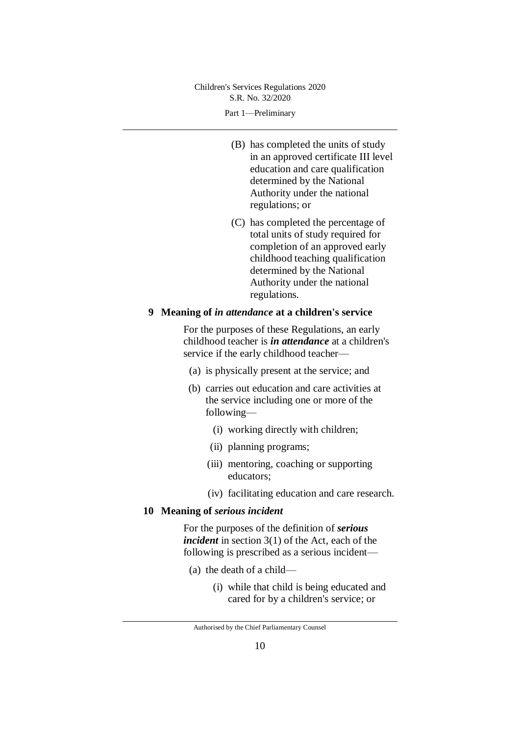(B) has completed the units of study in an approved certificate III level education and care qualification determined by the National Authority under the national regulations; or

(C) has completed the percentage of total units of study required for completion of an approved early childhood teaching qualification determined by the National Authority under the national regulations.

**9 Meaning of *in attendance* at a children's service**

For the purposes of these Regulations, an early childhood teacher is ***in attendance*** at a children's service if the early childhood teacher—

(a) is physically present at the service; and

(b) carries out education and care activities at the service including one or more of the following—

(i) working directly with children;

(ii) planning programs;

(iii) mentoring, coaching or supporting educators;

(iv) facilitating education and care research.

**10 Meaning of *serious incident***

For the purposes of the definition of ***serious incident*** in section 3(1) of the Act, each of the following is prescribed as a serious incident—

(a) the death of a child—

(i) while that child is being educated and cared for by a children's service; or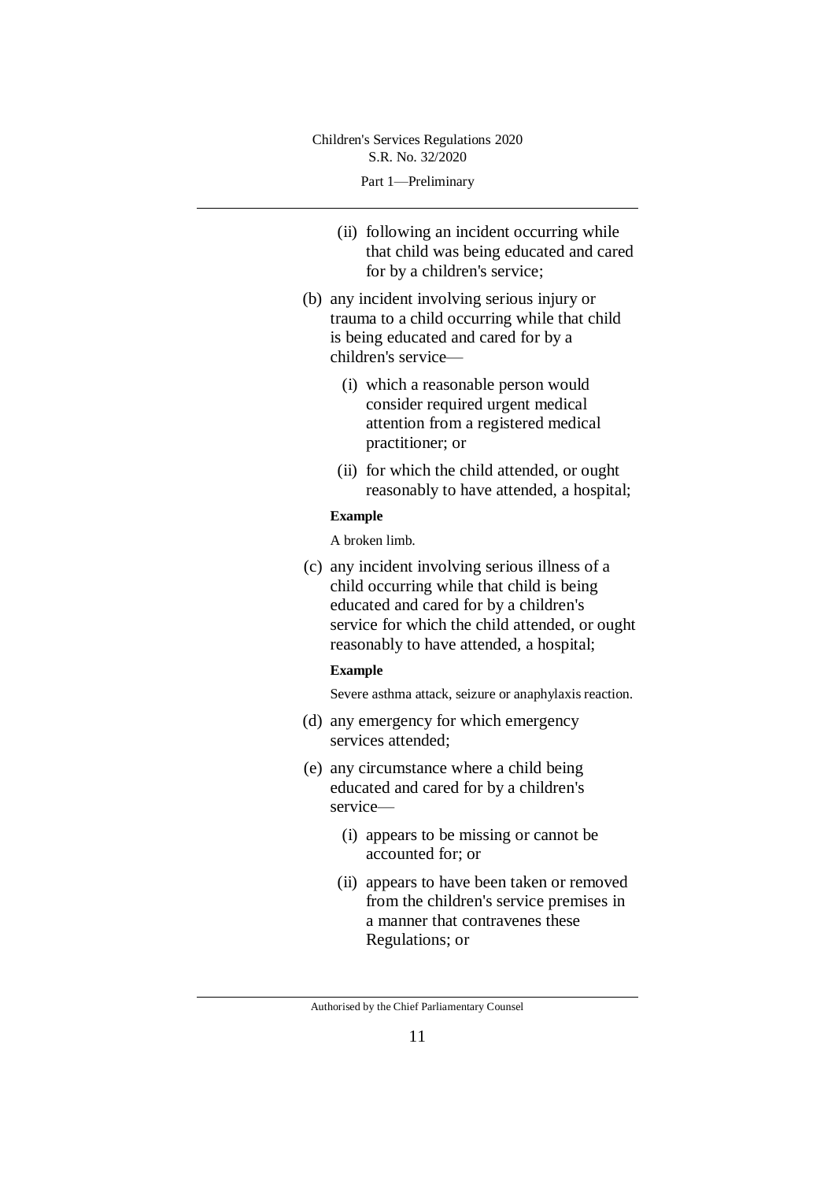(ii) following an incident occurring while that child was being educated and cared for by a children's service;

(b) any incident involving serious injury or trauma to a child occurring while that child is being educated and cared for by a children's service—

(i) which a reasonable person would consider required urgent medical attention from a registered medical practitioner; or

(ii) for which the child attended, or ought reasonably to have attended, a hospital;

**Example**

A broken limb.

(c) any incident involving serious illness of a child occurring while that child is being educated and cared for by a children's service for which the child attended, or ought reasonably to have attended, a hospital;

**Example**

Severe asthma attack, seizure or anaphylaxis reaction.

(d) any emergency for which emergency services attended;

(e) any circumstance where a child being educated and cared for by a children's service—

(i) appears to be missing or cannot be accounted for; or

(ii) appears to have been taken or removed from the children's service premises in a manner that contravenes these Regulations; or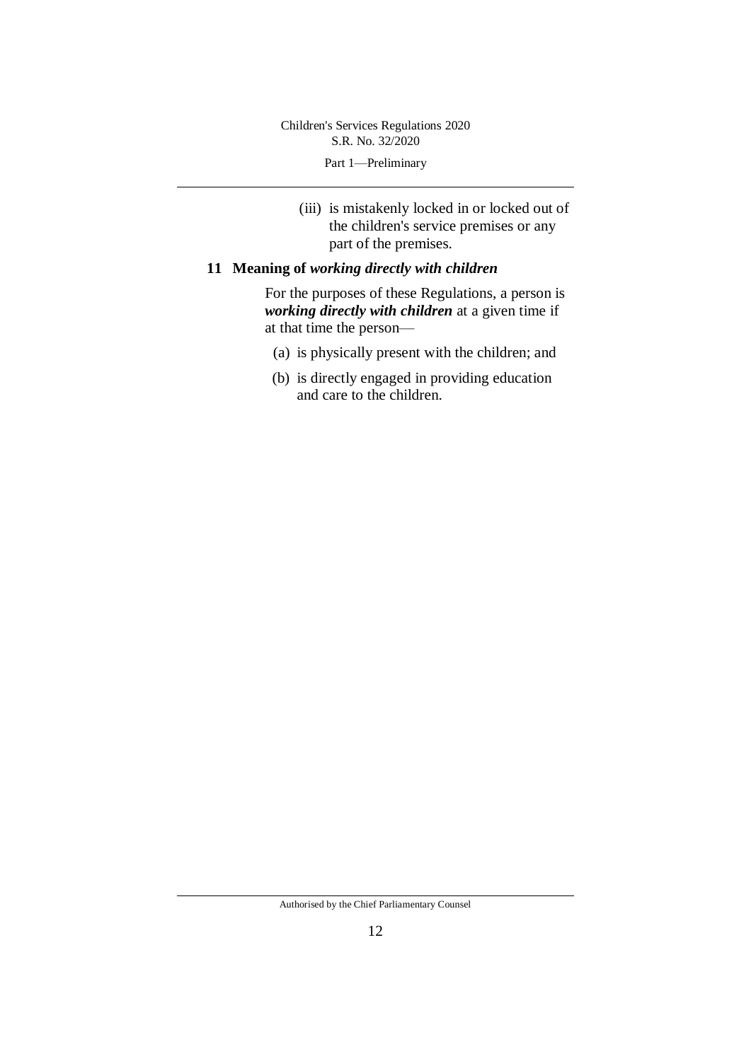(iii) is mistakenly locked in or locked out of the children's service premises or any part of the premises.

## 11 Meaning of *working directly with children*

For the purposes of these Regulations, a person is ***working directly with children*** at a given time if at that time the person—

(a) is physically present with the children; and

(b) is directly engaged in providing education and care to the children.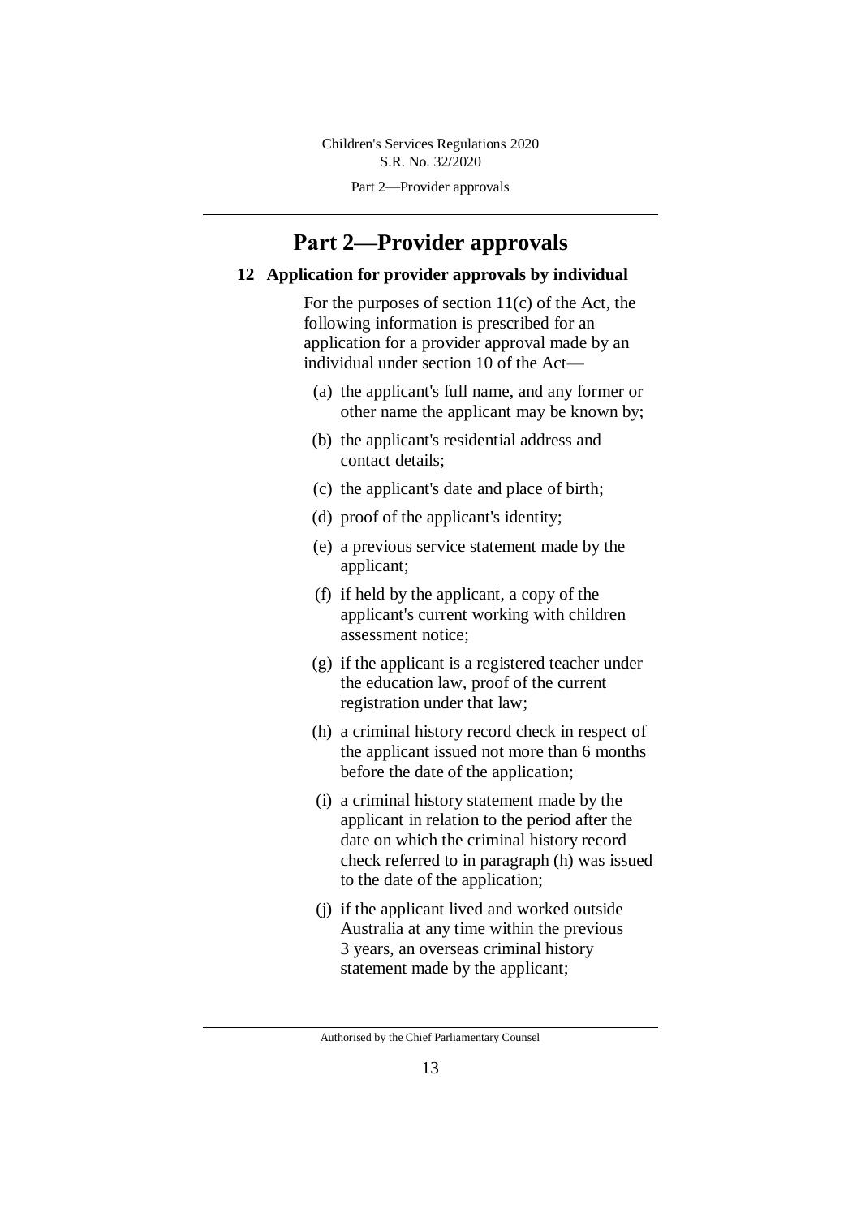# Part 2—Provider approvals

## 12 Application for provider approvals by individual

For the purposes of section 11(c) of the Act, the following information is prescribed for an application for a provider approval made by an individual under section 10 of the Act—

(a) the applicant's full name, and any former or other name the applicant may be known by;

(b) the applicant's residential address and contact details;

(c) the applicant's date and place of birth;

(d) proof of the applicant's identity;

(e) a previous service statement made by the applicant;

(f) if held by the applicant, a copy of the applicant's current working with children assessment notice;

(g) if the applicant is a registered teacher under the education law, proof of the current registration under that law;

(h) a criminal history record check in respect of the applicant issued not more than 6 months before the date of the application;

(i) a criminal history statement made by the applicant in relation to the period after the date on which the criminal history record check referred to in paragraph (h) was issued to the date of the application;

(j) if the applicant lived and worked outside Australia at any time within the previous 3 years, an overseas criminal history statement made by the applicant;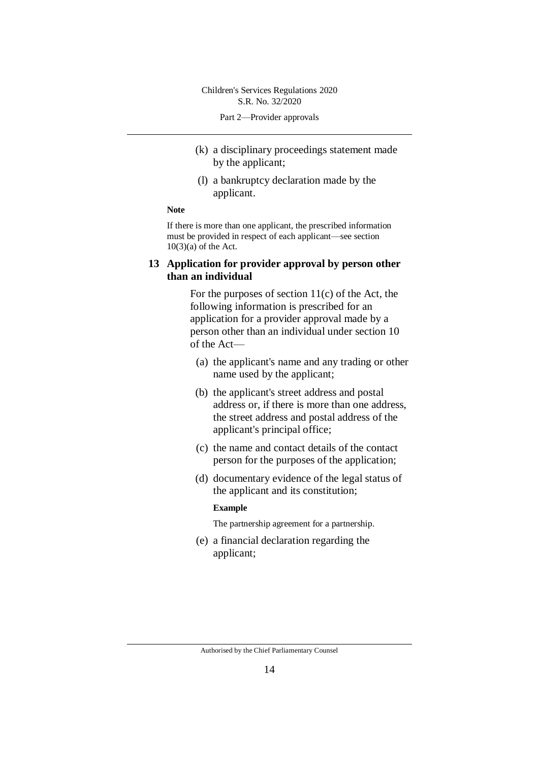(k) a disciplinary proceedings statement made by the applicant;

(l) a bankruptcy declaration made by the applicant.

**Note**

If there is more than one applicant, the prescribed information must be provided in respect of each applicant—see section 10(3)(a) of the Act.

### 13 Application for provider approval by person other than an individual

For the purposes of section 11(c) of the Act, the following information is prescribed for an application for a provider approval made by a person other than an individual under section 10 of the Act—

(a) the applicant's name and any trading or other name used by the applicant;

(b) the applicant's street address and postal address or, if there is more than one address, the street address and postal address of the applicant's principal office;

(c) the name and contact details of the contact person for the purposes of the application;

(d) documentary evidence of the legal status of the applicant and its constitution;

**Example**

The partnership agreement for a partnership.

(e) a financial declaration regarding the applicant;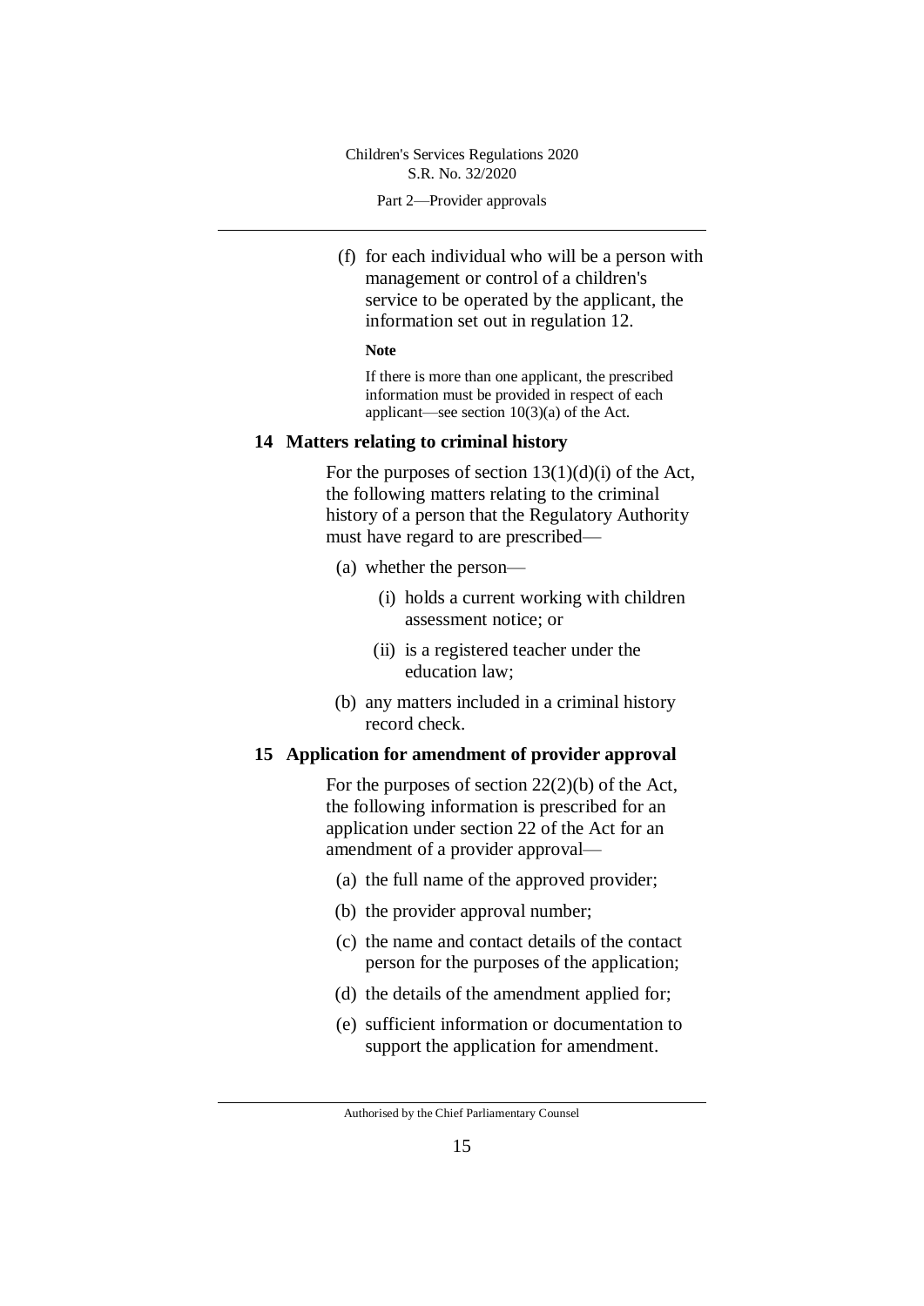(f) for each individual who will be a person with management or control of a children's service to be operated by the applicant, the information set out in regulation 12.

**Note**

If there is more than one applicant, the prescribed information must be provided in respect of each applicant—see section 10(3)(a) of the Act.

## 14 Matters relating to criminal history

For the purposes of section 13(1)(d)(i) of the Act, the following matters relating to the criminal history of a person that the Regulatory Authority must have regard to are prescribed—

(a) whether the person—

(i) holds a current working with children assessment notice; or

(ii) is a registered teacher under the education law;

(b) any matters included in a criminal history record check.

## 15 Application for amendment of provider approval

For the purposes of section 22(2)(b) of the Act, the following information is prescribed for an application under section 22 of the Act for an amendment of a provider approval—

(a) the full name of the approved provider;

(b) the provider approval number;

(c) the name and contact details of the contact person for the purposes of the application;

(d) the details of the amendment applied for;

(e) sufficient information or documentation to support the application for amendment.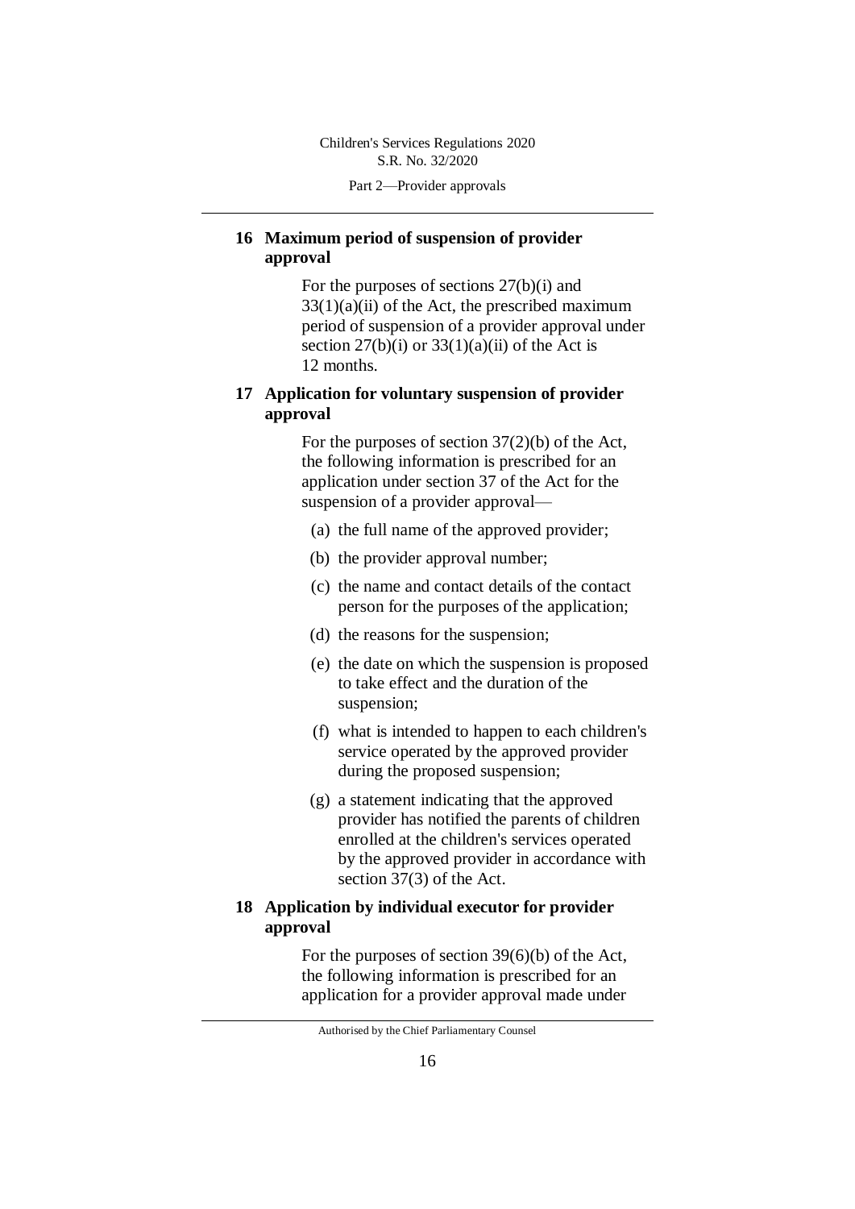## 16 Maximum period of suspension of provider approval

For the purposes of sections 27(b)(i) and 33(1)(a)(ii) of the Act, the prescribed maximum period of suspension of a provider approval under section 27(b)(i) or 33(1)(a)(ii) of the Act is 12 months.

## 17 Application for voluntary suspension of provider approval

For the purposes of section 37(2)(b) of the Act, the following information is prescribed for an application under section 37 of the Act for the suspension of a provider approval—

(a) the full name of the approved provider;

(b) the provider approval number;

(c) the name and contact details of the contact person for the purposes of the application;

(d) the reasons for the suspension;

(e) the date on which the suspension is proposed to take effect and the duration of the suspension;

(f) what is intended to happen to each children's service operated by the approved provider during the proposed suspension;

(g) a statement indicating that the approved provider has notified the parents of children enrolled at the children's services operated by the approved provider in accordance with section 37(3) of the Act.

## 18 Application by individual executor for provider approval

For the purposes of section 39(6)(b) of the Act, the following information is prescribed for an application for a provider approval made under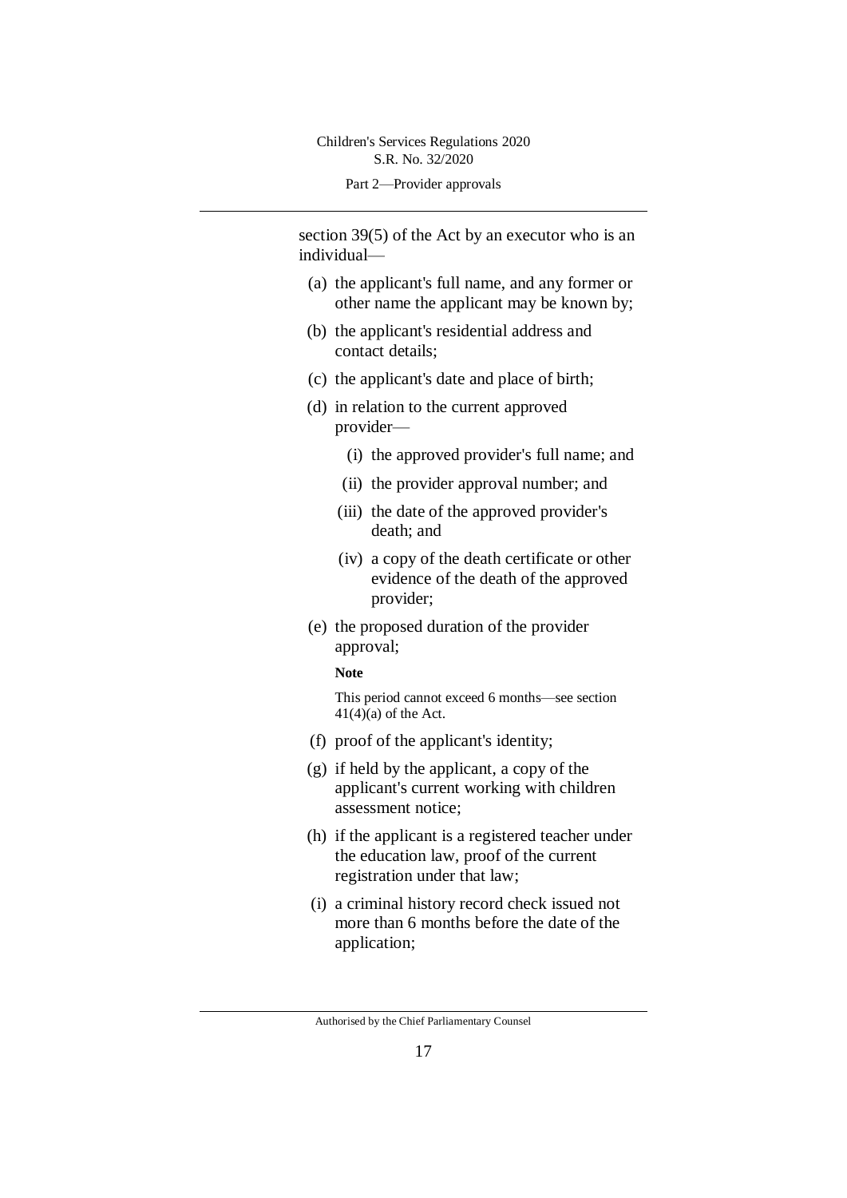section 39(5) of the Act by an executor who is an individual—

(a) the applicant's full name, and any former or other name the applicant may be known by;

(b) the applicant's residential address and contact details;

(c) the applicant's date and place of birth;

(d) in relation to the current approved provider—

  (i) the approved provider's full name; and

  (ii) the provider approval number; and

  (iii) the date of the approved provider's death; and

  (iv) a copy of the death certificate or other evidence of the death of the approved provider;

(e) the proposed duration of the provider approval;

**Note**

This period cannot exceed 6 months—see section 41(4)(a) of the Act.

(f) proof of the applicant's identity;

(g) if held by the applicant, a copy of the applicant's current working with children assessment notice;

(h) if the applicant is a registered teacher under the education law, proof of the current registration under that law;

(i) a criminal history record check issued not more than 6 months before the date of the application;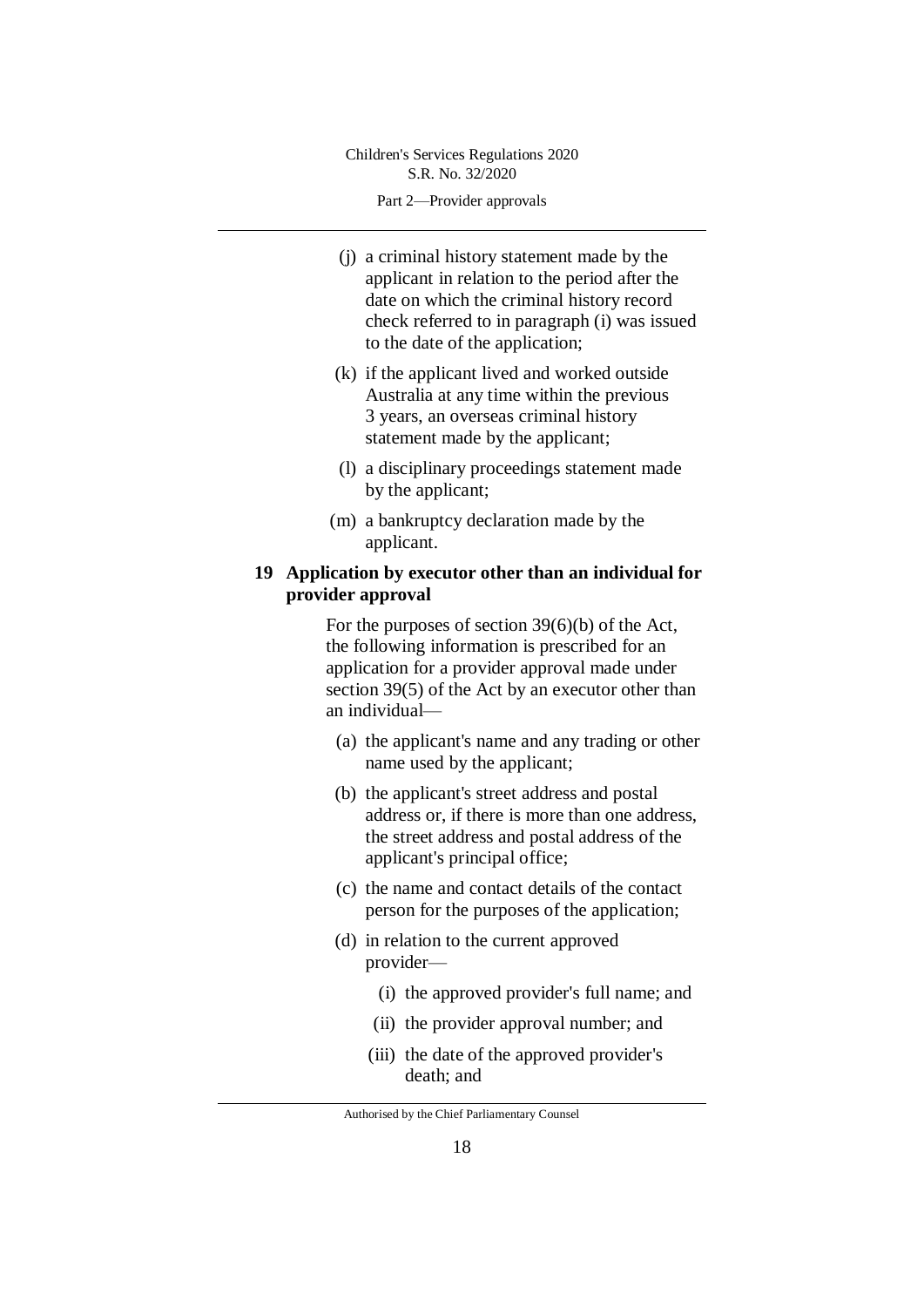(j) a criminal history statement made by the applicant in relation to the period after the date on which the criminal history record check referred to in paragraph (i) was issued to the date of the application;

(k) if the applicant lived and worked outside Australia at any time within the previous 3 years, an overseas criminal history statement made by the applicant;

(l) a disciplinary proceedings statement made by the applicant;

(m) a bankruptcy declaration made by the applicant.

### 19 Application by executor other than an individual for provider approval

For the purposes of section 39(6)(b) of the Act, the following information is prescribed for an application for a provider approval made under section 39(5) of the Act by an executor other than an individual—

(a) the applicant's name and any trading or other name used by the applicant;

(b) the applicant's street address and postal address or, if there is more than one address, the street address and postal address of the applicant's principal office;

(c) the name and contact details of the contact person for the purposes of the application;

(d) in relation to the current approved provider—

(i) the approved provider's full name; and

(ii) the provider approval number; and

(iii) the date of the approved provider's death; and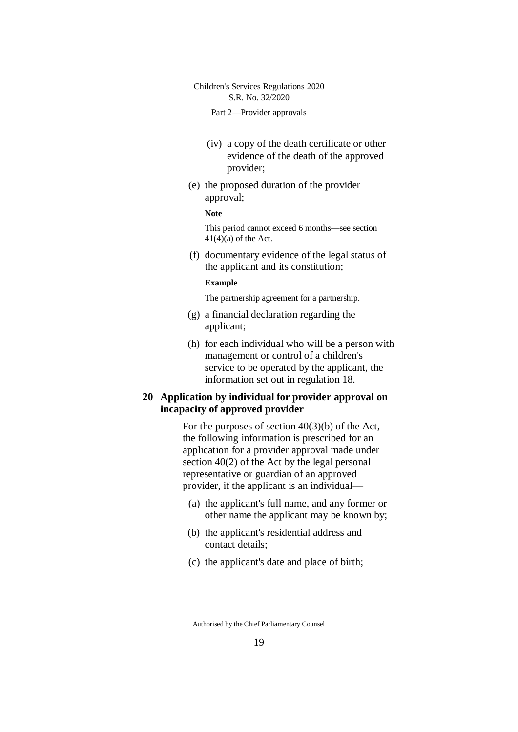(iv) a copy of the death certificate or other evidence of the death of the approved provider;

(e) the proposed duration of the provider approval;

**Note**

This period cannot exceed 6 months—see section 41(4)(a) of the Act.

(f) documentary evidence of the legal status of the applicant and its constitution;

**Example**

The partnership agreement for a partnership.

(g) a financial declaration regarding the applicant;

(h) for each individual who will be a person with management or control of a children's service to be operated by the applicant, the information set out in regulation 18.

### 20 Application by individual for provider approval on incapacity of approved provider

For the purposes of section 40(3)(b) of the Act, the following information is prescribed for an application for a provider approval made under section 40(2) of the Act by the legal personal representative or guardian of an approved provider, if the applicant is an individual—

(a) the applicant's full name, and any former or other name the applicant may be known by;

(b) the applicant's residential address and contact details;

(c) the applicant's date and place of birth;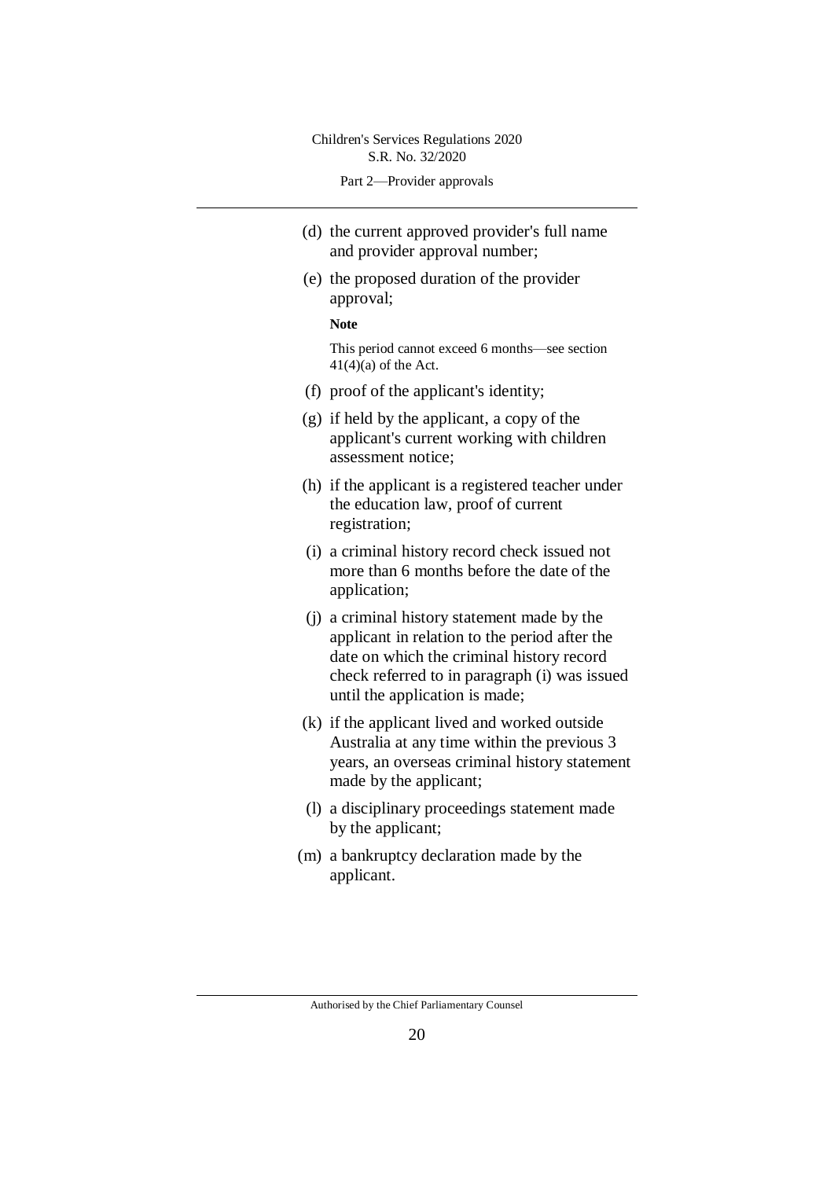(d) the current approved provider's full name and provider approval number;

(e) the proposed duration of the provider approval;

**Note**

This period cannot exceed 6 months—see section 41(4)(a) of the Act.

(f) proof of the applicant's identity;

(g) if held by the applicant, a copy of the applicant's current working with children assessment notice;

(h) if the applicant is a registered teacher under the education law, proof of current registration;

(i) a criminal history record check issued not more than 6 months before the date of the application;

(j) a criminal history statement made by the applicant in relation to the period after the date on which the criminal history record check referred to in paragraph (i) was issued until the application is made;

(k) if the applicant lived and worked outside Australia at any time within the previous 3 years, an overseas criminal history statement made by the applicant;

(l) a disciplinary proceedings statement made by the applicant;

(m) a bankruptcy declaration made by the applicant.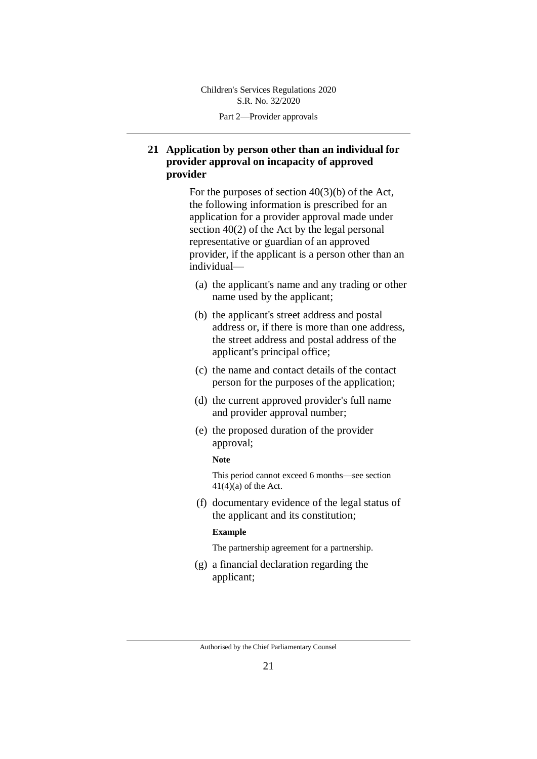## 21 Application by person other than an individual for provider approval on incapacity of approved provider

For the purposes of section 40(3)(b) of the Act, the following information is prescribed for an application for a provider approval made under section 40(2) of the Act by the legal personal representative or guardian of an approved provider, if the applicant is a person other than an individual—

(a) the applicant's name and any trading or other name used by the applicant;

(b) the applicant's street address and postal address or, if there is more than one address, the street address and postal address of the applicant's principal office;

(c) the name and contact details of the contact person for the purposes of the application;

(d) the current approved provider's full name and provider approval number;

(e) the proposed duration of the provider approval;

**Note**

This period cannot exceed 6 months—see section 41(4)(a) of the Act.

(f) documentary evidence of the legal status of the applicant and its constitution;

**Example**

The partnership agreement for a partnership.

(g) a financial declaration regarding the applicant;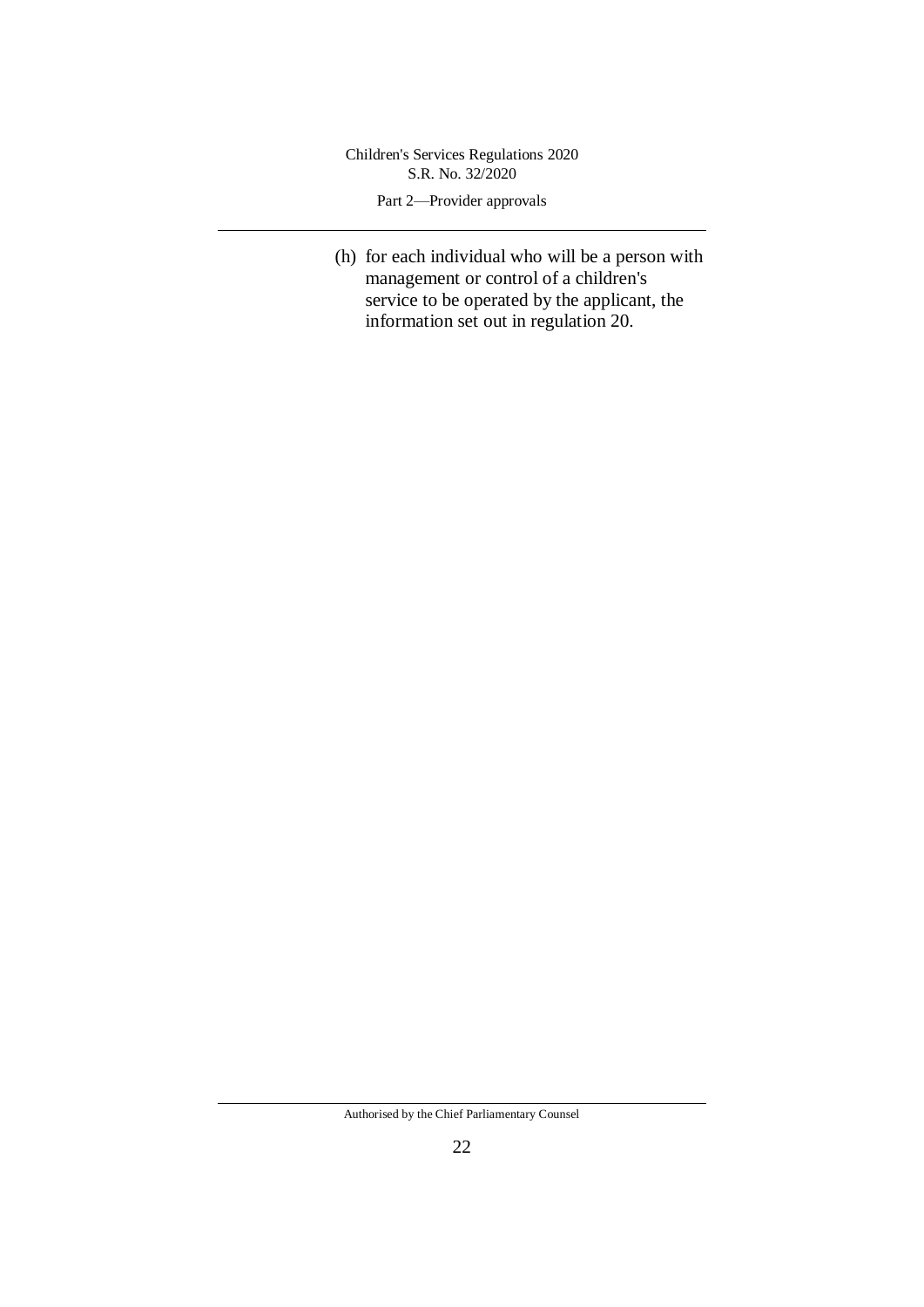(h) for each individual who will be a person with management or control of a children's service to be operated by the applicant, the information set out in regulation 20.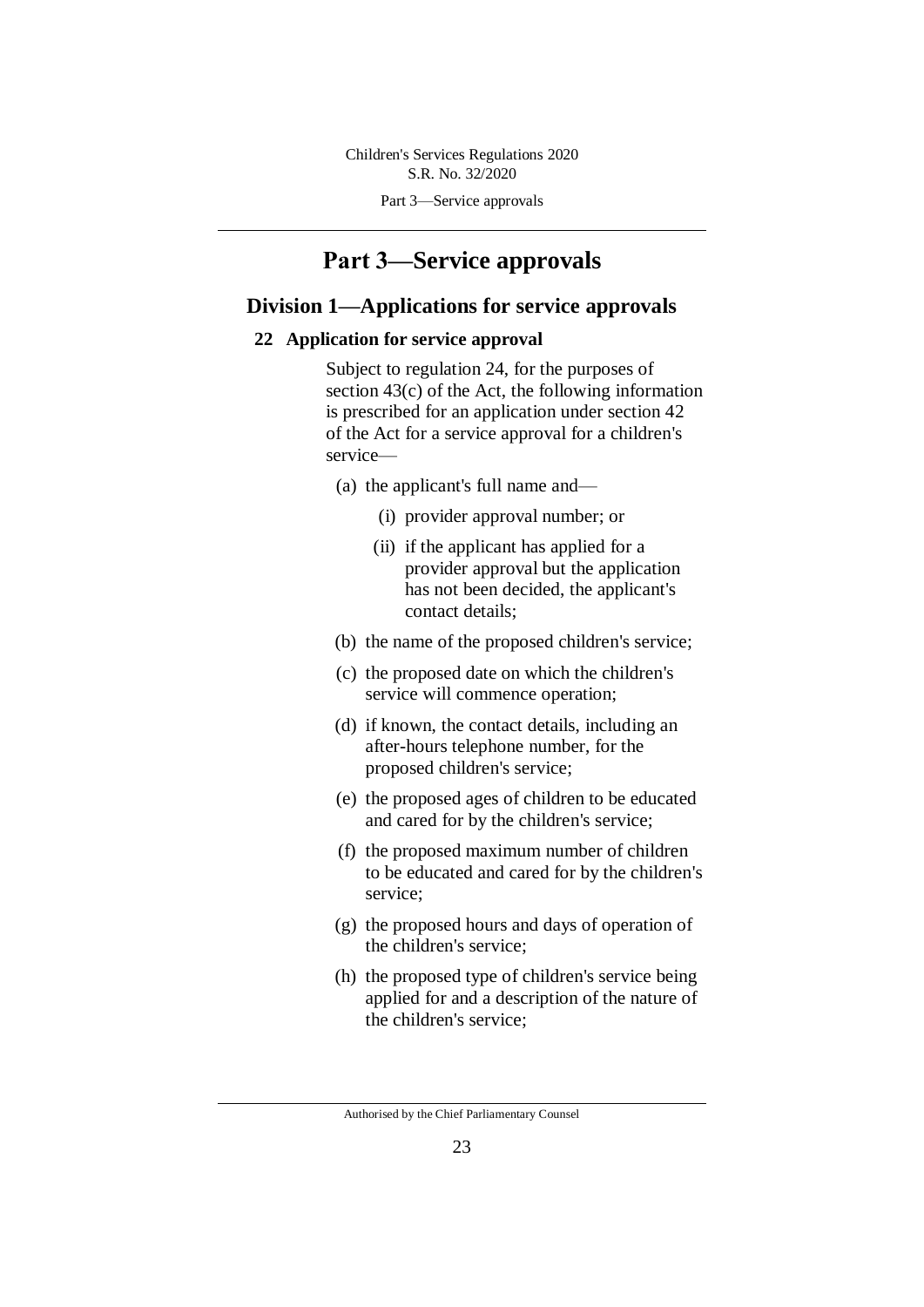# Part 3—Service approvals

## Division 1—Applications for service approvals

### 22 Application for service approval

Subject to regulation 24, for the purposes of section 43(c) of the Act, the following information is prescribed for an application under section 42 of the Act for a service approval for a children's service—

(a) the applicant's full name and—

  (i) provider approval number; or

  (ii) if the applicant has applied for a provider approval but the application has not been decided, the applicant's contact details;

(b) the name of the proposed children's service;

(c) the proposed date on which the children's service will commence operation;

(d) if known, the contact details, including an after-hours telephone number, for the proposed children's service;

(e) the proposed ages of children to be educated and cared for by the children's service;

(f) the proposed maximum number of children to be educated and cared for by the children's service;

(g) the proposed hours and days of operation of the children's service;

(h) the proposed type of children's service being applied for and a description of the nature of the children's service;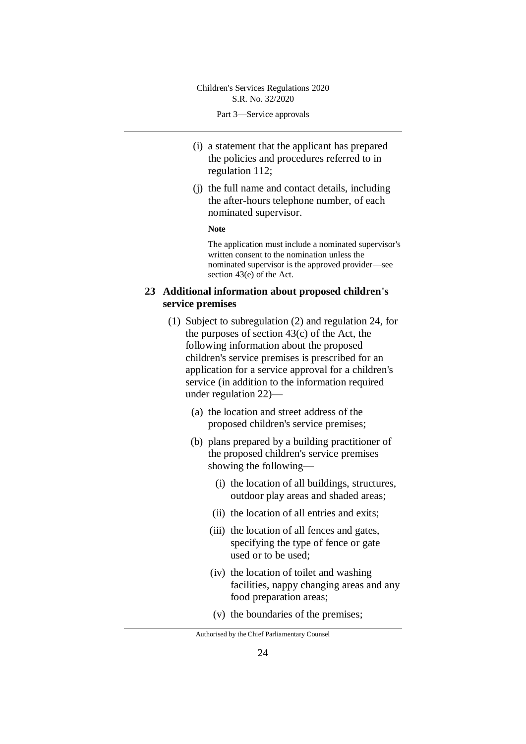(i) a statement that the applicant has prepared the policies and procedures referred to in regulation 112;

(j) the full name and contact details, including the after-hours telephone number, of each nominated supervisor.

**Note**

The application must include a nominated supervisor's written consent to the nomination unless the nominated supervisor is the approved provider—see section 43(e) of the Act.

### 23 Additional information about proposed children's service premises

(1) Subject to subregulation (2) and regulation 24, for the purposes of section 43(c) of the Act, the following information about the proposed children's service premises is prescribed for an application for a service approval for a children's service (in addition to the information required under regulation 22)—

(a) the location and street address of the proposed children's service premises;

(b) plans prepared by a building practitioner of the proposed children's service premises showing the following—

(i) the location of all buildings, structures, outdoor play areas and shaded areas;

(ii) the location of all entries and exits;

(iii) the location of all fences and gates, specifying the type of fence or gate used or to be used;

(iv) the location of toilet and washing facilities, nappy changing areas and any food preparation areas;

(v) the boundaries of the premises;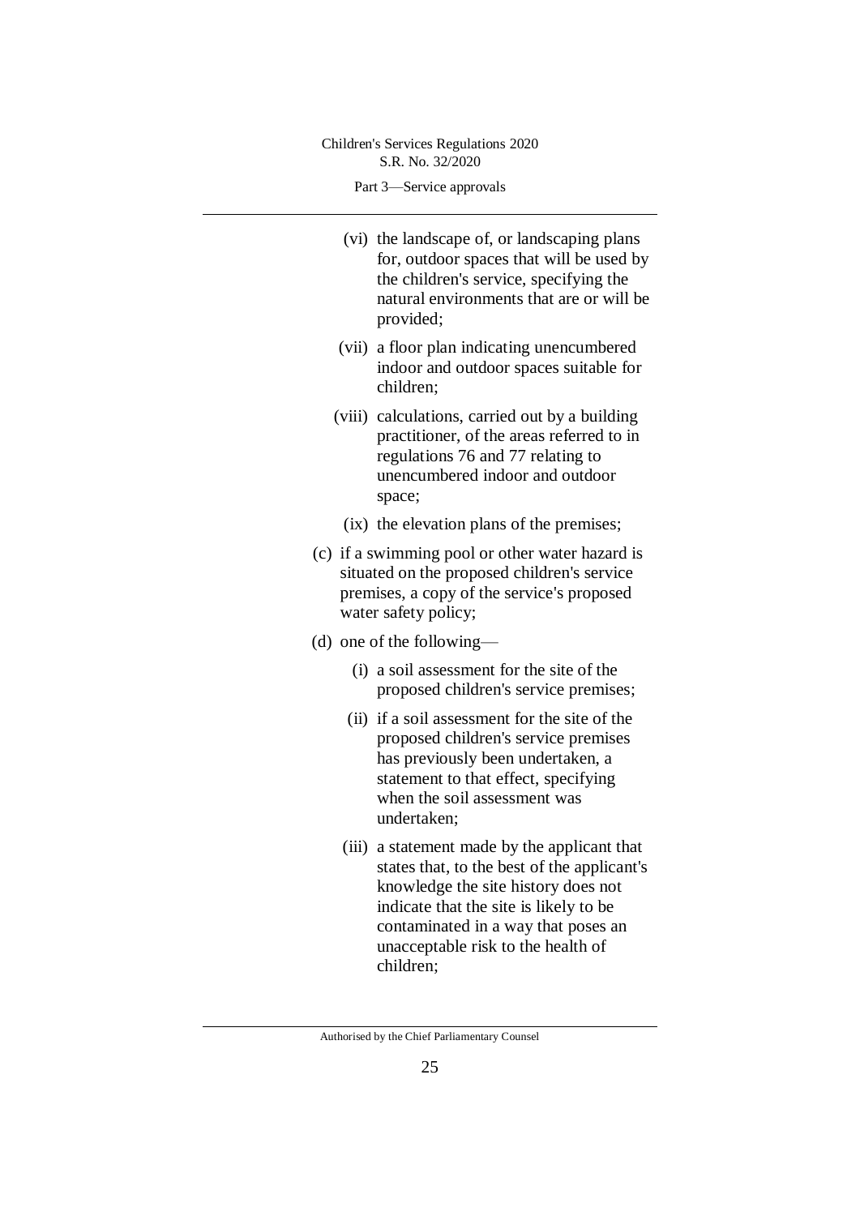(vi) the landscape of, or landscaping plans for, outdoor spaces that will be used by the children's service, specifying the natural environments that are or will be provided;

(vii) a floor plan indicating unencumbered indoor and outdoor spaces suitable for children;

(viii) calculations, carried out by a building practitioner, of the areas referred to in regulations 76 and 77 relating to unencumbered indoor and outdoor space;

(ix) the elevation plans of the premises;

(c) if a swimming pool or other water hazard is situated on the proposed children's service premises, a copy of the service's proposed water safety policy;

(d) one of the following—

(i) a soil assessment for the site of the proposed children's service premises;

(ii) if a soil assessment for the site of the proposed children's service premises has previously been undertaken, a statement to that effect, specifying when the soil assessment was undertaken;

(iii) a statement made by the applicant that states that, to the best of the applicant's knowledge the site history does not indicate that the site is likely to be contaminated in a way that poses an unacceptable risk to the health of children;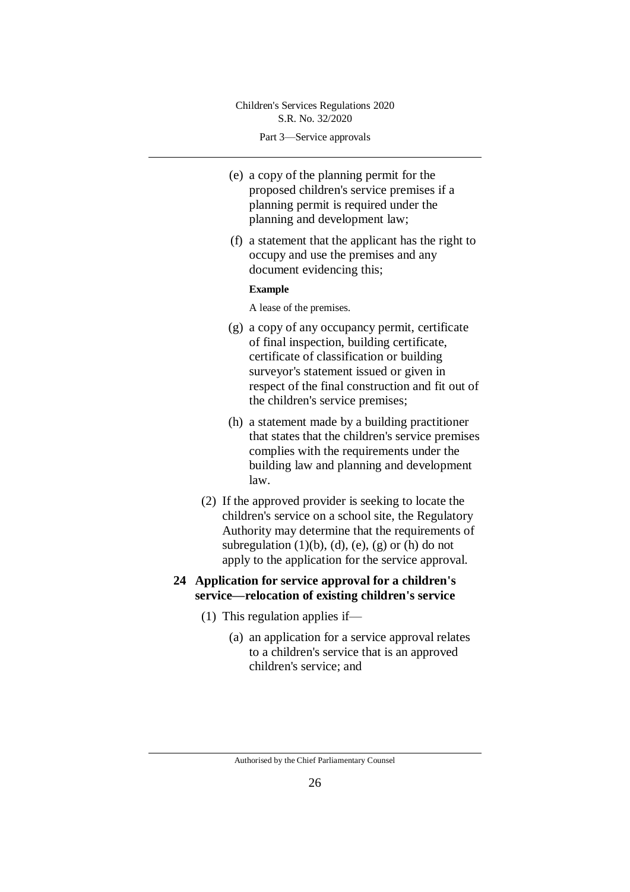(e) a copy of the planning permit for the proposed children's service premises if a planning permit is required under the planning and development law;

(f) a statement that the applicant has the right to occupy and use the premises and any document evidencing this;

**Example**

A lease of the premises.

(g) a copy of any occupancy permit, certificate of final inspection, building certificate, certificate of classification or building surveyor's statement issued or given in respect of the final construction and fit out of the children's service premises;

(h) a statement made by a building practitioner that states that the children's service premises complies with the requirements under the building law and planning and development law.

(2) If the approved provider is seeking to locate the children's service on a school site, the Regulatory Authority may determine that the requirements of subregulation (1)(b), (d), (e), (g) or (h) do not apply to the application for the service approval.

### 24 Application for service approval for a children's service—relocation of existing children's service

(1) This regulation applies if—

(a) an application for a service approval relates to a children's service that is an approved children's service; and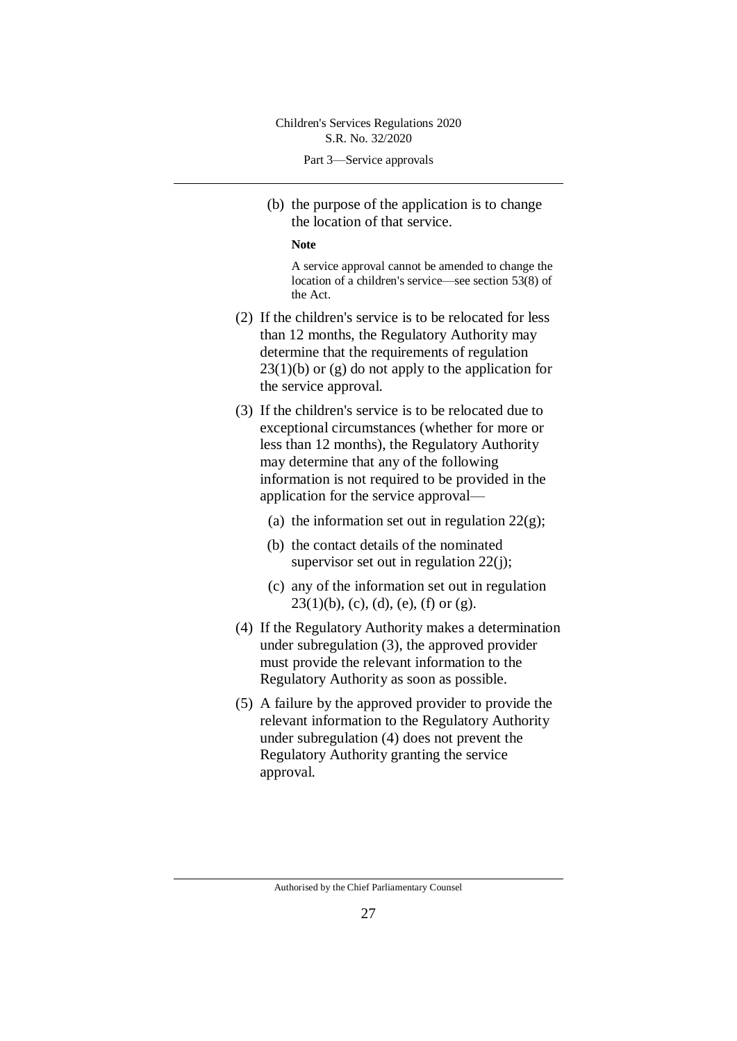(b) the purpose of the application is to change the location of that service.

**Note**

A service approval cannot be amended to change the location of a children's service—see section 53(8) of the Act.

(2) If the children's service is to be relocated for less than 12 months, the Regulatory Authority may determine that the requirements of regulation 23(1)(b) or (g) do not apply to the application for the service approval.

(3) If the children's service is to be relocated due to exceptional circumstances (whether for more or less than 12 months), the Regulatory Authority may determine that any of the following information is not required to be provided in the application for the service approval—

(a) the information set out in regulation 22(g);

(b) the contact details of the nominated supervisor set out in regulation 22(j);

(c) any of the information set out in regulation 23(1)(b), (c), (d), (e), (f) or (g).

(4) If the Regulatory Authority makes a determination under subregulation (3), the approved provider must provide the relevant information to the Regulatory Authority as soon as possible.

(5) A failure by the approved provider to provide the relevant information to the Regulatory Authority under subregulation (4) does not prevent the Regulatory Authority granting the service approval.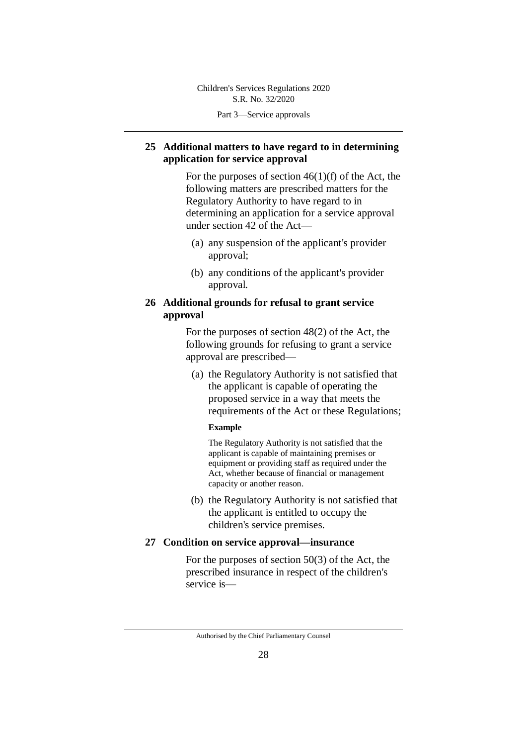## 25 Additional matters to have regard to in determining application for service approval

For the purposes of section 46(1)(f) of the Act, the following matters are prescribed matters for the Regulatory Authority to have regard to in determining an application for a service approval under section 42 of the Act—

(a) any suspension of the applicant's provider approval;

(b) any conditions of the applicant's provider approval.

## 26 Additional grounds for refusal to grant service approval

For the purposes of section 48(2) of the Act, the following grounds for refusing to grant a service approval are prescribed—

(a) the Regulatory Authority is not satisfied that the applicant is capable of operating the proposed service in a way that meets the requirements of the Act or these Regulations;

**Example**

The Regulatory Authority is not satisfied that the applicant is capable of maintaining premises or equipment or providing staff as required under the Act, whether because of financial or management capacity or another reason.

(b) the Regulatory Authority is not satisfied that the applicant is entitled to occupy the children's service premises.

## 27 Condition on service approval—insurance

For the purposes of section 50(3) of the Act, the prescribed insurance in respect of the children's service is—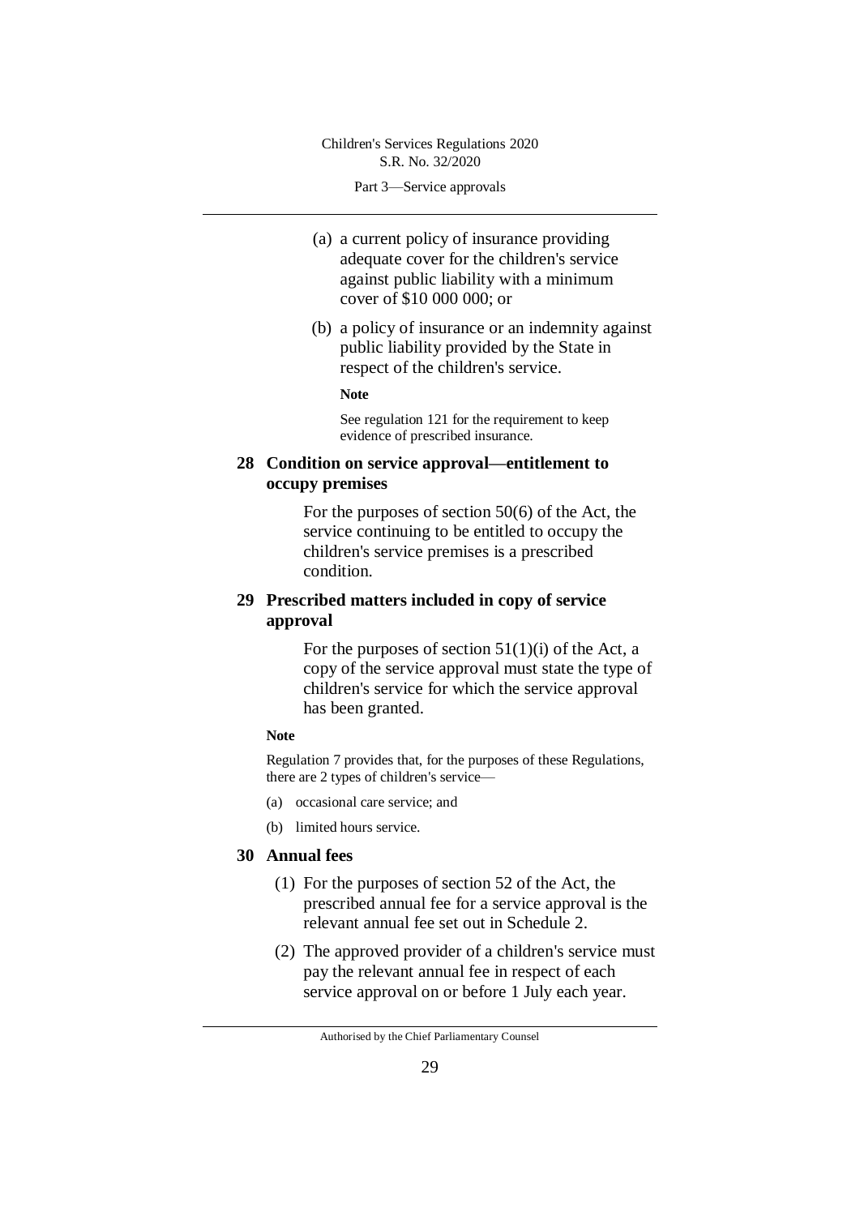(a) a current policy of insurance providing adequate cover for the children's service against public liability with a minimum cover of $10 000 000; or

(b) a policy of insurance or an indemnity against public liability provided by the State in respect of the children's service.

**Note**

See regulation 121 for the requirement to keep evidence of prescribed insurance.

## 28 Condition on service approval—entitlement to occupy premises

For the purposes of section 50(6) of the Act, the service continuing to be entitled to occupy the children's service premises is a prescribed condition.

## 29 Prescribed matters included in copy of service approval

For the purposes of section 51(1)(i) of the Act, a copy of the service approval must state the type of children's service for which the service approval has been granted.

**Note**

Regulation 7 provides that, for the purposes of these Regulations, there are 2 types of children's service—

(a) occasional care service; and

(b) limited hours service.

## 30 Annual fees

(1) For the purposes of section 52 of the Act, the prescribed annual fee for a service approval is the relevant annual fee set out in Schedule 2.

(2) The approved provider of a children's service must pay the relevant annual fee in respect of each service approval on or before 1 July each year.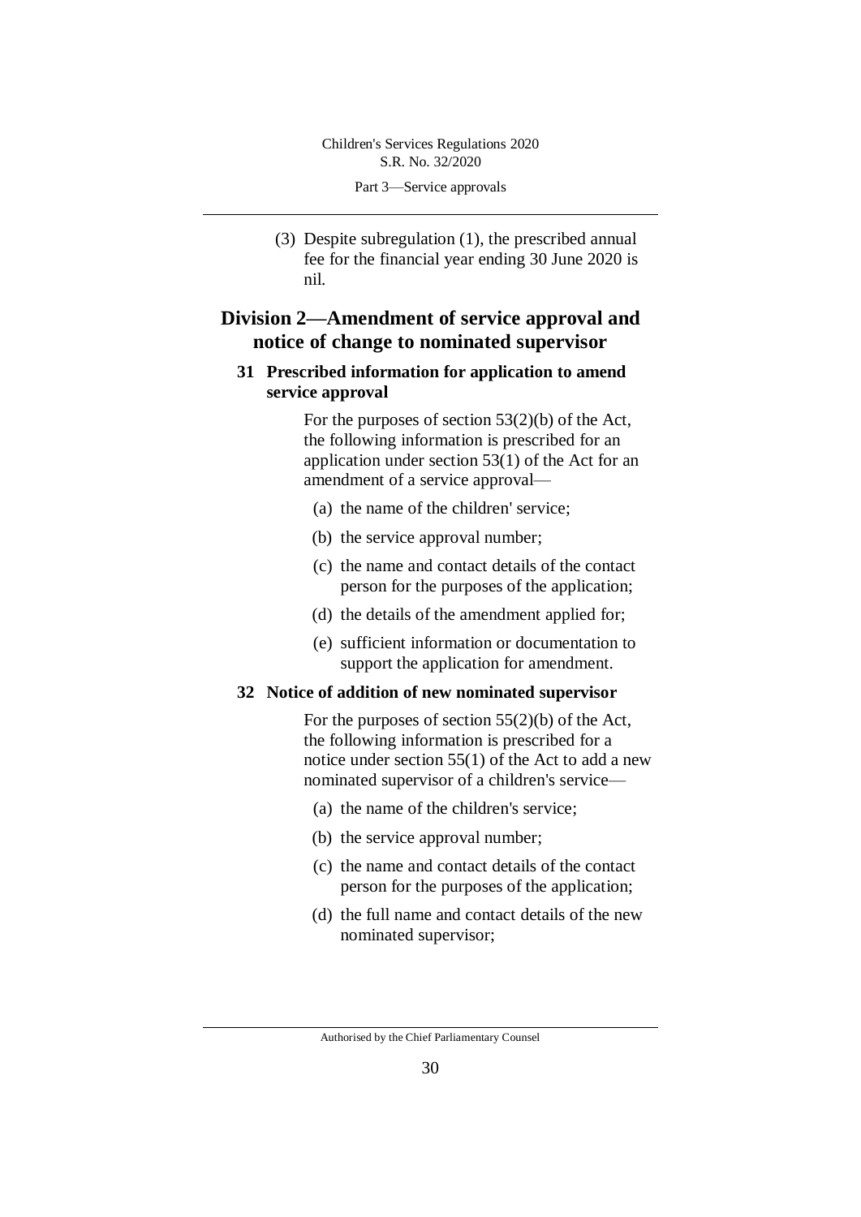(3) Despite subregulation (1), the prescribed annual fee for the financial year ending 30 June 2020 is nil.

## Division 2—Amendment of service approval and notice of change to nominated supervisor

### 31 Prescribed information for application to amend service approval

For the purposes of section 53(2)(b) of the Act, the following information is prescribed for an application under section 53(1) of the Act for an amendment of a service approval—

(a) the name of the children' service;

(b) the service approval number;

(c) the name and contact details of the contact person for the purposes of the application;

(d) the details of the amendment applied for;

(e) sufficient information or documentation to support the application for amendment.

### 32 Notice of addition of new nominated supervisor

For the purposes of section 55(2)(b) of the Act, the following information is prescribed for a notice under section 55(1) of the Act to add a new nominated supervisor of a children's service—

(a) the name of the children's service;

(b) the service approval number;

(c) the name and contact details of the contact person for the purposes of the application;

(d) the full name and contact details of the new nominated supervisor;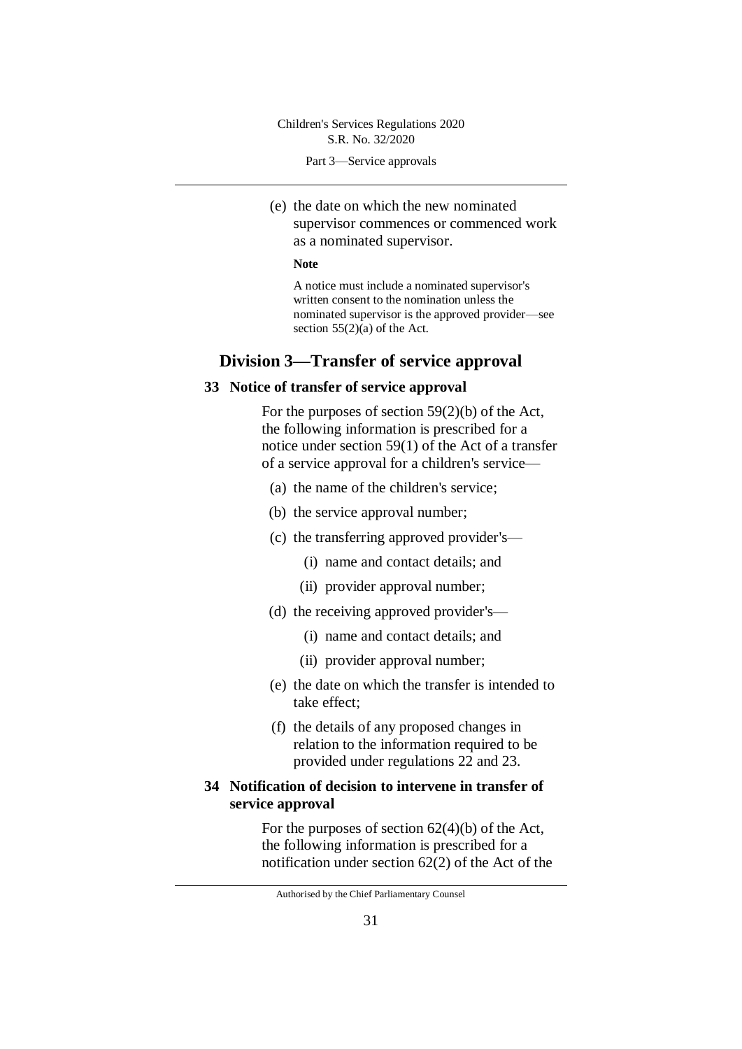(e) the date on which the new nominated supervisor commences or commenced work as a nominated supervisor.

**Note**

A notice must include a nominated supervisor's written consent to the nomination unless the nominated supervisor is the approved provider—see section 55(2)(a) of the Act.

## Division 3—Transfer of service approval

### 33 Notice of transfer of service approval

For the purposes of section 59(2)(b) of the Act, the following information is prescribed for a notice under section 59(1) of the Act of a transfer of a service approval for a children's service—

(a) the name of the children's service;

(b) the service approval number;

(c) the transferring approved provider's—

(i) name and contact details; and

(ii) provider approval number;

(d) the receiving approved provider's—

(i) name and contact details; and

(ii) provider approval number;

(e) the date on which the transfer is intended to take effect;

(f) the details of any proposed changes in relation to the information required to be provided under regulations 22 and 23.

### 34 Notification of decision to intervene in transfer of service approval

For the purposes of section 62(4)(b) of the Act, the following information is prescribed for a notification under section 62(2) of the Act of the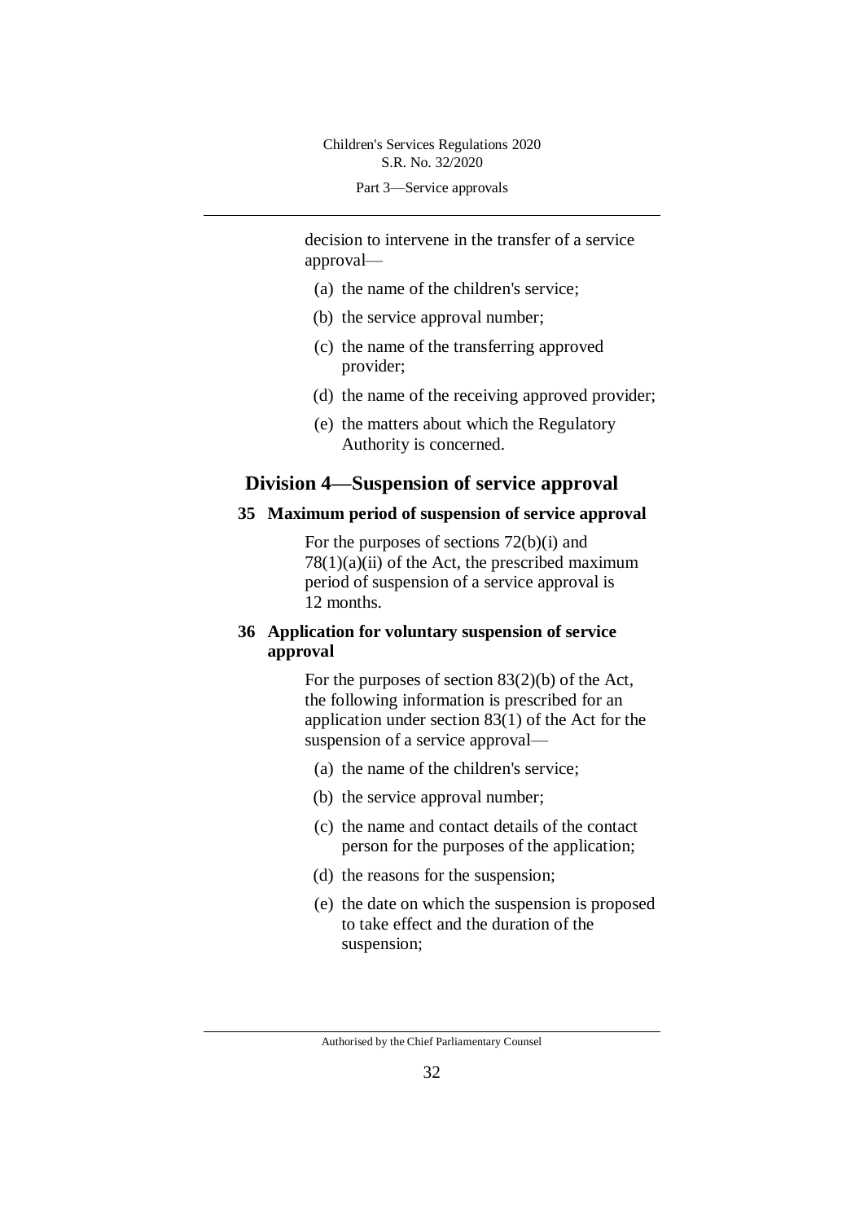decision to intervene in the transfer of a service approval—

(a) the name of the children's service;

(b) the service approval number;

(c) the name of the transferring approved provider;

(d) the name of the receiving approved provider;

(e) the matters about which the Regulatory Authority is concerned.

## Division 4—Suspension of service approval

### 35 Maximum period of suspension of service approval

For the purposes of sections 72(b)(i) and 78(1)(a)(ii) of the Act, the prescribed maximum period of suspension of a service approval is 12 months.

### 36 Application for voluntary suspension of service approval

For the purposes of section 83(2)(b) of the Act, the following information is prescribed for an application under section 83(1) of the Act for the suspension of a service approval—

(a) the name of the children's service;

(b) the service approval number;

(c) the name and contact details of the contact person for the purposes of the application;

(d) the reasons for the suspension;

(e) the date on which the suspension is proposed to take effect and the duration of the suspension;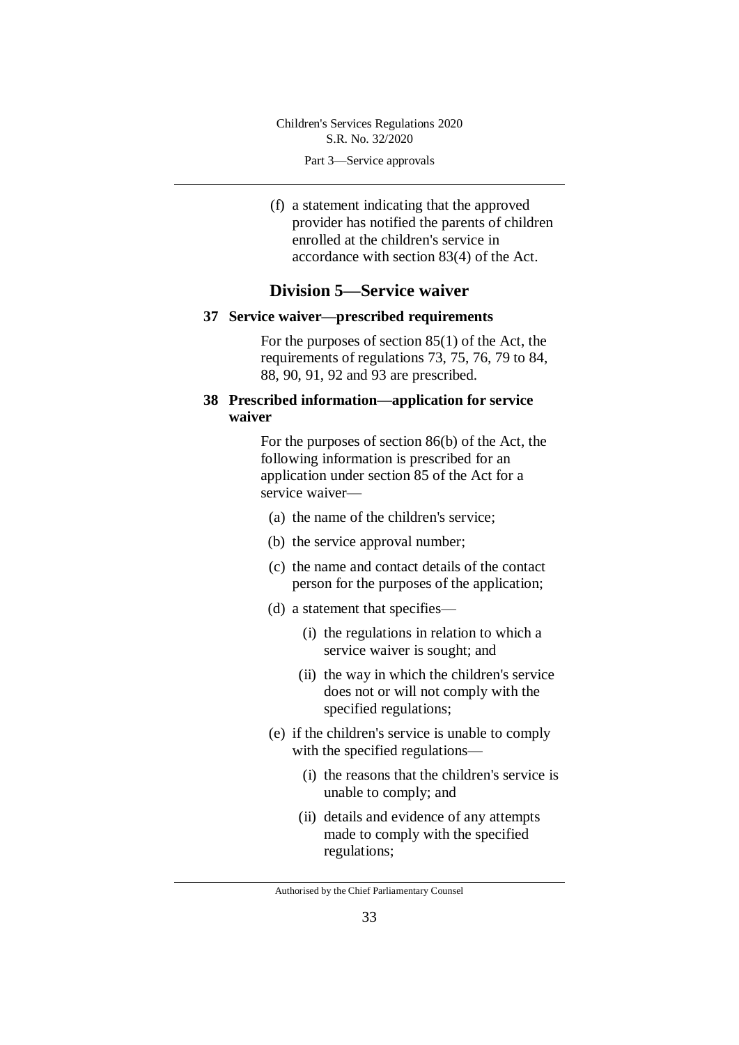(f) a statement indicating that the approved provider has notified the parents of children enrolled at the children's service in accordance with section 83(4) of the Act.

## Division 5—Service waiver

### 37 Service waiver—prescribed requirements

For the purposes of section 85(1) of the Act, the requirements of regulations 73, 75, 76, 79 to 84, 88, 90, 91, 92 and 93 are prescribed.

### 38 Prescribed information—application for service waiver

For the purposes of section 86(b) of the Act, the following information is prescribed for an application under section 85 of the Act for a service waiver—

(a) the name of the children's service;

(b) the service approval number;

(c) the name and contact details of the contact person for the purposes of the application;

(d) a statement that specifies—

(i) the regulations in relation to which a service waiver is sought; and

(ii) the way in which the children's service does not or will not comply with the specified regulations;

(e) if the children's service is unable to comply with the specified regulations—

(i) the reasons that the children's service is unable to comply; and

(ii) details and evidence of any attempts made to comply with the specified regulations;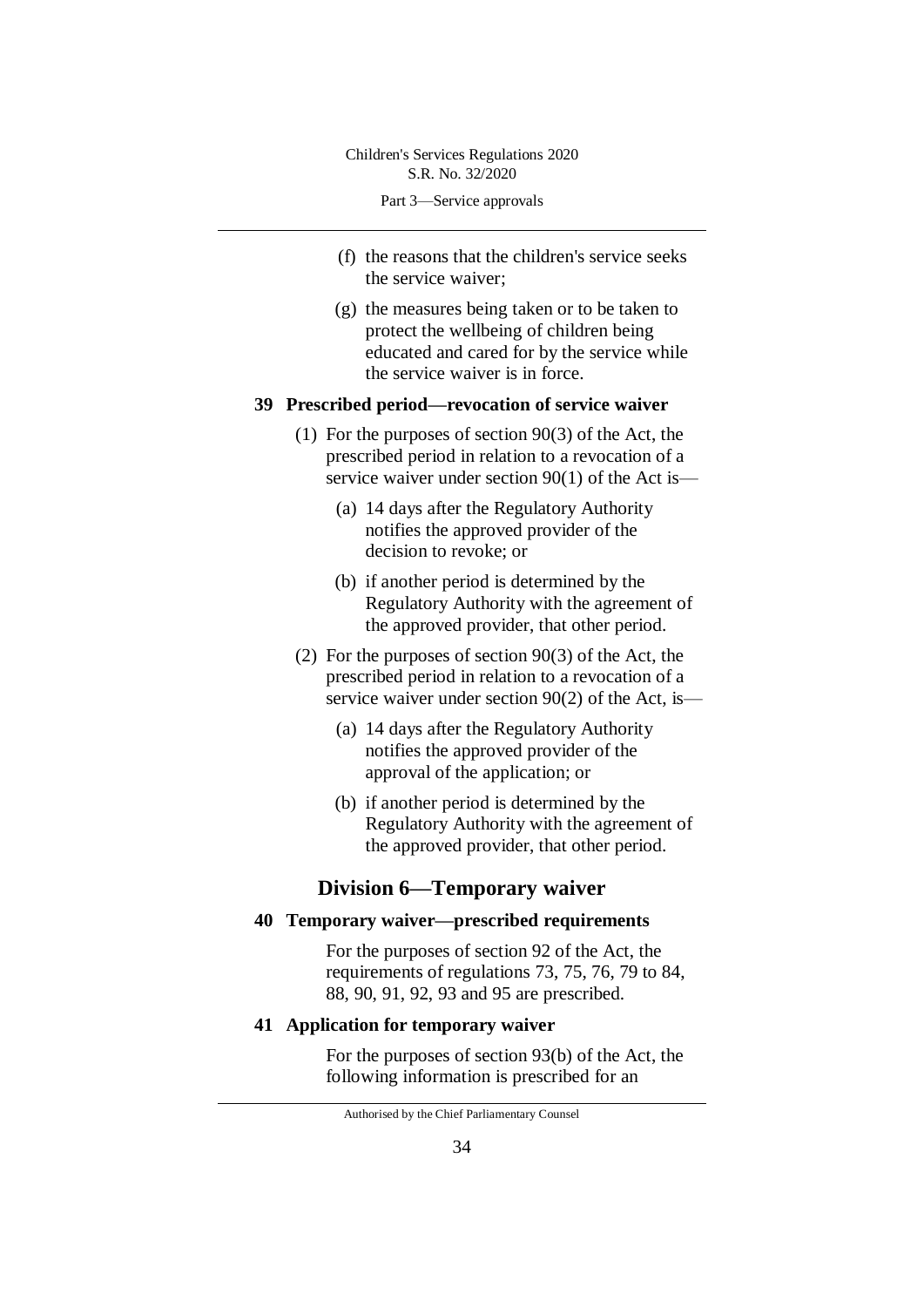(f) the reasons that the children's service seeks the service waiver;

(g) the measures being taken or to be taken to protect the wellbeing of children being educated and cared for by the service while the service waiver is in force.

### 39 Prescribed period—revocation of service waiver

(1) For the purposes of section 90(3) of the Act, the prescribed period in relation to a revocation of a service waiver under section 90(1) of the Act is—

(a) 14 days after the Regulatory Authority notifies the approved provider of the decision to revoke; or

(b) if another period is determined by the Regulatory Authority with the agreement of the approved provider, that other period.

(2) For the purposes of section 90(3) of the Act, the prescribed period in relation to a revocation of a service waiver under section 90(2) of the Act, is—

(a) 14 days after the Regulatory Authority notifies the approved provider of the approval of the application; or

(b) if another period is determined by the Regulatory Authority with the agreement of the approved provider, that other period.

## Division 6—Temporary waiver

### 40 Temporary waiver—prescribed requirements

For the purposes of section 92 of the Act, the requirements of regulations 73, 75, 76, 79 to 84, 88, 90, 91, 92, 93 and 95 are prescribed.

### 41 Application for temporary waiver

For the purposes of section 93(b) of the Act, the following information is prescribed for an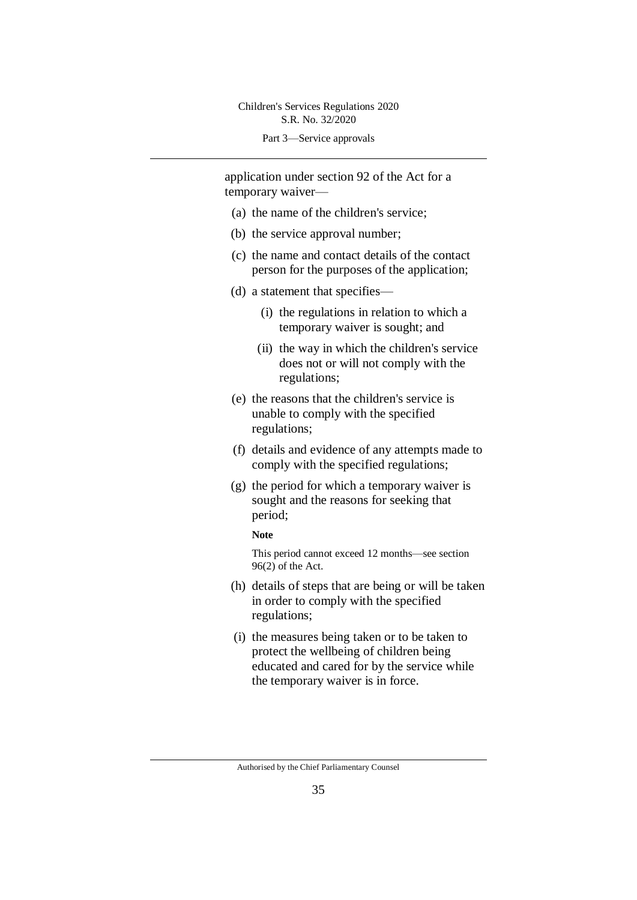application under section 92 of the Act for a temporary waiver—

(a) the name of the children's service;

(b) the service approval number;

(c) the name and contact details of the contact person for the purposes of the application;

(d) a statement that specifies—

  (i) the regulations in relation to which a temporary waiver is sought; and

  (ii) the way in which the children's service does not or will not comply with the regulations;

(e) the reasons that the children's service is unable to comply with the specified regulations;

(f) details and evidence of any attempts made to comply with the specified regulations;

(g) the period for which a temporary waiver is sought and the reasons for seeking that period;

**Note**

This period cannot exceed 12 months—see section 96(2) of the Act.

(h) details of steps that are being or will be taken in order to comply with the specified regulations;

(i) the measures being taken or to be taken to protect the wellbeing of children being educated and cared for by the service while the temporary waiver is in force.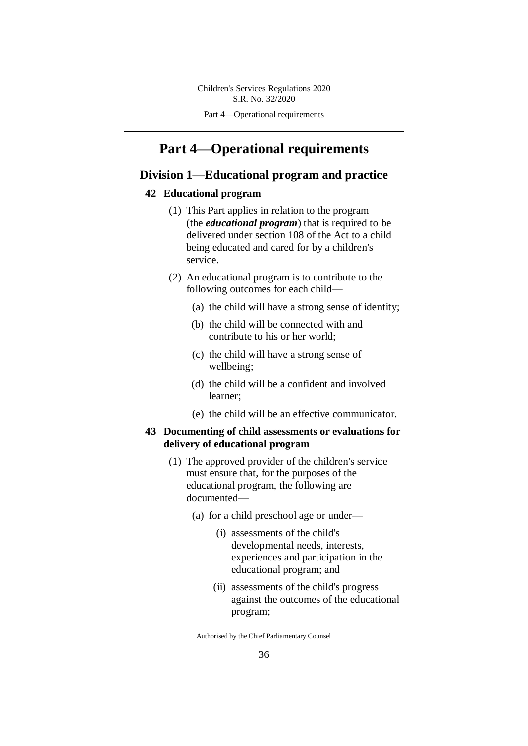# Part 4—Operational requirements

## Division 1—Educational program and practice

### 42 Educational program

(1) This Part applies in relation to the program (the ***educational program***) that is required to be delivered under section 108 of the Act to a child being educated and cared for by a children's service.

(2) An educational program is to contribute to the following outcomes for each child—

(a) the child will have a strong sense of identity;

(b) the child will be connected with and contribute to his or her world;

(c) the child will have a strong sense of wellbeing;

(d) the child will be a confident and involved learner;

(e) the child will be an effective communicator.

### 43 Documenting of child assessments or evaluations for delivery of educational program

(1) The approved provider of the children's service must ensure that, for the purposes of the educational program, the following are documented—

(a) for a child preschool age or under—

(i) assessments of the child's developmental needs, interests, experiences and participation in the educational program; and

(ii) assessments of the child's progress against the outcomes of the educational program;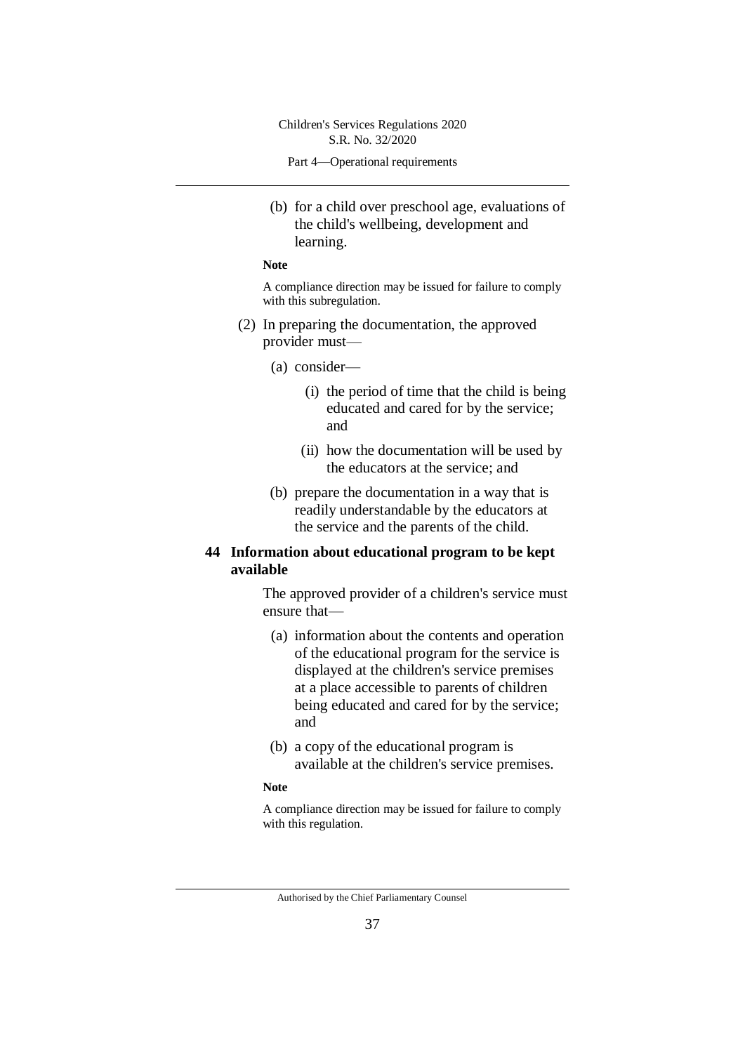(b) for a child over preschool age, evaluations of the child's wellbeing, development and learning.

**Note**

A compliance direction may be issued for failure to comply with this subregulation.

(2) In preparing the documentation, the approved provider must—

(a) consider—

(i) the period of time that the child is being educated and cared for by the service; and

(ii) how the documentation will be used by the educators at the service; and

(b) prepare the documentation in a way that is readily understandable by the educators at the service and the parents of the child.

### 44 Information about educational program to be kept available

The approved provider of a children's service must ensure that—

(a) information about the contents and operation of the educational program for the service is displayed at the children's service premises at a place accessible to parents of children being educated and cared for by the service; and

(b) a copy of the educational program is available at the children's service premises.

**Note**

A compliance direction may be issued for failure to comply with this regulation.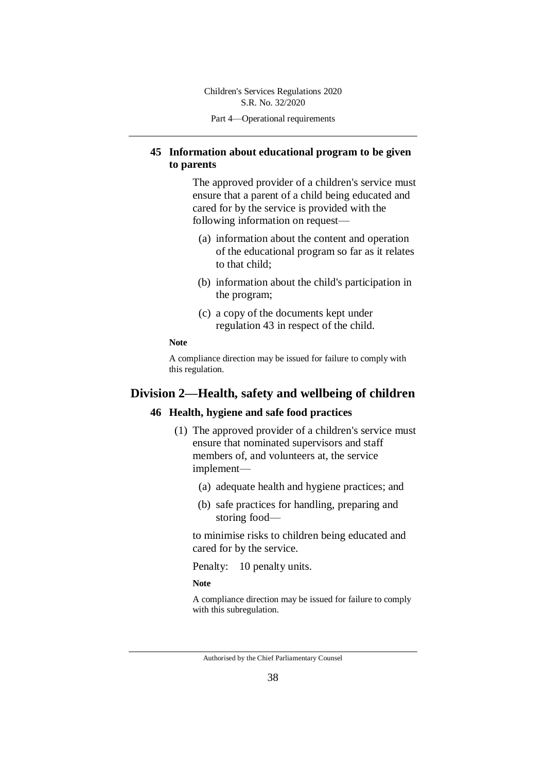### 45 Information about educational program to be given to parents

The approved provider of a children's service must ensure that a parent of a child being educated and cared for by the service is provided with the following information on request—

(a) information about the content and operation of the educational program so far as it relates to that child;

(b) information about the child's participation in the program;

(c) a copy of the documents kept under regulation 43 in respect of the child.

**Note**

A compliance direction may be issued for failure to comply with this regulation.

## Division 2—Health, safety and wellbeing of children

### 46 Health, hygiene and safe food practices

(1) The approved provider of a children's service must ensure that nominated supervisors and staff members of, and volunteers at, the service implement—

(a) adequate health and hygiene practices; and

(b) safe practices for handling, preparing and storing food—

to minimise risks to children being educated and cared for by the service.

Penalty: 10 penalty units.

**Note**

A compliance direction may be issued for failure to comply with this subregulation.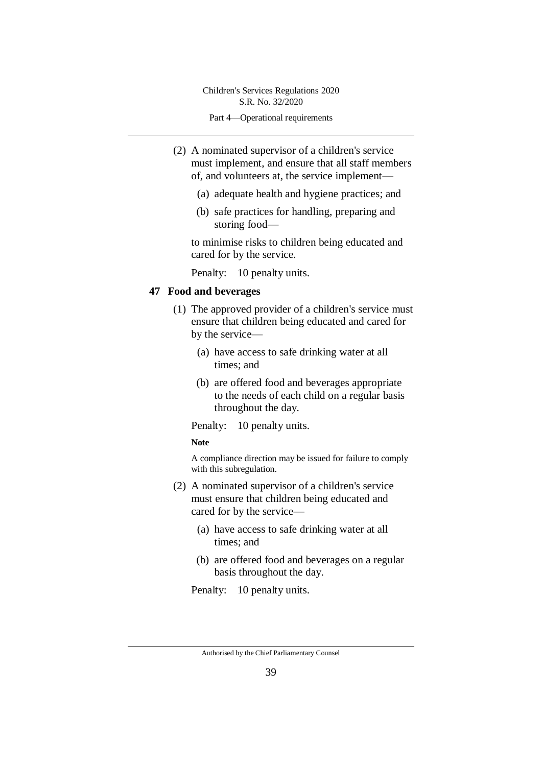(2) A nominated supervisor of a children's service must implement, and ensure that all staff members of, and volunteers at, the service implement—

(a) adequate health and hygiene practices; and

(b) safe practices for handling, preparing and storing food—

to minimise risks to children being educated and cared for by the service.

Penalty: 10 penalty units.

## 47 Food and beverages

(1) The approved provider of a children's service must ensure that children being educated and cared for by the service—

(a) have access to safe drinking water at all times; and

(b) are offered food and beverages appropriate to the needs of each child on a regular basis throughout the day.

Penalty: 10 penalty units.

**Note**

A compliance direction may be issued for failure to comply with this subregulation.

(2) A nominated supervisor of a children's service must ensure that children being educated and cared for by the service—

(a) have access to safe drinking water at all times; and

(b) are offered food and beverages on a regular basis throughout the day.

Penalty: 10 penalty units.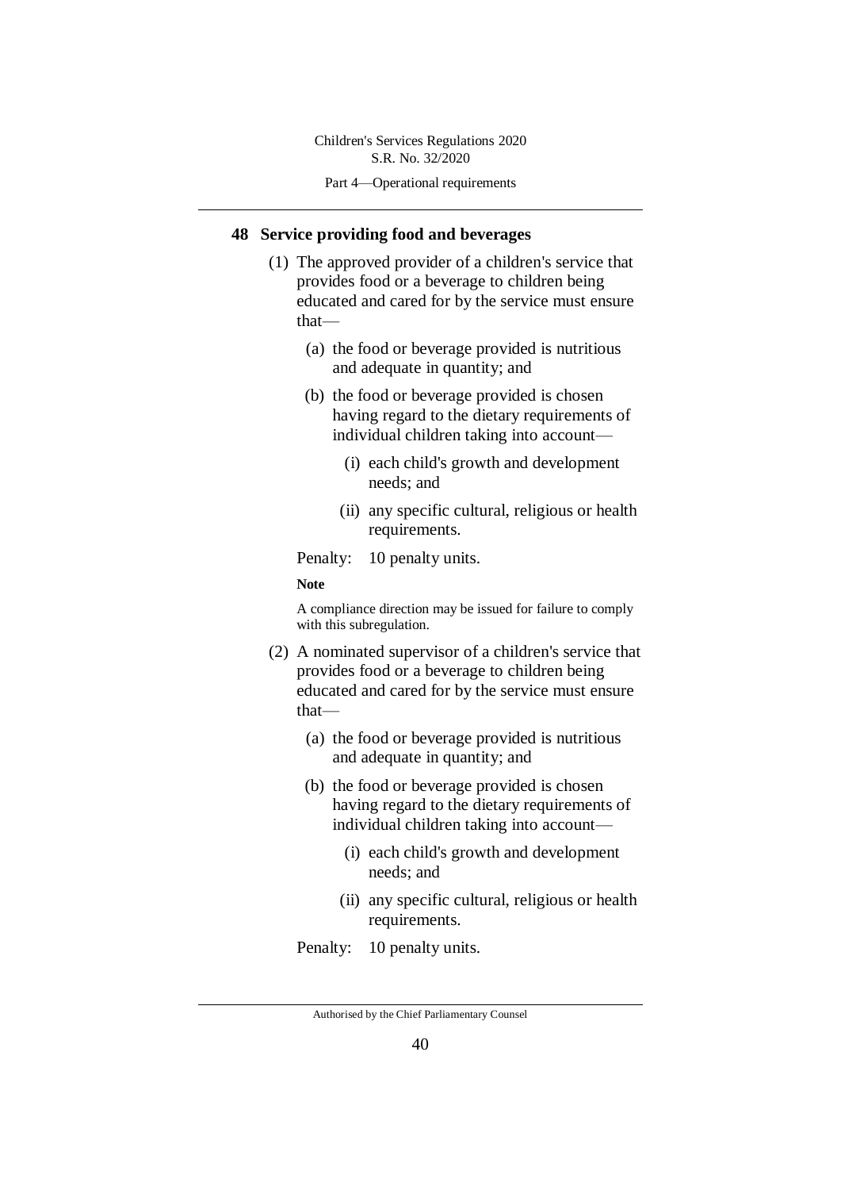## 48 Service providing food and beverages

(1) The approved provider of a children's service that provides food or a beverage to children being educated and cared for by the service must ensure that—

(a) the food or beverage provided is nutritious and adequate in quantity; and

(b) the food or beverage provided is chosen having regard to the dietary requirements of individual children taking into account—

(i) each child's growth and development needs; and

(ii) any specific cultural, religious or health requirements.

Penalty: 10 penalty units.

**Note**

A compliance direction may be issued for failure to comply with this subregulation.

(2) A nominated supervisor of a children's service that provides food or a beverage to children being educated and cared for by the service must ensure that—

(a) the food or beverage provided is nutritious and adequate in quantity; and

(b) the food or beverage provided is chosen having regard to the dietary requirements of individual children taking into account—

(i) each child's growth and development needs; and

(ii) any specific cultural, religious or health requirements.

Penalty: 10 penalty units.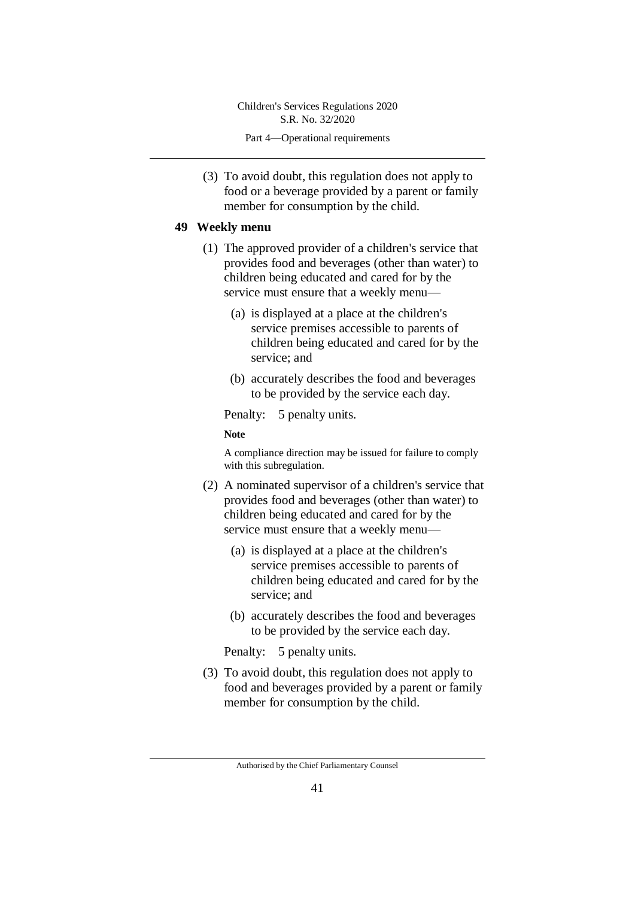(3) To avoid doubt, this regulation does not apply to food or a beverage provided by a parent or family member for consumption by the child.

## 49 Weekly menu

(1) The approved provider of a children's service that provides food and beverages (other than water) to children being educated and cared for by the service must ensure that a weekly menu—

(a) is displayed at a place at the children's service premises accessible to parents of children being educated and cared for by the service; and

(b) accurately describes the food and beverages to be provided by the service each day.

Penalty: 5 penalty units.

**Note**

A compliance direction may be issued for failure to comply with this subregulation.

(2) A nominated supervisor of a children's service that provides food and beverages (other than water) to children being educated and cared for by the service must ensure that a weekly menu—

(a) is displayed at a place at the children's service premises accessible to parents of children being educated and cared for by the service; and

(b) accurately describes the food and beverages to be provided by the service each day.

Penalty: 5 penalty units.

(3) To avoid doubt, this regulation does not apply to food and beverages provided by a parent or family member for consumption by the child.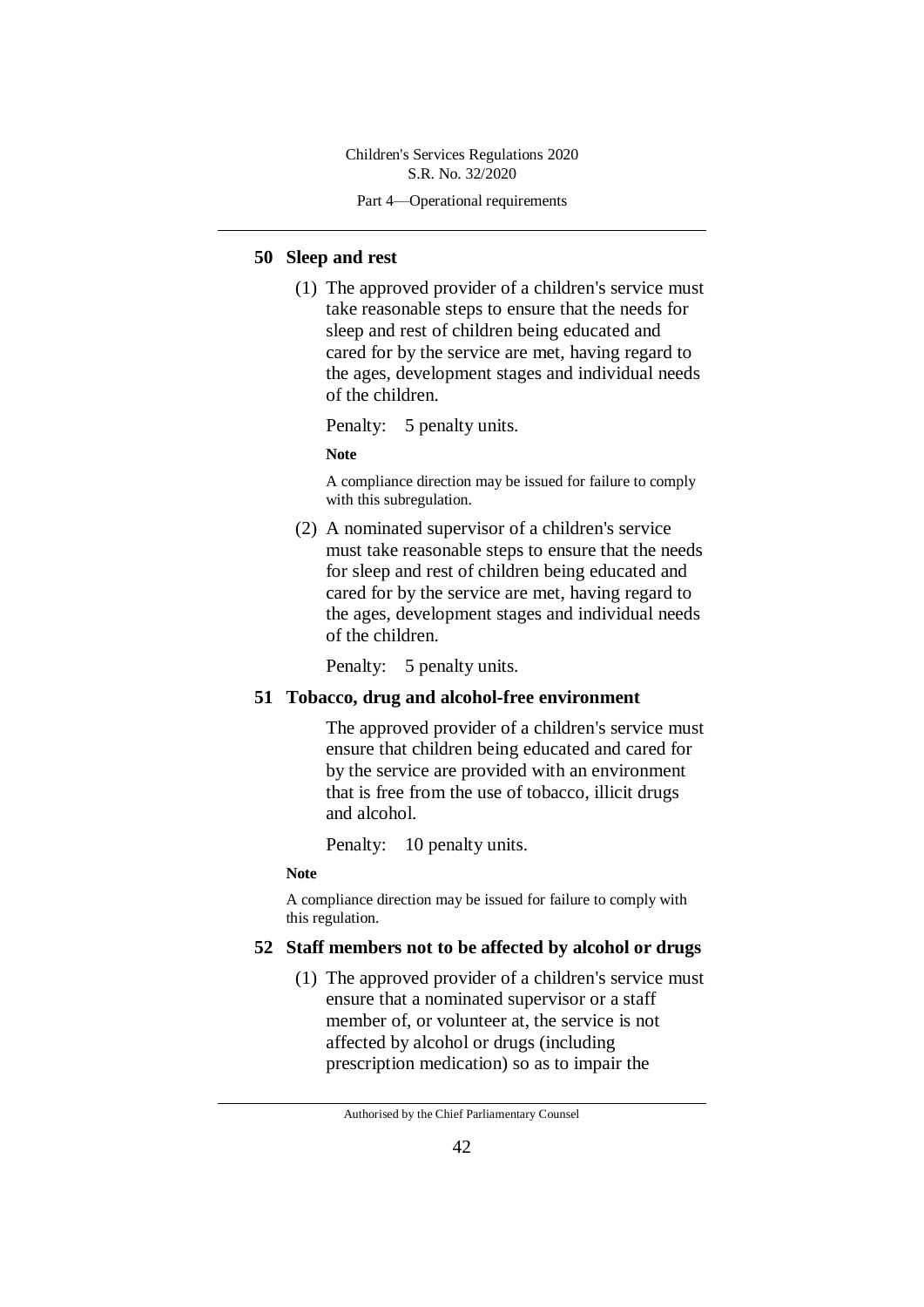## 50 Sleep and rest

(1) The approved provider of a children's service must take reasonable steps to ensure that the needs for sleep and rest of children being educated and cared for by the service are met, having regard to the ages, development stages and individual needs of the children.

Penalty: 5 penalty units.

**Note**

A compliance direction may be issued for failure to comply with this subregulation.

(2) A nominated supervisor of a children's service must take reasonable steps to ensure that the needs for sleep and rest of children being educated and cared for by the service are met, having regard to the ages, development stages and individual needs of the children.

Penalty: 5 penalty units.

## 51 Tobacco, drug and alcohol-free environment

The approved provider of a children's service must ensure that children being educated and cared for by the service are provided with an environment that is free from the use of tobacco, illicit drugs and alcohol.

Penalty: 10 penalty units.

**Note**

A compliance direction may be issued for failure to comply with this regulation.

## 52 Staff members not to be affected by alcohol or drugs

(1) The approved provider of a children's service must ensure that a nominated supervisor or a staff member of, or volunteer at, the service is not affected by alcohol or drugs (including prescription medication) so as to impair the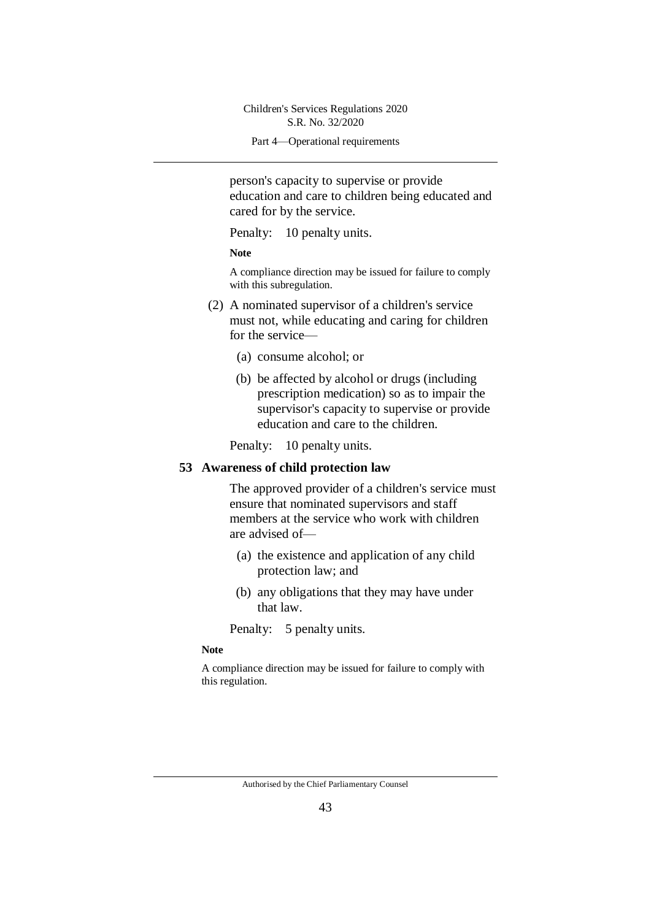person's capacity to supervise or provide education and care to children being educated and cared for by the service.

Penalty: 10 penalty units.

**Note**

A compliance direction may be issued for failure to comply with this subregulation.

(2) A nominated supervisor of a children's service must not, while educating and caring for children for the service—

(a) consume alcohol; or

(b) be affected by alcohol or drugs (including prescription medication) so as to impair the supervisor's capacity to supervise or provide education and care to the children.

Penalty: 10 penalty units.

### 53 Awareness of child protection law

The approved provider of a children's service must ensure that nominated supervisors and staff members at the service who work with children are advised of—

(a) the existence and application of any child protection law; and

(b) any obligations that they may have under that law.

Penalty: 5 penalty units.

**Note**

A compliance direction may be issued for failure to comply with this regulation.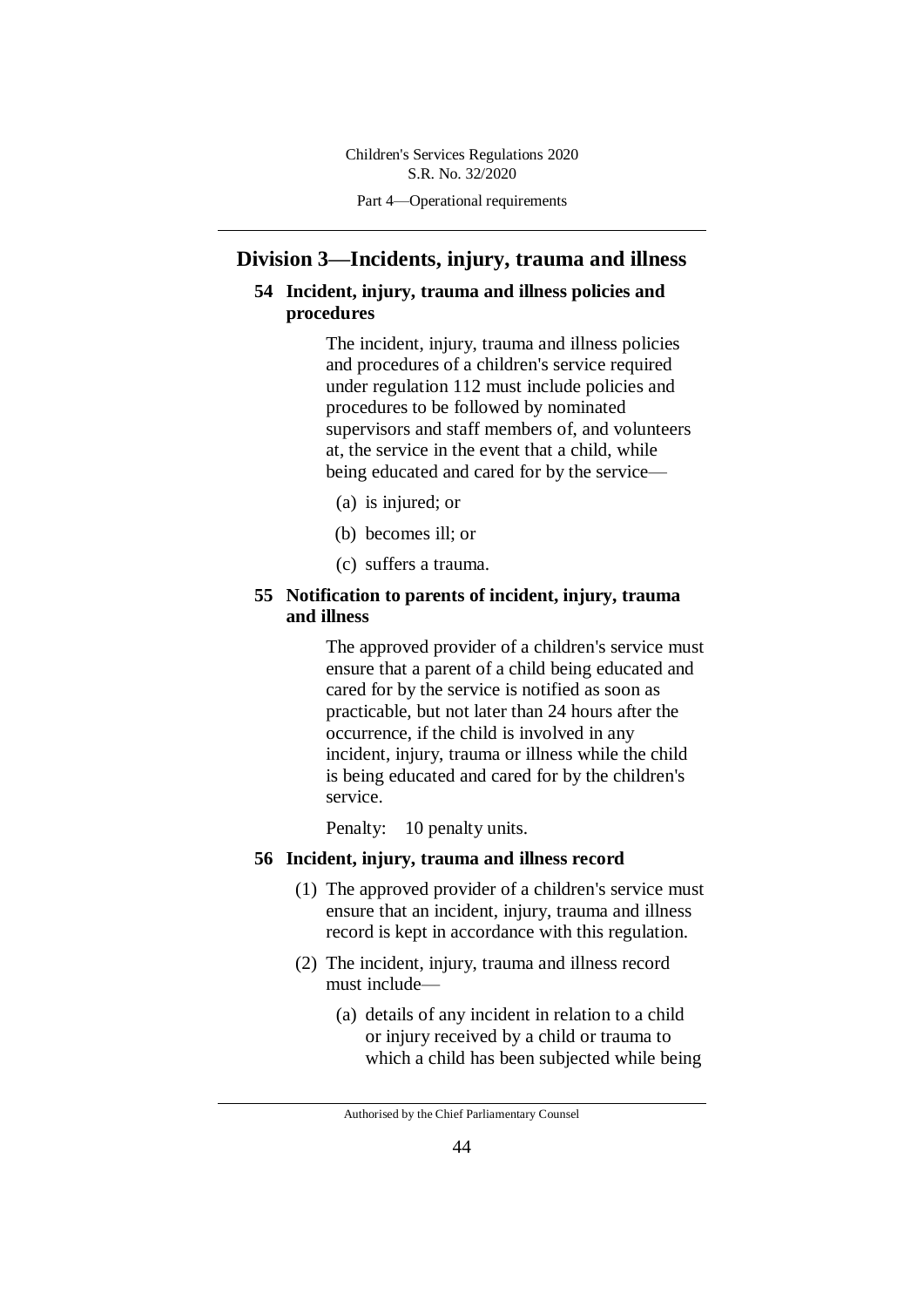## Division 3—Incidents, injury, trauma and illness

### 54 Incident, injury, trauma and illness policies and procedures

The incident, injury, trauma and illness policies and procedures of a children's service required under regulation 112 must include policies and procedures to be followed by nominated supervisors and staff members of, and volunteers at, the service in the event that a child, while being educated and cared for by the service—

(a) is injured; or

(b) becomes ill; or

(c) suffers a trauma.

### 55 Notification to parents of incident, injury, trauma and illness

The approved provider of a children's service must ensure that a parent of a child being educated and cared for by the service is notified as soon as practicable, but not later than 24 hours after the occurrence, if the child is involved in any incident, injury, trauma or illness while the child is being educated and cared for by the children's service.

Penalty: 10 penalty units.

### 56 Incident, injury, trauma and illness record

(1) The approved provider of a children's service must ensure that an incident, injury, trauma and illness record is kept in accordance with this regulation.

(2) The incident, injury, trauma and illness record must include—

(a) details of any incident in relation to a child or injury received by a child or trauma to which a child has been subjected while being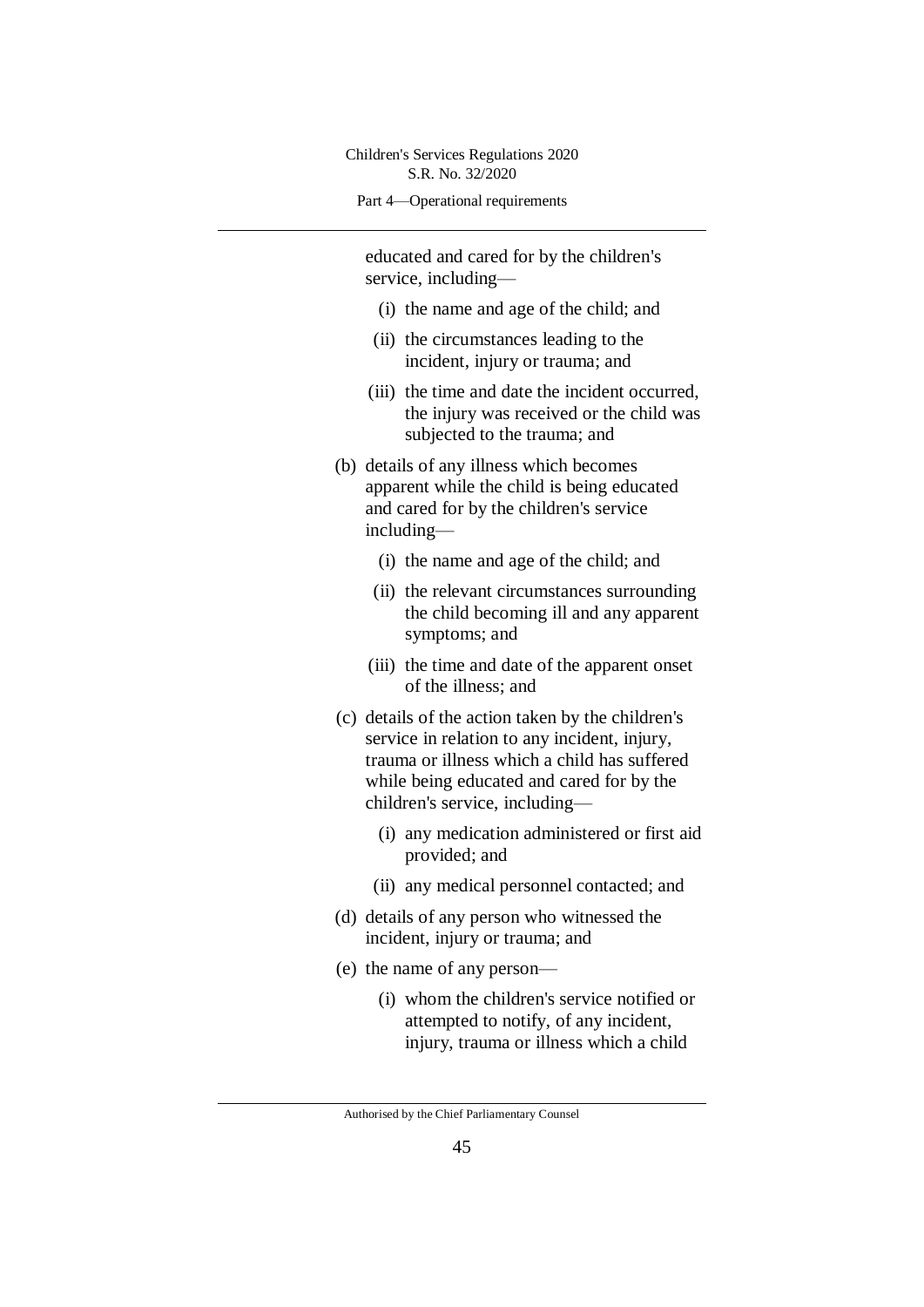educated and cared for by the children's service, including—

(i) the name and age of the child; and

(ii) the circumstances leading to the incident, injury or trauma; and

(iii) the time and date the incident occurred, the injury was received or the child was subjected to the trauma; and

(b) details of any illness which becomes apparent while the child is being educated and cared for by the children's service including—

(i) the name and age of the child; and

(ii) the relevant circumstances surrounding the child becoming ill and any apparent symptoms; and

(iii) the time and date of the apparent onset of the illness; and

(c) details of the action taken by the children's service in relation to any incident, injury, trauma or illness which a child has suffered while being educated and cared for by the children's service, including—

(i) any medication administered or first aid provided; and

(ii) any medical personnel contacted; and

(d) details of any person who witnessed the incident, injury or trauma; and

(e) the name of any person—

(i) whom the children's service notified or attempted to notify, of any incident, injury, trauma or illness which a child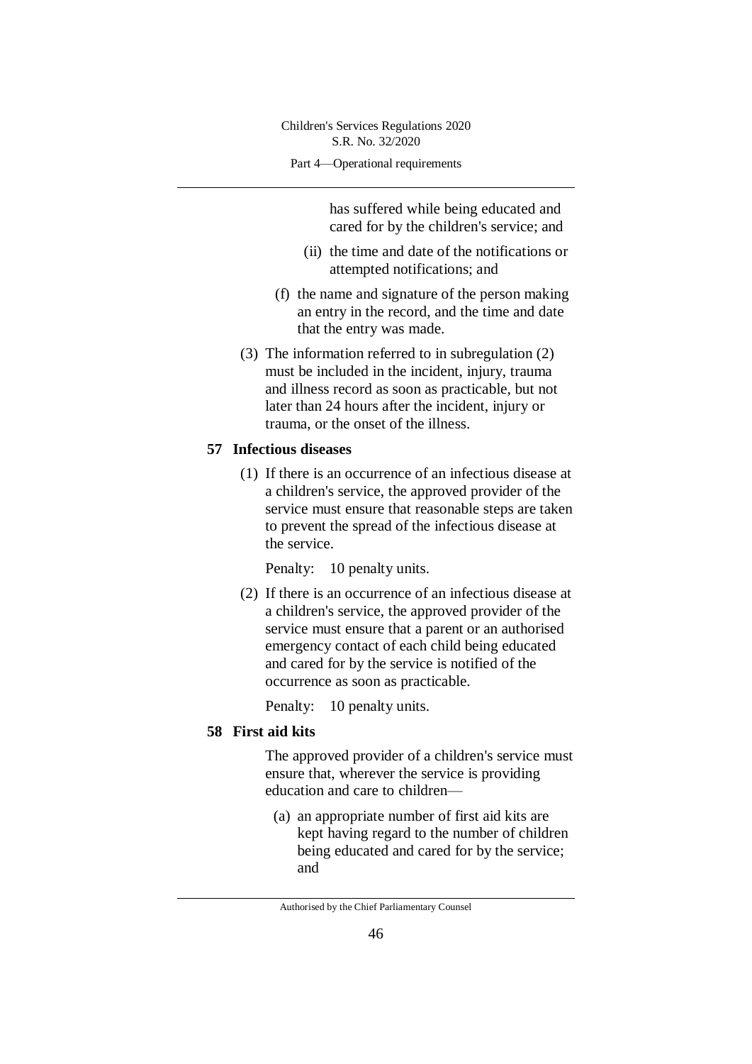has suffered while being educated and cared for by the children's service; and

(ii) the time and date of the notifications or attempted notifications; and

(f) the name and signature of the person making an entry in the record, and the time and date that the entry was made.

(3) The information referred to in subregulation (2) must be included in the incident, injury, trauma and illness record as soon as practicable, but not later than 24 hours after the incident, injury or trauma, or the onset of the illness.

## 57 Infectious diseases

(1) If there is an occurrence of an infectious disease at a children's service, the approved provider of the service must ensure that reasonable steps are taken to prevent the spread of the infectious disease at the service.

Penalty: 10 penalty units.

(2) If there is an occurrence of an infectious disease at a children's service, the approved provider of the service must ensure that a parent or an authorised emergency contact of each child being educated and cared for by the service is notified of the occurrence as soon as practicable.

Penalty: 10 penalty units.

## 58 First aid kits

The approved provider of a children's service must ensure that, wherever the service is providing education and care to children—

(a) an appropriate number of first aid kits are kept having regard to the number of children being educated and cared for by the service; and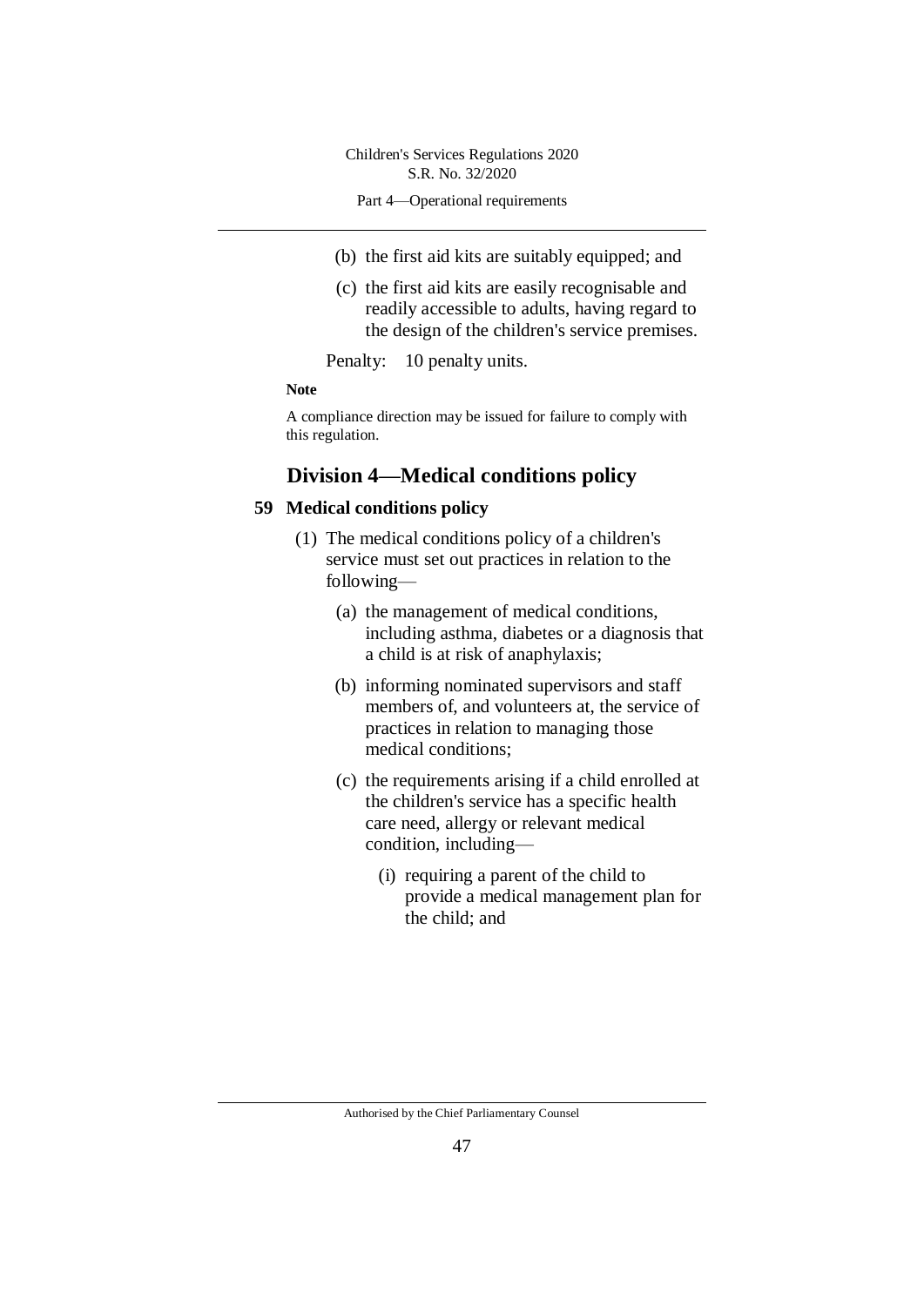(b) the first aid kits are suitably equipped; and

(c) the first aid kits are easily recognisable and readily accessible to adults, having regard to the design of the children's service premises.

Penalty: 10 penalty units.

**Note**

A compliance direction may be issued for failure to comply with this regulation.

## Division 4—Medical conditions policy

### 59 Medical conditions policy

(1) The medical conditions policy of a children's service must set out practices in relation to the following—

(a) the management of medical conditions, including asthma, diabetes or a diagnosis that a child is at risk of anaphylaxis;

(b) informing nominated supervisors and staff members of, and volunteers at, the service of practices in relation to managing those medical conditions;

(c) the requirements arising if a child enrolled at the children's service has a specific health care need, allergy or relevant medical condition, including—

(i) requiring a parent of the child to provide a medical management plan for the child; and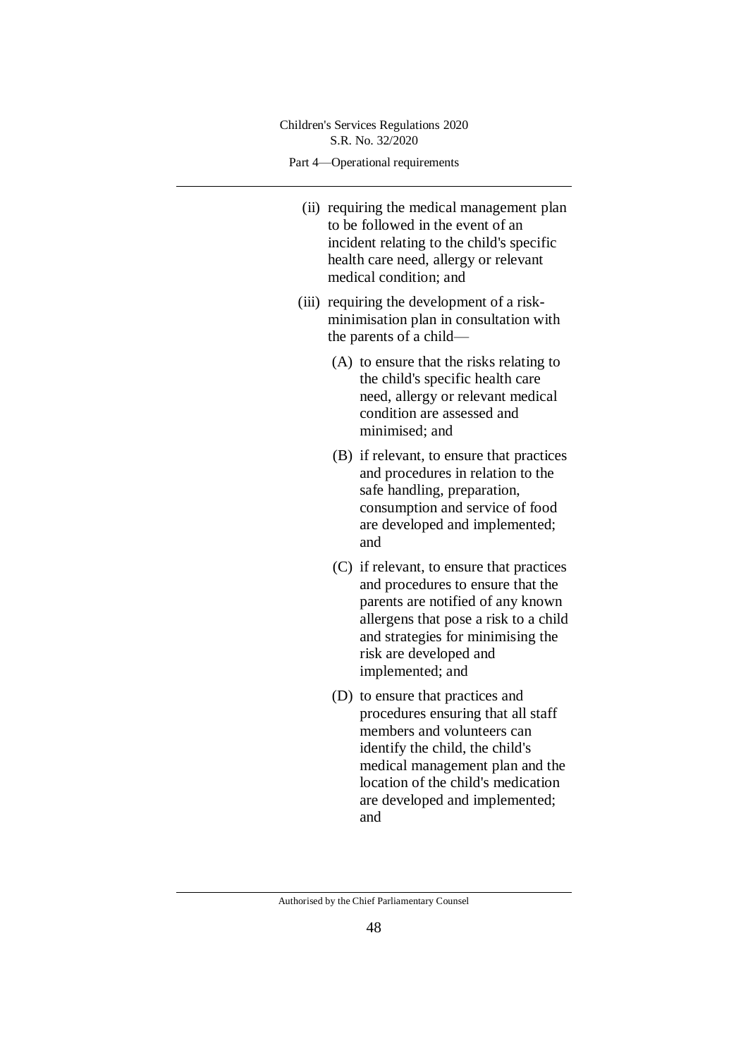(ii) requiring the medical management plan to be followed in the event of an incident relating to the child's specific health care need, allergy or relevant medical condition; and

(iii) requiring the development of a risk-minimisation plan in consultation with the parents of a child—

(A) to ensure that the risks relating to the child's specific health care need, allergy or relevant medical condition are assessed and minimised; and

(B) if relevant, to ensure that practices and procedures in relation to the safe handling, preparation, consumption and service of food are developed and implemented; and

(C) if relevant, to ensure that practices and procedures to ensure that the parents are notified of any known allergens that pose a risk to a child and strategies for minimising the risk are developed and implemented; and

(D) to ensure that practices and procedures ensuring that all staff members and volunteers can identify the child, the child's medical management plan and the location of the child's medication are developed and implemented; and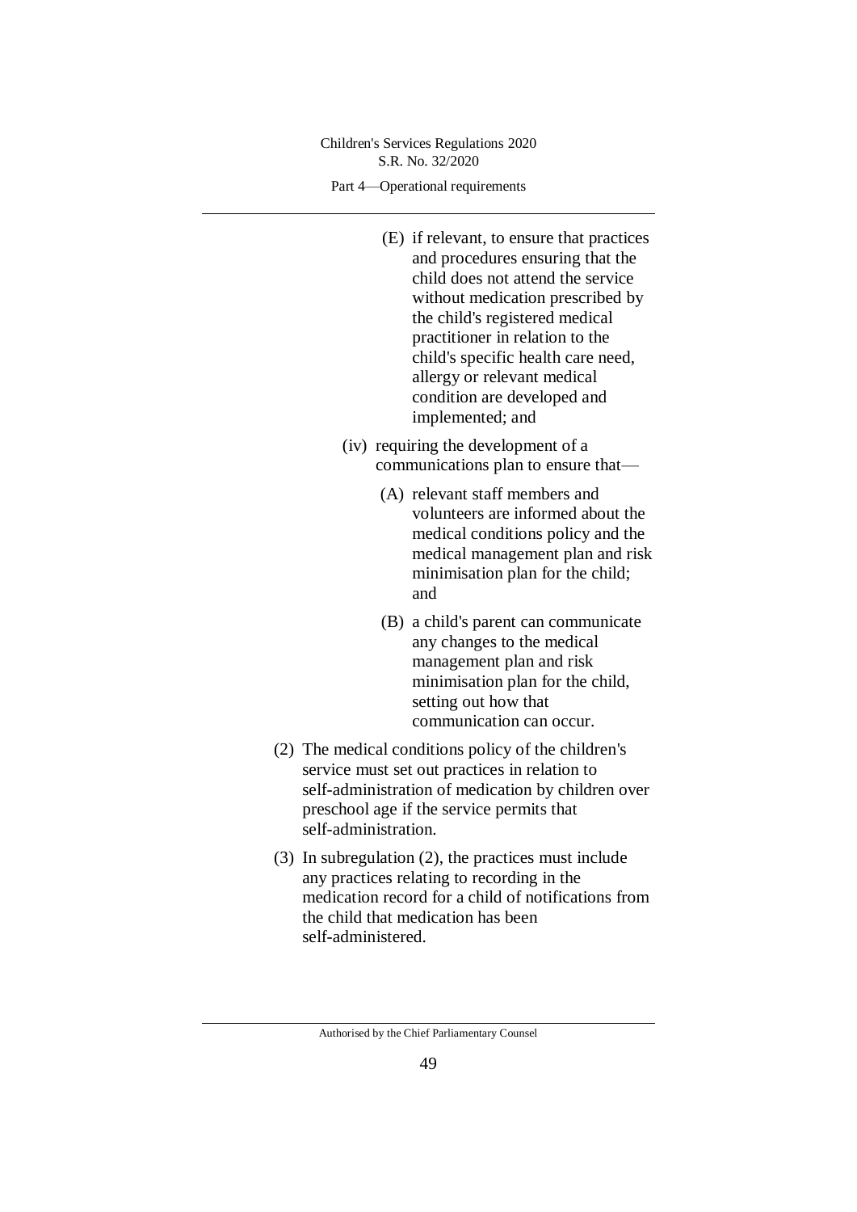(E) if relevant, to ensure that practices and procedures ensuring that the child does not attend the service without medication prescribed by the child's registered medical practitioner in relation to the child's specific health care need, allergy or relevant medical condition are developed and implemented; and

(iv) requiring the development of a communications plan to ensure that—

(A) relevant staff members and volunteers are informed about the medical conditions policy and the medical management plan and risk minimisation plan for the child; and

(B) a child's parent can communicate any changes to the medical management plan and risk minimisation plan for the child, setting out how that communication can occur.

(2) The medical conditions policy of the children's service must set out practices in relation to self-administration of medication by children over preschool age if the service permits that self-administration.

(3) In subregulation (2), the practices must include any practices relating to recording in the medication record for a child of notifications from the child that medication has been self-administered.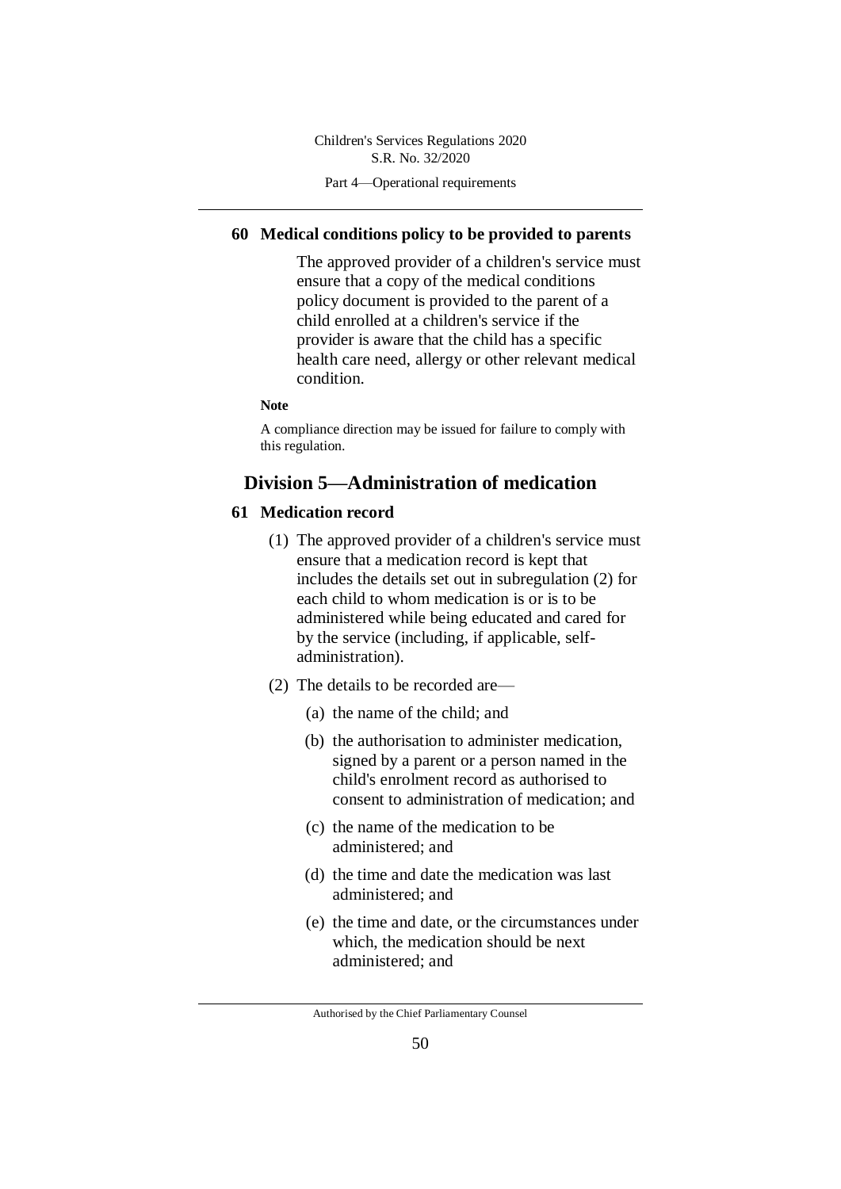### 60 Medical conditions policy to be provided to parents

The approved provider of a children's service must ensure that a copy of the medical conditions policy document is provided to the parent of a child enrolled at a children's service if the provider is aware that the child has a specific health care need, allergy or other relevant medical condition.

**Note**

A compliance direction may be issued for failure to comply with this regulation.

## Division 5—Administration of medication

### 61 Medication record

(1) The approved provider of a children's service must ensure that a medication record is kept that includes the details set out in subregulation (2) for each child to whom medication is or is to be administered while being educated and cared for by the service (including, if applicable, self-administration).

(2) The details to be recorded are—

(a) the name of the child; and

(b) the authorisation to administer medication, signed by a parent or a person named in the child's enrolment record as authorised to consent to administration of medication; and

(c) the name of the medication to be administered; and

(d) the time and date the medication was last administered; and

(e) the time and date, or the circumstances under which, the medication should be next administered; and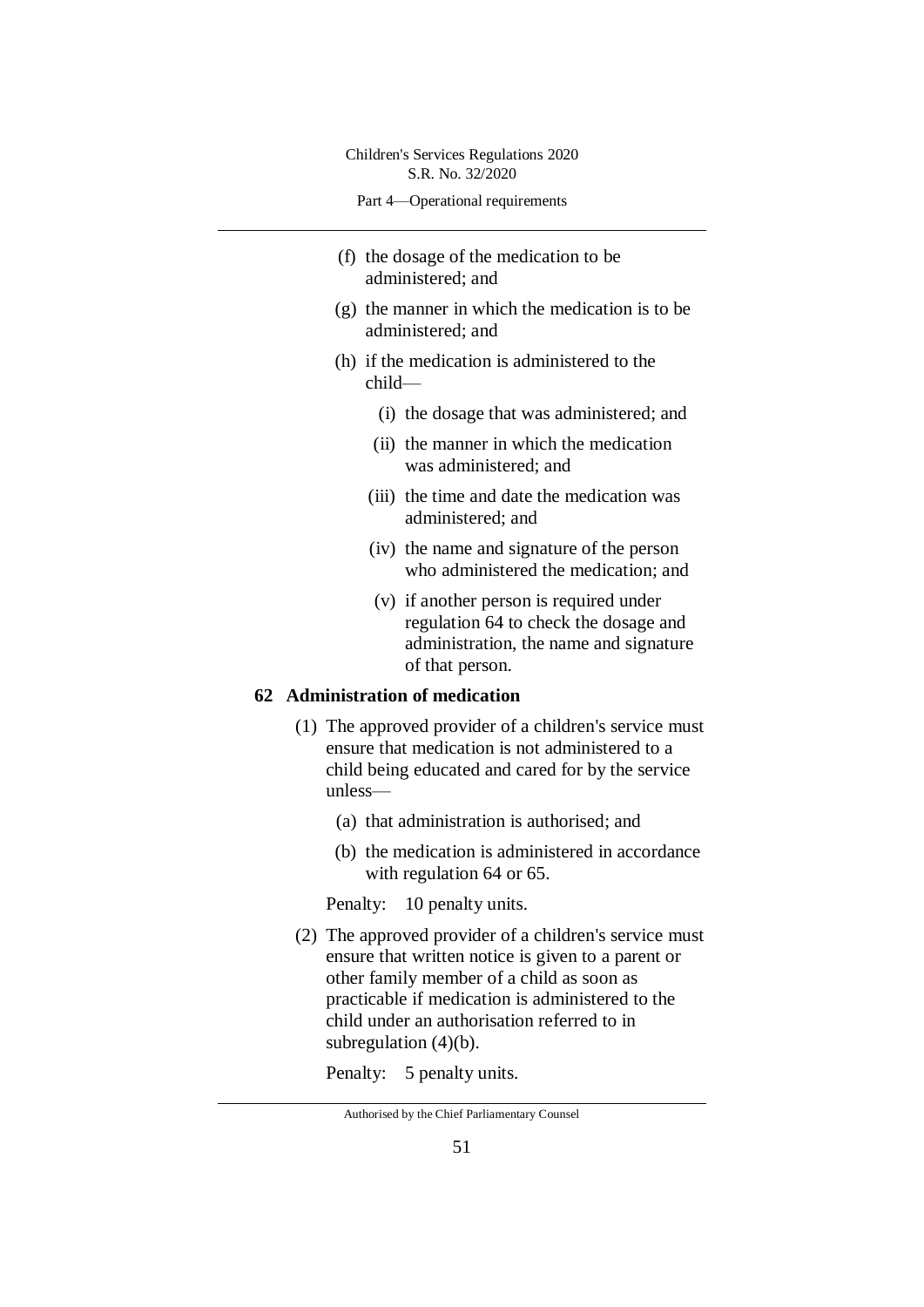(f) the dosage of the medication to be administered; and

(g) the manner in which the medication is to be administered; and

(h) if the medication is administered to the child—

(i) the dosage that was administered; and

(ii) the manner in which the medication was administered; and

(iii) the time and date the medication was administered; and

(iv) the name and signature of the person who administered the medication; and

(v) if another person is required under regulation 64 to check the dosage and administration, the name and signature of that person.

### 62 Administration of medication

(1) The approved provider of a children's service must ensure that medication is not administered to a child being educated and cared for by the service unless—

(a) that administration is authorised; and

(b) the medication is administered in accordance with regulation 64 or 65.

Penalty: 10 penalty units.

(2) The approved provider of a children's service must ensure that written notice is given to a parent or other family member of a child as soon as practicable if medication is administered to the child under an authorisation referred to in subregulation (4)(b).

Penalty: 5 penalty units.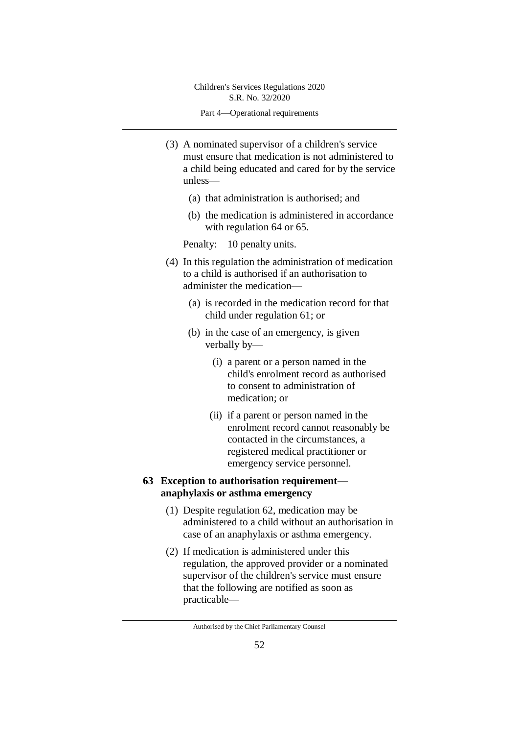(3) A nominated supervisor of a children's service must ensure that medication is not administered to a child being educated and cared for by the service unless—

(a) that administration is authorised; and

(b) the medication is administered in accordance with regulation 64 or 65.

Penalty: 10 penalty units.

(4) In this regulation the administration of medication to a child is authorised if an authorisation to administer the medication—

(a) is recorded in the medication record for that child under regulation 61; or

(b) in the case of an emergency, is given verbally by—

(i) a parent or a person named in the child's enrolment record as authorised to consent to administration of medication; or

(ii) if a parent or person named in the enrolment record cannot reasonably be contacted in the circumstances, a registered medical practitioner or emergency service personnel.

**63 Exception to authorisation requirement—anaphylaxis or asthma emergency**

(1) Despite regulation 62, medication may be administered to a child without an authorisation in case of an anaphylaxis or asthma emergency.

(2) If medication is administered under this regulation, the approved provider or a nominated supervisor of the children's service must ensure that the following are notified as soon as practicable—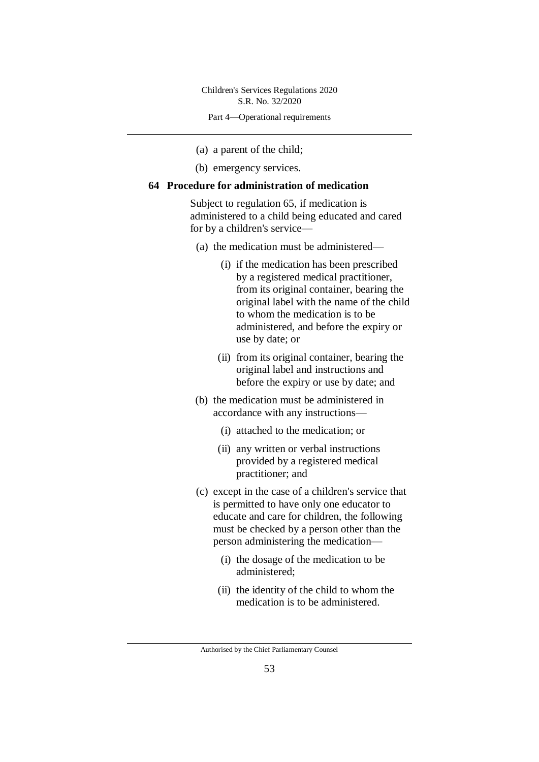(a) a parent of the child;

(b) emergency services.

## 64 Procedure for administration of medication

Subject to regulation 65, if medication is administered to a child being educated and cared for by a children's service—

(a) the medication must be administered—

(i) if the medication has been prescribed by a registered medical practitioner, from its original container, bearing the original label with the name of the child to whom the medication is to be administered, and before the expiry or use by date; or

(ii) from its original container, bearing the original label and instructions and before the expiry or use by date; and

(b) the medication must be administered in accordance with any instructions—

(i) attached to the medication; or

(ii) any written or verbal instructions provided by a registered medical practitioner; and

(c) except in the case of a children's service that is permitted to have only one educator to educate and care for children, the following must be checked by a person other than the person administering the medication—

(i) the dosage of the medication to be administered;

(ii) the identity of the child to whom the medication is to be administered.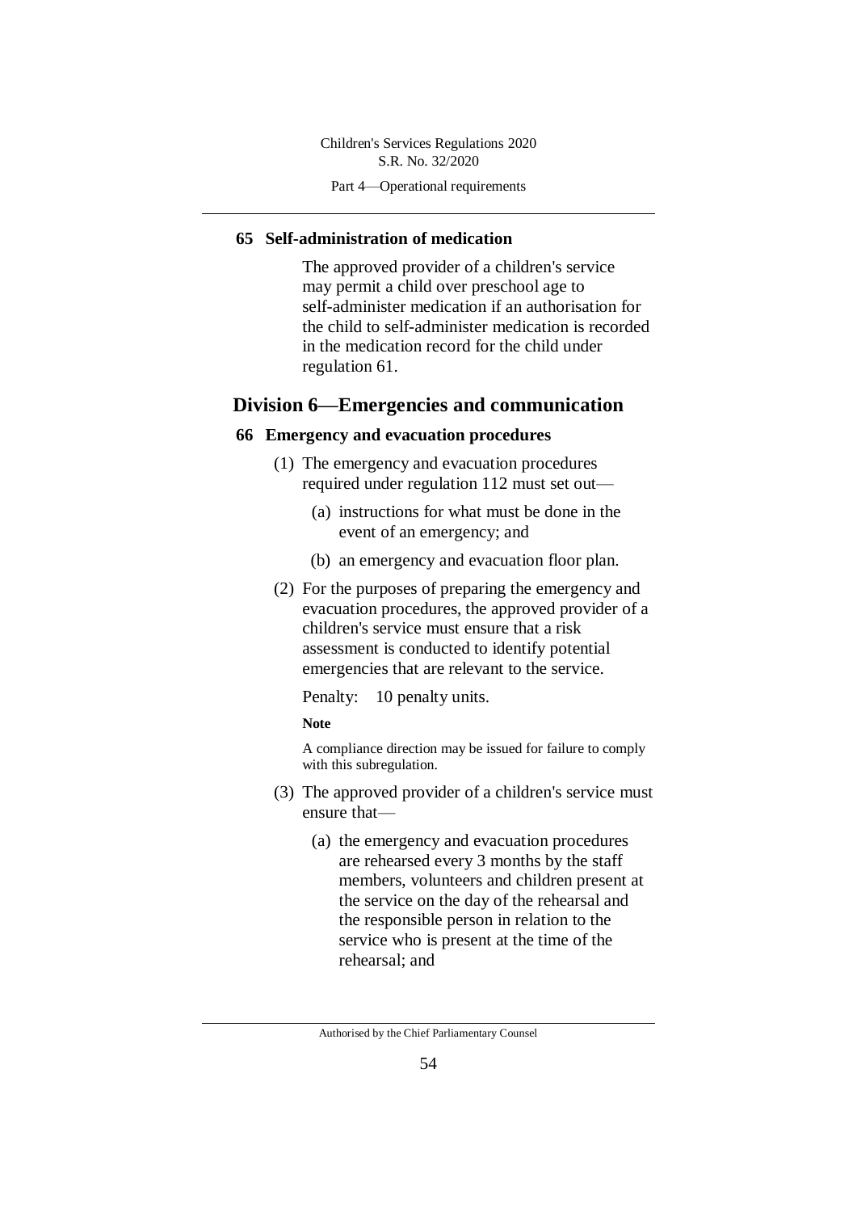**65 Self-administration of medication**

The approved provider of a children's service may permit a child over preschool age to self-administer medication if an authorisation for the child to self-administer medication is recorded in the medication record for the child under regulation 61.

## Division 6—Emergencies and communication

**66 Emergency and evacuation procedures**

(1) The emergency and evacuation procedures required under regulation 112 must set out—

(a) instructions for what must be done in the event of an emergency; and

(b) an emergency and evacuation floor plan.

(2) For the purposes of preparing the emergency and evacuation procedures, the approved provider of a children's service must ensure that a risk assessment is conducted to identify potential emergencies that are relevant to the service.

Penalty: 10 penalty units.

**Note**

A compliance direction may be issued for failure to comply with this subregulation.

(3) The approved provider of a children's service must ensure that—

(a) the emergency and evacuation procedures are rehearsed every 3 months by the staff members, volunteers and children present at the service on the day of the rehearsal and the responsible person in relation to the service who is present at the time of the rehearsal; and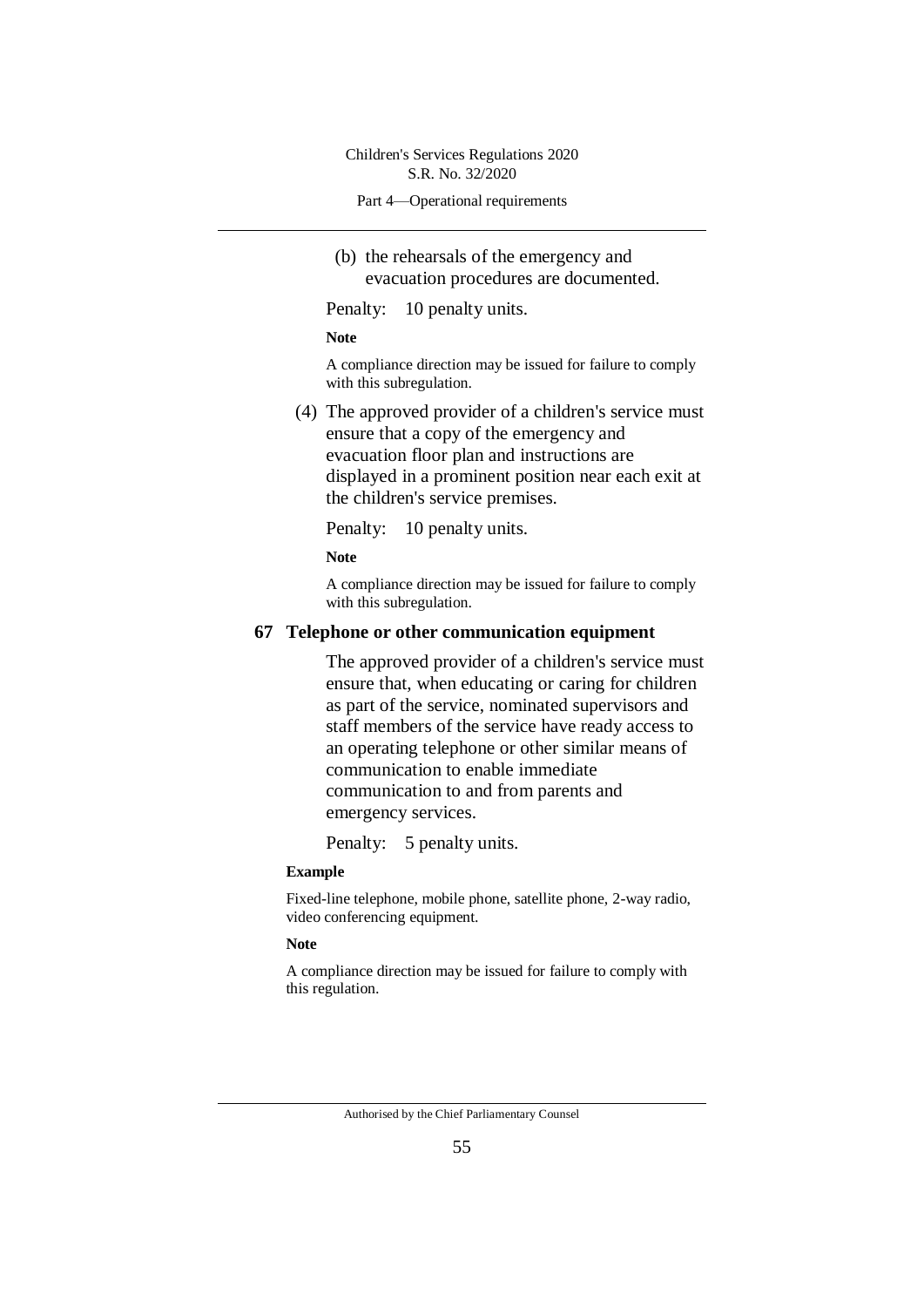(b) the rehearsals of the emergency and evacuation procedures are documented.

Penalty: 10 penalty units.

**Note**

A compliance direction may be issued for failure to comply with this subregulation.

(4) The approved provider of a children's service must ensure that a copy of the emergency and evacuation floor plan and instructions are displayed in a prominent position near each exit at the children's service premises.

Penalty: 10 penalty units.

**Note**

A compliance direction may be issued for failure to comply with this subregulation.

## 67 Telephone or other communication equipment

The approved provider of a children's service must ensure that, when educating or caring for children as part of the service, nominated supervisors and staff members of the service have ready access to an operating telephone or other similar means of communication to enable immediate communication to and from parents and emergency services.

Penalty: 5 penalty units.

**Example**

Fixed-line telephone, mobile phone, satellite phone, 2-way radio, video conferencing equipment.

**Note**

A compliance direction may be issued for failure to comply with this regulation.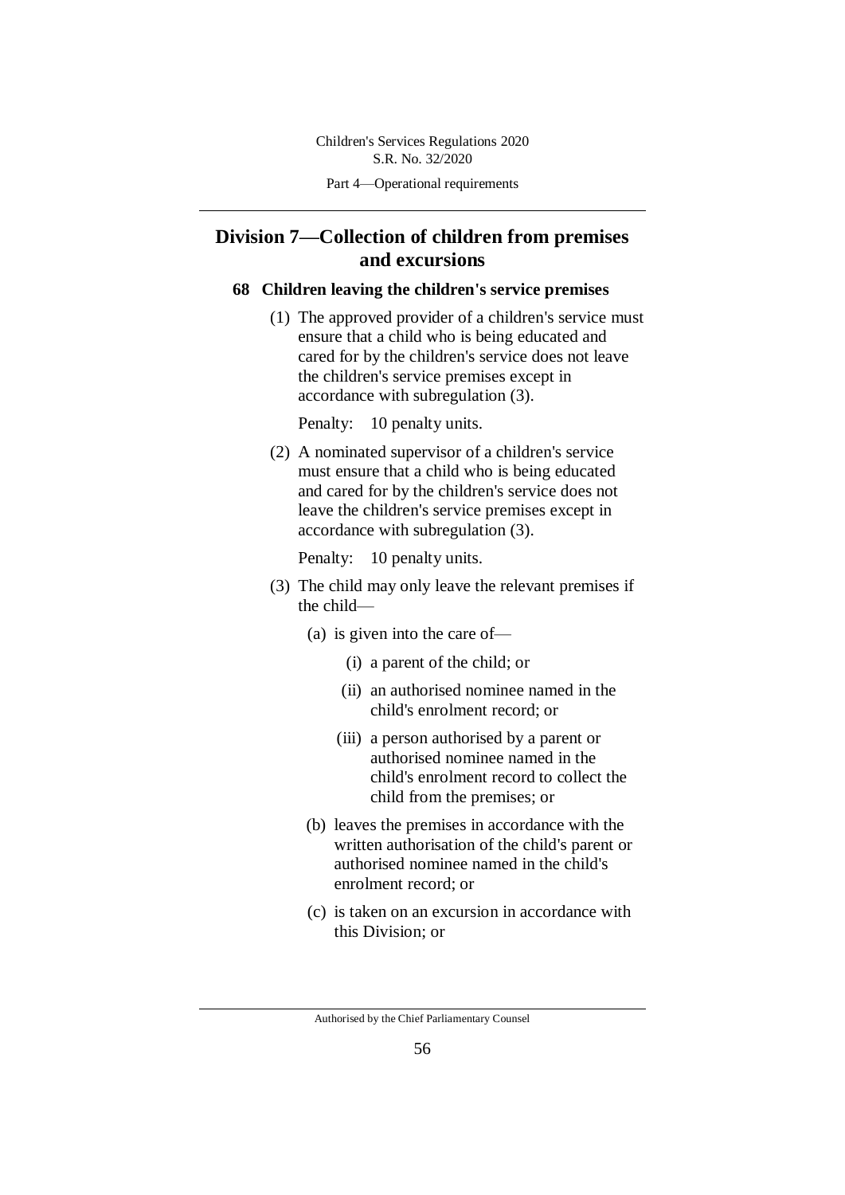## Division 7—Collection of children from premises and excursions

### 68 Children leaving the children's service premises

(1) The approved provider of a children's service must ensure that a child who is being educated and cared for by the children's service does not leave the children's service premises except in accordance with subregulation (3).

Penalty: 10 penalty units.

(2) A nominated supervisor of a children's service must ensure that a child who is being educated and cared for by the children's service does not leave the children's service premises except in accordance with subregulation (3).

Penalty: 10 penalty units.

(3) The child may only leave the relevant premises if the child—

(a) is given into the care of—

(i) a parent of the child; or

(ii) an authorised nominee named in the child's enrolment record; or

(iii) a person authorised by a parent or authorised nominee named in the child's enrolment record to collect the child from the premises; or

(b) leaves the premises in accordance with the written authorisation of the child's parent or authorised nominee named in the child's enrolment record; or

(c) is taken on an excursion in accordance with this Division; or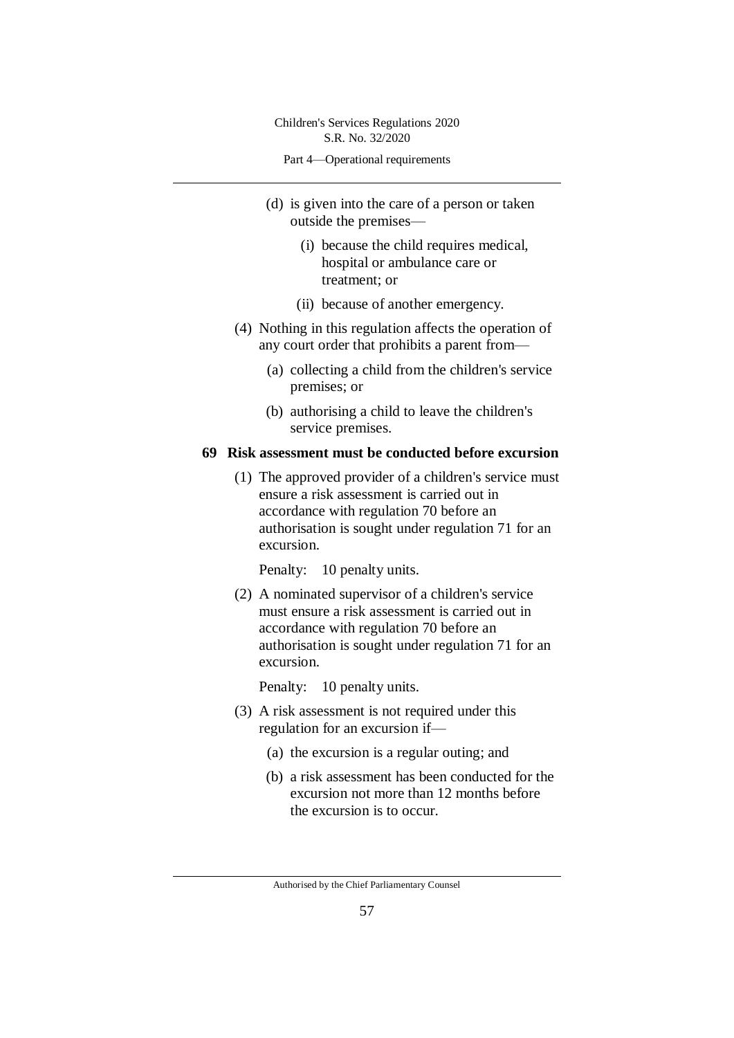(d) is given into the care of a person or taken outside the premises—

(i) because the child requires medical, hospital or ambulance care or treatment; or

(ii) because of another emergency.

(4) Nothing in this regulation affects the operation of any court order that prohibits a parent from—

(a) collecting a child from the children's service premises; or

(b) authorising a child to leave the children's service premises.

## 69 Risk assessment must be conducted before excursion

(1) The approved provider of a children's service must ensure a risk assessment is carried out in accordance with regulation 70 before an authorisation is sought under regulation 71 for an excursion.

Penalty: 10 penalty units.

(2) A nominated supervisor of a children's service must ensure a risk assessment is carried out in accordance with regulation 70 before an authorisation is sought under regulation 71 for an excursion.

Penalty: 10 penalty units.

(3) A risk assessment is not required under this regulation for an excursion if—

(a) the excursion is a regular outing; and

(b) a risk assessment has been conducted for the excursion not more than 12 months before the excursion is to occur.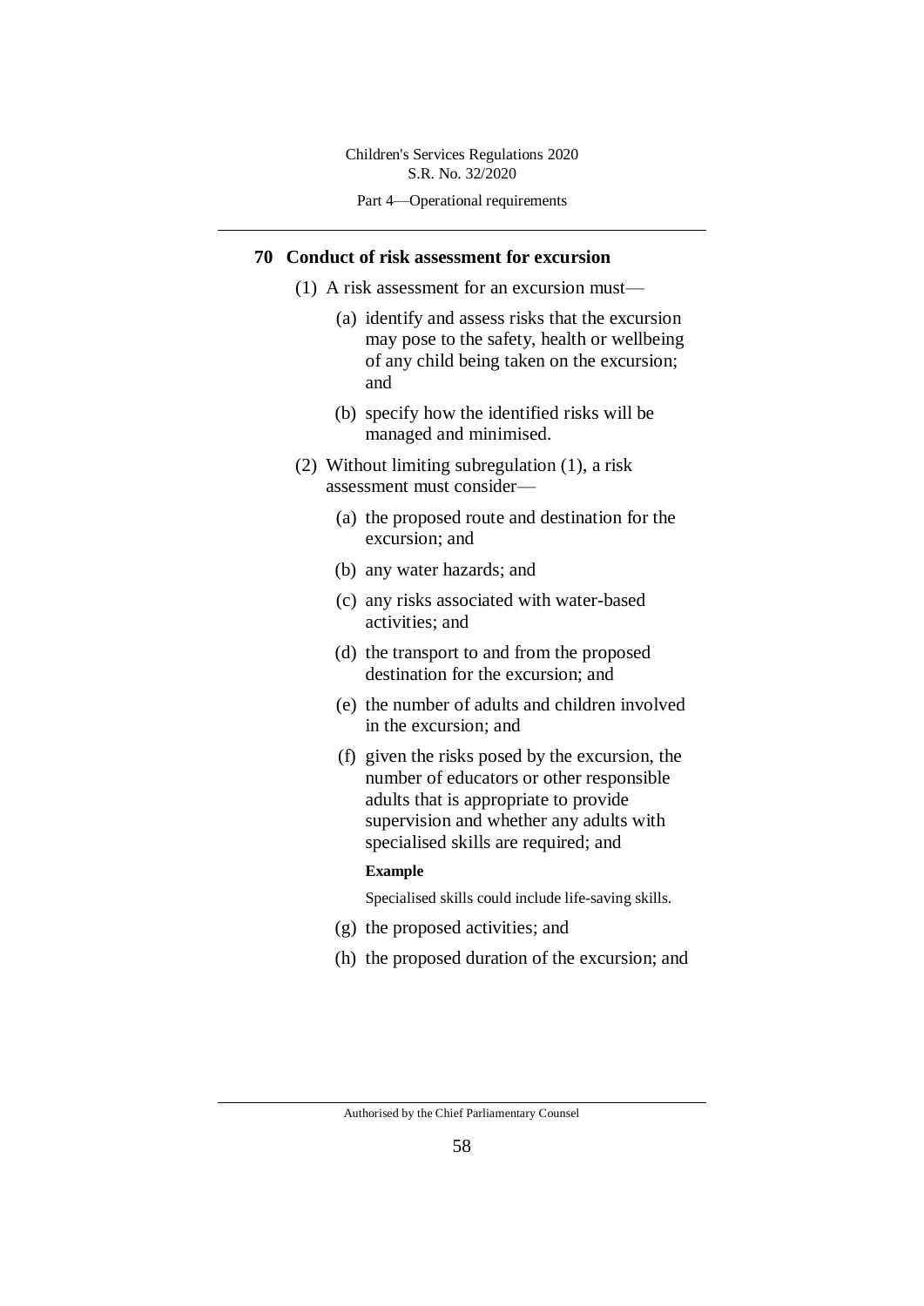## 70 Conduct of risk assessment for excursion

(1) A risk assessment for an excursion must—

(a) identify and assess risks that the excursion may pose to the safety, health or wellbeing of any child being taken on the excursion; and

(b) specify how the identified risks will be managed and minimised.

(2) Without limiting subregulation (1), a risk assessment must consider—

(a) the proposed route and destination for the excursion; and

(b) any water hazards; and

(c) any risks associated with water-based activities; and

(d) the transport to and from the proposed destination for the excursion; and

(e) the number of adults and children involved in the excursion; and

(f) given the risks posed by the excursion, the number of educators or other responsible adults that is appropriate to provide supervision and whether any adults with specialised skills are required; and

**Example**

Specialised skills could include life-saving skills.

(g) the proposed activities; and

(h) the proposed duration of the excursion; and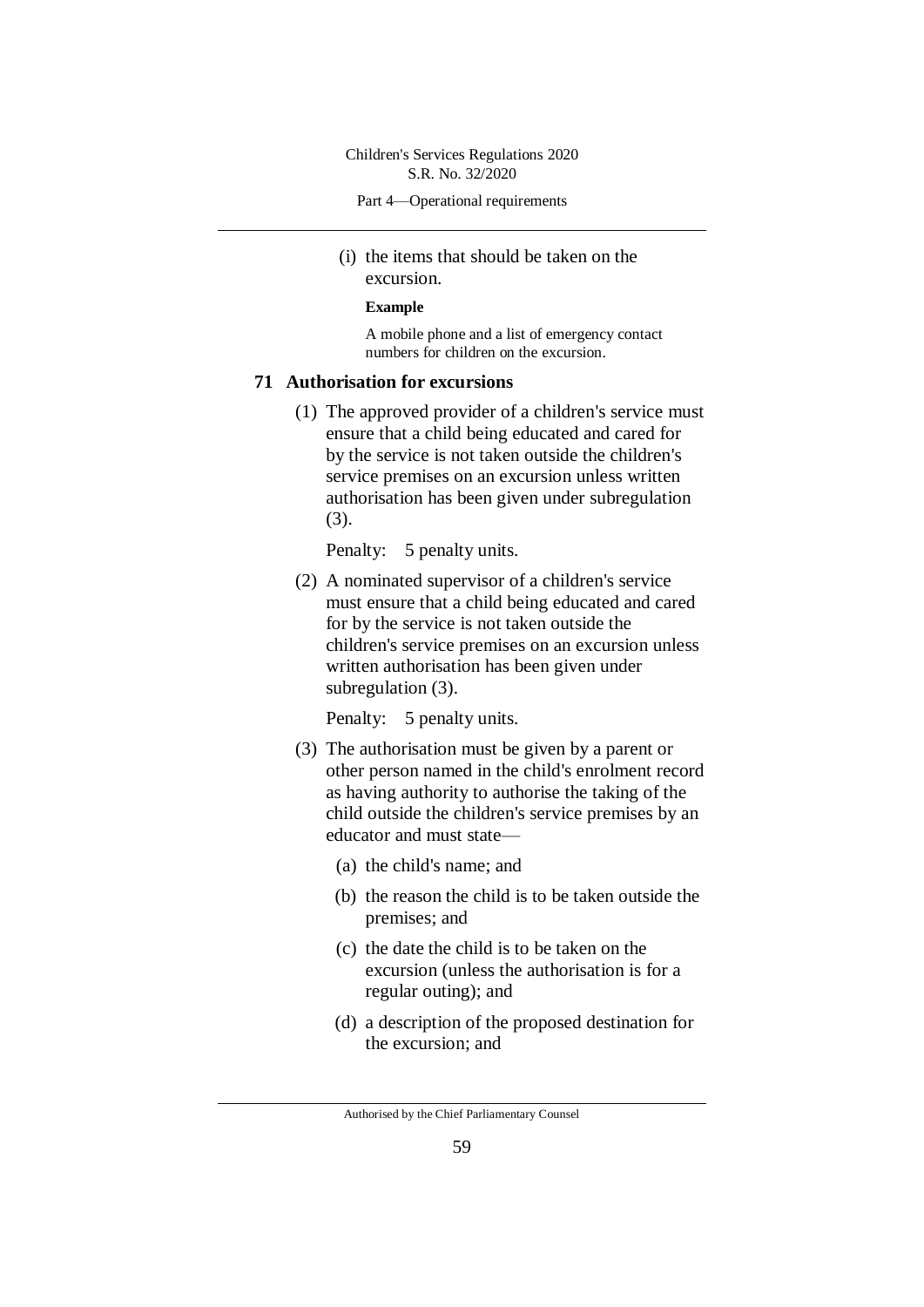(i) the items that should be taken on the excursion.

**Example**

A mobile phone and a list of emergency contact numbers for children on the excursion.

### 71 Authorisation for excursions

(1) The approved provider of a children's service must ensure that a child being educated and cared for by the service is not taken outside the children's service premises on an excursion unless written authorisation has been given under subregulation (3).

Penalty: 5 penalty units.

(2) A nominated supervisor of a children's service must ensure that a child being educated and cared for by the service is not taken outside the children's service premises on an excursion unless written authorisation has been given under subregulation (3).

Penalty: 5 penalty units.

(3) The authorisation must be given by a parent or other person named in the child's enrolment record as having authority to authorise the taking of the child outside the children's service premises by an educator and must state—

(a) the child's name; and

(b) the reason the child is to be taken outside the premises; and

(c) the date the child is to be taken on the excursion (unless the authorisation is for a regular outing); and

(d) a description of the proposed destination for the excursion; and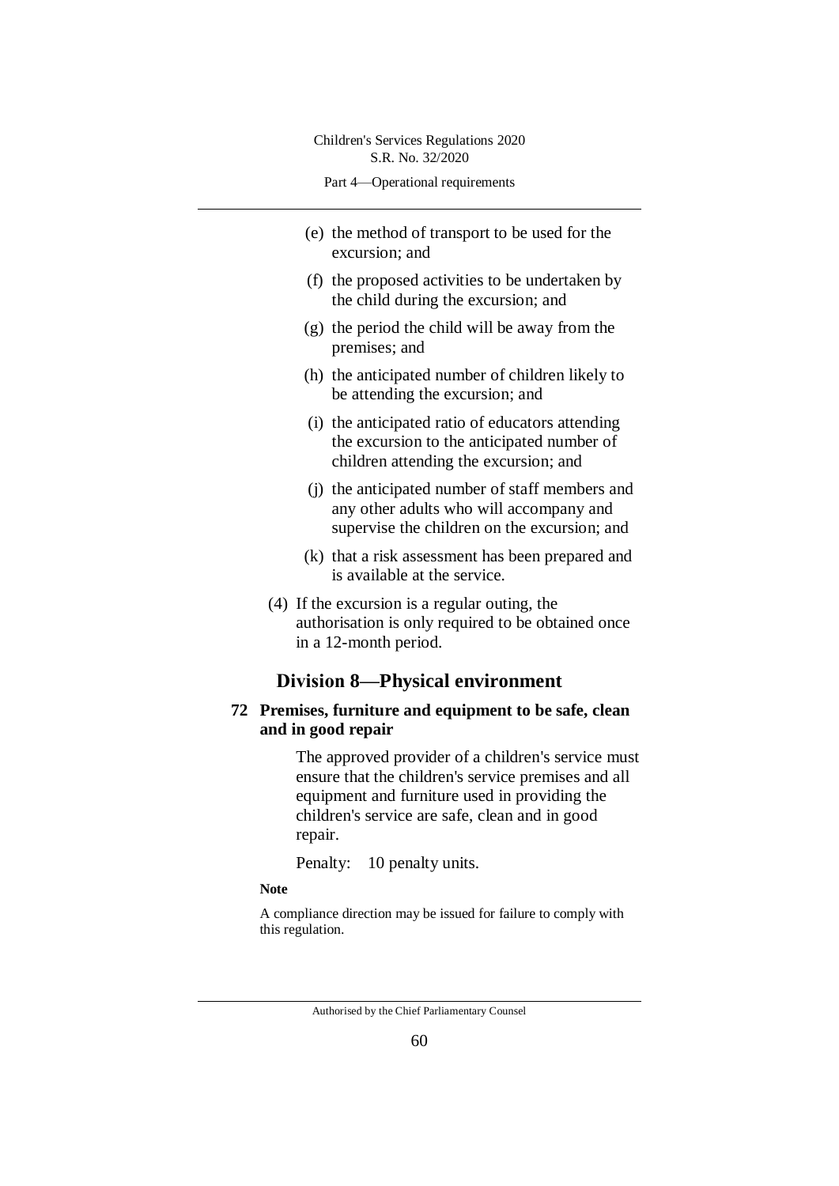(e) the method of transport to be used for the excursion; and

(f) the proposed activities to be undertaken by the child during the excursion; and

(g) the period the child will be away from the premises; and

(h) the anticipated number of children likely to be attending the excursion; and

(i) the anticipated ratio of educators attending the excursion to the anticipated number of children attending the excursion; and

(j) the anticipated number of staff members and any other adults who will accompany and supervise the children on the excursion; and

(k) that a risk assessment has been prepared and is available at the service.

(4) If the excursion is a regular outing, the authorisation is only required to be obtained once in a 12-month period.

## Division 8—Physical environment

### 72 Premises, furniture and equipment to be safe, clean and in good repair

The approved provider of a children's service must ensure that the children's service premises and all equipment and furniture used in providing the children's service are safe, clean and in good repair.

Penalty: 10 penalty units.

**Note**

A compliance direction may be issued for failure to comply with this regulation.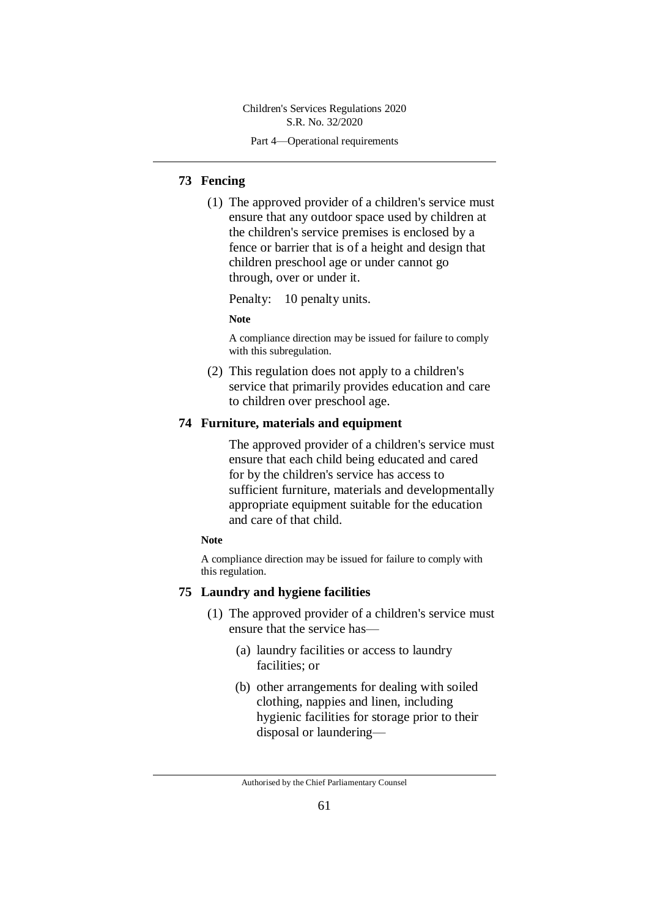## 73 Fencing

(1) The approved provider of a children's service must ensure that any outdoor space used by children at the children's service premises is enclosed by a fence or barrier that is of a height and design that children preschool age or under cannot go through, over or under it.

Penalty: 10 penalty units.

**Note**

A compliance direction may be issued for failure to comply with this subregulation.

(2) This regulation does not apply to a children's service that primarily provides education and care to children over preschool age.

## 74 Furniture, materials and equipment

The approved provider of a children's service must ensure that each child being educated and cared for by the children's service has access to sufficient furniture, materials and developmentally appropriate equipment suitable for the education and care of that child.

**Note**

A compliance direction may be issued for failure to comply with this regulation.

## 75 Laundry and hygiene facilities

(1) The approved provider of a children's service must ensure that the service has—

(a) laundry facilities or access to laundry facilities; or

(b) other arrangements for dealing with soiled clothing, nappies and linen, including hygienic facilities for storage prior to their disposal or laundering—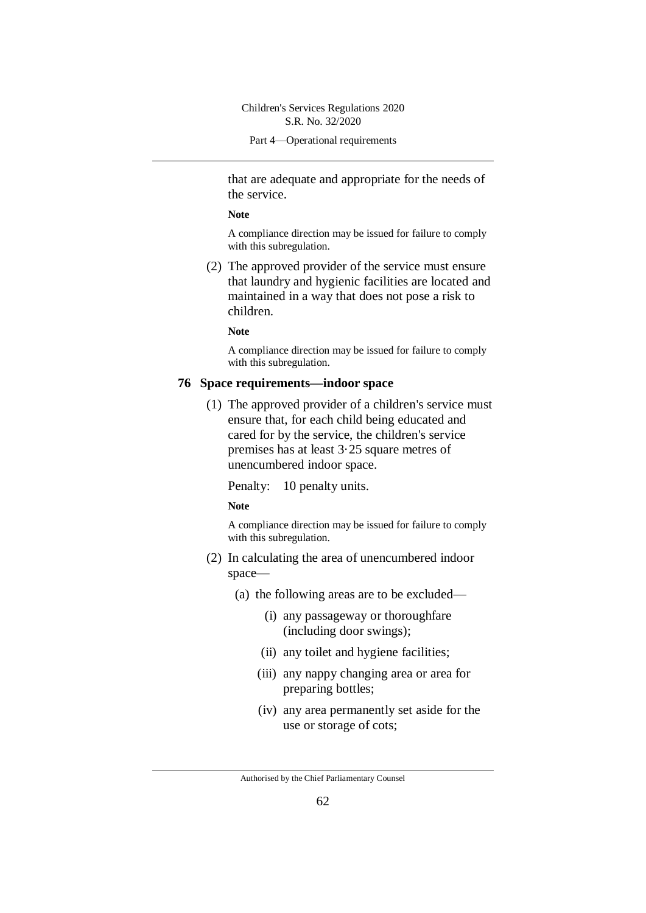that are adequate and appropriate for the needs of the service.

**Note**

A compliance direction may be issued for failure to comply with this subregulation.

(2) The approved provider of the service must ensure that laundry and hygienic facilities are located and maintained in a way that does not pose a risk to children.

**Note**

A compliance direction may be issued for failure to comply with this subregulation.

### 76 Space requirements—indoor space

(1) The approved provider of a children's service must ensure that, for each child being educated and cared for by the service, the children's service premises has at least 3·25 square metres of unencumbered indoor space.

Penalty: 10 penalty units.

**Note**

A compliance direction may be issued for failure to comply with this subregulation.

(2) In calculating the area of unencumbered indoor space—

(a) the following areas are to be excluded—

(i) any passageway or thoroughfare (including door swings);

(ii) any toilet and hygiene facilities;

(iii) any nappy changing area or area for preparing bottles;

(iv) any area permanently set aside for the use or storage of cots;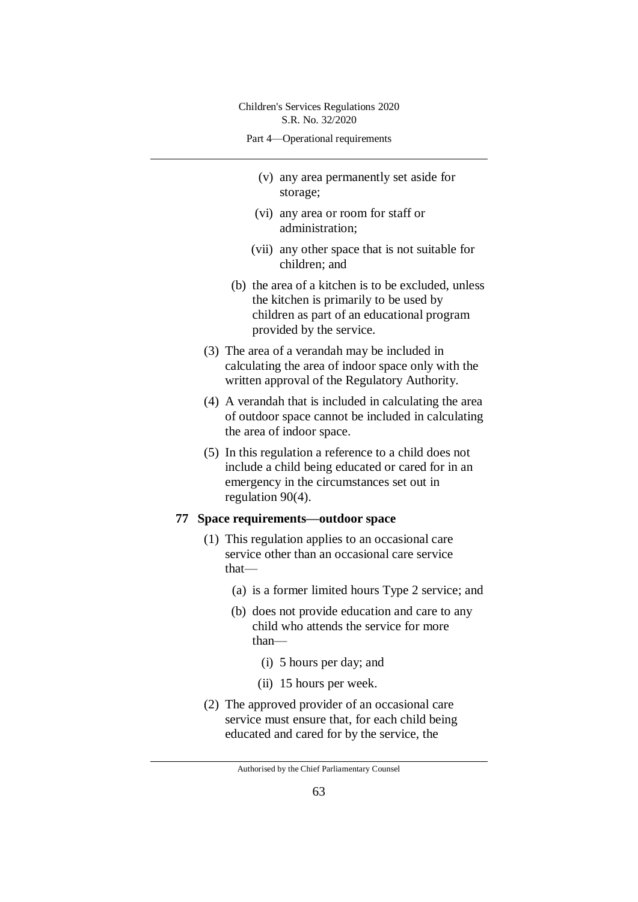(v) any area permanently set aside for storage;

(vi) any area or room for staff or administration;

(vii) any other space that is not suitable for children; and

(b) the area of a kitchen is to be excluded, unless the kitchen is primarily to be used by children as part of an educational program provided by the service.

(3) The area of a verandah may be included in calculating the area of indoor space only with the written approval of the Regulatory Authority.

(4) A verandah that is included in calculating the area of outdoor space cannot be included in calculating the area of indoor space.

(5) In this regulation a reference to a child does not include a child being educated or cared for in an emergency in the circumstances set out in regulation 90(4).

## 77 Space requirements—outdoor space

(1) This regulation applies to an occasional care service other than an occasional care service that—

(a) is a former limited hours Type 2 service; and

(b) does not provide education and care to any child who attends the service for more than—

(i) 5 hours per day; and

(ii) 15 hours per week.

(2) The approved provider of an occasional care service must ensure that, for each child being educated and cared for by the service, the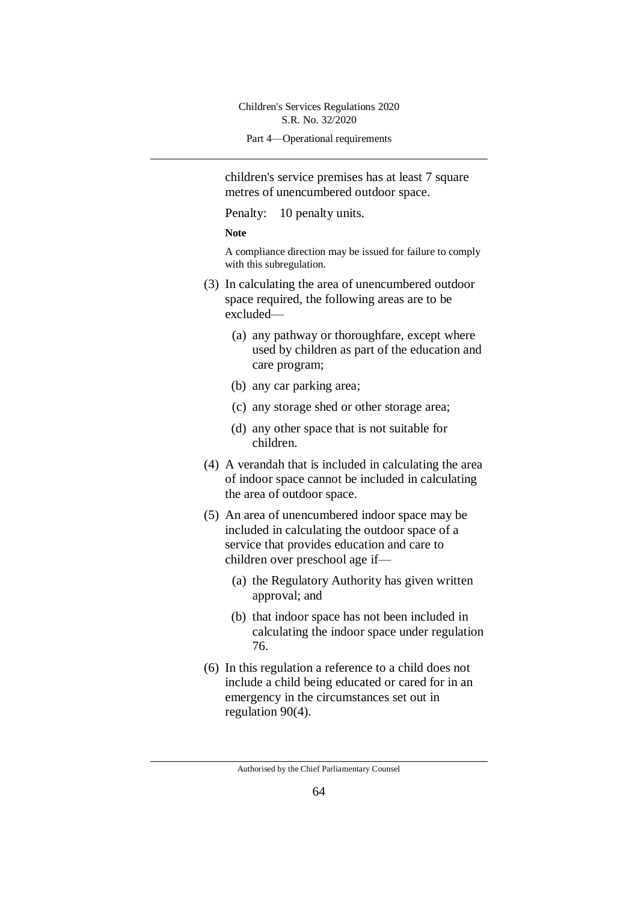children's service premises has at least 7 square metres of unencumbered outdoor space.

Penalty: 10 penalty units.

**Note**

A compliance direction may be issued for failure to comply with this subregulation.

(3) In calculating the area of unencumbered outdoor space required, the following areas are to be excluded—

(a) any pathway or thoroughfare, except where used by children as part of the education and care program;

(b) any car parking area;

(c) any storage shed or other storage area;

(d) any other space that is not suitable for children.

(4) A verandah that is included in calculating the area of indoor space cannot be included in calculating the area of outdoor space.

(5) An area of unencumbered indoor space may be included in calculating the outdoor space of a service that provides education and care to children over preschool age if—

(a) the Regulatory Authority has given written approval; and

(b) that indoor space has not been included in calculating the indoor space under regulation 76.

(6) In this regulation a reference to a child does not include a child being educated or cared for in an emergency in the circumstances set out in regulation 90(4).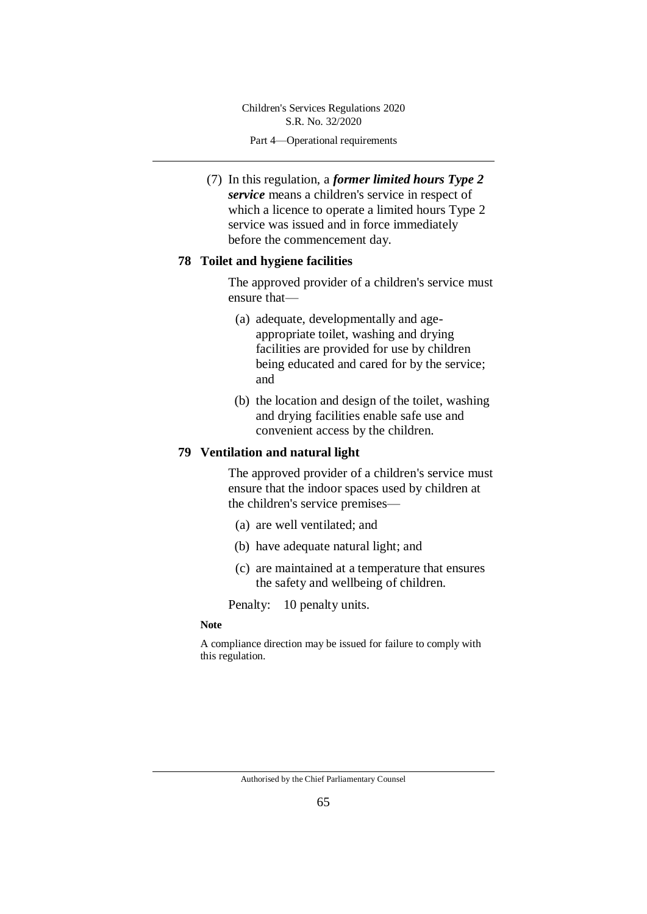(7) In this regulation, a ***former limited hours Type 2 service*** means a children's service in respect of which a licence to operate a limited hours Type 2 service was issued and in force immediately before the commencement day.

### 78 Toilet and hygiene facilities

The approved provider of a children's service must ensure that—

(a) adequate, developmentally and age-appropriate toilet, washing and drying facilities are provided for use by children being educated and cared for by the service; and

(b) the location and design of the toilet, washing and drying facilities enable safe use and convenient access by the children.

### 79 Ventilation and natural light

The approved provider of a children's service must ensure that the indoor spaces used by children at the children's service premises—

(a) are well ventilated; and

(b) have adequate natural light; and

(c) are maintained at a temperature that ensures the safety and wellbeing of children.

Penalty: 10 penalty units.

**Note**

A compliance direction may be issued for failure to comply with this regulation.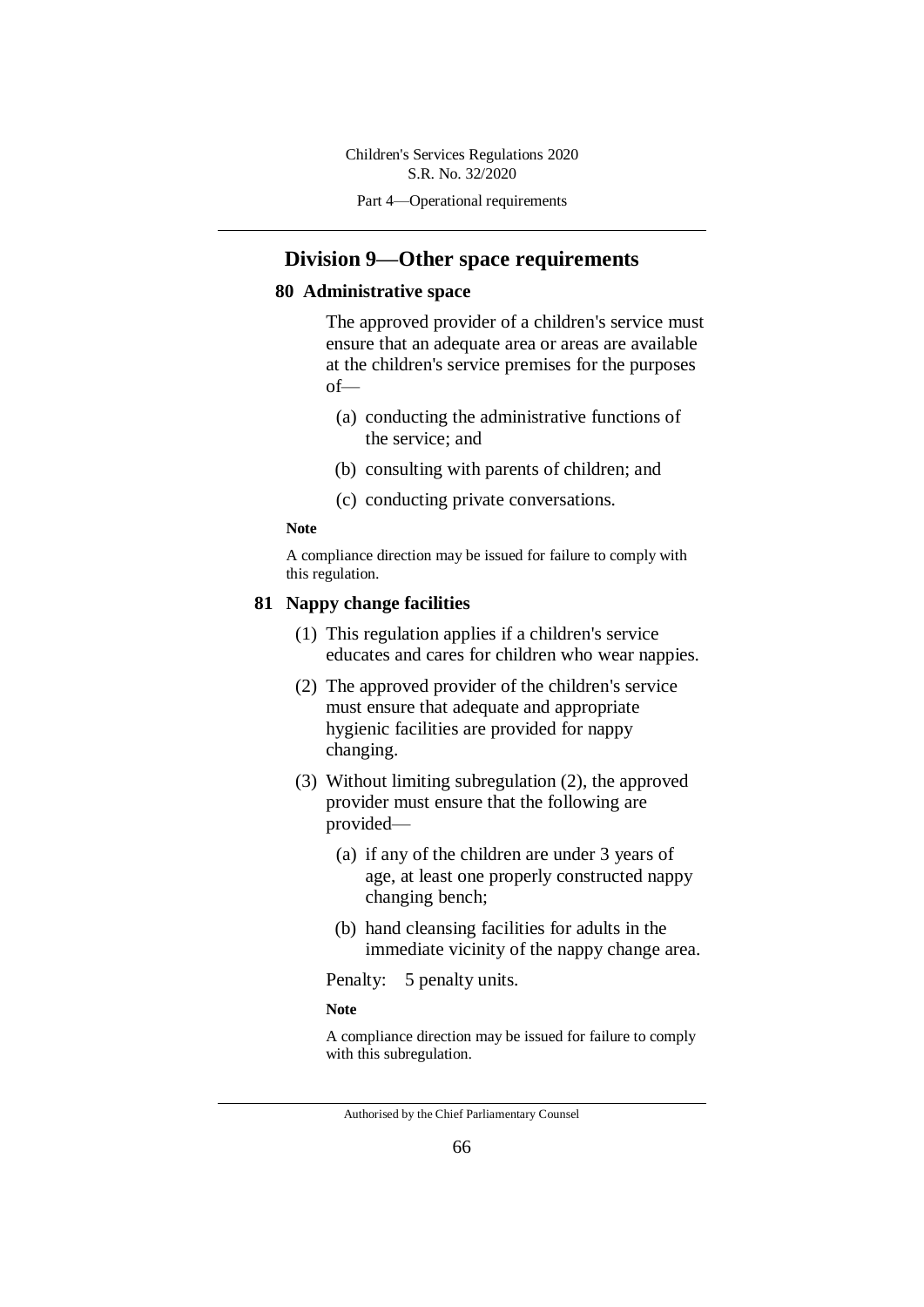## Division 9—Other space requirements

### 80 Administrative space

The approved provider of a children's service must ensure that an adequate area or areas are available at the children's service premises for the purposes of—

(a) conducting the administrative functions of the service; and

(b) consulting with parents of children; and

(c) conducting private conversations.

**Note**

A compliance direction may be issued for failure to comply with this regulation.

### 81 Nappy change facilities

(1) This regulation applies if a children's service educates and cares for children who wear nappies.

(2) The approved provider of the children's service must ensure that adequate and appropriate hygienic facilities are provided for nappy changing.

(3) Without limiting subregulation (2), the approved provider must ensure that the following are provided—

(a) if any of the children are under 3 years of age, at least one properly constructed nappy changing bench;

(b) hand cleansing facilities for adults in the immediate vicinity of the nappy change area.

Penalty: 5 penalty units.

**Note**

A compliance direction may be issued for failure to comply with this subregulation.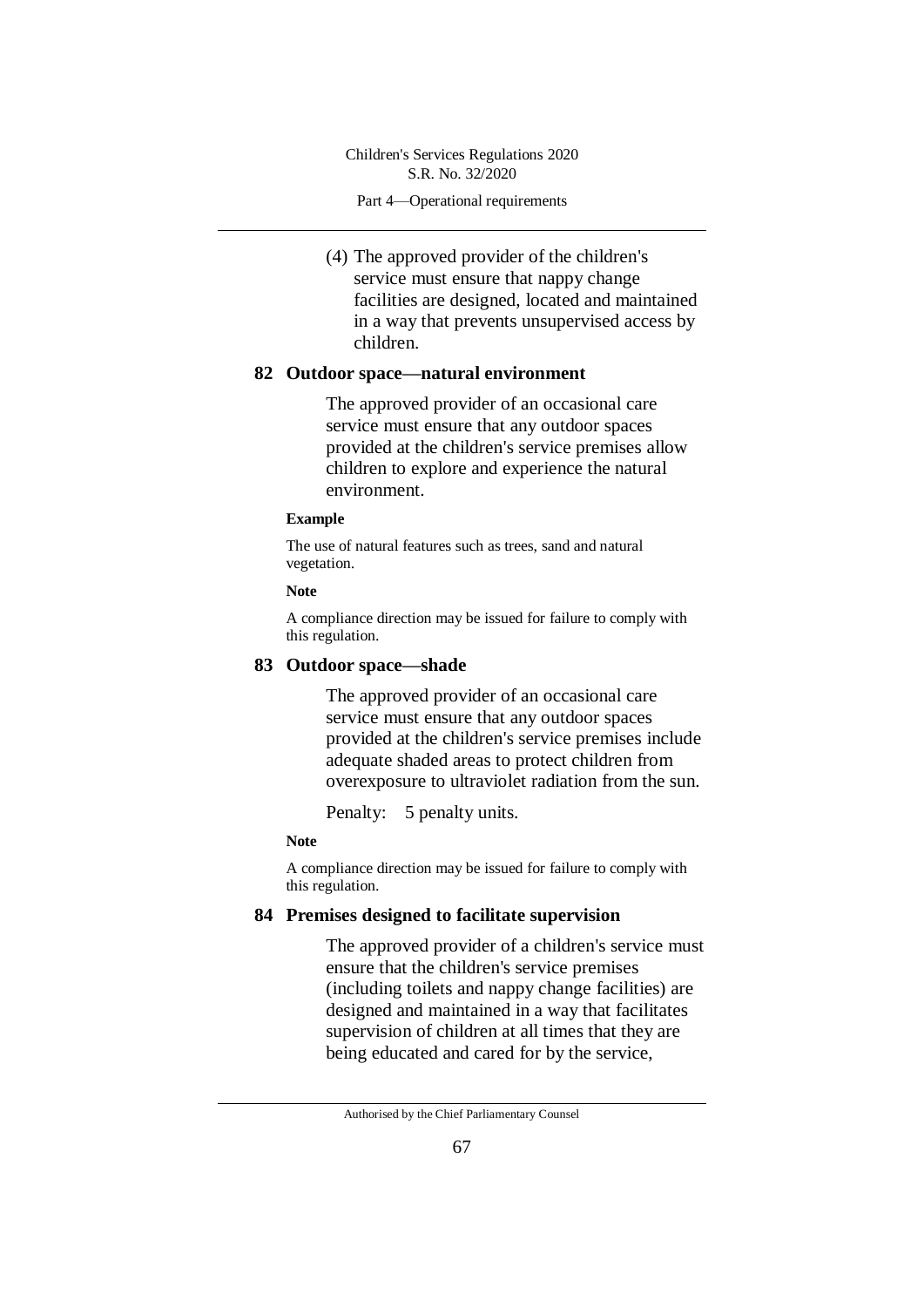(4) The approved provider of the children's service must ensure that nappy change facilities are designed, located and maintained in a way that prevents unsupervised access by children.

## 82 Outdoor space—natural environment

The approved provider of an occasional care service must ensure that any outdoor spaces provided at the children's service premises allow children to explore and experience the natural environment.

**Example**

The use of natural features such as trees, sand and natural vegetation.

**Note**

A compliance direction may be issued for failure to comply with this regulation.

## 83 Outdoor space—shade

The approved provider of an occasional care service must ensure that any outdoor spaces provided at the children's service premises include adequate shaded areas to protect children from overexposure to ultraviolet radiation from the sun.

Penalty: 5 penalty units.

**Note**

A compliance direction may be issued for failure to comply with this regulation.

## 84 Premises designed to facilitate supervision

The approved provider of a children's service must ensure that the children's service premises (including toilets and nappy change facilities) are designed and maintained in a way that facilitates supervision of children at all times that they are being educated and cared for by the service,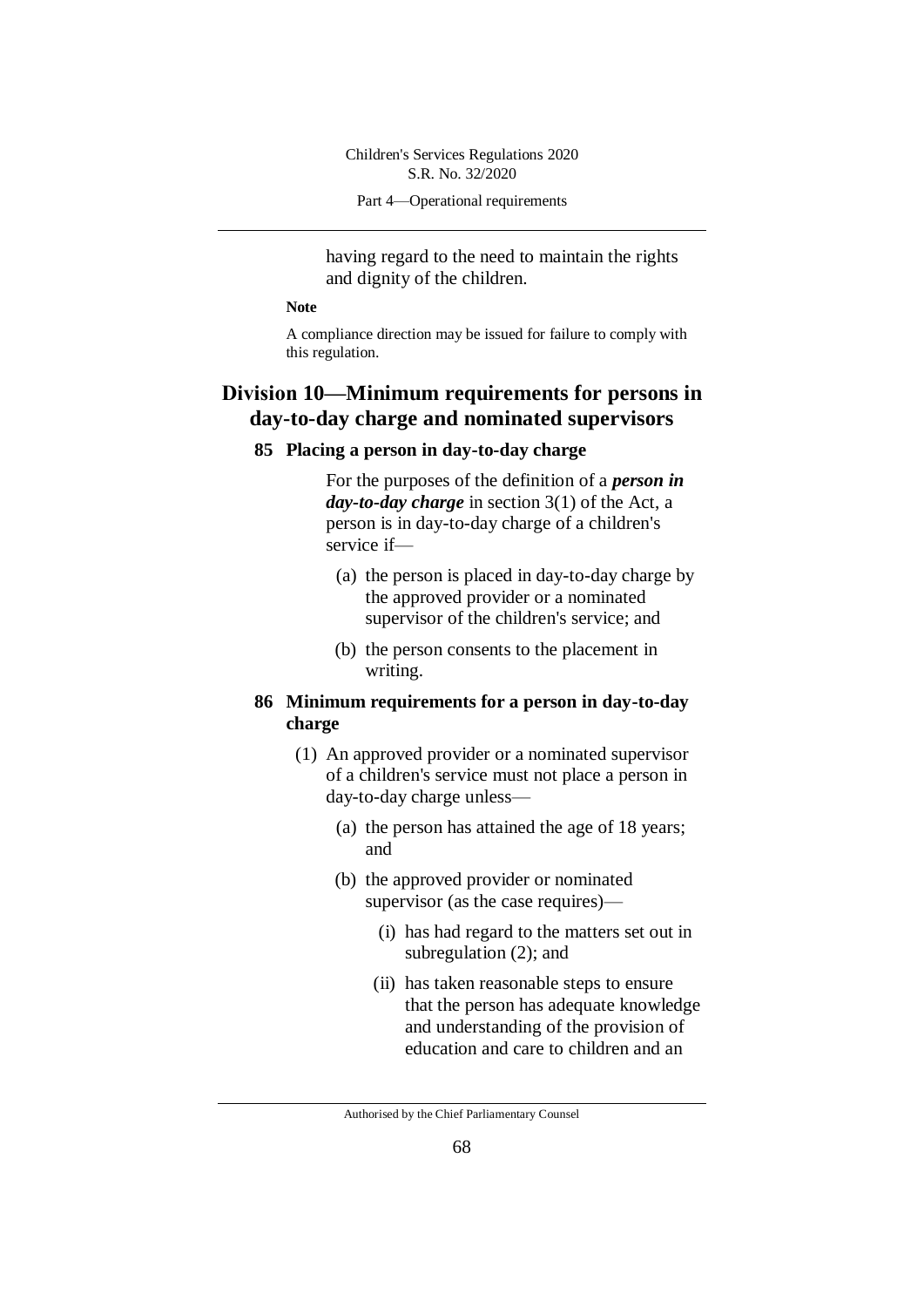having regard to the need to maintain the rights and dignity of the children.

**Note**

A compliance direction may be issued for failure to comply with this regulation.

## Division 10—Minimum requirements for persons in day-to-day charge and nominated supervisors

### 85 Placing a person in day-to-day charge

For the purposes of the definition of a ***person in day-to-day charge*** in section 3(1) of the Act, a person is in day-to-day charge of a children's service if—

(a) the person is placed in day-to-day charge by the approved provider or a nominated supervisor of the children's service; and

(b) the person consents to the placement in writing.

### 86 Minimum requirements for a person in day-to-day charge

(1) An approved provider or a nominated supervisor of a children's service must not place a person in day-to-day charge unless—

(a) the person has attained the age of 18 years; and

(b) the approved provider or nominated supervisor (as the case requires)—

(i) has had regard to the matters set out in subregulation (2); and

(ii) has taken reasonable steps to ensure that the person has adequate knowledge and understanding of the provision of education and care to children and an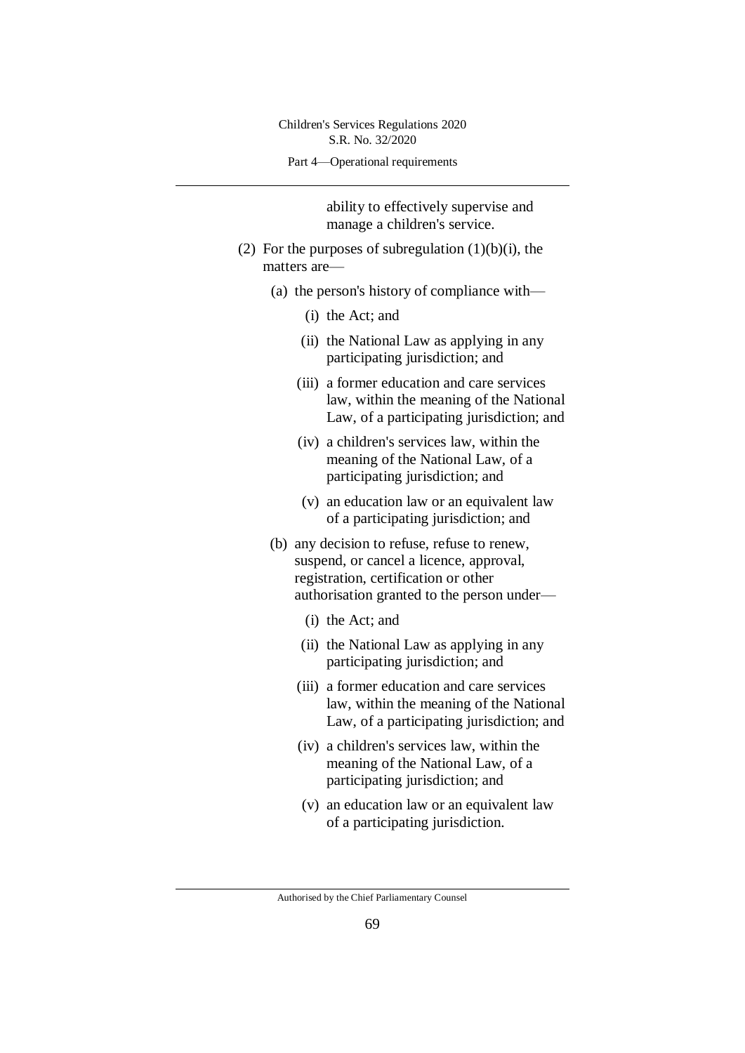ability to effectively supervise and manage a children's service.

(2) For the purposes of subregulation (1)(b)(i), the matters are—

(a) the person's history of compliance with—

(i) the Act; and

(ii) the National Law as applying in any participating jurisdiction; and

(iii) a former education and care services law, within the meaning of the National Law, of a participating jurisdiction; and

(iv) a children's services law, within the meaning of the National Law, of a participating jurisdiction; and

(v) an education law or an equivalent law of a participating jurisdiction; and

(b) any decision to refuse, refuse to renew, suspend, or cancel a licence, approval, registration, certification or other authorisation granted to the person under—

(i) the Act; and

(ii) the National Law as applying in any participating jurisdiction; and

(iii) a former education and care services law, within the meaning of the National Law, of a participating jurisdiction; and

(iv) a children's services law, within the meaning of the National Law, of a participating jurisdiction; and

(v) an education law or an equivalent law of a participating jurisdiction.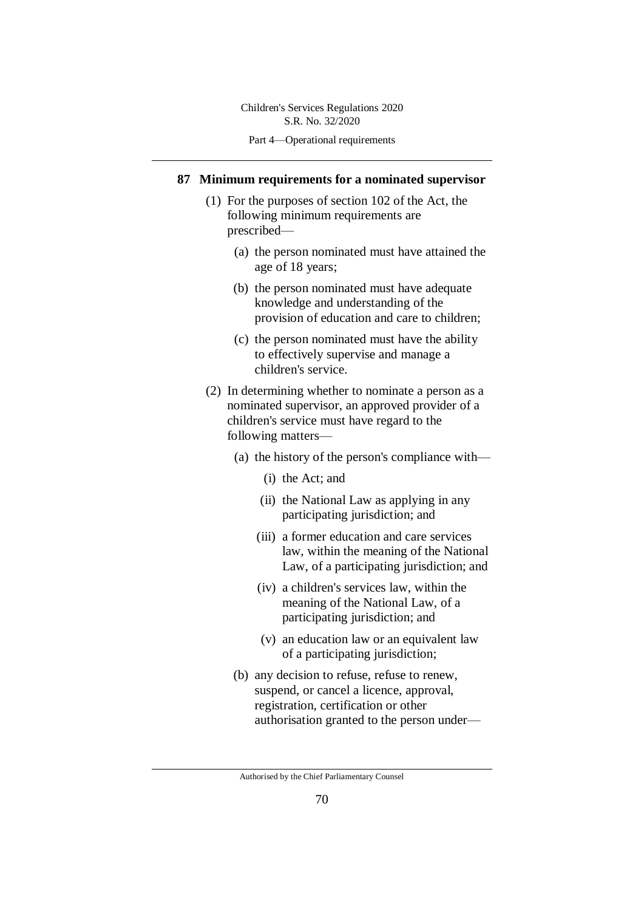## 87 Minimum requirements for a nominated supervisor

(1) For the purposes of section 102 of the Act, the following minimum requirements are prescribed—

(a) the person nominated must have attained the age of 18 years;

(b) the person nominated must have adequate knowledge and understanding of the provision of education and care to children;

(c) the person nominated must have the ability to effectively supervise and manage a children's service.

(2) In determining whether to nominate a person as a nominated supervisor, an approved provider of a children's service must have regard to the following matters—

(a) the history of the person's compliance with—

(i) the Act; and

(ii) the National Law as applying in any participating jurisdiction; and

(iii) a former education and care services law, within the meaning of the National Law, of a participating jurisdiction; and

(iv) a children's services law, within the meaning of the National Law, of a participating jurisdiction; and

(v) an education law or an equivalent law of a participating jurisdiction;

(b) any decision to refuse, refuse to renew, suspend, or cancel a licence, approval, registration, certification or other authorisation granted to the person under—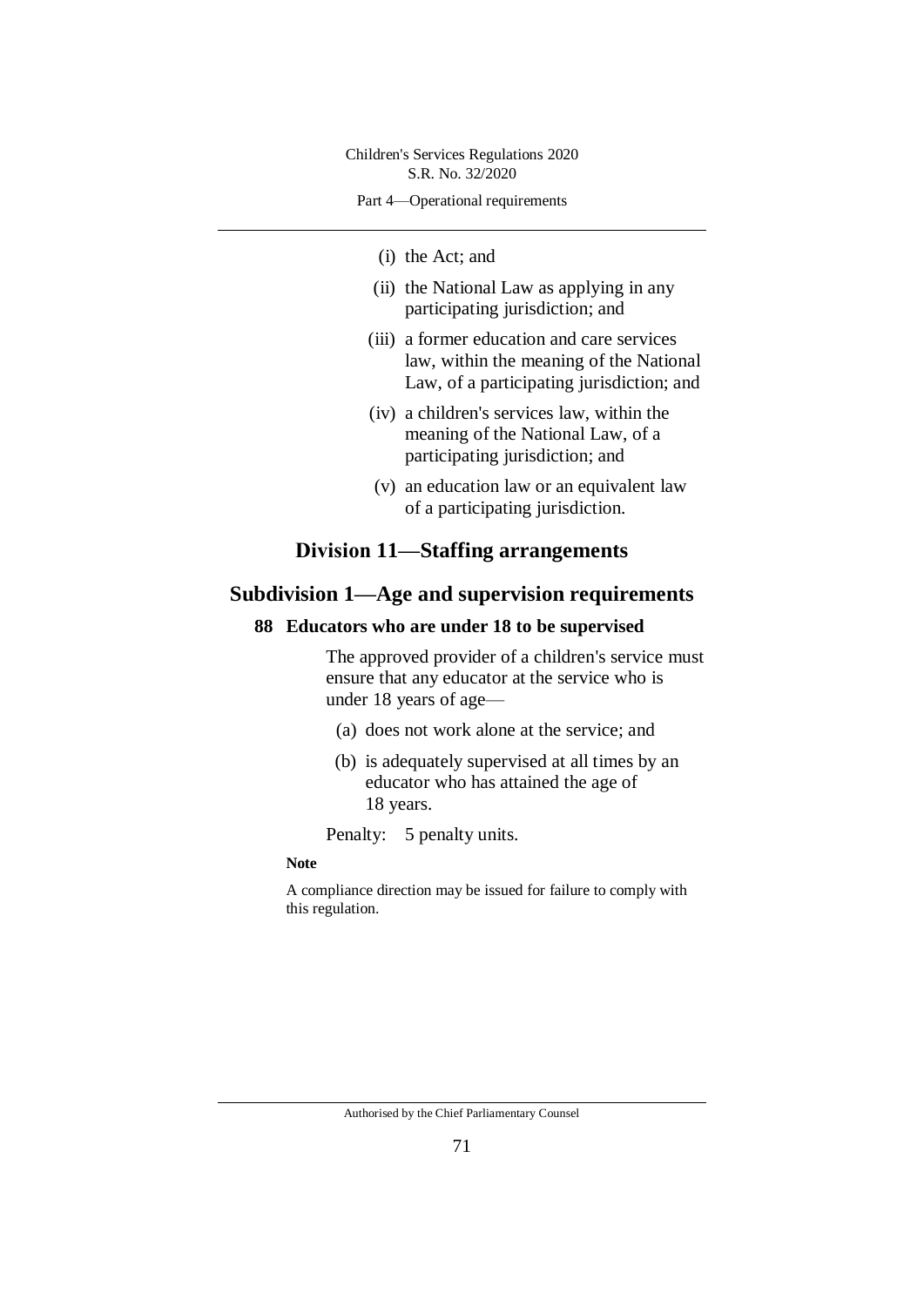(i) the Act; and

(ii) the National Law as applying in any participating jurisdiction; and

(iii) a former education and care services law, within the meaning of the National Law, of a participating jurisdiction; and

(iv) a children's services law, within the meaning of the National Law, of a participating jurisdiction; and

(v) an education law or an equivalent law of a participating jurisdiction.

## Division 11—Staffing arrangements

### Subdivision 1—Age and supervision requirements

#### 88 Educators who are under 18 to be supervised

The approved provider of a children's service must ensure that any educator at the service who is under 18 years of age—

(a) does not work alone at the service; and

(b) is adequately supervised at all times by an educator who has attained the age of 18 years.

Penalty: 5 penalty units.

**Note**

A compliance direction may be issued for failure to comply with this regulation.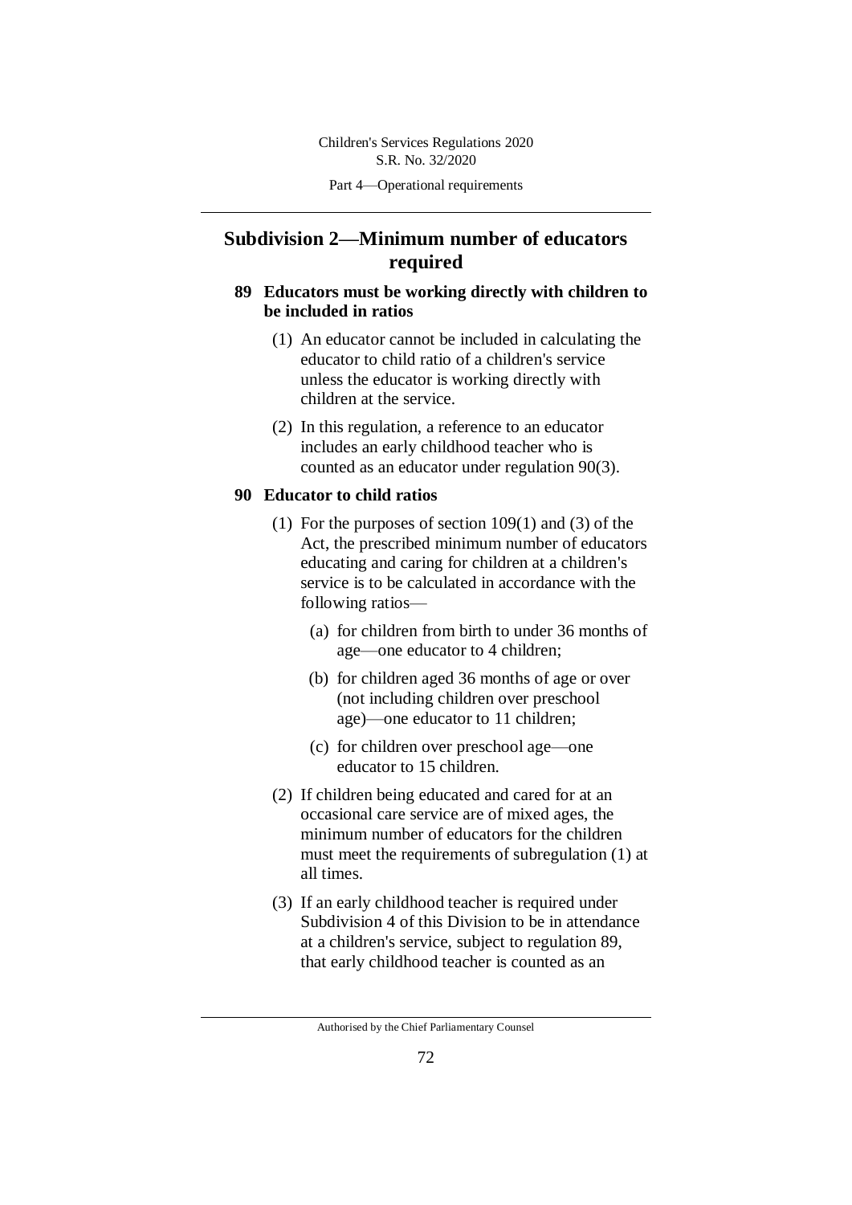## Subdivision 2—Minimum number of educators required

### 89 Educators must be working directly with children to be included in ratios

(1) An educator cannot be included in calculating the educator to child ratio of a children's service unless the educator is working directly with children at the service.

(2) In this regulation, a reference to an educator includes an early childhood teacher who is counted as an educator under regulation 90(3).

### 90 Educator to child ratios

(1) For the purposes of section 109(1) and (3) of the Act, the prescribed minimum number of educators educating and caring for children at a children's service is to be calculated in accordance with the following ratios—

  (a) for children from birth to under 36 months of age—one educator to 4 children;

  (b) for children aged 36 months of age or over (not including children over preschool age)—one educator to 11 children;

  (c) for children over preschool age—one educator to 15 children.

(2) If children being educated and cared for at an occasional care service are of mixed ages, the minimum number of educators for the children must meet the requirements of subregulation (1) at all times.

(3) If an early childhood teacher is required under Subdivision 4 of this Division to be in attendance at a children's service, subject to regulation 89, that early childhood teacher is counted as an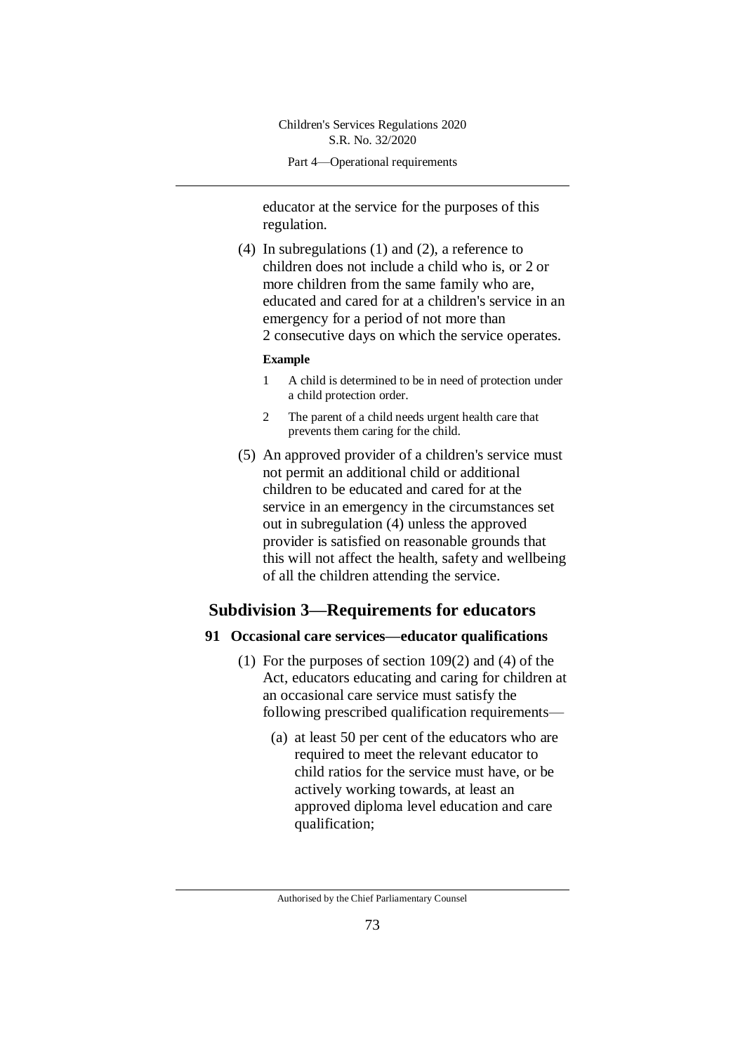educator at the service for the purposes of this regulation.

(4) In subregulations (1) and (2), a reference to children does not include a child who is, or 2 or more children from the same family who are, educated and cared for at a children's service in an emergency for a period of not more than 2 consecutive days on which the service operates.

**Example**

1 A child is determined to be in need of protection under a child protection order.

2 The parent of a child needs urgent health care that prevents them caring for the child.

(5) An approved provider of a children's service must not permit an additional child or additional children to be educated and cared for at the service in an emergency in the circumstances set out in subregulation (4) unless the approved provider is satisfied on reasonable grounds that this will not affect the health, safety and wellbeing of all the children attending the service.

## Subdivision 3—Requirements for educators

### 91 Occasional care services—educator qualifications

(1) For the purposes of section 109(2) and (4) of the Act, educators educating and caring for children at an occasional care service must satisfy the following prescribed qualification requirements—

(a) at least 50 per cent of the educators who are required to meet the relevant educator to child ratios for the service must have, or be actively working towards, at least an approved diploma level education and care qualification;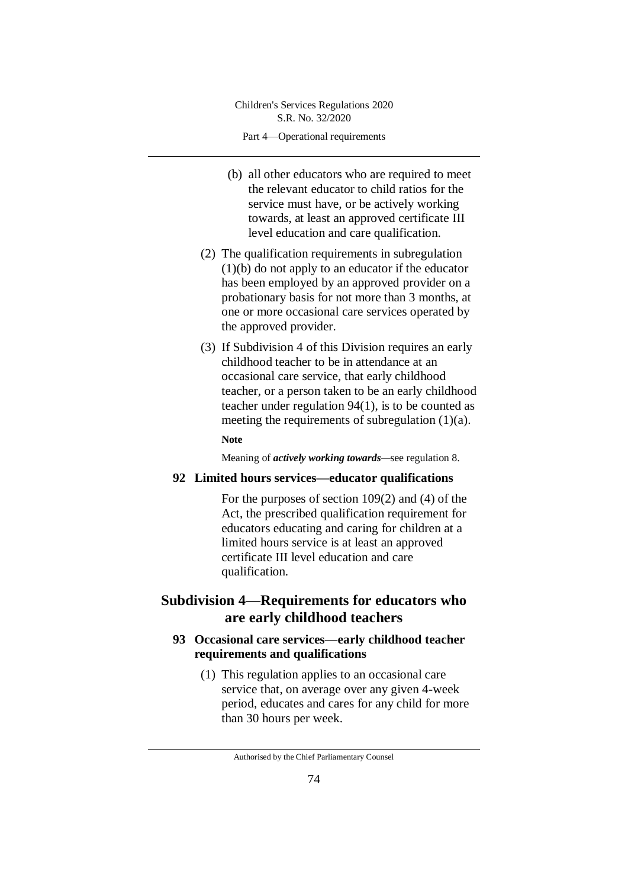(b) all other educators who are required to meet the relevant educator to child ratios for the service must have, or be actively working towards, at least an approved certificate III level education and care qualification.

(2) The qualification requirements in subregulation (1)(b) do not apply to an educator if the educator has been employed by an approved provider on a probationary basis for not more than 3 months, at one or more occasional care services operated by the approved provider.

(3) If Subdivision 4 of this Division requires an early childhood teacher to be in attendance at an occasional care service, that early childhood teacher, or a person taken to be an early childhood teacher under regulation 94(1), is to be counted as meeting the requirements of subregulation (1)(a).

**Note**

Meaning of ***actively working towards***—see regulation 8.

### 92 Limited hours services—educator qualifications

For the purposes of section 109(2) and (4) of the Act, the prescribed qualification requirement for educators educating and caring for children at a limited hours service is at least an approved certificate III level education and care qualification.

## Subdivision 4—Requirements for educators who are early childhood teachers

### 93 Occasional care services—early childhood teacher requirements and qualifications

(1) This regulation applies to an occasional care service that, on average over any given 4-week period, educates and cares for any child for more than 30 hours per week.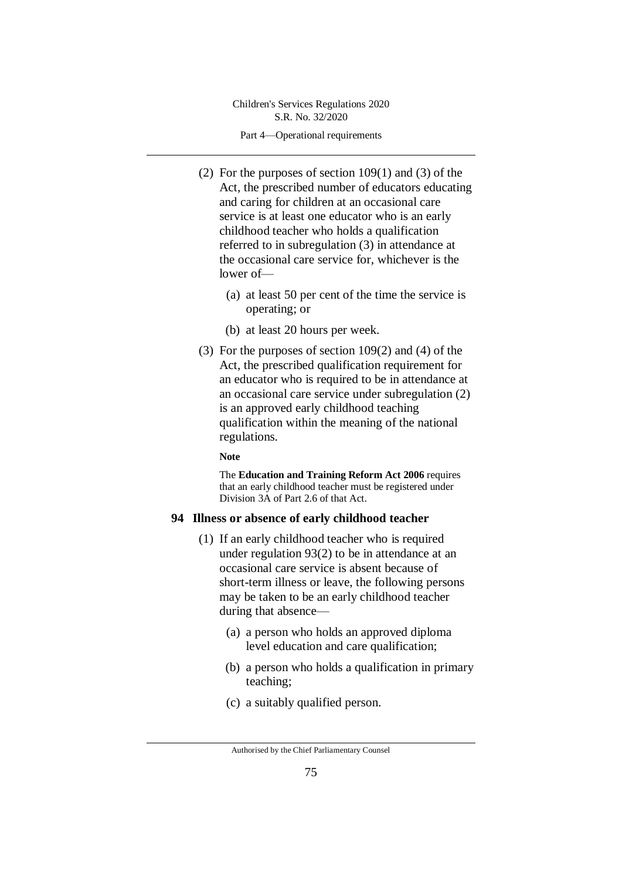(2) For the purposes of section 109(1) and (3) of the Act, the prescribed number of educators educating and caring for children at an occasional care service is at least one educator who is an early childhood teacher who holds a qualification referred to in subregulation (3) in attendance at the occasional care service for, whichever is the lower of—

(a) at least 50 per cent of the time the service is operating; or

(b) at least 20 hours per week.

(3) For the purposes of section 109(2) and (4) of the Act, the prescribed qualification requirement for an educator who is required to be in attendance at an occasional care service under subregulation (2) is an approved early childhood teaching qualification within the meaning of the national regulations.

**Note**

The **Education and Training Reform Act 2006** requires that an early childhood teacher must be registered under Division 3A of Part 2.6 of that Act.

### 94 Illness or absence of early childhood teacher

(1) If an early childhood teacher who is required under regulation 93(2) to be in attendance at an occasional care service is absent because of short-term illness or leave, the following persons may be taken to be an early childhood teacher during that absence—

(a) a person who holds an approved diploma level education and care qualification;

(b) a person who holds a qualification in primary teaching;

(c) a suitably qualified person.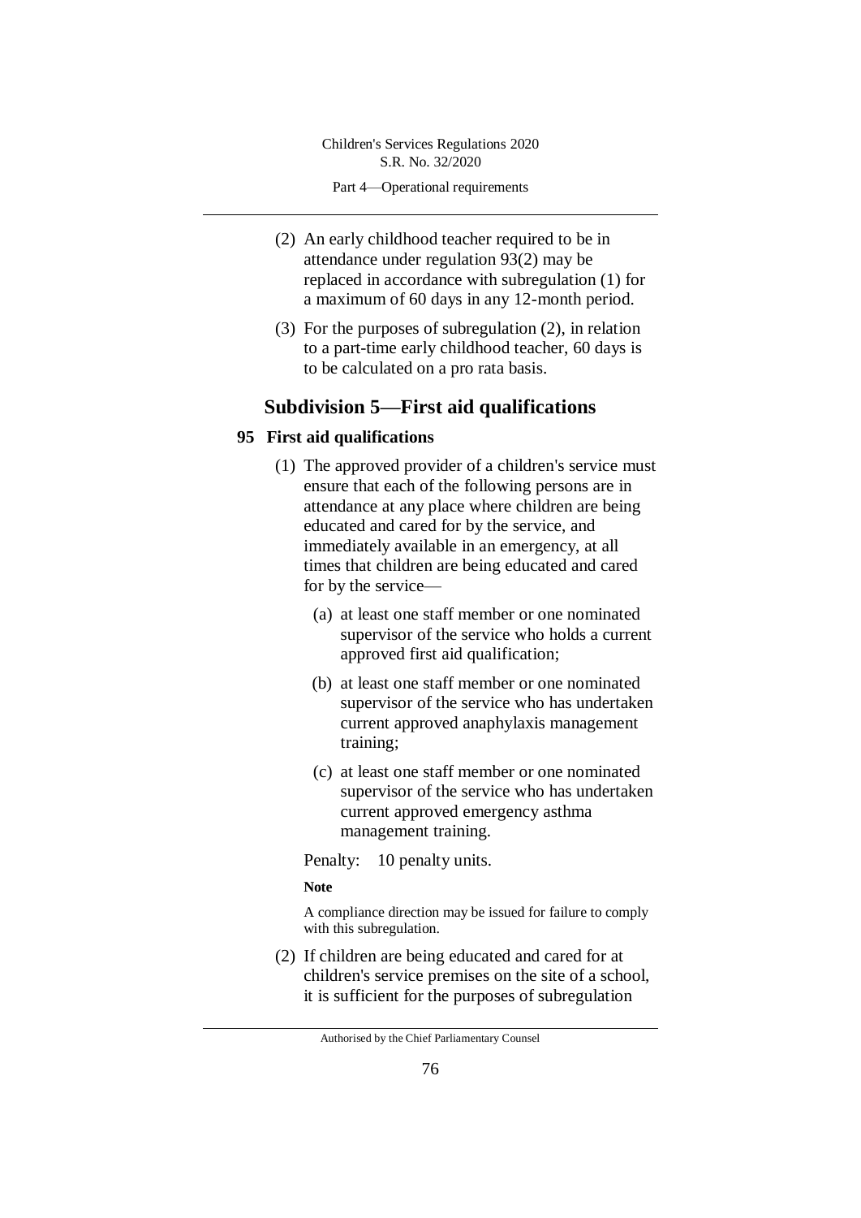(2) An early childhood teacher required to be in attendance under regulation 93(2) may be replaced in accordance with subregulation (1) for a maximum of 60 days in any 12-month period.

(3) For the purposes of subregulation (2), in relation to a part-time early childhood teacher, 60 days is to be calculated on a pro rata basis.

## Subdivision 5—First aid qualifications

### 95 First aid qualifications

(1) The approved provider of a children's service must ensure that each of the following persons are in attendance at any place where children are being educated and cared for by the service, and immediately available in an emergency, at all times that children are being educated and cared for by the service—

(a) at least one staff member or one nominated supervisor of the service who holds a current approved first aid qualification;

(b) at least one staff member or one nominated supervisor of the service who has undertaken current approved anaphylaxis management training;

(c) at least one staff member or one nominated supervisor of the service who has undertaken current approved emergency asthma management training.

Penalty: 10 penalty units.

**Note**

A compliance direction may be issued for failure to comply with this subregulation.

(2) If children are being educated and cared for at children's service premises on the site of a school, it is sufficient for the purposes of subregulation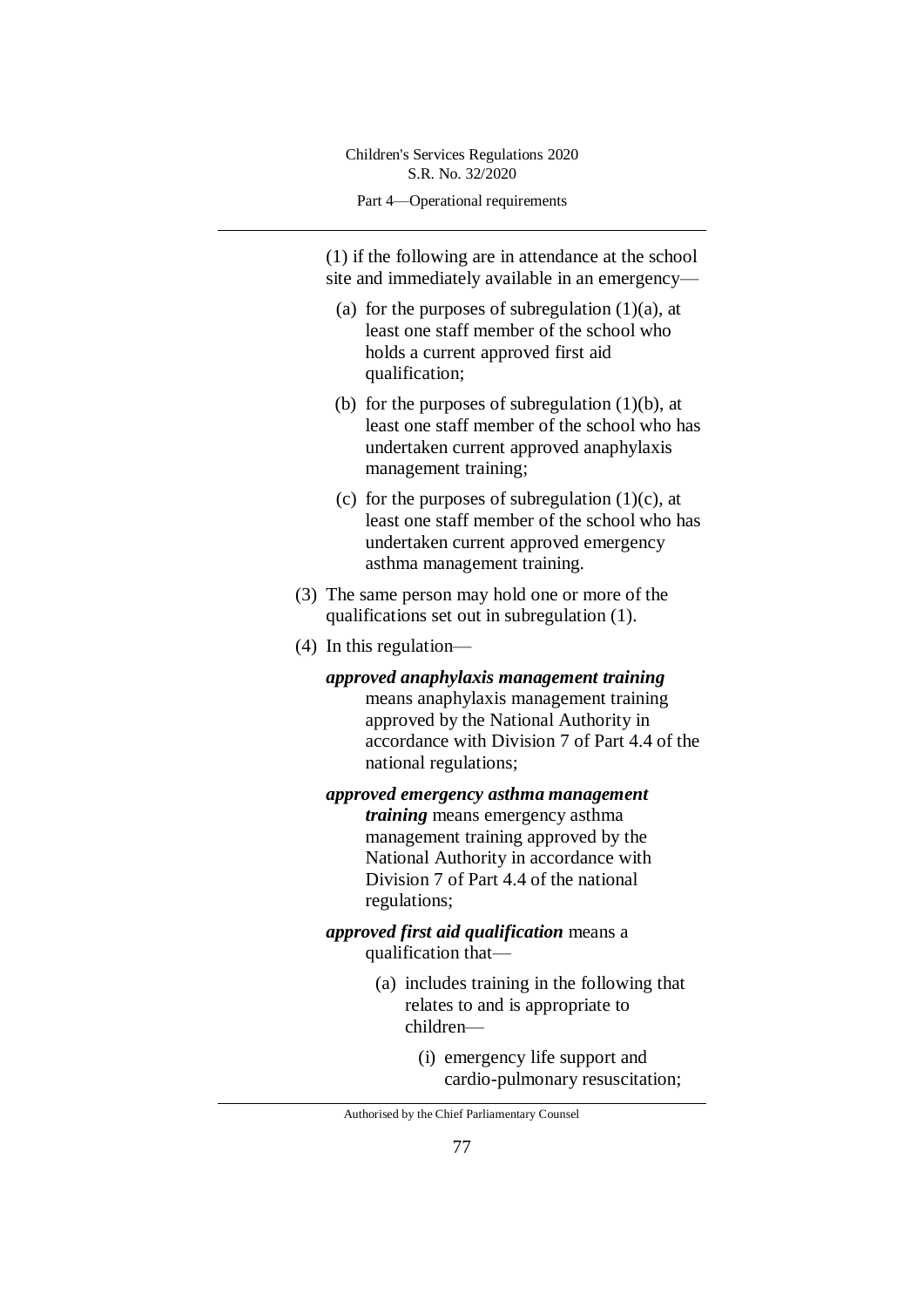(1) if the following are in attendance at the school site and immediately available in an emergency—

(a) for the purposes of subregulation (1)(a), at least one staff member of the school who holds a current approved first aid qualification;

(b) for the purposes of subregulation (1)(b), at least one staff member of the school who has undertaken current approved anaphylaxis management training;

(c) for the purposes of subregulation (1)(c), at least one staff member of the school who has undertaken current approved emergency asthma management training.

(3) The same person may hold one or more of the qualifications set out in subregulation (1).

(4) In this regulation—

***approved anaphylaxis management training*** means anaphylaxis management training approved by the National Authority in accordance with Division 7 of Part 4.4 of the national regulations;

***approved emergency asthma management training*** means emergency asthma management training approved by the National Authority in accordance with Division 7 of Part 4.4 of the national regulations;

***approved first aid qualification*** means a qualification that—

(a) includes training in the following that relates to and is appropriate to children—

(i) emergency life support and cardio-pulmonary resuscitation;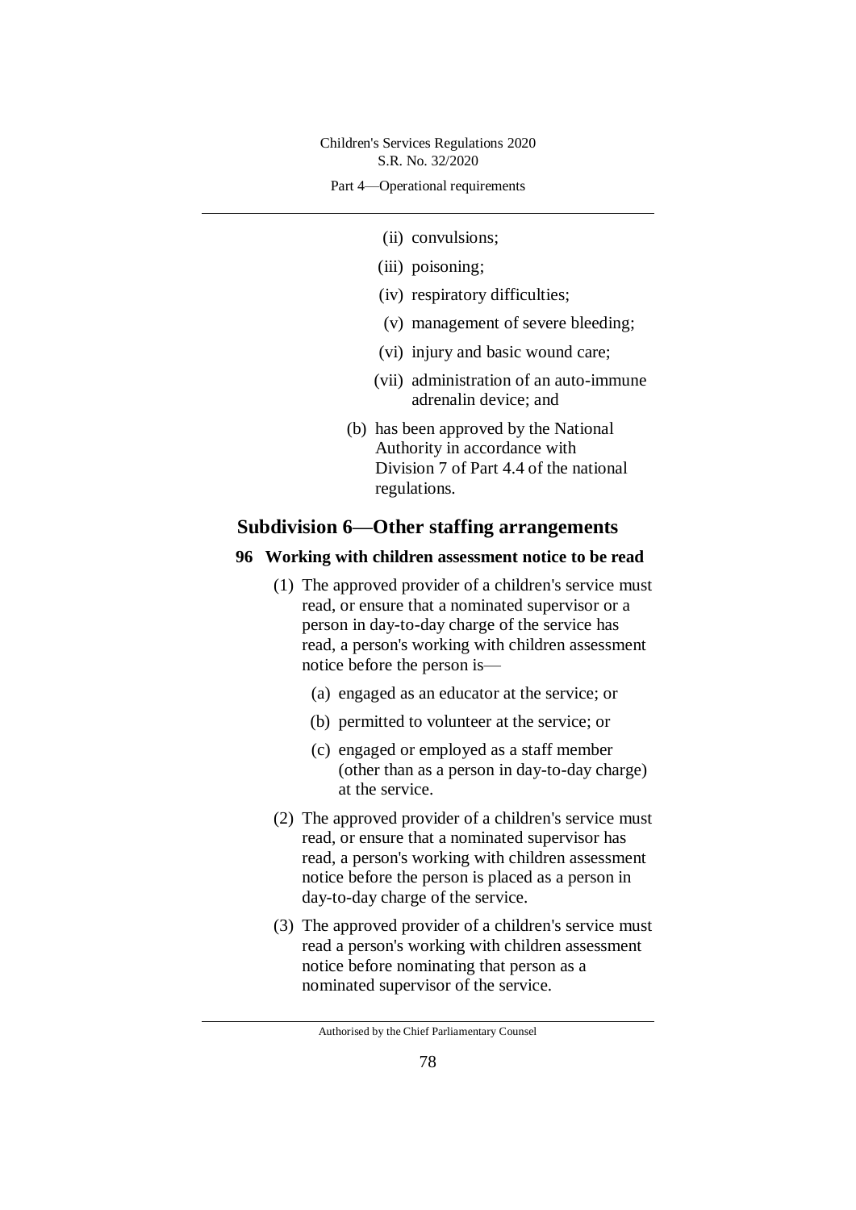(ii) convulsions;

(iii) poisoning;

(iv) respiratory difficulties;

(v) management of severe bleeding;

(vi) injury and basic wound care;

(vii) administration of an auto-immune adrenalin device; and

(b) has been approved by the National Authority in accordance with Division 7 of Part 4.4 of the national regulations.

## Subdivision 6—Other staffing arrangements

### 96 Working with children assessment notice to be read

(1) The approved provider of a children's service must read, or ensure that a nominated supervisor or a person in day-to-day charge of the service has read, a person's working with children assessment notice before the person is—

(a) engaged as an educator at the service; or

(b) permitted to volunteer at the service; or

(c) engaged or employed as a staff member (other than as a person in day-to-day charge) at the service.

(2) The approved provider of a children's service must read, or ensure that a nominated supervisor has read, a person's working with children assessment notice before the person is placed as a person in day-to-day charge of the service.

(3) The approved provider of a children's service must read a person's working with children assessment notice before nominating that person as a nominated supervisor of the service.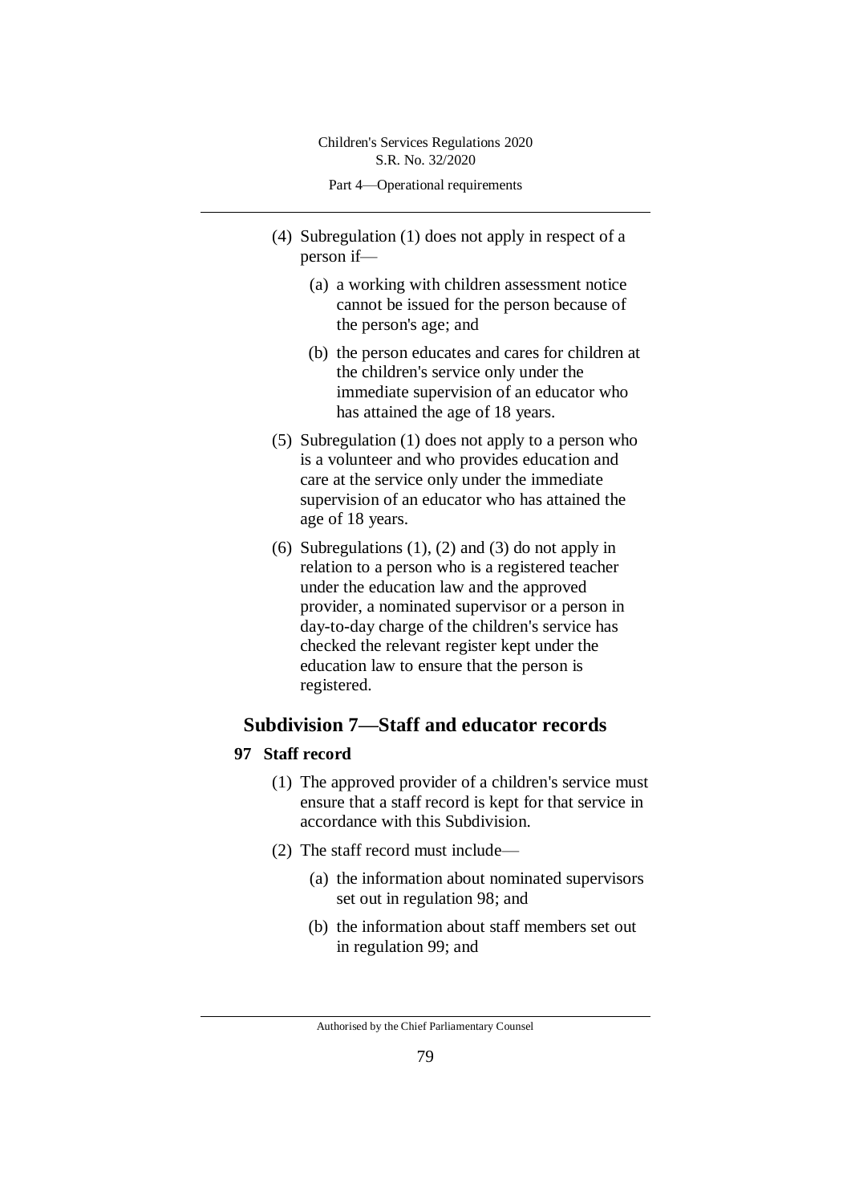(4) Subregulation (1) does not apply in respect of a person if—

(a) a working with children assessment notice cannot be issued for the person because of the person's age; and

(b) the person educates and cares for children at the children's service only under the immediate supervision of an educator who has attained the age of 18 years.

(5) Subregulation (1) does not apply to a person who is a volunteer and who provides education and care at the service only under the immediate supervision of an educator who has attained the age of 18 years.

(6) Subregulations (1), (2) and (3) do not apply in relation to a person who is a registered teacher under the education law and the approved provider, a nominated supervisor or a person in day-to-day charge of the children's service has checked the relevant register kept under the education law to ensure that the person is registered.

## Subdivision 7—Staff and educator records

### 97 Staff record

(1) The approved provider of a children's service must ensure that a staff record is kept for that service in accordance with this Subdivision.

(2) The staff record must include—

(a) the information about nominated supervisors set out in regulation 98; and

(b) the information about staff members set out in regulation 99; and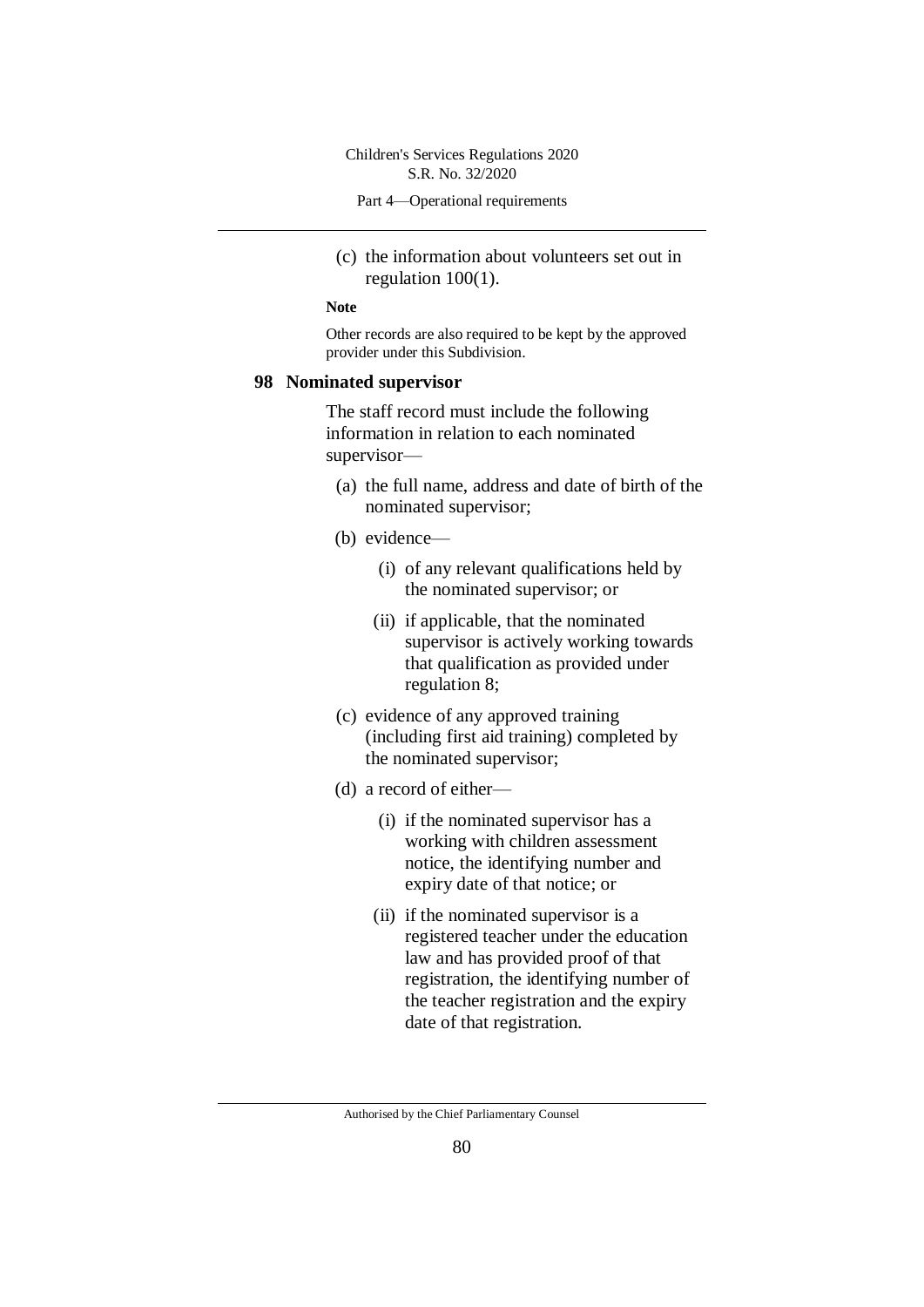(c) the information about volunteers set out in regulation 100(1).

**Note**

Other records are also required to be kept by the approved provider under this Subdivision.

### 98 Nominated supervisor

The staff record must include the following information in relation to each nominated supervisor—

(a) the full name, address and date of birth of the nominated supervisor;

(b) evidence—

(i) of any relevant qualifications held by the nominated supervisor; or

(ii) if applicable, that the nominated supervisor is actively working towards that qualification as provided under regulation 8;

(c) evidence of any approved training (including first aid training) completed by the nominated supervisor;

(d) a record of either—

(i) if the nominated supervisor has a working with children assessment notice, the identifying number and expiry date of that notice; or

(ii) if the nominated supervisor is a registered teacher under the education law and has provided proof of that registration, the identifying number of the teacher registration and the expiry date of that registration.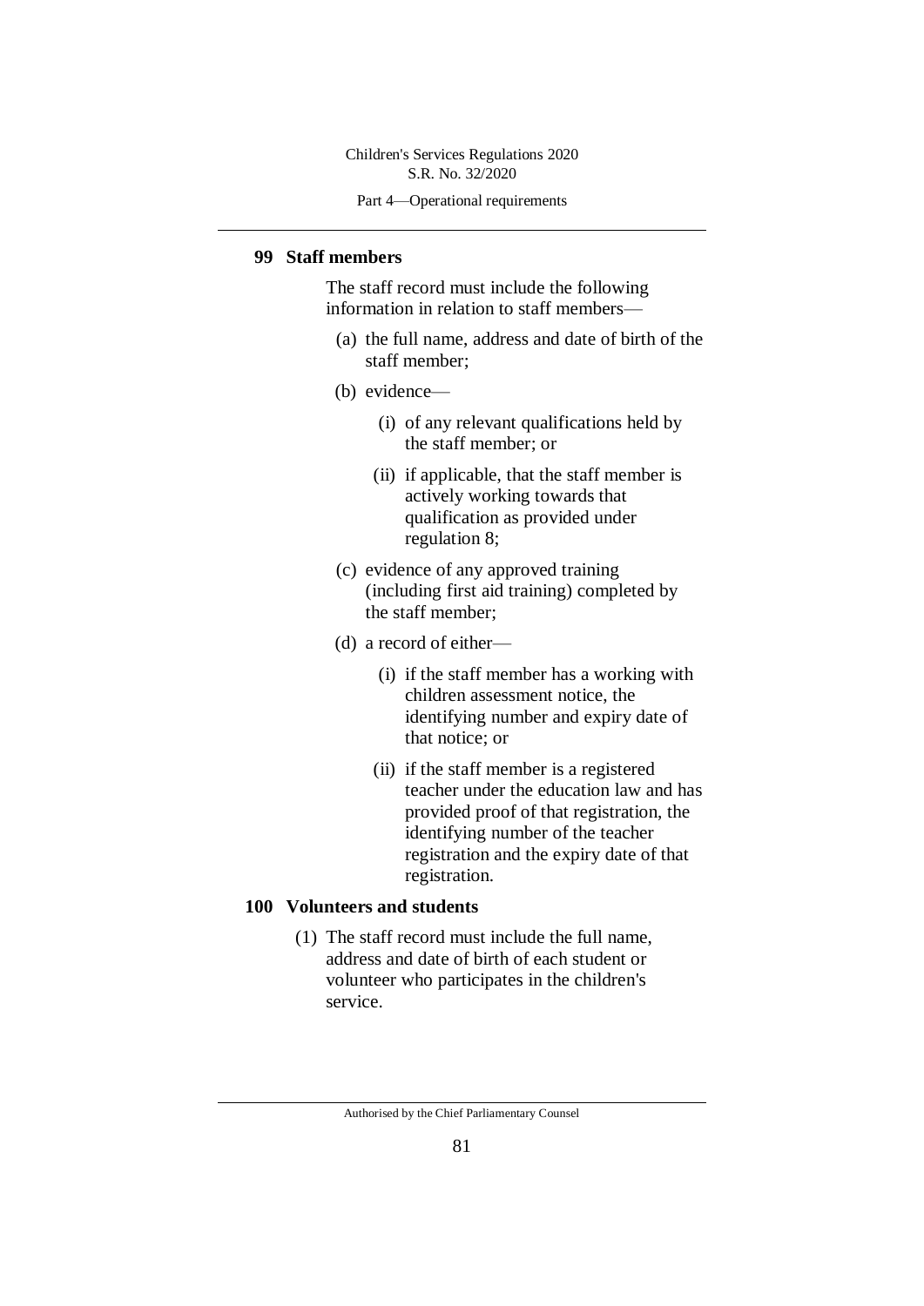### 99 Staff members

The staff record must include the following information in relation to staff members—

(a) the full name, address and date of birth of the staff member;

(b) evidence—

   (i) of any relevant qualifications held by the staff member; or

   (ii) if applicable, that the staff member is actively working towards that qualification as provided under regulation 8;

(c) evidence of any approved training (including first aid training) completed by the staff member;

(d) a record of either—

   (i) if the staff member has a working with children assessment notice, the identifying number and expiry date of that notice; or

   (ii) if the staff member is a registered teacher under the education law and has provided proof of that registration, the identifying number of the teacher registration and the expiry date of that registration.

### 100 Volunteers and students

(1) The staff record must include the full name, address and date of birth of each student or volunteer who participates in the children's service.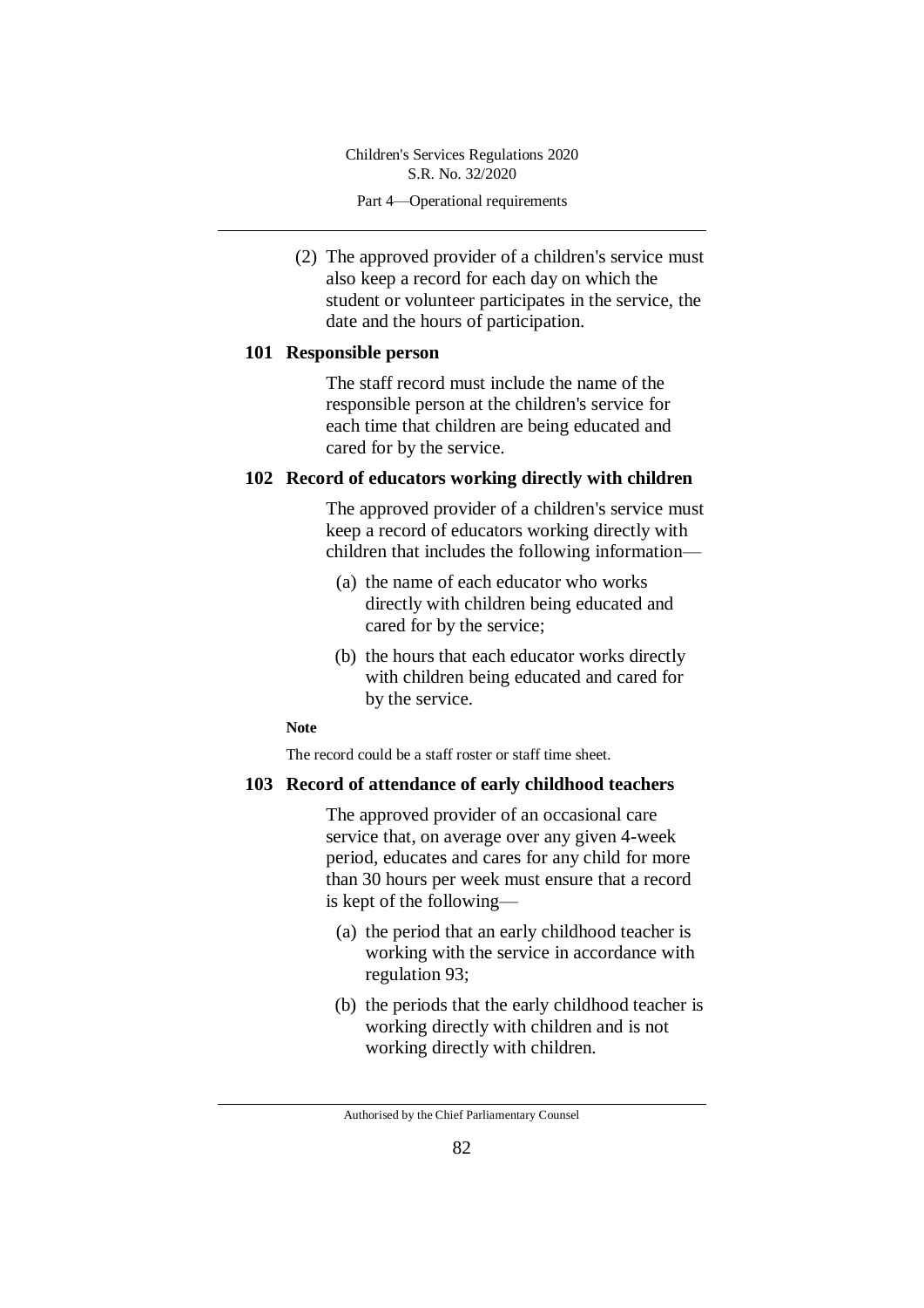(2) The approved provider of a children's service must also keep a record for each day on which the student or volunteer participates in the service, the date and the hours of participation.

### 101 Responsible person

The staff record must include the name of the responsible person at the children's service for each time that children are being educated and cared for by the service.

### 102 Record of educators working directly with children

The approved provider of a children's service must keep a record of educators working directly with children that includes the following information—

(a) the name of each educator who works directly with children being educated and cared for by the service;

(b) the hours that each educator works directly with children being educated and cared for by the service.

**Note**

The record could be a staff roster or staff time sheet.

### 103 Record of attendance of early childhood teachers

The approved provider of an occasional care service that, on average over any given 4-week period, educates and cares for any child for more than 30 hours per week must ensure that a record is kept of the following—

(a) the period that an early childhood teacher is working with the service in accordance with regulation 93;

(b) the periods that the early childhood teacher is working directly with children and is not working directly with children.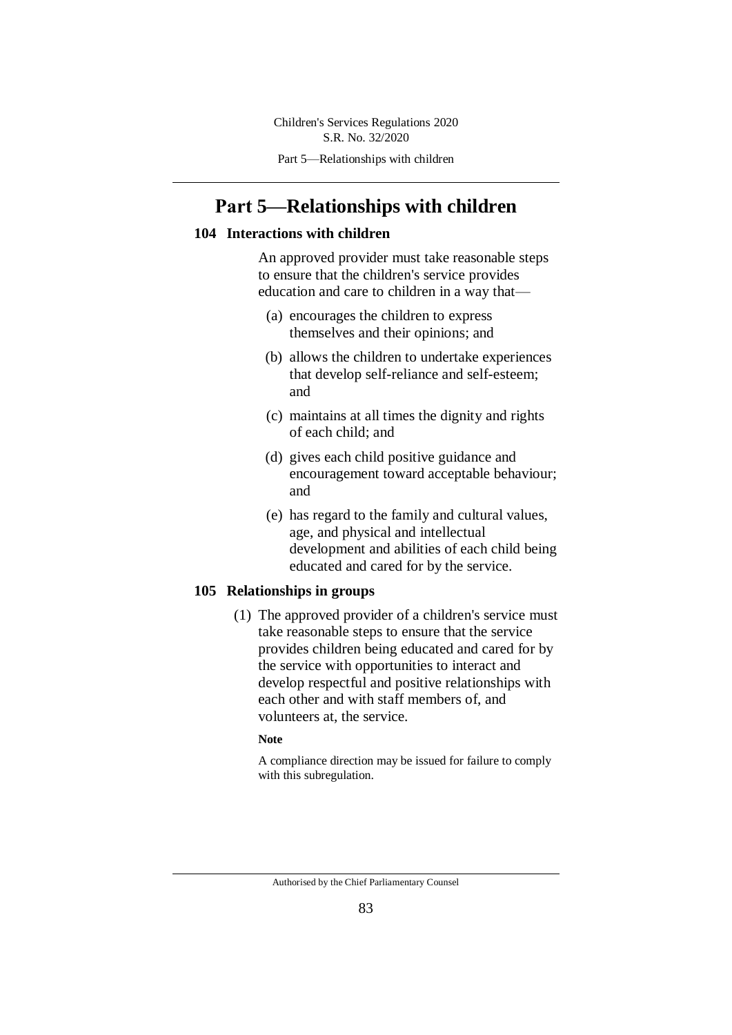# Part 5—Relationships with children

## 104 Interactions with children

An approved provider must take reasonable steps to ensure that the children's service provides education and care to children in a way that—

(a) encourages the children to express themselves and their opinions; and

(b) allows the children to undertake experiences that develop self-reliance and self-esteem; and

(c) maintains at all times the dignity and rights of each child; and

(d) gives each child positive guidance and encouragement toward acceptable behaviour; and

(e) has regard to the family and cultural values, age, and physical and intellectual development and abilities of each child being educated and cared for by the service.

## 105 Relationships in groups

(1) The approved provider of a children's service must take reasonable steps to ensure that the service provides children being educated and cared for by the service with opportunities to interact and develop respectful and positive relationships with each other and with staff members of, and volunteers at, the service.

**Note**

A compliance direction may be issued for failure to comply with this subregulation.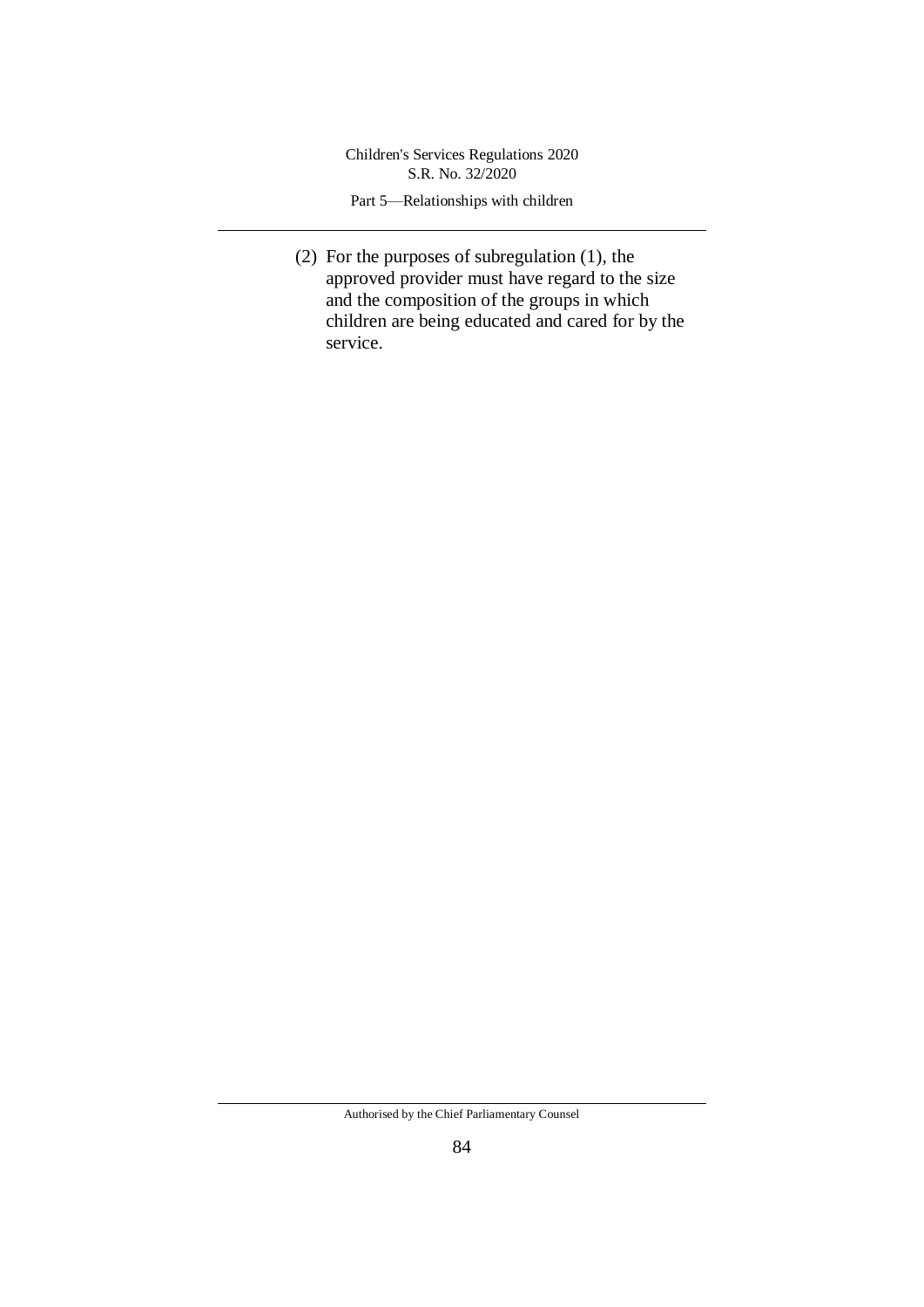(2) For the purposes of subregulation (1), the approved provider must have regard to the size and the composition of the groups in which children are being educated and cared for by the service.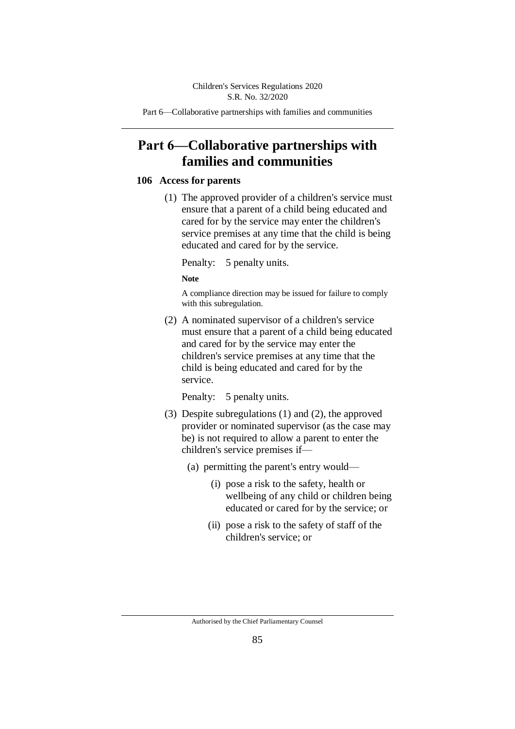# Part 6—Collaborative partnerships with families and communities

## 106 Access for parents

(1) The approved provider of a children's service must ensure that a parent of a child being educated and cared for by the service may enter the children's service premises at any time that the child is being educated and cared for by the service.

Penalty: 5 penalty units.

**Note**

A compliance direction may be issued for failure to comply with this subregulation.

(2) A nominated supervisor of a children's service must ensure that a parent of a child being educated and cared for by the service may enter the children's service premises at any time that the child is being educated and cared for by the service.

Penalty: 5 penalty units.

(3) Despite subregulations (1) and (2), the approved provider or nominated supervisor (as the case may be) is not required to allow a parent to enter the children's service premises if—

- (a) permitting the parent's entry would—
  - (i) pose a risk to the safety, health or wellbeing of any child or children being educated or cared for by the service; or
  - (ii) pose a risk to the safety of staff of the children's service; or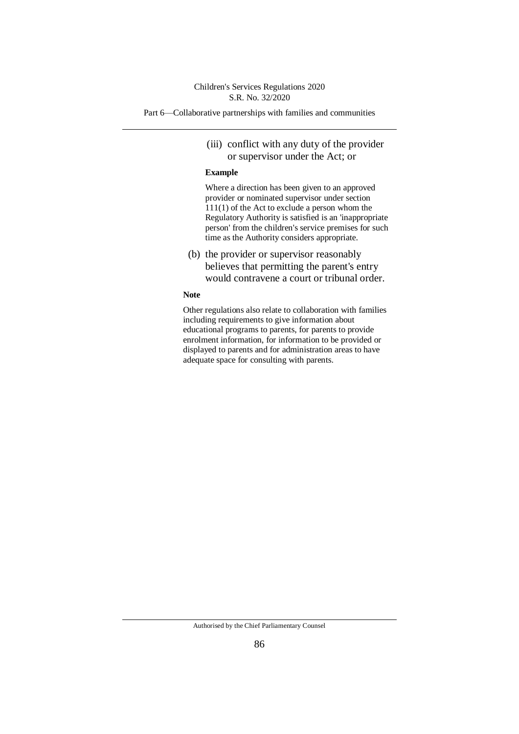(iii) conflict with any duty of the provider or supervisor under the Act; or

**Example**

Where a direction has been given to an approved provider or nominated supervisor under section 111(1) of the Act to exclude a person whom the Regulatory Authority is satisfied is an 'inappropriate person' from the children's service premises for such time as the Authority considers appropriate.

(b) the provider or supervisor reasonably believes that permitting the parent's entry would contravene a court or tribunal order.

**Note**

Other regulations also relate to collaboration with families including requirements to give information about educational programs to parents, for parents to provide enrolment information, for information to be provided or displayed to parents and for administration areas to have adequate space for consulting with parents.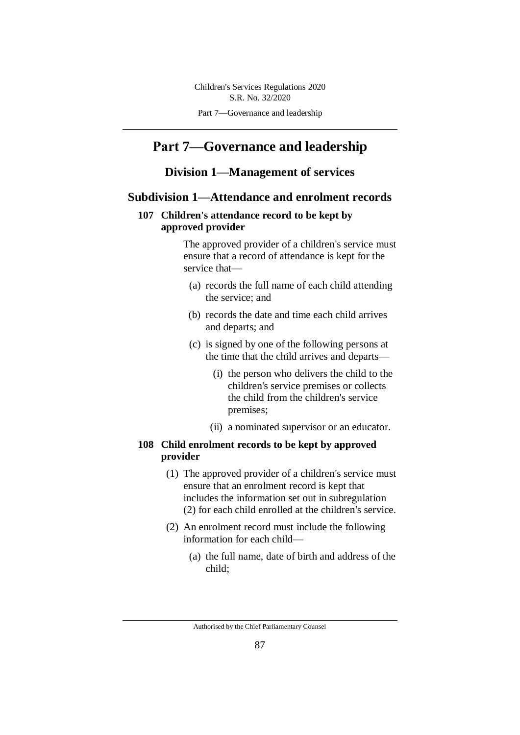# Part 7—Governance and leadership

## Division 1—Management of services

### Subdivision 1—Attendance and enrolment records

#### 107 Children's attendance record to be kept by approved provider

The approved provider of a children's service must ensure that a record of attendance is kept for the service that—

(a) records the full name of each child attending the service; and

(b) records the date and time each child arrives and departs; and

(c) is signed by one of the following persons at the time that the child arrives and departs—

(i) the person who delivers the child to the children's service premises or collects the child from the children's service premises;

(ii) a nominated supervisor or an educator.

#### 108 Child enrolment records to be kept by approved provider

(1) The approved provider of a children's service must ensure that an enrolment record is kept that includes the information set out in subregulation (2) for each child enrolled at the children's service.

(2) An enrolment record must include the following information for each child—

(a) the full name, date of birth and address of the child;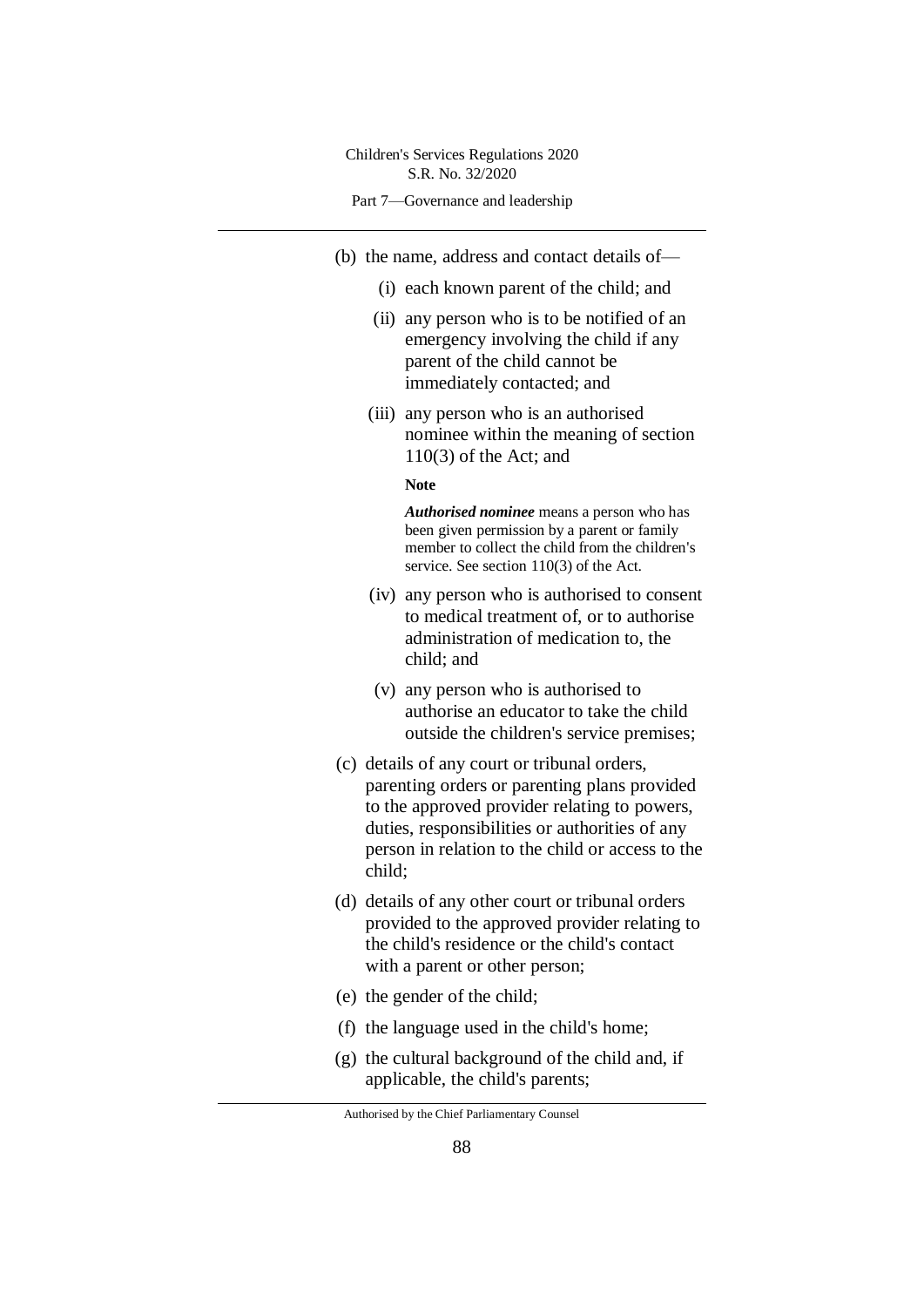(b) the name, address and contact details of—

(i) each known parent of the child; and

(ii) any person who is to be notified of an emergency involving the child if any parent of the child cannot be immediately contacted; and

(iii) any person who is an authorised nominee within the meaning of section 110(3) of the Act; and

**Note**

***Authorised nominee*** means a person who has been given permission by a parent or family member to collect the child from the children's service. See section 110(3) of the Act.

(iv) any person who is authorised to consent to medical treatment of, or to authorise administration of medication to, the child; and

(v) any person who is authorised to authorise an educator to take the child outside the children's service premises;

(c) details of any court or tribunal orders, parenting orders or parenting plans provided to the approved provider relating to powers, duties, responsibilities or authorities of any person in relation to the child or access to the child;

(d) details of any other court or tribunal orders provided to the approved provider relating to the child's residence or the child's contact with a parent or other person;

(e) the gender of the child;

(f) the language used in the child's home;

(g) the cultural background of the child and, if applicable, the child's parents;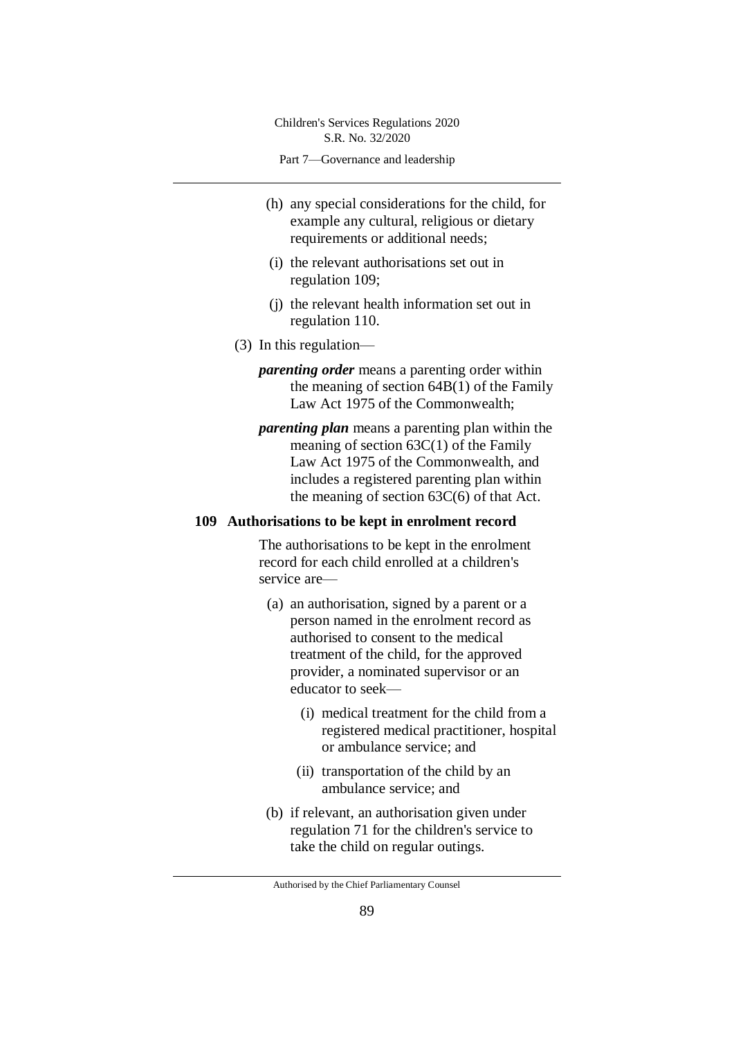(h) any special considerations for the child, for example any cultural, religious or dietary requirements or additional needs;

(i) the relevant authorisations set out in regulation 109;

(j) the relevant health information set out in regulation 110.

(3) In this regulation—

***parenting order*** means a parenting order within the meaning of section 64B(1) of the Family Law Act 1975 of the Commonwealth;

***parenting plan*** means a parenting plan within the meaning of section 63C(1) of the Family Law Act 1975 of the Commonwealth, and includes a registered parenting plan within the meaning of section 63C(6) of that Act.

### 109 Authorisations to be kept in enrolment record

The authorisations to be kept in the enrolment record for each child enrolled at a children's service are—

(a) an authorisation, signed by a parent or a person named in the enrolment record as authorised to consent to the medical treatment of the child, for the approved provider, a nominated supervisor or an educator to seek—

(i) medical treatment for the child from a registered medical practitioner, hospital or ambulance service; and

(ii) transportation of the child by an ambulance service; and

(b) if relevant, an authorisation given under regulation 71 for the children's service to take the child on regular outings.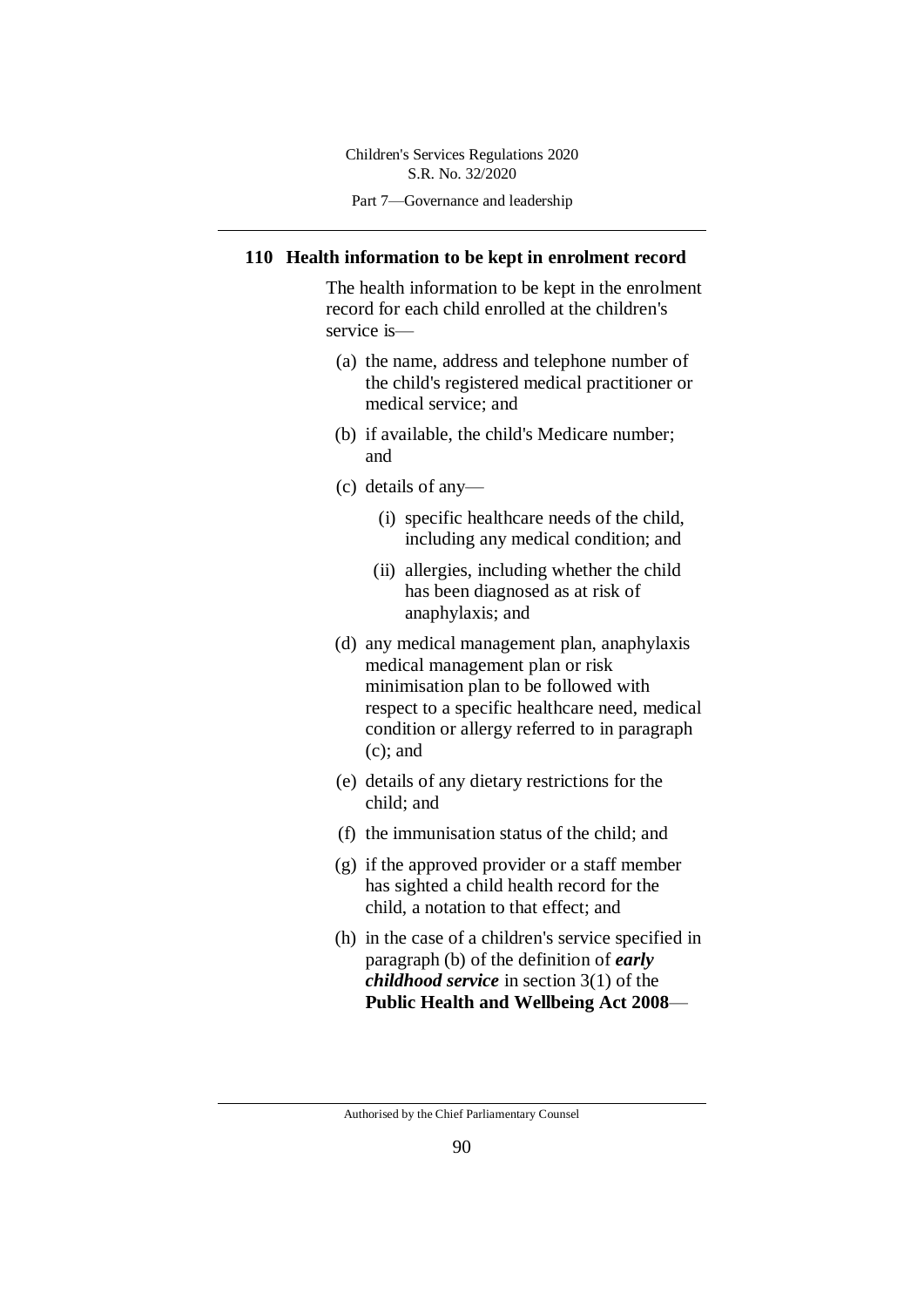## 110 Health information to be kept in enrolment record

The health information to be kept in the enrolment record for each child enrolled at the children's service is—

(a) the name, address and telephone number of the child's registered medical practitioner or medical service; and

(b) if available, the child's Medicare number; and

(c) details of any—

(i) specific healthcare needs of the child, including any medical condition; and

(ii) allergies, including whether the child has been diagnosed as at risk of anaphylaxis; and

(d) any medical management plan, anaphylaxis medical management plan or risk minimisation plan to be followed with respect to a specific healthcare need, medical condition or allergy referred to in paragraph (c); and

(e) details of any dietary restrictions for the child; and

(f) the immunisation status of the child; and

(g) if the approved provider or a staff member has sighted a child health record for the child, a notation to that effect; and

(h) in the case of a children's service specified in paragraph (b) of the definition of ***early childhood service*** in section 3(1) of the **Public Health and Wellbeing Act 2008**—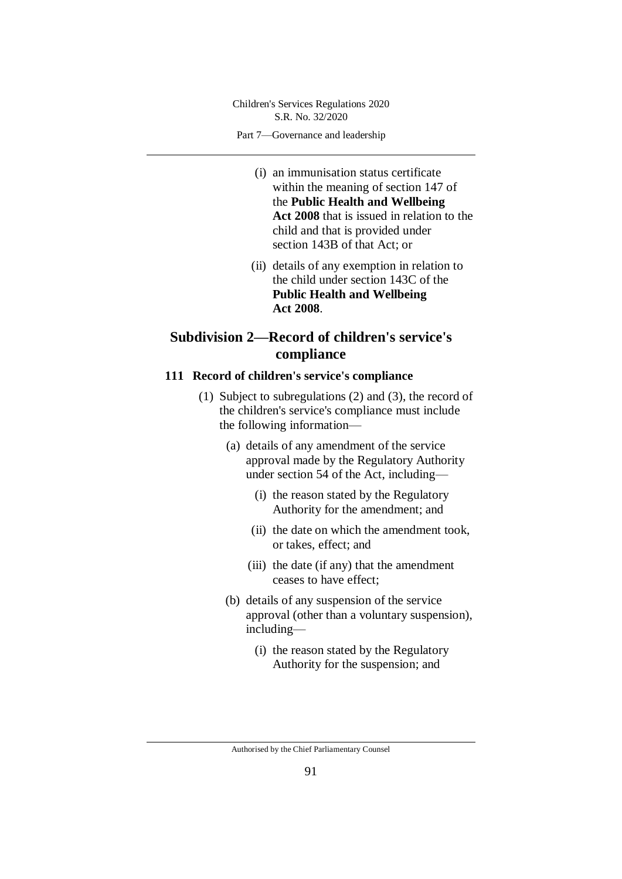(i) an immunisation status certificate within the meaning of section 147 of the **Public Health and Wellbeing Act 2008** that is issued in relation to the child and that is provided under section 143B of that Act; or

(ii) details of any exemption in relation to the child under section 143C of the **Public Health and Wellbeing Act 2008**.

## Subdivision 2—Record of children's service's compliance

### 111 Record of children's service's compliance

(1) Subject to subregulations (2) and (3), the record of the children's service's compliance must include the following information—

(a) details of any amendment of the service approval made by the Regulatory Authority under section 54 of the Act, including—

(i) the reason stated by the Regulatory Authority for the amendment; and

(ii) the date on which the amendment took, or takes, effect; and

(iii) the date (if any) that the amendment ceases to have effect;

(b) details of any suspension of the service approval (other than a voluntary suspension), including—

(i) the reason stated by the Regulatory Authority for the suspension; and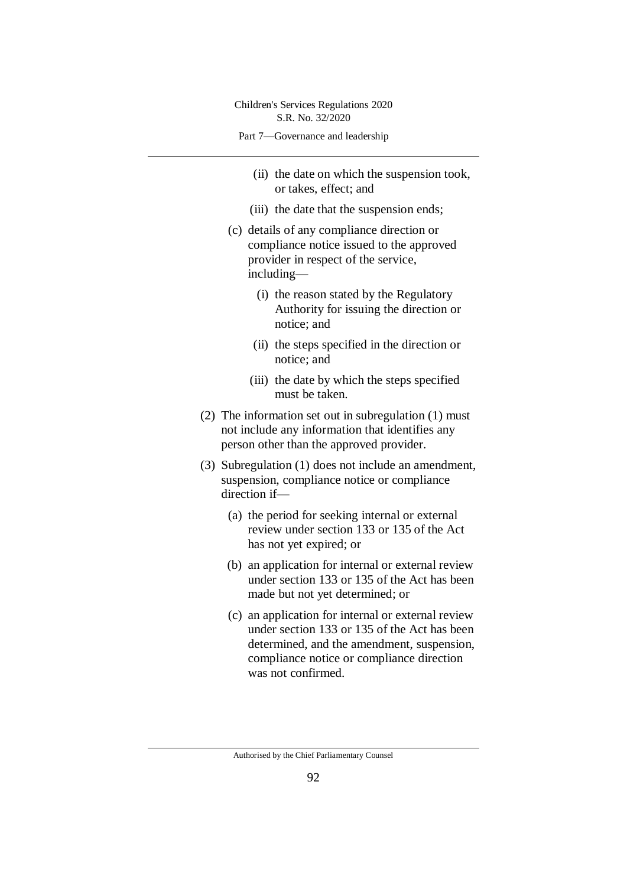(ii) the date on which the suspension took, or takes, effect; and

(iii) the date that the suspension ends;

(c) details of any compliance direction or compliance notice issued to the approved provider in respect of the service, including—

(i) the reason stated by the Regulatory Authority for issuing the direction or notice; and

(ii) the steps specified in the direction or notice; and

(iii) the date by which the steps specified must be taken.

(2) The information set out in subregulation (1) must not include any information that identifies any person other than the approved provider.

(3) Subregulation (1) does not include an amendment, suspension, compliance notice or compliance direction if—

(a) the period for seeking internal or external review under section 133 or 135 of the Act has not yet expired; or

(b) an application for internal or external review under section 133 or 135 of the Act has been made but not yet determined; or

(c) an application for internal or external review under section 133 or 135 of the Act has been determined, and the amendment, suspension, compliance notice or compliance direction was not confirmed.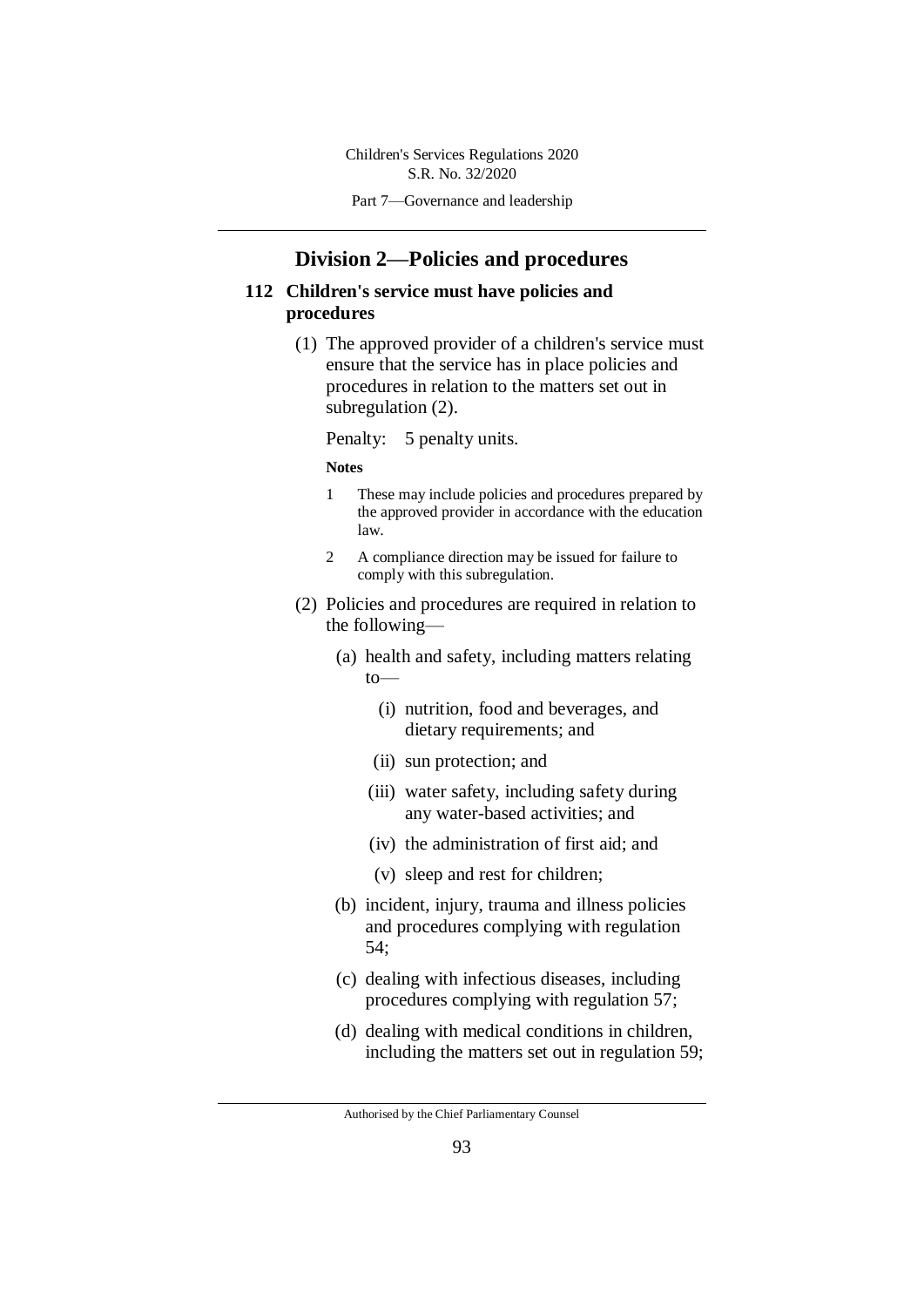## Division 2—Policies and procedures

### 112 Children's service must have policies and procedures

(1) The approved provider of a children's service must ensure that the service has in place policies and procedures in relation to the matters set out in subregulation (2).

Penalty: 5 penalty units.

**Notes**

1 These may include policies and procedures prepared by the approved provider in accordance with the education law.

2 A compliance direction may be issued for failure to comply with this subregulation.

(2) Policies and procedures are required in relation to the following—

(a) health and safety, including matters relating to—

(i) nutrition, food and beverages, and dietary requirements; and

(ii) sun protection; and

(iii) water safety, including safety during any water-based activities; and

(iv) the administration of first aid; and

(v) sleep and rest for children;

(b) incident, injury, trauma and illness policies and procedures complying with regulation 54;

(c) dealing with infectious diseases, including procedures complying with regulation 57;

(d) dealing with medical conditions in children, including the matters set out in regulation 59;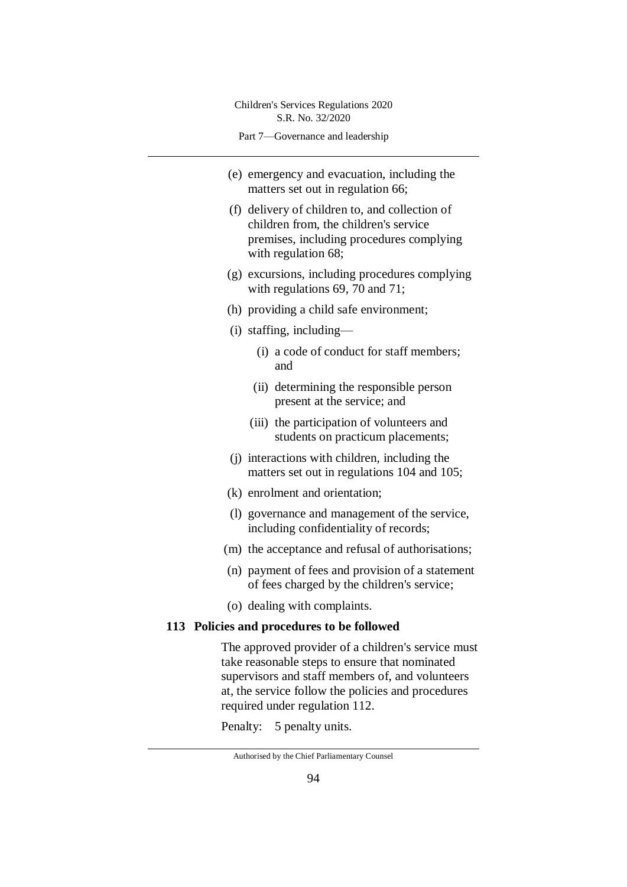(e) emergency and evacuation, including the matters set out in regulation 66;

(f) delivery of children to, and collection of children from, the children's service premises, including procedures complying with regulation 68;

(g) excursions, including procedures complying with regulations 69, 70 and 71;

(h) providing a child safe environment;

(i) staffing, including—

  (i) a code of conduct for staff members; and

  (ii) determining the responsible person present at the service; and

  (iii) the participation of volunteers and students on practicum placements;

(j) interactions with children, including the matters set out in regulations 104 and 105;

(k) enrolment and orientation;

(l) governance and management of the service, including confidentiality of records;

(m) the acceptance and refusal of authorisations;

(n) payment of fees and provision of a statement of fees charged by the children's service;

(o) dealing with complaints.

### 113 Policies and procedures to be followed

The approved provider of a children's service must take reasonable steps to ensure that nominated supervisors and staff members of, and volunteers at, the service follow the policies and procedures required under regulation 112.

Penalty: 5 penalty units.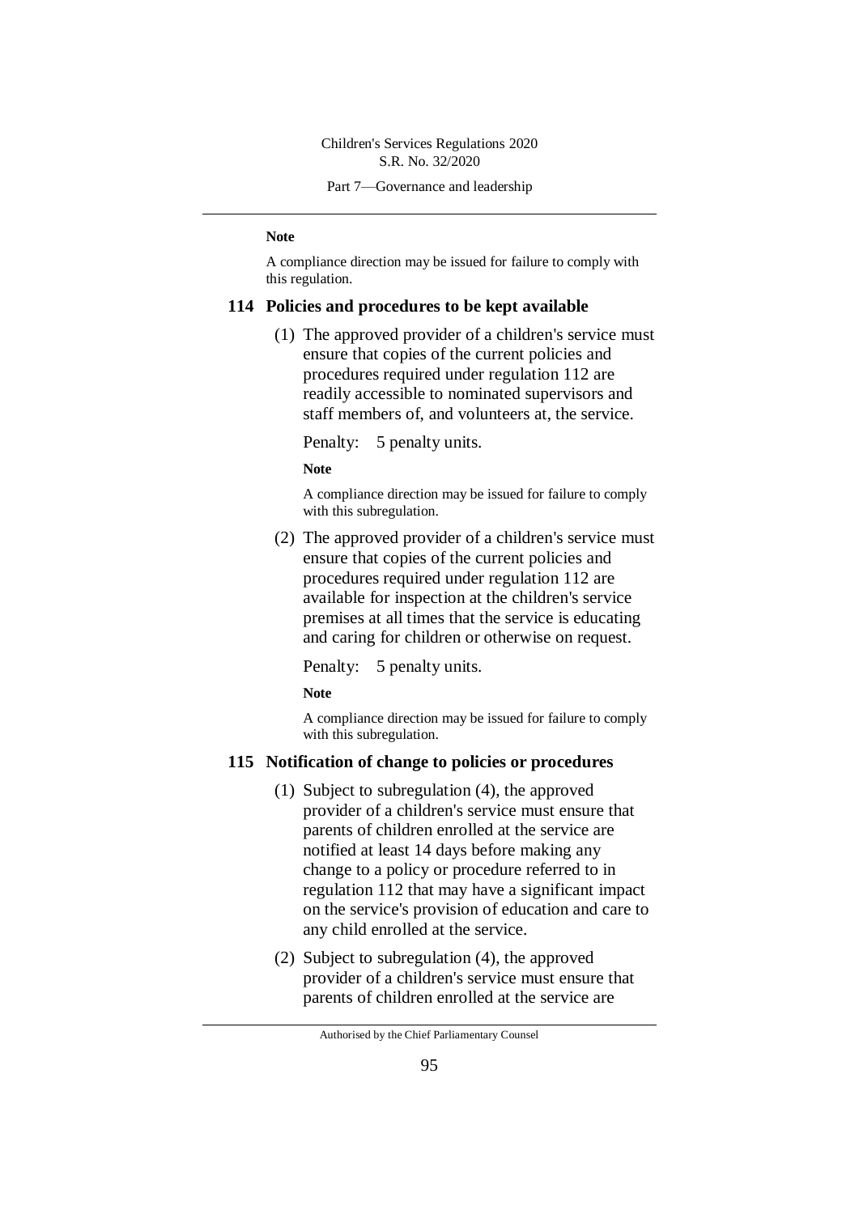**Note**

A compliance direction may be issued for failure to comply with this regulation.

## 114 Policies and procedures to be kept available

(1) The approved provider of a children's service must ensure that copies of the current policies and procedures required under regulation 112 are readily accessible to nominated supervisors and staff members of, and volunteers at, the service.

Penalty: 5 penalty units.

**Note**

A compliance direction may be issued for failure to comply with this subregulation.

(2) The approved provider of a children's service must ensure that copies of the current policies and procedures required under regulation 112 are available for inspection at the children's service premises at all times that the service is educating and caring for children or otherwise on request.

Penalty: 5 penalty units.

**Note**

A compliance direction may be issued for failure to comply with this subregulation.

## 115 Notification of change to policies or procedures

(1) Subject to subregulation (4), the approved provider of a children's service must ensure that parents of children enrolled at the service are notified at least 14 days before making any change to a policy or procedure referred to in regulation 112 that may have a significant impact on the service's provision of education and care to any child enrolled at the service.

(2) Subject to subregulation (4), the approved provider of a children's service must ensure that parents of children enrolled at the service are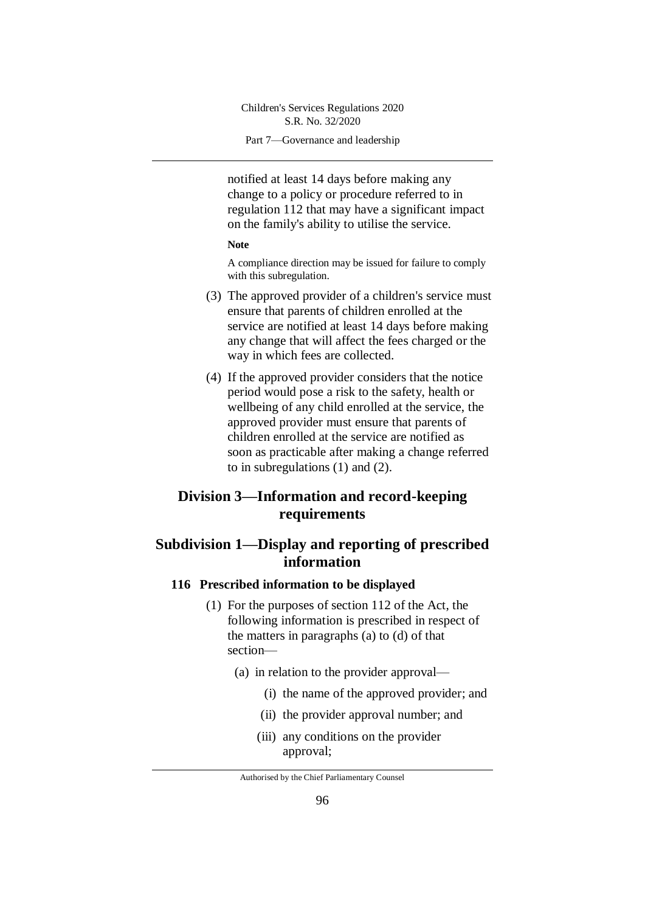notified at least 14 days before making any change to a policy or procedure referred to in regulation 112 that may have a significant impact on the family's ability to utilise the service.

**Note**

A compliance direction may be issued for failure to comply with this subregulation.

(3) The approved provider of a children's service must ensure that parents of children enrolled at the service are notified at least 14 days before making any change that will affect the fees charged or the way in which fees are collected.

(4) If the approved provider considers that the notice period would pose a risk to the safety, health or wellbeing of any child enrolled at the service, the approved provider must ensure that parents of children enrolled at the service are notified as soon as practicable after making a change referred to in subregulations (1) and (2).

## Division 3—Information and record-keeping requirements

## Subdivision 1—Display and reporting of prescribed information

### 116 Prescribed information to be displayed

(1) For the purposes of section 112 of the Act, the following information is prescribed in respect of the matters in paragraphs (a) to (d) of that section—

(a) in relation to the provider approval—

(i) the name of the approved provider; and

(ii) the provider approval number; and

(iii) any conditions on the provider approval;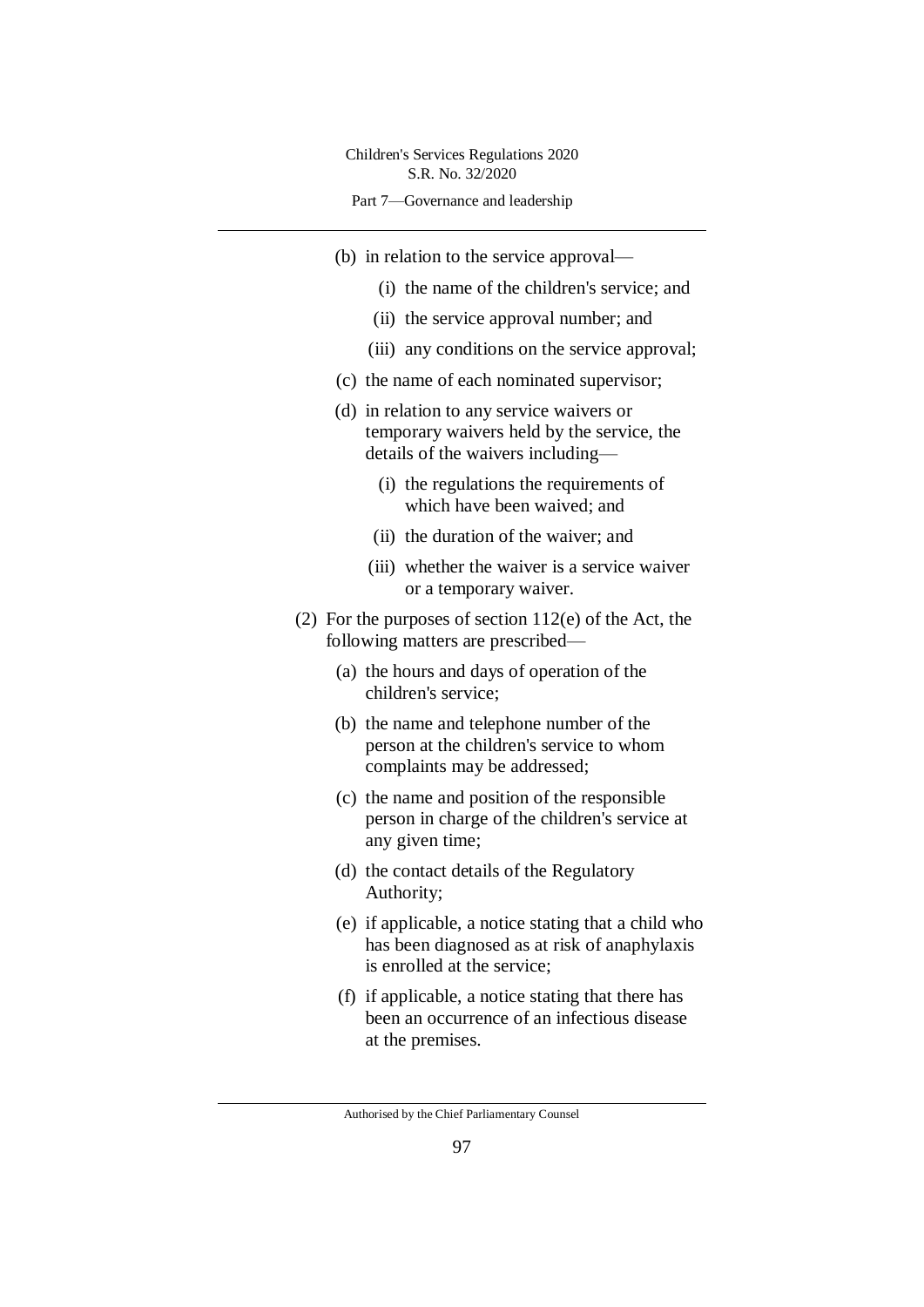(b) in relation to the service approval—

(i) the name of the children's service; and

(ii) the service approval number; and

(iii) any conditions on the service approval;

(c) the name of each nominated supervisor;

(d) in relation to any service waivers or temporary waivers held by the service, the details of the waivers including—

(i) the regulations the requirements of which have been waived; and

(ii) the duration of the waiver; and

(iii) whether the waiver is a service waiver or a temporary waiver.

(2) For the purposes of section 112(e) of the Act, the following matters are prescribed—

(a) the hours and days of operation of the children's service;

(b) the name and telephone number of the person at the children's service to whom complaints may be addressed;

(c) the name and position of the responsible person in charge of the children's service at any given time;

(d) the contact details of the Regulatory Authority;

(e) if applicable, a notice stating that a child who has been diagnosed as at risk of anaphylaxis is enrolled at the service;

(f) if applicable, a notice stating that there has been an occurrence of an infectious disease at the premises.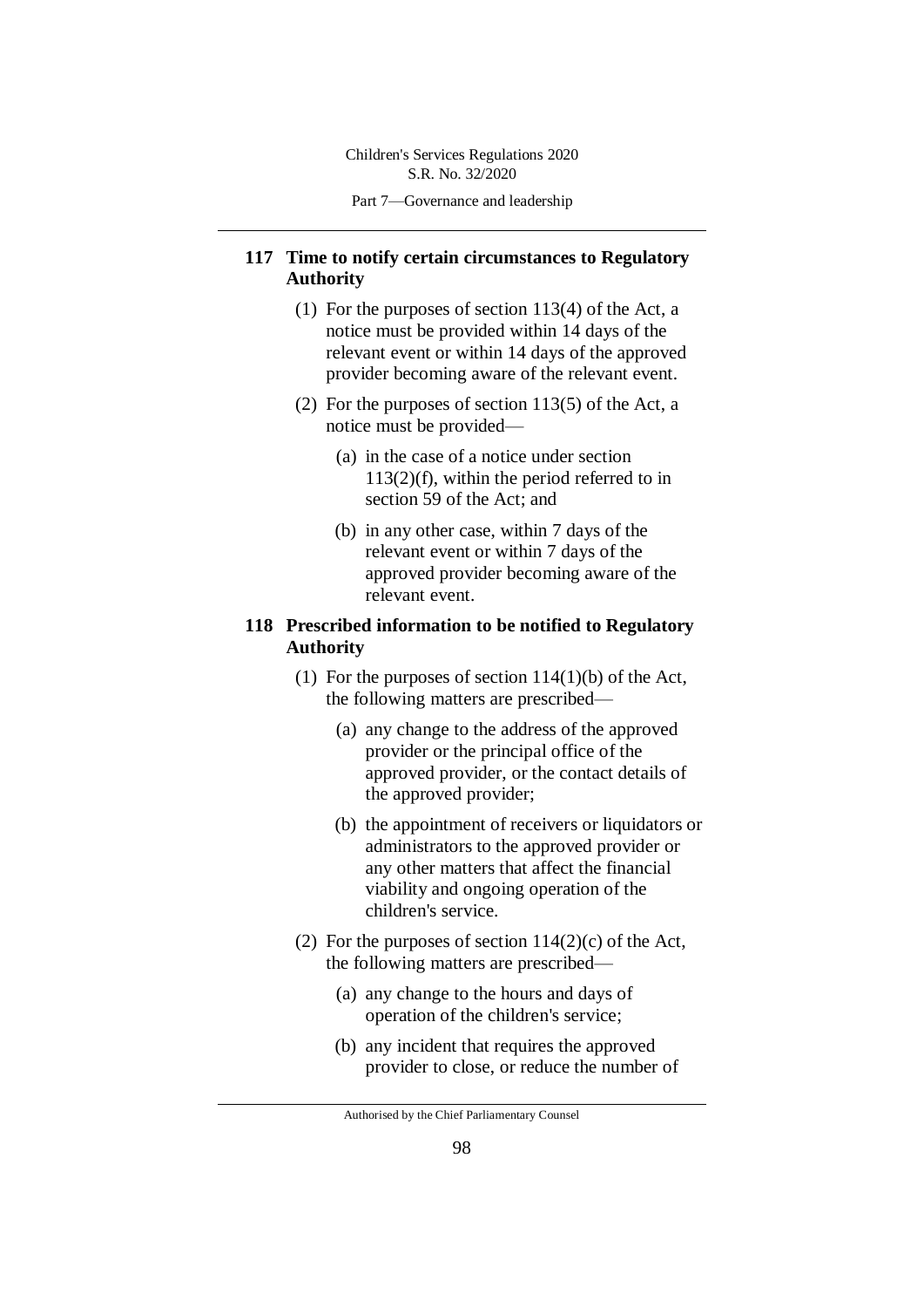## 117 Time to notify certain circumstances to Regulatory Authority

(1) For the purposes of section 113(4) of the Act, a notice must be provided within 14 days of the relevant event or within 14 days of the approved provider becoming aware of the relevant event.

(2) For the purposes of section 113(5) of the Act, a notice must be provided—

(a) in the case of a notice under section 113(2)(f), within the period referred to in section 59 of the Act; and

(b) in any other case, within 7 days of the relevant event or within 7 days of the approved provider becoming aware of the relevant event.

## 118 Prescribed information to be notified to Regulatory Authority

(1) For the purposes of section 114(1)(b) of the Act, the following matters are prescribed—

(a) any change to the address of the approved provider or the principal office of the approved provider, or the contact details of the approved provider;

(b) the appointment of receivers or liquidators or administrators to the approved provider or any other matters that affect the financial viability and ongoing operation of the children's service.

(2) For the purposes of section 114(2)(c) of the Act, the following matters are prescribed—

(a) any change to the hours and days of operation of the children's service;

(b) any incident that requires the approved provider to close, or reduce the number of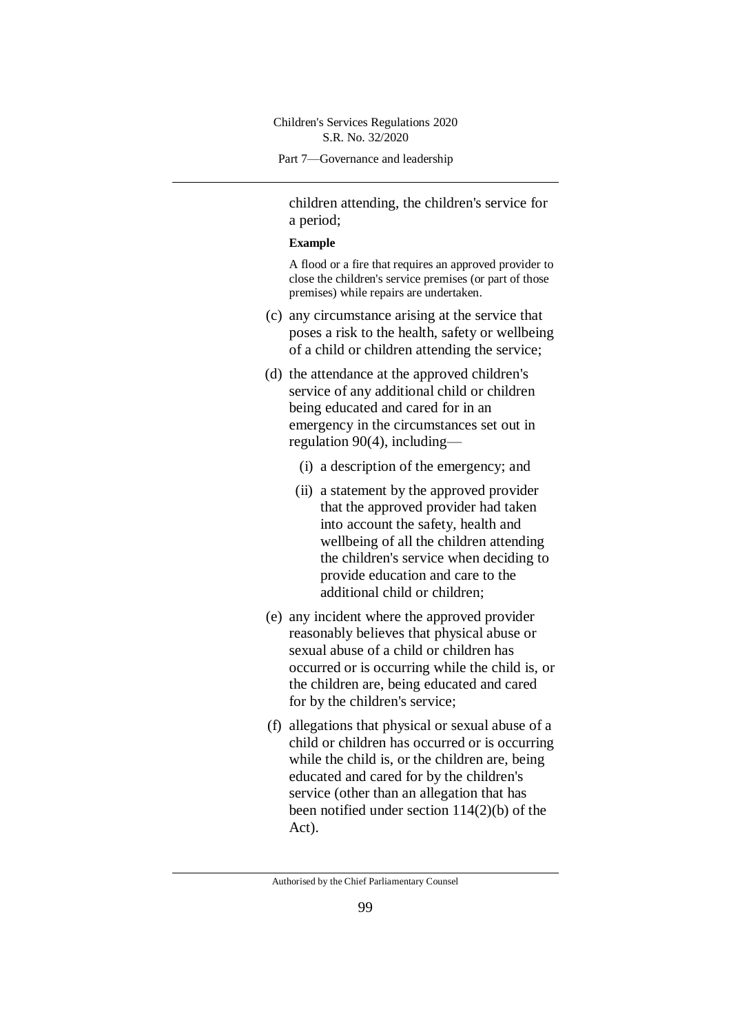children attending, the children's service for a period;

**Example**

A flood or a fire that requires an approved provider to close the children's service premises (or part of those premises) while repairs are undertaken.

(c) any circumstance arising at the service that poses a risk to the health, safety or wellbeing of a child or children attending the service;

(d) the attendance at the approved children's service of any additional child or children being educated and cared for in an emergency in the circumstances set out in regulation 90(4), including—

   (i) a description of the emergency; and

   (ii) a statement by the approved provider that the approved provider had taken into account the safety, health and wellbeing of all the children attending the children's service when deciding to provide education and care to the additional child or children;

(e) any incident where the approved provider reasonably believes that physical abuse or sexual abuse of a child or children has occurred or is occurring while the child is, or the children are, being educated and cared for by the children's service;

(f) allegations that physical or sexual abuse of a child or children has occurred or is occurring while the child is, or the children are, being educated and cared for by the children's service (other than an allegation that has been notified under section 114(2)(b) of the Act).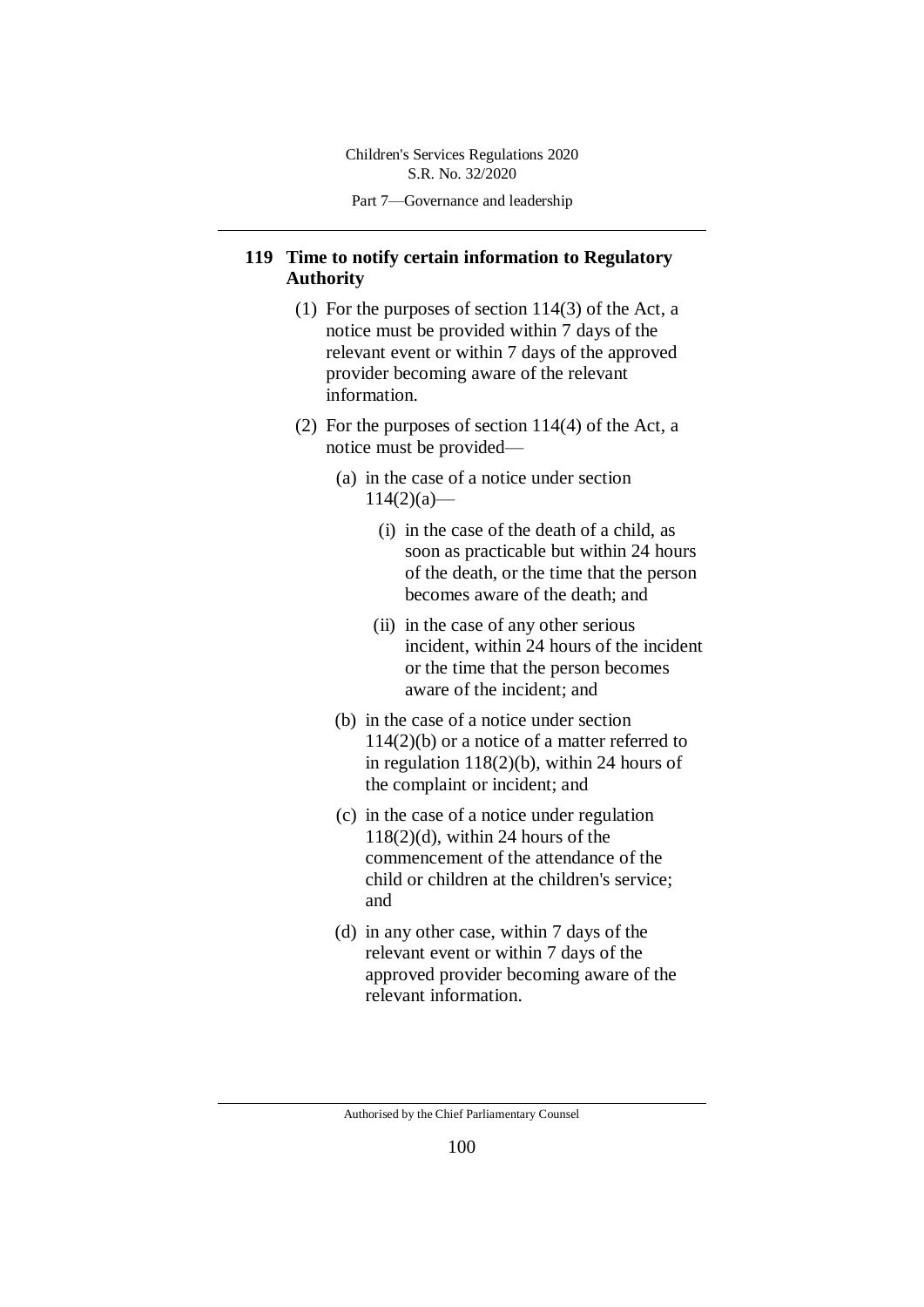## 119 Time to notify certain information to Regulatory Authority

(1) For the purposes of section 114(3) of the Act, a notice must be provided within 7 days of the relevant event or within 7 days of the approved provider becoming aware of the relevant information.

(2) For the purposes of section 114(4) of the Act, a notice must be provided—

(a) in the case of a notice under section 114(2)(a)—

(i) in the case of the death of a child, as soon as practicable but within 24 hours of the death, or the time that the person becomes aware of the death; and

(ii) in the case of any other serious incident, within 24 hours of the incident or the time that the person becomes aware of the incident; and

(b) in the case of a notice under section 114(2)(b) or a notice of a matter referred to in regulation 118(2)(b), within 24 hours of the complaint or incident; and

(c) in the case of a notice under regulation 118(2)(d), within 24 hours of the commencement of the attendance of the child or children at the children's service; and

(d) in any other case, within 7 days of the relevant event or within 7 days of the approved provider becoming aware of the relevant information.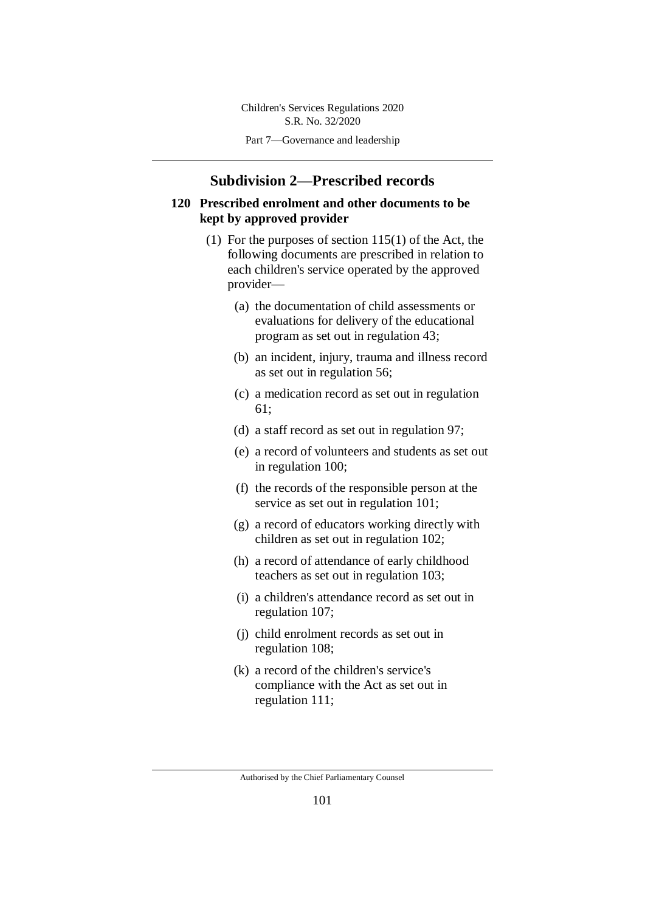## Subdivision 2—Prescribed records

### 120 Prescribed enrolment and other documents to be kept by approved provider

(1) For the purposes of section 115(1) of the Act, the following documents are prescribed in relation to each children's service operated by the approved provider—

(a) the documentation of child assessments or evaluations for delivery of the educational program as set out in regulation 43;

(b) an incident, injury, trauma and illness record as set out in regulation 56;

(c) a medication record as set out in regulation 61;

(d) a staff record as set out in regulation 97;

(e) a record of volunteers and students as set out in regulation 100;

(f) the records of the responsible person at the service as set out in regulation 101;

(g) a record of educators working directly with children as set out in regulation 102;

(h) a record of attendance of early childhood teachers as set out in regulation 103;

(i) a children's attendance record as set out in regulation 107;

(j) child enrolment records as set out in regulation 108;

(k) a record of the children's service's compliance with the Act as set out in regulation 111;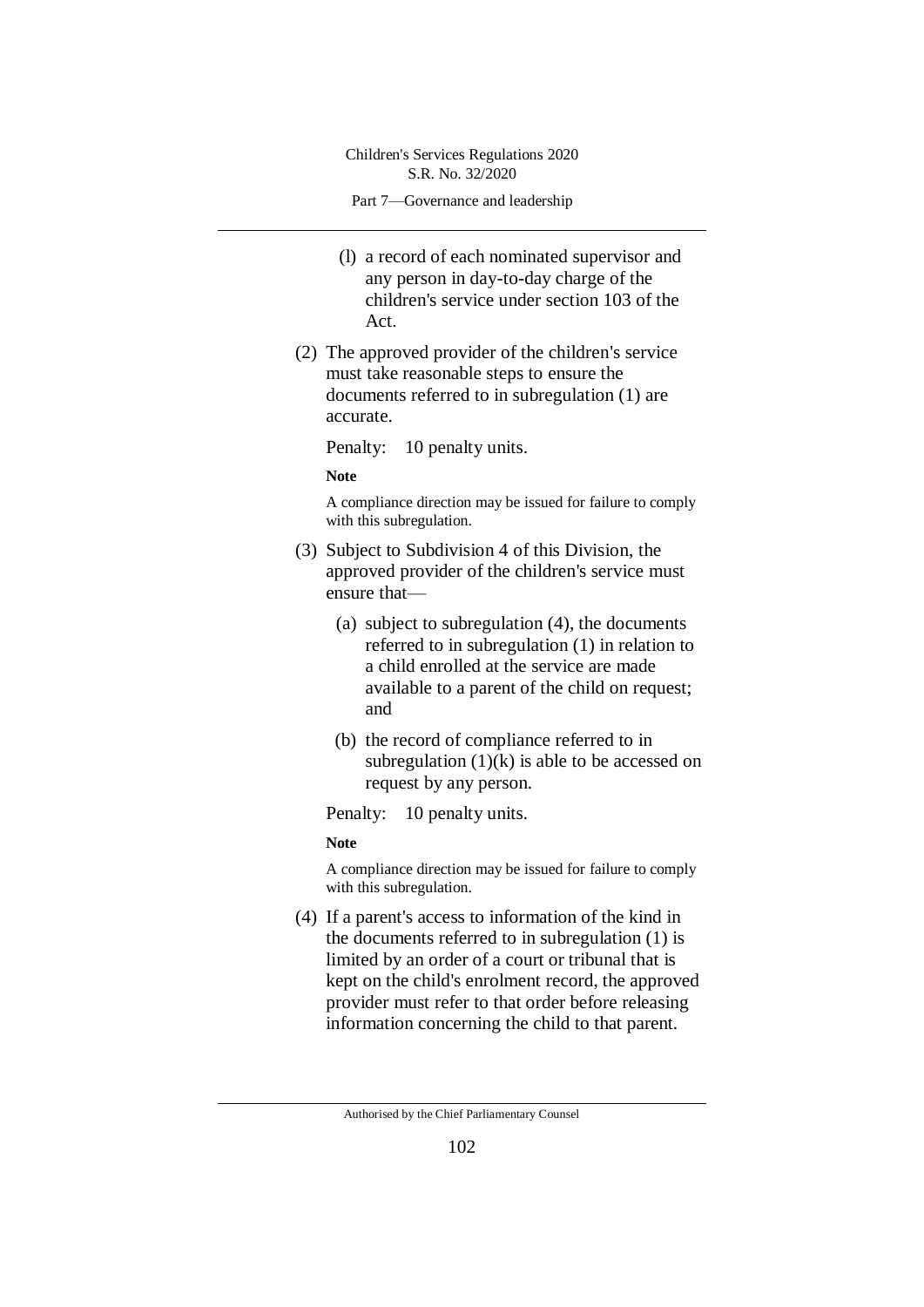(l) a record of each nominated supervisor and any person in day-to-day charge of the children's service under section 103 of the Act.

(2) The approved provider of the children's service must take reasonable steps to ensure the documents referred to in subregulation (1) are accurate.

Penalty: 10 penalty units.

**Note**

A compliance direction may be issued for failure to comply with this subregulation.

(3) Subject to Subdivision 4 of this Division, the approved provider of the children's service must ensure that—

(a) subject to subregulation (4), the documents referred to in subregulation (1) in relation to a child enrolled at the service are made available to a parent of the child on request; and

(b) the record of compliance referred to in subregulation (1)(k) is able to be accessed on request by any person.

Penalty: 10 penalty units.

**Note**

A compliance direction may be issued for failure to comply with this subregulation.

(4) If a parent's access to information of the kind in the documents referred to in subregulation (1) is limited by an order of a court or tribunal that is kept on the child's enrolment record, the approved provider must refer to that order before releasing information concerning the child to that parent.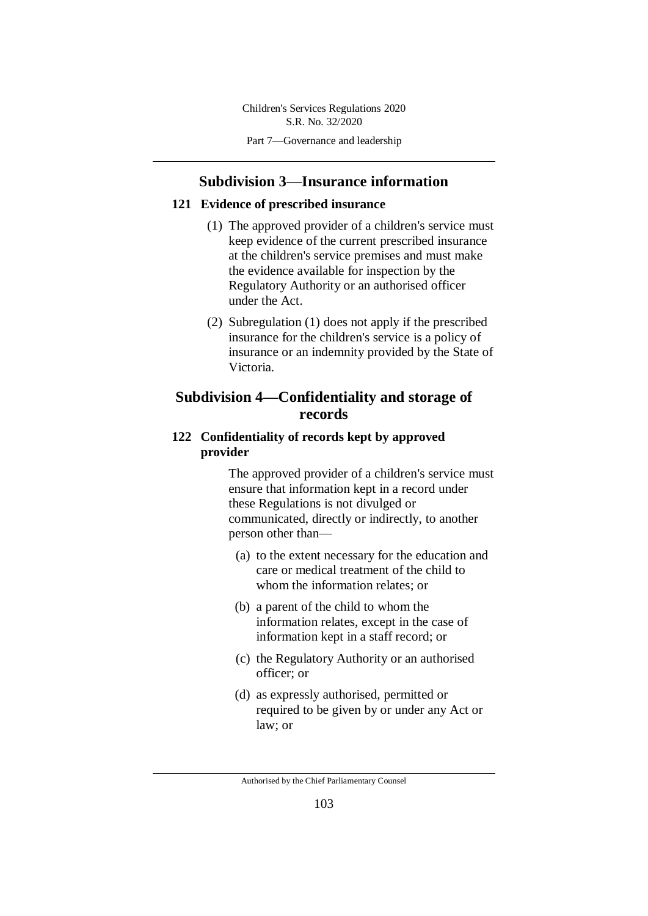## Subdivision 3—Insurance information

### 121 Evidence of prescribed insurance

(1) The approved provider of a children's service must keep evidence of the current prescribed insurance at the children's service premises and must make the evidence available for inspection by the Regulatory Authority or an authorised officer under the Act.

(2) Subregulation (1) does not apply if the prescribed insurance for the children's service is a policy of insurance or an indemnity provided by the State of Victoria.

## Subdivision 4—Confidentiality and storage of records

### 122 Confidentiality of records kept by approved provider

The approved provider of a children's service must ensure that information kept in a record under these Regulations is not divulged or communicated, directly or indirectly, to another person other than—

(a) to the extent necessary for the education and care or medical treatment of the child to whom the information relates; or

(b) a parent of the child to whom the information relates, except in the case of information kept in a staff record; or

(c) the Regulatory Authority or an authorised officer; or

(d) as expressly authorised, permitted or required to be given by or under any Act or law; or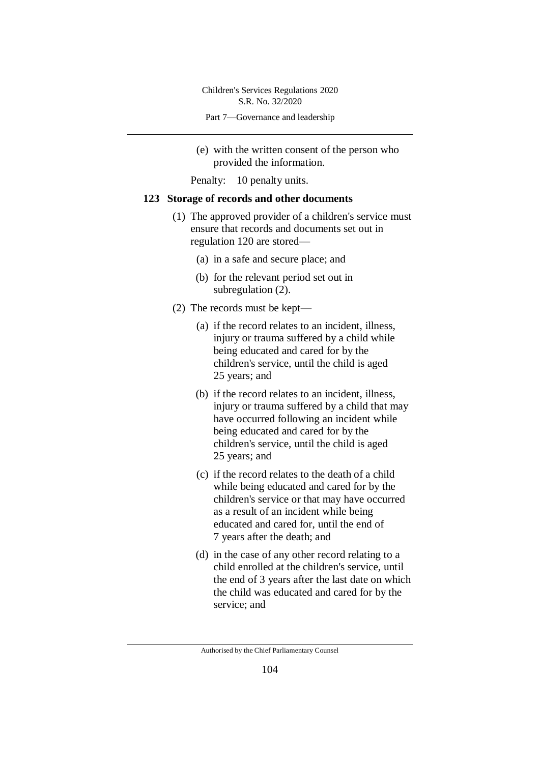(e) with the written consent of the person who provided the information.

Penalty: 10 penalty units.

**123 Storage of records and other documents**

(1) The approved provider of a children's service must ensure that records and documents set out in regulation 120 are stored—

(a) in a safe and secure place; and

(b) for the relevant period set out in subregulation (2).

(2) The records must be kept—

(a) if the record relates to an incident, illness, injury or trauma suffered by a child while being educated and cared for by the children's service, until the child is aged 25 years; and

(b) if the record relates to an incident, illness, injury or trauma suffered by a child that may have occurred following an incident while being educated and cared for by the children's service, until the child is aged 25 years; and

(c) if the record relates to the death of a child while being educated and cared for by the children's service or that may have occurred as a result of an incident while being educated and cared for, until the end of 7 years after the death; and

(d) in the case of any other record relating to a child enrolled at the children's service, until the end of 3 years after the last date on which the child was educated and cared for by the service; and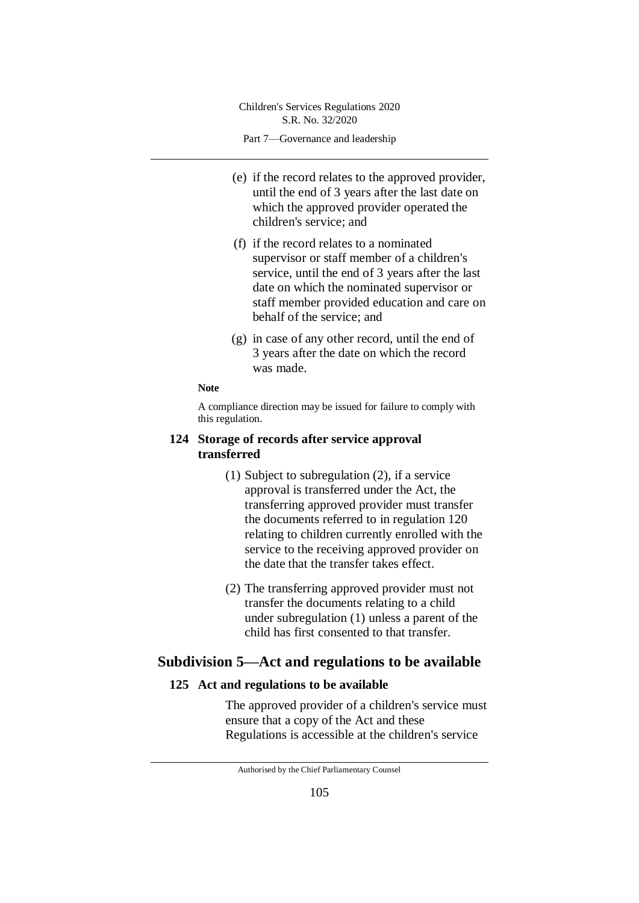(e) if the record relates to the approved provider, until the end of 3 years after the last date on which the approved provider operated the children's service; and

(f) if the record relates to a nominated supervisor or staff member of a children's service, until the end of 3 years after the last date on which the nominated supervisor or staff member provided education and care on behalf of the service; and

(g) in case of any other record, until the end of 3 years after the date on which the record was made.

**Note**

A compliance direction may be issued for failure to comply with this regulation.

### 124 Storage of records after service approval transferred

(1) Subject to subregulation (2), if a service approval is transferred under the Act, the transferring approved provider must transfer the documents referred to in regulation 120 relating to children currently enrolled with the service to the receiving approved provider on the date that the transfer takes effect.

(2) The transferring approved provider must not transfer the documents relating to a child under subregulation (1) unless a parent of the child has first consented to that transfer.

## Subdivision 5—Act and regulations to be available

### 125 Act and regulations to be available

The approved provider of a children's service must ensure that a copy of the Act and these Regulations is accessible at the children's service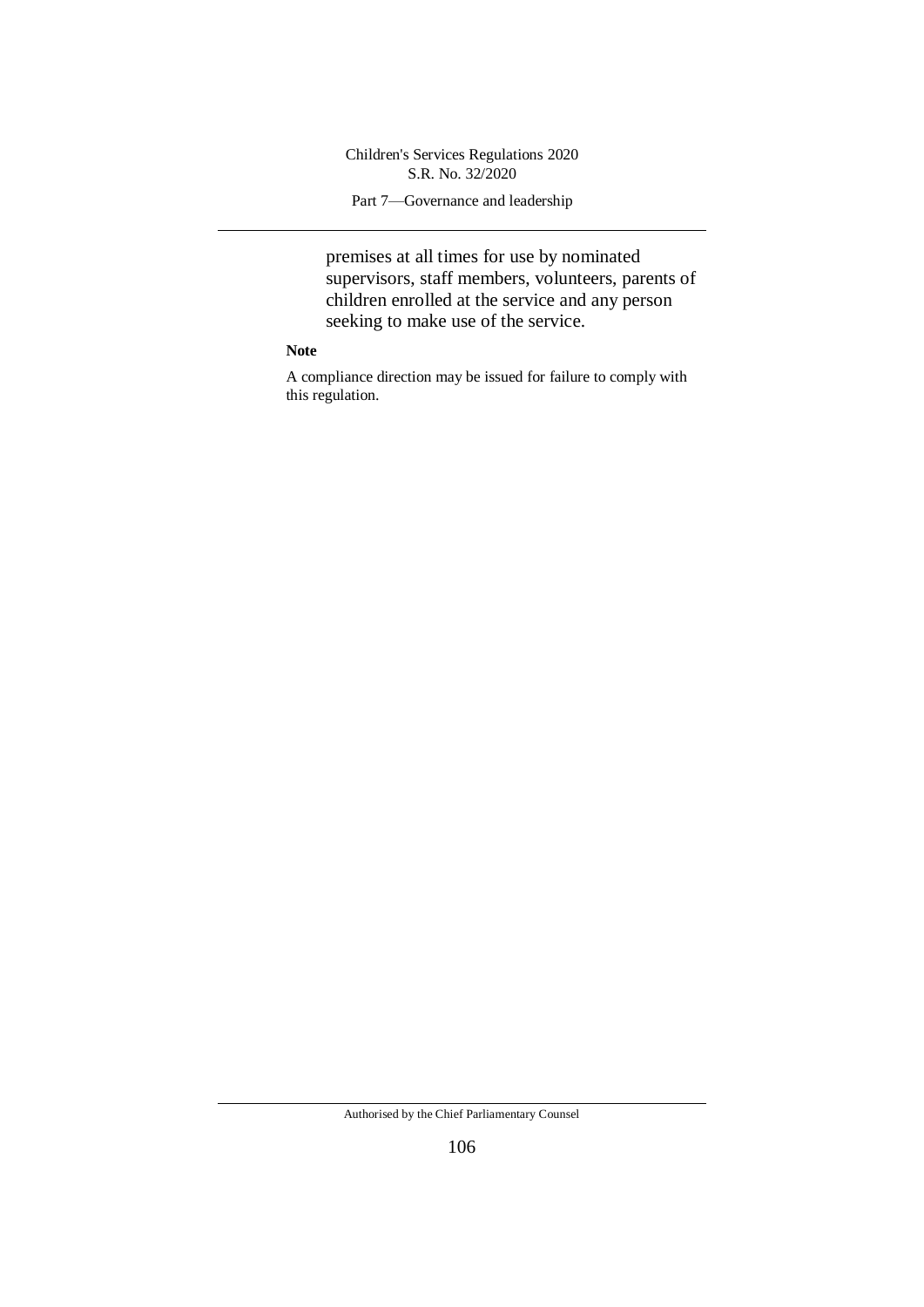premises at all times for use by nominated supervisors, staff members, volunteers, parents of children enrolled at the service and any person seeking to make use of the service.

**Note**

A compliance direction may be issued for failure to comply with this regulation.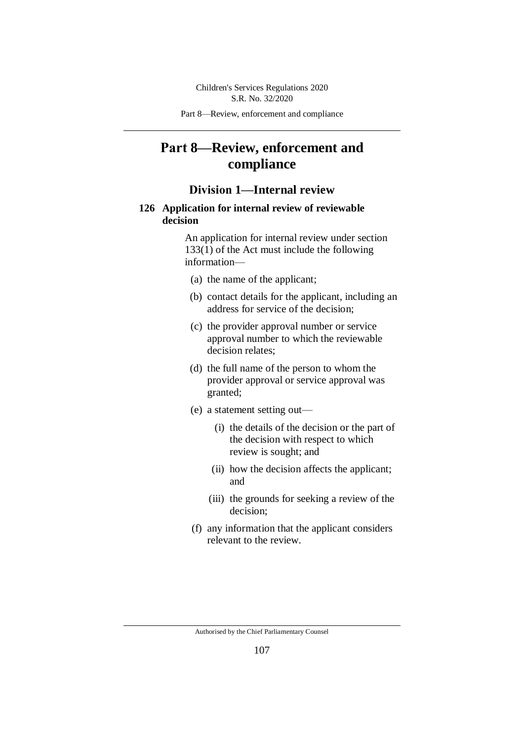# Part 8—Review, enforcement and compliance

## Division 1—Internal review

### 126 Application for internal review of reviewable decision

An application for internal review under section 133(1) of the Act must include the following information—

(a) the name of the applicant;

(b) contact details for the applicant, including an address for service of the decision;

(c) the provider approval number or service approval number to which the reviewable decision relates;

(d) the full name of the person to whom the provider approval or service approval was granted;

(e) a statement setting out—

  (i) the details of the decision or the part of the decision with respect to which review is sought; and

  (ii) how the decision affects the applicant; and

  (iii) the grounds for seeking a review of the decision;

(f) any information that the applicant considers relevant to the review.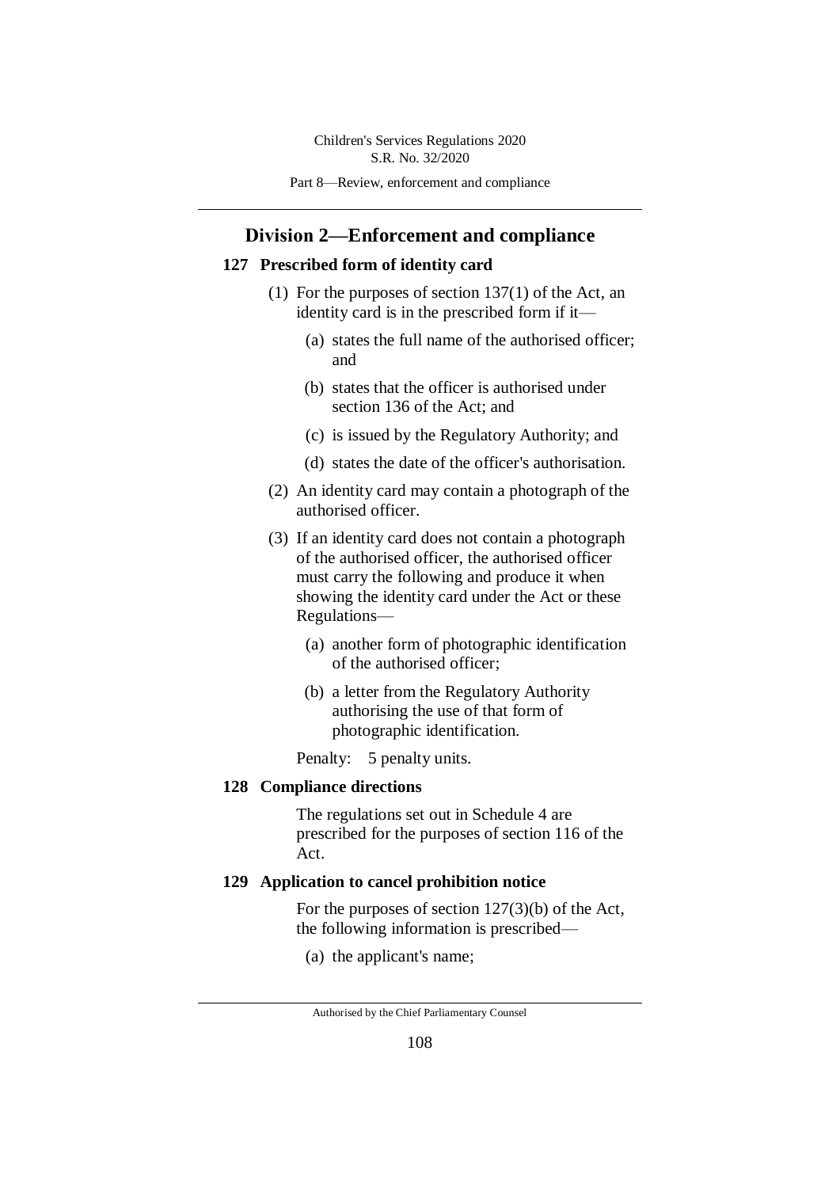## Division 2—Enforcement and compliance

### 127 Prescribed form of identity card

(1) For the purposes of section 137(1) of the Act, an identity card is in the prescribed form if it—

(a) states the full name of the authorised officer; and

(b) states that the officer is authorised under section 136 of the Act; and

(c) is issued by the Regulatory Authority; and

(d) states the date of the officer's authorisation.

(2) An identity card may contain a photograph of the authorised officer.

(3) If an identity card does not contain a photograph of the authorised officer, the authorised officer must carry the following and produce it when showing the identity card under the Act or these Regulations—

(a) another form of photographic identification of the authorised officer;

(b) a letter from the Regulatory Authority authorising the use of that form of photographic identification.

Penalty: 5 penalty units.

### 128 Compliance directions

The regulations set out in Schedule 4 are prescribed for the purposes of section 116 of the Act.

### 129 Application to cancel prohibition notice

For the purposes of section 127(3)(b) of the Act, the following information is prescribed—

(a) the applicant's name;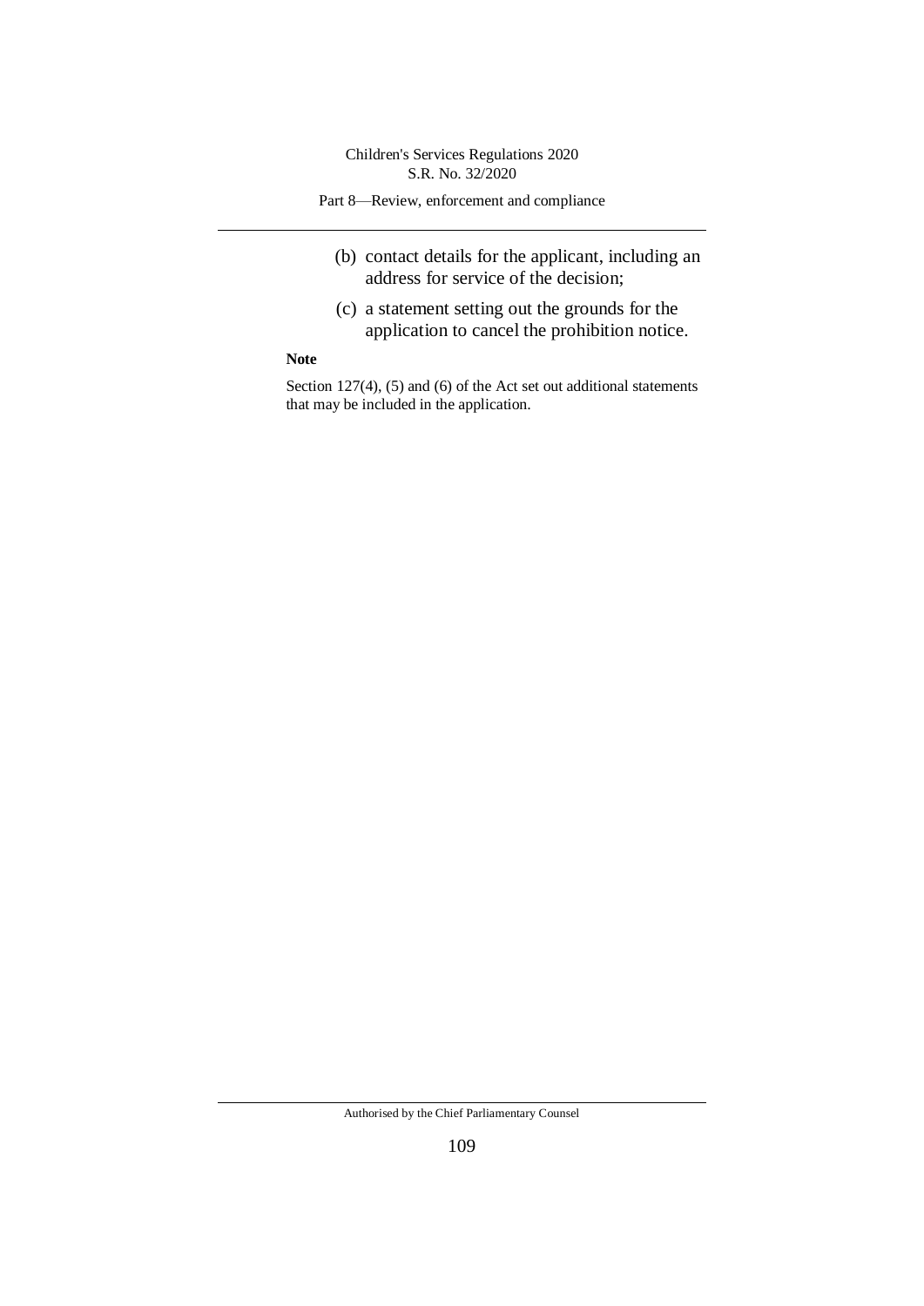(b) contact details for the applicant, including an address for service of the decision;

(c) a statement setting out the grounds for the application to cancel the prohibition notice.

**Note**

Section 127(4), (5) and (6) of the Act set out additional statements that may be included in the application.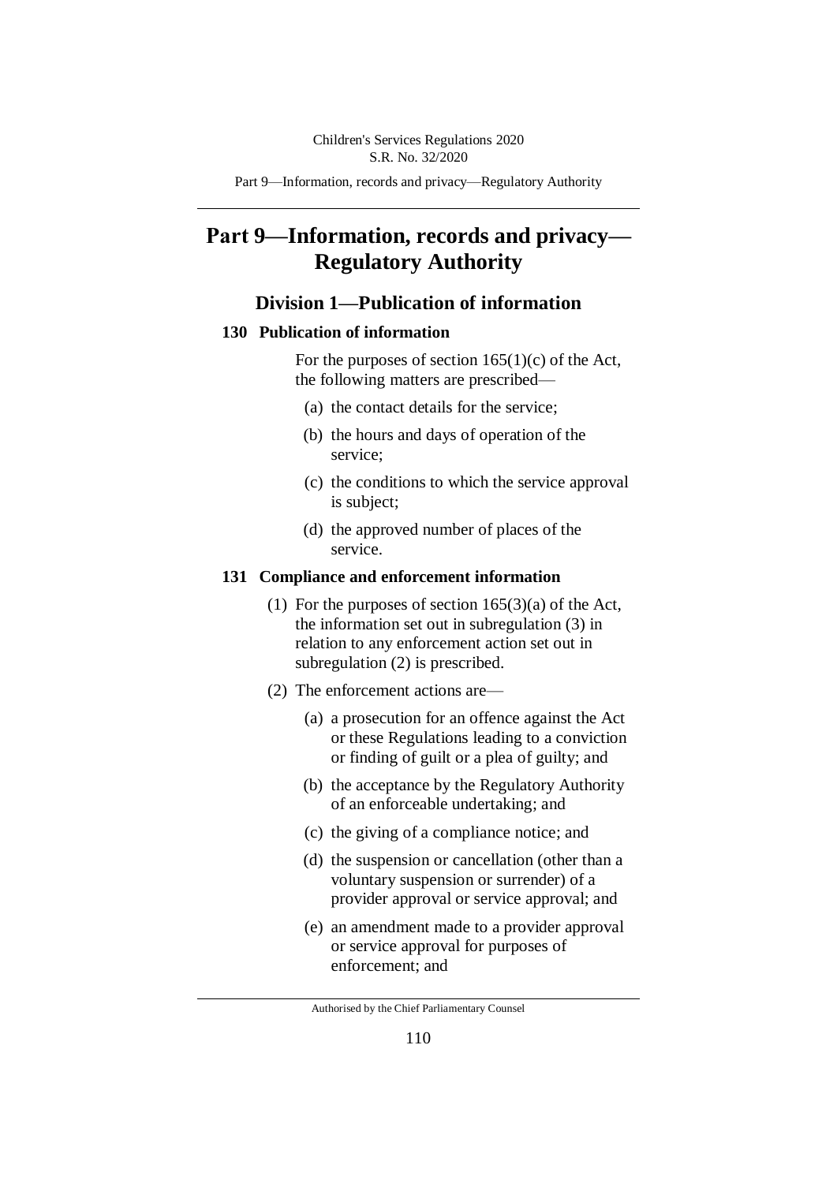# Part 9—Information, records and privacy—Regulatory Authority

## Division 1—Publication of information

### 130 Publication of information

For the purposes of section 165(1)(c) of the Act, the following matters are prescribed—

(a) the contact details for the service;

(b) the hours and days of operation of the service;

(c) the conditions to which the service approval is subject;

(d) the approved number of places of the service.

### 131 Compliance and enforcement information

(1) For the purposes of section 165(3)(a) of the Act, the information set out in subregulation (3) in relation to any enforcement action set out in subregulation (2) is prescribed.

(2) The enforcement actions are—

(a) a prosecution for an offence against the Act or these Regulations leading to a conviction or finding of guilt or a plea of guilty; and

(b) the acceptance by the Regulatory Authority of an enforceable undertaking; and

(c) the giving of a compliance notice; and

(d) the suspension or cancellation (other than a voluntary suspension or surrender) of a provider approval or service approval; and

(e) an amendment made to a provider approval or service approval for purposes of enforcement; and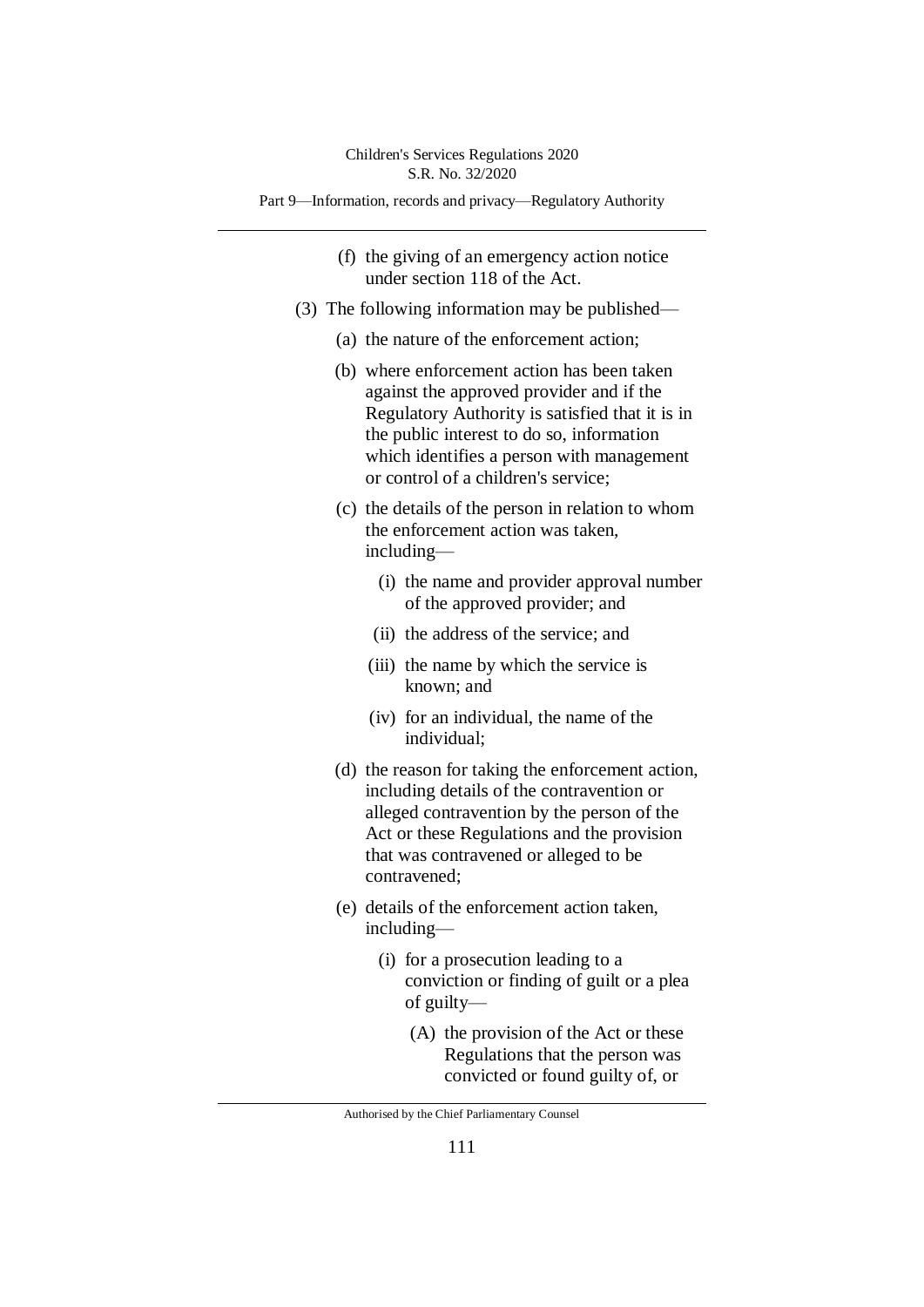(f) the giving of an emergency action notice under section 118 of the Act.

(3) The following information may be published—

(a) the nature of the enforcement action;

(b) where enforcement action has been taken against the approved provider and if the Regulatory Authority is satisfied that it is in the public interest to do so, information which identifies a person with management or control of a children's service;

(c) the details of the person in relation to whom the enforcement action was taken, including—

(i) the name and provider approval number of the approved provider; and

(ii) the address of the service; and

(iii) the name by which the service is known; and

(iv) for an individual, the name of the individual;

(d) the reason for taking the enforcement action, including details of the contravention or alleged contravention by the person of the Act or these Regulations and the provision that was contravened or alleged to be contravened;

(e) details of the enforcement action taken, including—

(i) for a prosecution leading to a conviction or finding of guilt or a plea of guilty—

(A) the provision of the Act or these Regulations that the person was convicted or found guilty of, or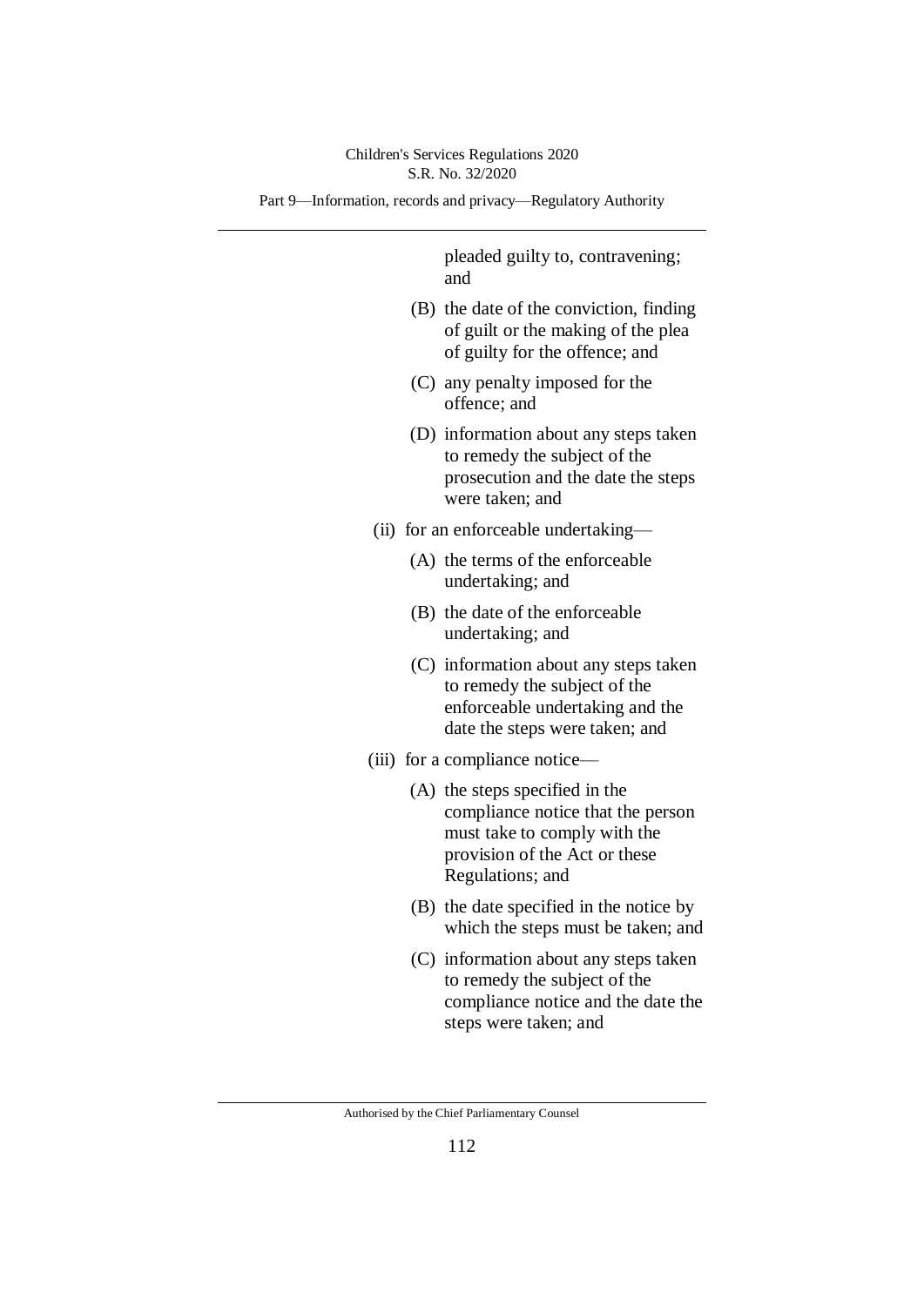pleaded guilty to, contravening; and

(B) the date of the conviction, finding of guilt or the making of the plea of guilty for the offence; and

(C) any penalty imposed for the offence; and

(D) information about any steps taken to remedy the subject of the prosecution and the date the steps were taken; and

(ii) for an enforceable undertaking—

(A) the terms of the enforceable undertaking; and

(B) the date of the enforceable undertaking; and

(C) information about any steps taken to remedy the subject of the enforceable undertaking and the date the steps were taken; and

(iii) for a compliance notice—

(A) the steps specified in the compliance notice that the person must take to comply with the provision of the Act or these Regulations; and

(B) the date specified in the notice by which the steps must be taken; and

(C) information about any steps taken to remedy the subject of the compliance notice and the date the steps were taken; and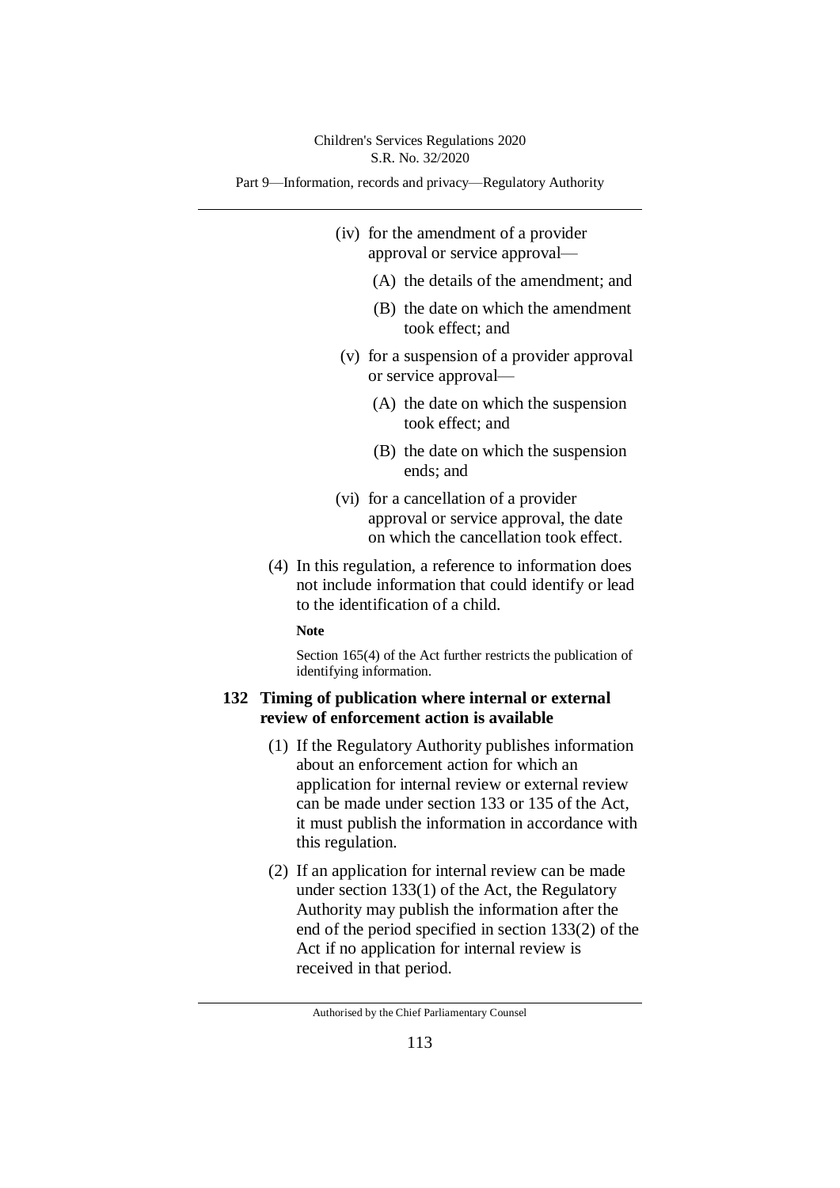(iv) for the amendment of a provider approval or service approval—

(A) the details of the amendment; and

(B) the date on which the amendment took effect; and

(v) for a suspension of a provider approval or service approval—

(A) the date on which the suspension took effect; and

(B) the date on which the suspension ends; and

(vi) for a cancellation of a provider approval or service approval, the date on which the cancellation took effect.

(4) In this regulation, a reference to information does not include information that could identify or lead to the identification of a child.

**Note**

Section 165(4) of the Act further restricts the publication of identifying information.

### 132 Timing of publication where internal or external review of enforcement action is available

(1) If the Regulatory Authority publishes information about an enforcement action for which an application for internal review or external review can be made under section 133 or 135 of the Act, it must publish the information in accordance with this regulation.

(2) If an application for internal review can be made under section 133(1) of the Act, the Regulatory Authority may publish the information after the end of the period specified in section 133(2) of the Act if no application for internal review is received in that period.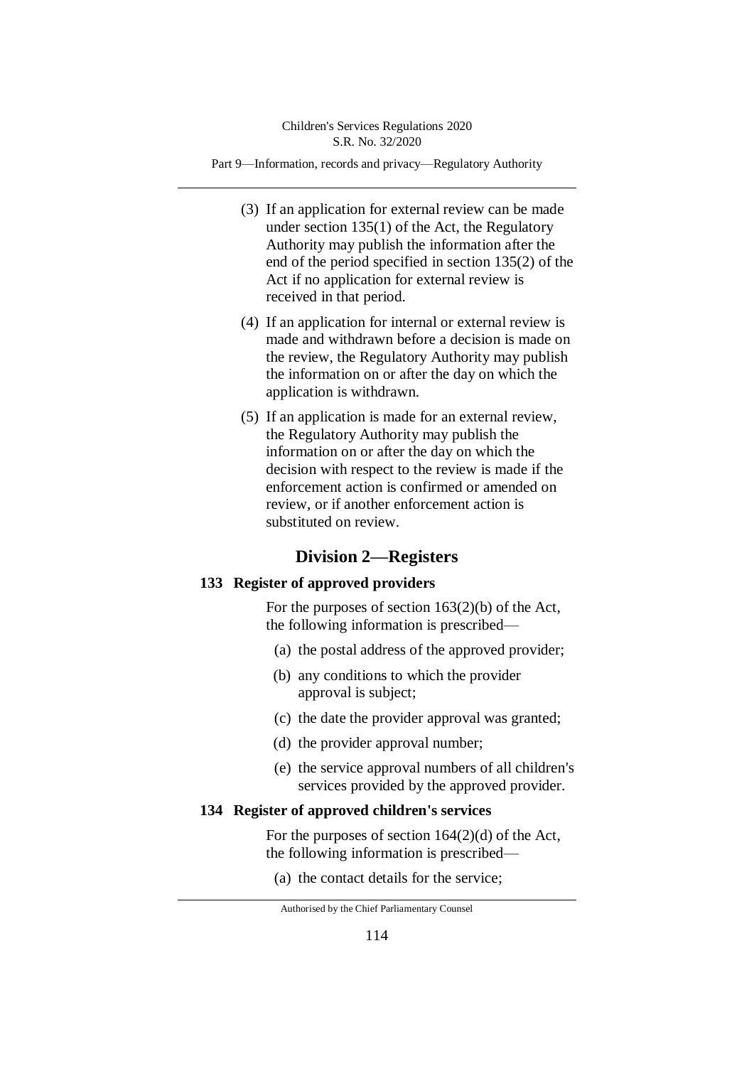(3) If an application for external review can be made under section 135(1) of the Act, the Regulatory Authority may publish the information after the end of the period specified in section 135(2) of the Act if no application for external review is received in that period.

(4) If an application for internal or external review is made and withdrawn before a decision is made on the review, the Regulatory Authority may publish the information on or after the day on which the application is withdrawn.

(5) If an application is made for an external review, the Regulatory Authority may publish the information on or after the day on which the decision with respect to the review is made if the enforcement action is confirmed or amended on review, or if another enforcement action is substituted on review.

## Division 2—Registers

### 133 Register of approved providers

For the purposes of section 163(2)(b) of the Act, the following information is prescribed—

(a) the postal address of the approved provider;

(b) any conditions to which the provider approval is subject;

(c) the date the provider approval was granted;

(d) the provider approval number;

(e) the service approval numbers of all children's services provided by the approved provider.

### 134 Register of approved children's services

For the purposes of section 164(2)(d) of the Act, the following information is prescribed—

(a) the contact details for the service;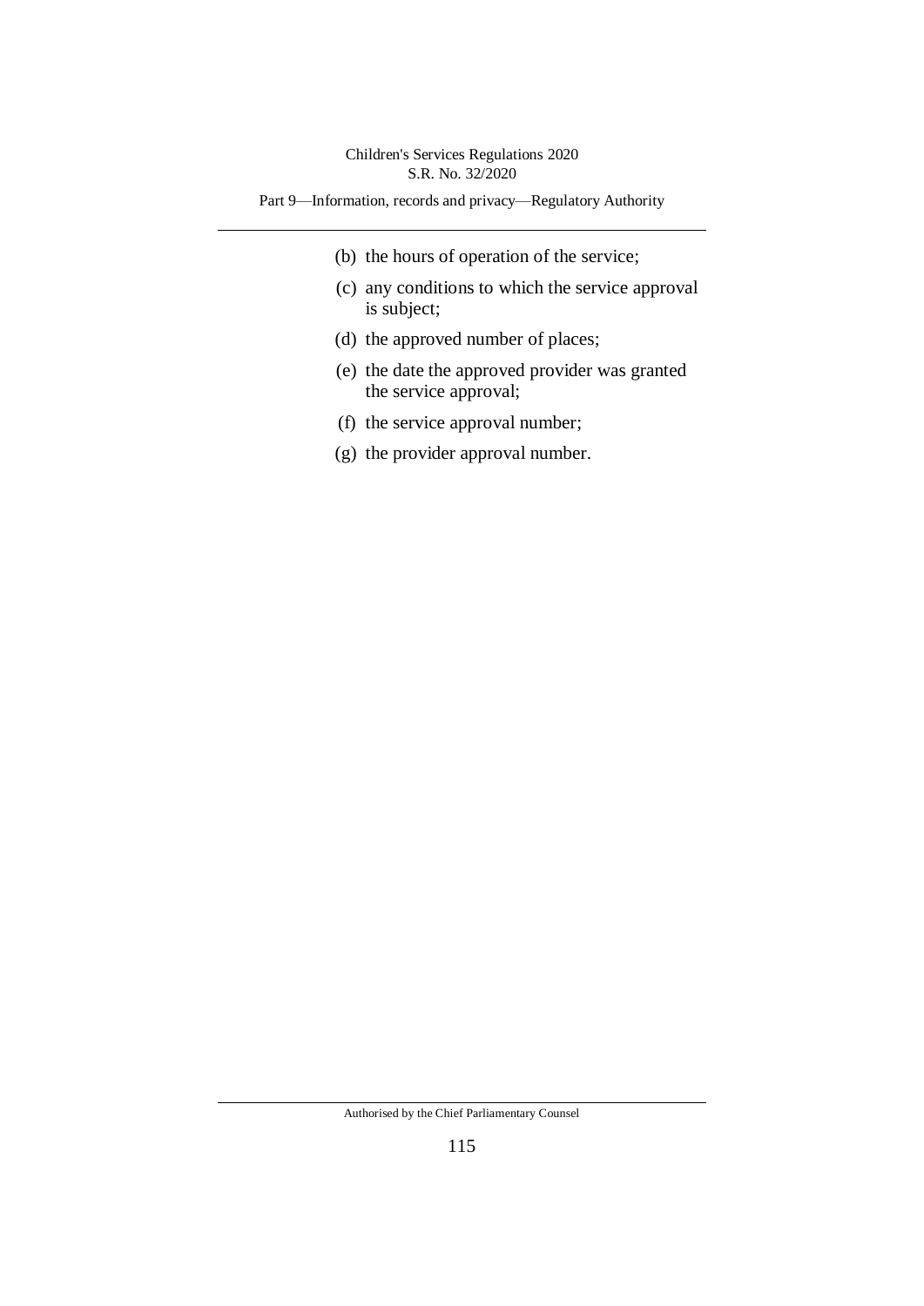(b) the hours of operation of the service;

(c) any conditions to which the service approval is subject;

(d) the approved number of places;

(e) the date the approved provider was granted the service approval;

(f) the service approval number;

(g) the provider approval number.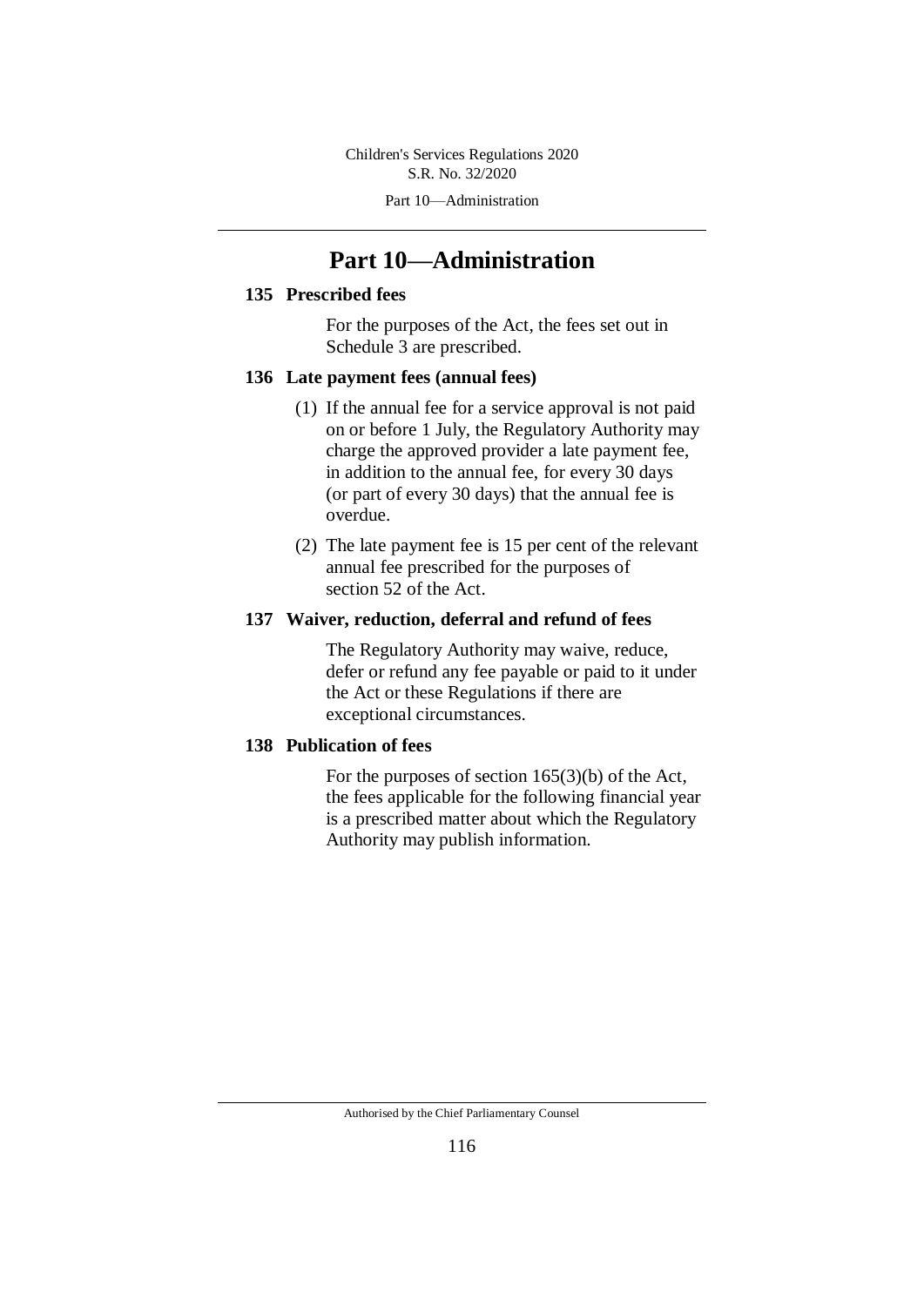# Part 10—Administration

## 135 Prescribed fees

For the purposes of the Act, the fees set out in Schedule 3 are prescribed.

## 136 Late payment fees (annual fees)

(1) If the annual fee for a service approval is not paid on or before 1 July, the Regulatory Authority may charge the approved provider a late payment fee, in addition to the annual fee, for every 30 days (or part of every 30 days) that the annual fee is overdue.

(2) The late payment fee is 15 per cent of the relevant annual fee prescribed for the purposes of section 52 of the Act.

## 137 Waiver, reduction, deferral and refund of fees

The Regulatory Authority may waive, reduce, defer or refund any fee payable or paid to it under the Act or these Regulations if there are exceptional circumstances.

## 138 Publication of fees

For the purposes of section 165(3)(b) of the Act, the fees applicable for the following financial year is a prescribed matter about which the Regulatory Authority may publish information.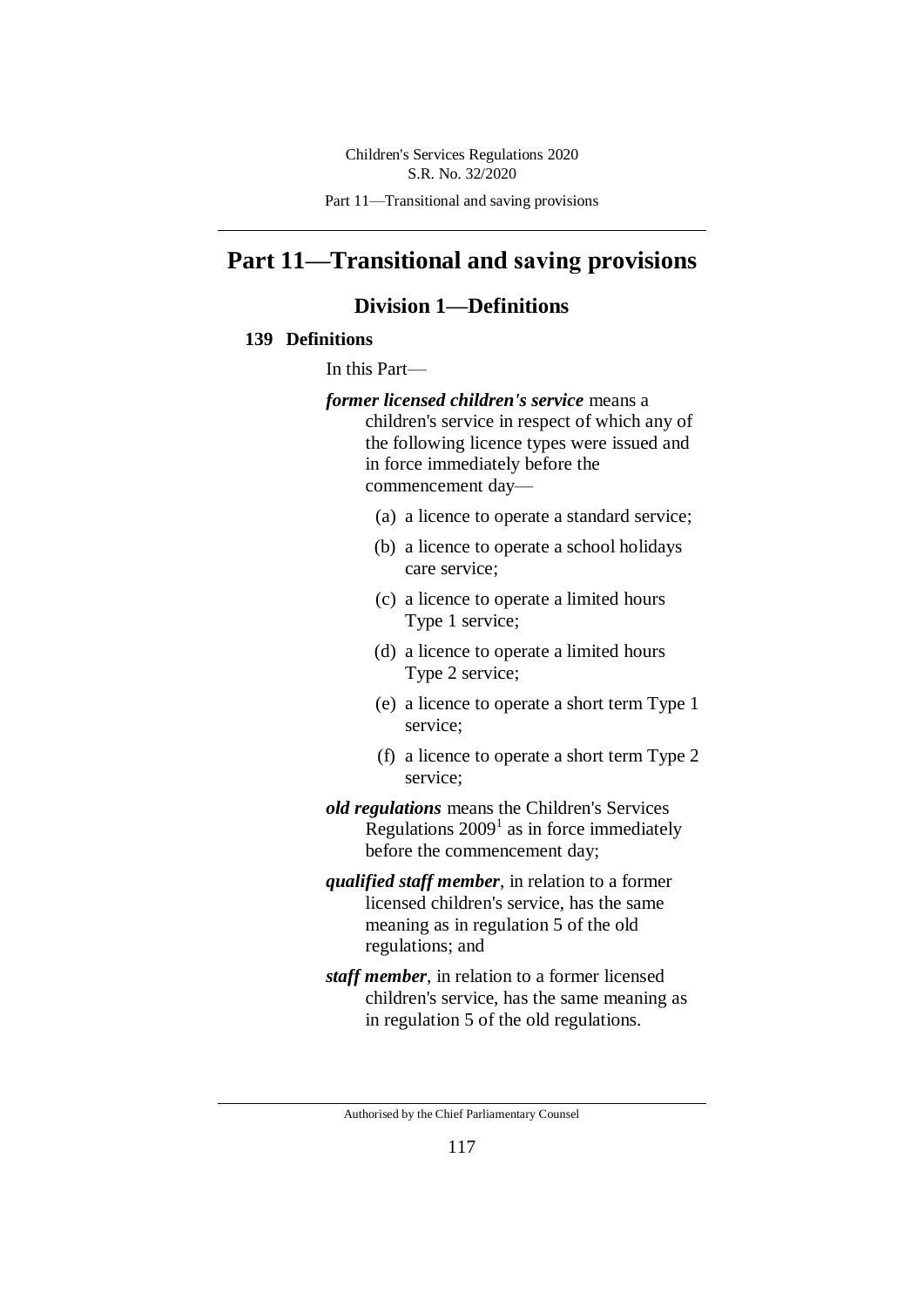# Part 11—Transitional and saving provisions

## Division 1—Definitions

### 139 Definitions

In this Part—

***former licensed children's service*** means a children's service in respect of which any of the following licence types were issued and in force immediately before the commencement day—

(a) a licence to operate a standard service;

(b) a licence to operate a school holidays care service;

(c) a licence to operate a limited hours Type 1 service;

(d) a licence to operate a limited hours Type 2 service;

(e) a licence to operate a short term Type 1 service;

(f) a licence to operate a short term Type 2 service;

***old regulations*** means the Children's Services Regulations 2009[1] as in force immediately before the commencement day;

***qualified staff member***, in relation to a former licensed children's service, has the same meaning as in regulation 5 of the old regulations; and

***staff member***, in relation to a former licensed children's service, has the same meaning as in regulation 5 of the old regulations.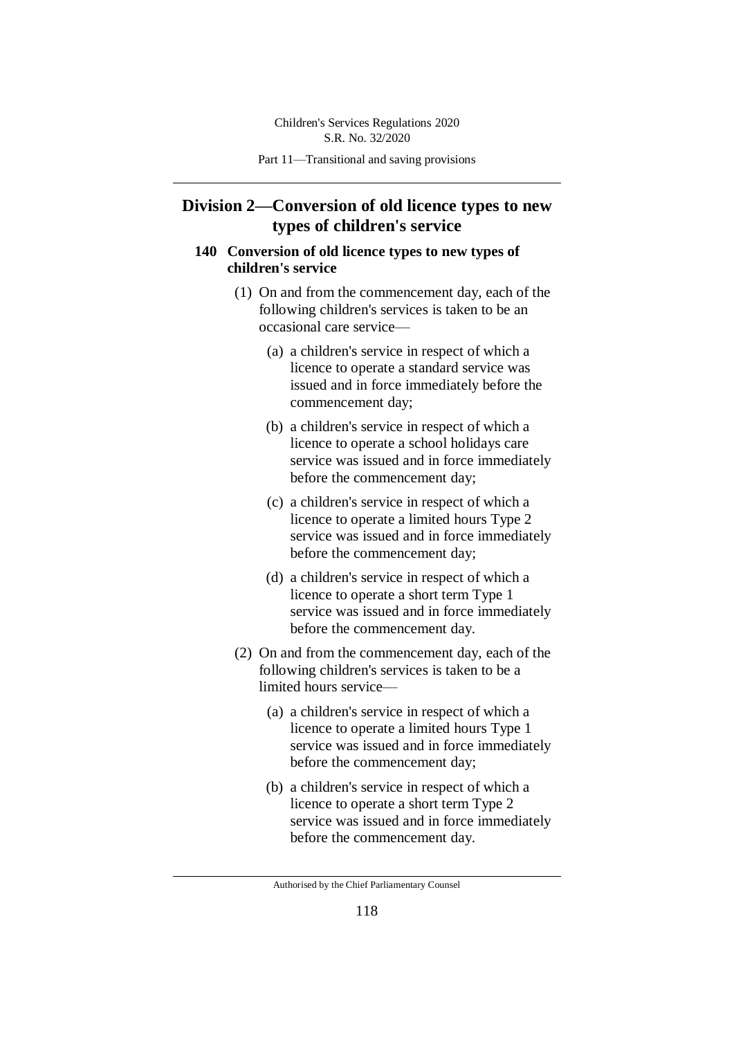## Division 2—Conversion of old licence types to new types of children's service

### 140 Conversion of old licence types to new types of children's service

(1) On and from the commencement day, each of the following children's services is taken to be an occasional care service—

(a) a children's service in respect of which a licence to operate a standard service was issued and in force immediately before the commencement day;

(b) a children's service in respect of which a licence to operate a school holidays care service was issued and in force immediately before the commencement day;

(c) a children's service in respect of which a licence to operate a limited hours Type 2 service was issued and in force immediately before the commencement day;

(d) a children's service in respect of which a licence to operate a short term Type 1 service was issued and in force immediately before the commencement day.

(2) On and from the commencement day, each of the following children's services is taken to be a limited hours service—

(a) a children's service in respect of which a licence to operate a limited hours Type 1 service was issued and in force immediately before the commencement day;

(b) a children's service in respect of which a licence to operate a short term Type 2 service was issued and in force immediately before the commencement day.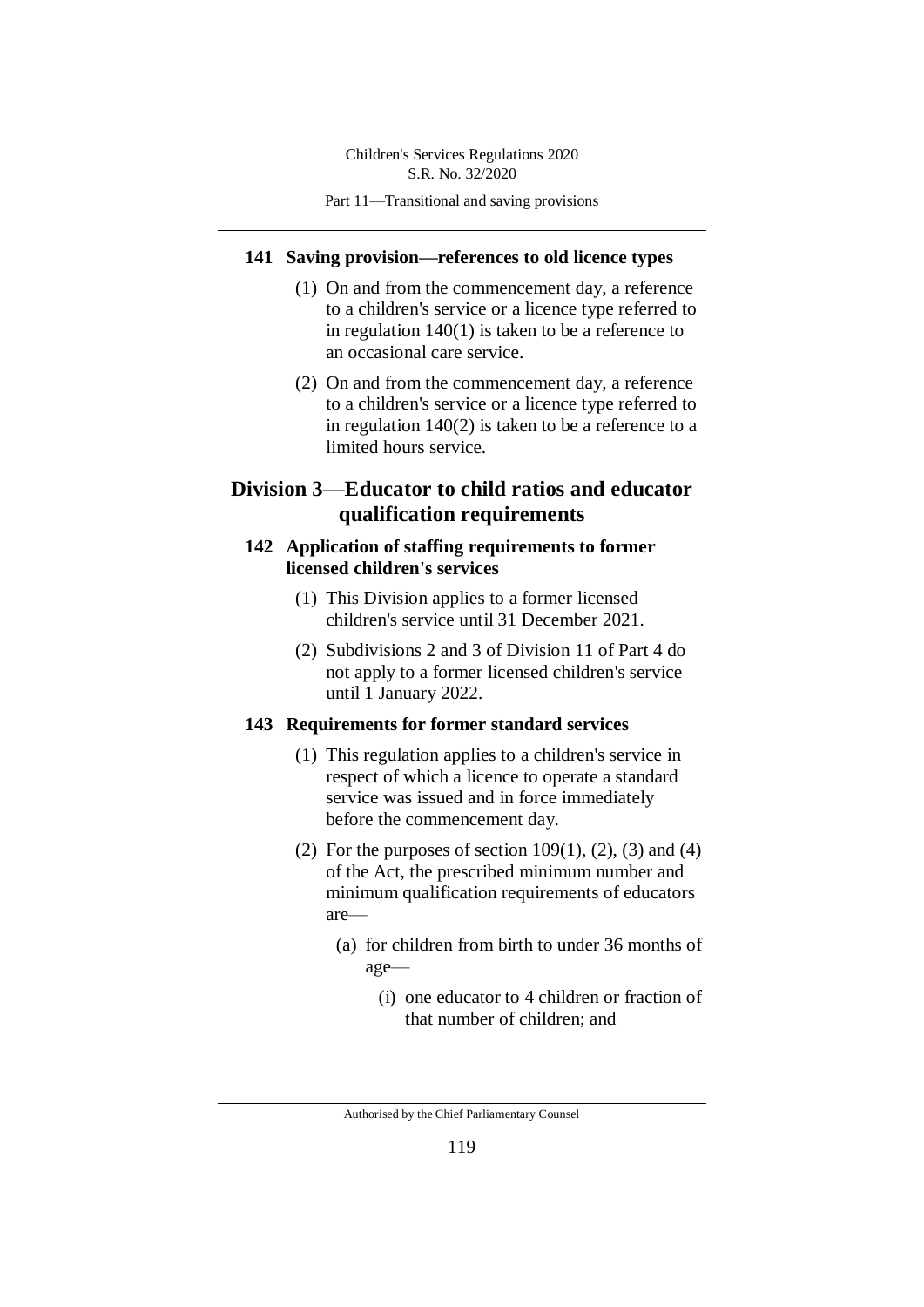**141 Saving provision—references to old licence types**

(1) On and from the commencement day, a reference to a children's service or a licence type referred to in regulation 140(1) is taken to be a reference to an occasional care service.

(2) On and from the commencement day, a reference to a children's service or a licence type referred to in regulation 140(2) is taken to be a reference to a limited hours service.

## Division 3—Educator to child ratios and educator qualification requirements

**142 Application of staffing requirements to former licensed children's services**

(1) This Division applies to a former licensed children's service until 31 December 2021.

(2) Subdivisions 2 and 3 of Division 11 of Part 4 do not apply to a former licensed children's service until 1 January 2022.

**143 Requirements for former standard services**

(1) This regulation applies to a children's service in respect of which a licence to operate a standard service was issued and in force immediately before the commencement day.

(2) For the purposes of section 109(1), (2), (3) and (4) of the Act, the prescribed minimum number and minimum qualification requirements of educators are—

(a) for children from birth to under 36 months of age—

(i) one educator to 4 children or fraction of that number of children; and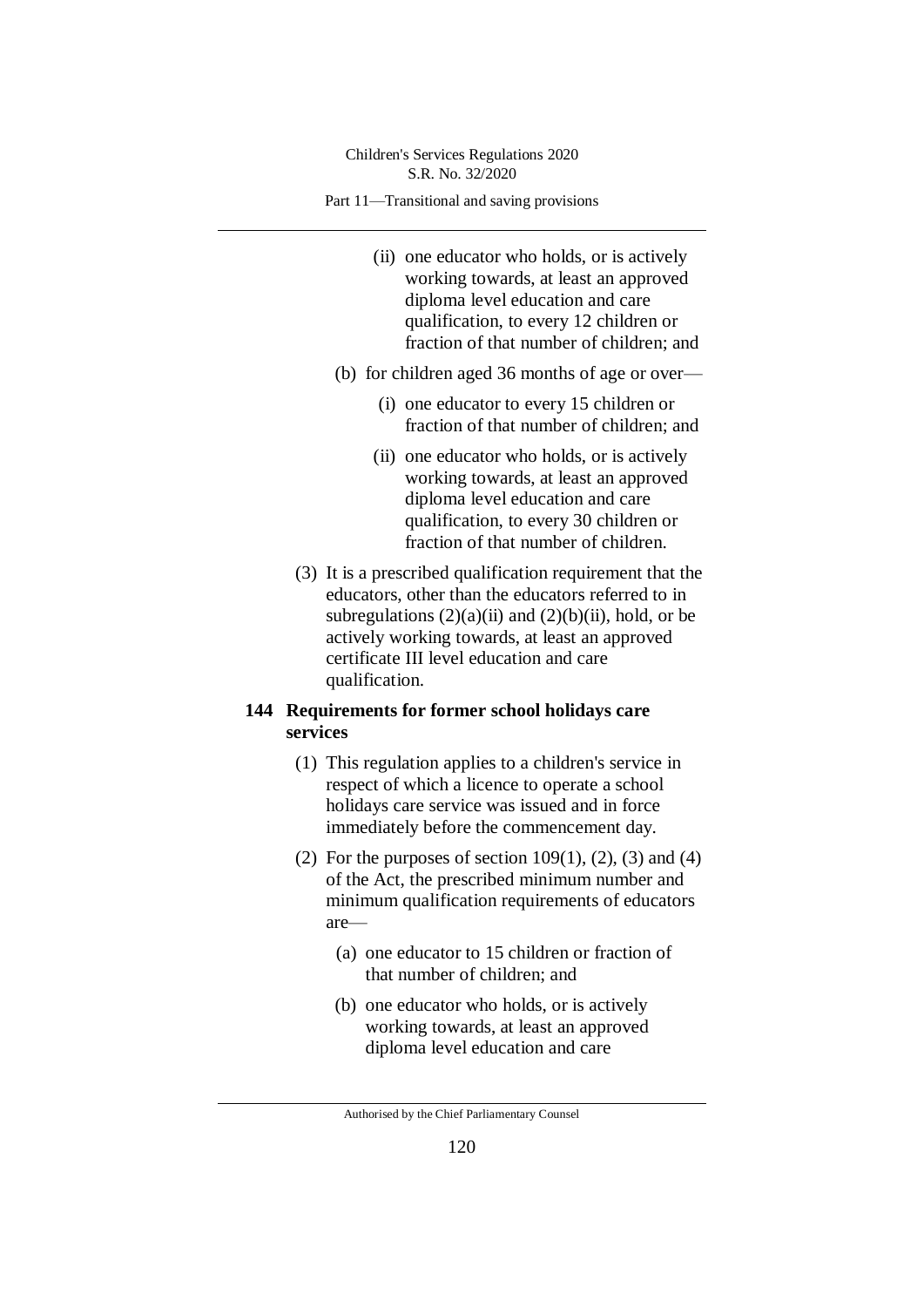(ii) one educator who holds, or is actively working towards, at least an approved diploma level education and care qualification, to every 12 children or fraction of that number of children; and

(b) for children aged 36 months of age or over—

(i) one educator to every 15 children or fraction of that number of children; and

(ii) one educator who holds, or is actively working towards, at least an approved diploma level education and care qualification, to every 30 children or fraction of that number of children.

(3) It is a prescribed qualification requirement that the educators, other than the educators referred to in subregulations (2)(a)(ii) and (2)(b)(ii), hold, or be actively working towards, at least an approved certificate III level education and care qualification.

**144 Requirements for former school holidays care services**

(1) This regulation applies to a children's service in respect of which a licence to operate a school holidays care service was issued and in force immediately before the commencement day.

(2) For the purposes of section 109(1), (2), (3) and (4) of the Act, the prescribed minimum number and minimum qualification requirements of educators are—

(a) one educator to 15 children or fraction of that number of children; and

(b) one educator who holds, or is actively working towards, at least an approved diploma level education and care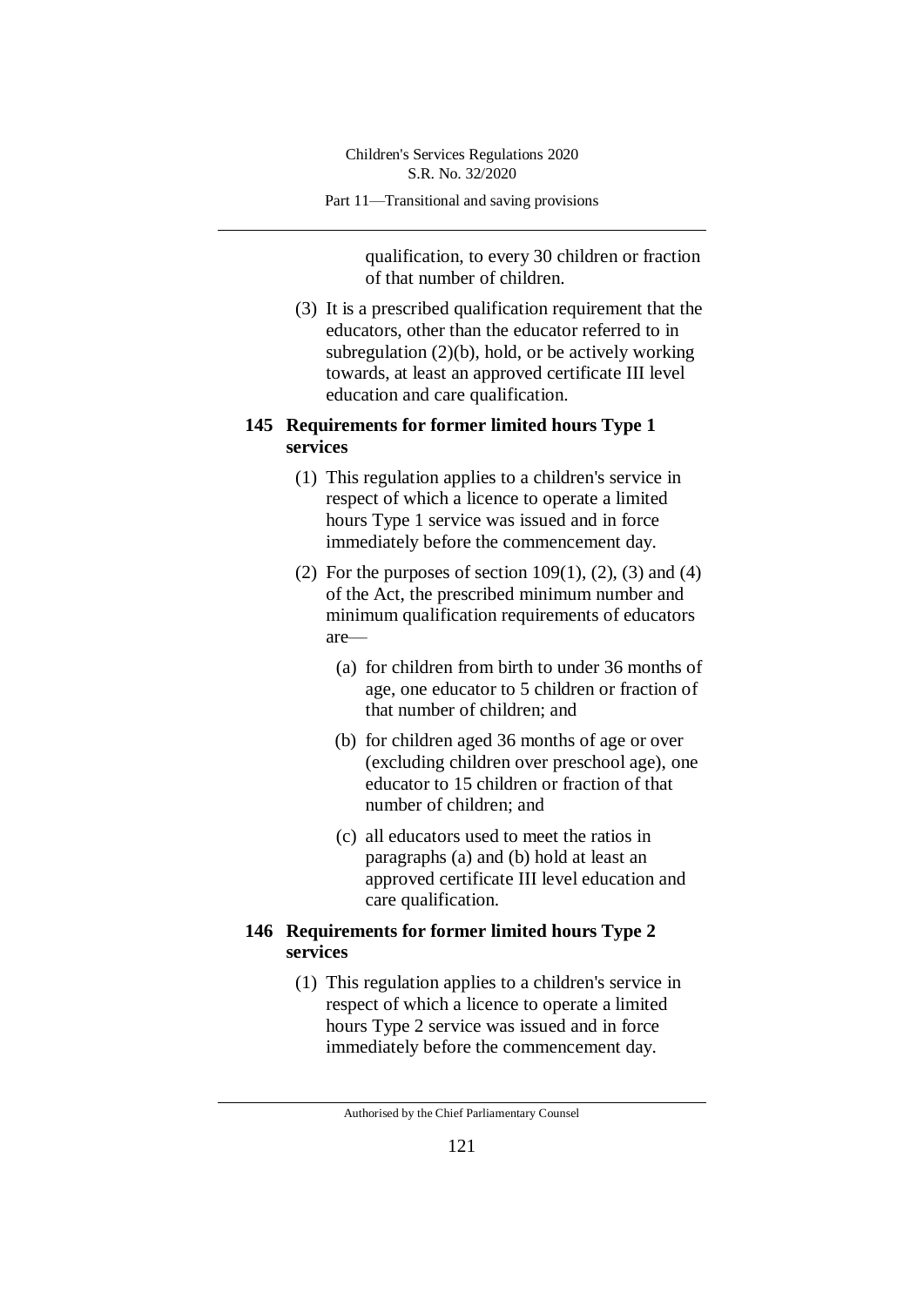qualification, to every 30 children or fraction of that number of children.

(3) It is a prescribed qualification requirement that the educators, other than the educator referred to in subregulation (2)(b), hold, or be actively working towards, at least an approved certificate III level education and care qualification.

### 145 Requirements for former limited hours Type 1 services

(1) This regulation applies to a children's service in respect of which a licence to operate a limited hours Type 1 service was issued and in force immediately before the commencement day.

(2) For the purposes of section 109(1), (2), (3) and (4) of the Act, the prescribed minimum number and minimum qualification requirements of educators are—

(a) for children from birth to under 36 months of age, one educator to 5 children or fraction of that number of children; and

(b) for children aged 36 months of age or over (excluding children over preschool age), one educator to 15 children or fraction of that number of children; and

(c) all educators used to meet the ratios in paragraphs (a) and (b) hold at least an approved certificate III level education and care qualification.

### 146 Requirements for former limited hours Type 2 services

(1) This regulation applies to a children's service in respect of which a licence to operate a limited hours Type 2 service was issued and in force immediately before the commencement day.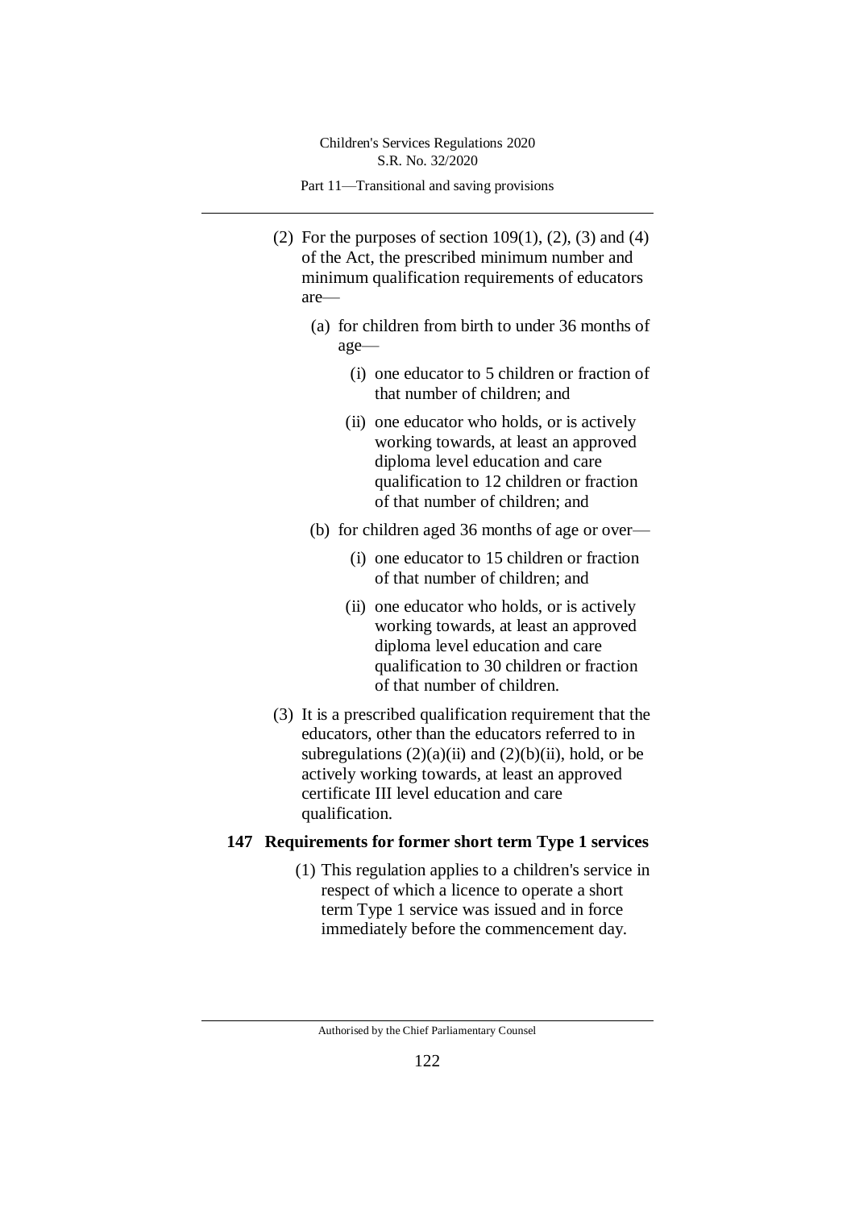(2) For the purposes of section 109(1), (2), (3) and (4) of the Act, the prescribed minimum number and minimum qualification requirements of educators are—

(a) for children from birth to under 36 months of age—

(i) one educator to 5 children or fraction of that number of children; and

(ii) one educator who holds, or is actively working towards, at least an approved diploma level education and care qualification to 12 children or fraction of that number of children; and

(b) for children aged 36 months of age or over—

(i) one educator to 15 children or fraction of that number of children; and

(ii) one educator who holds, or is actively working towards, at least an approved diploma level education and care qualification to 30 children or fraction of that number of children.

(3) It is a prescribed qualification requirement that the educators, other than the educators referred to in subregulations (2)(a)(ii) and (2)(b)(ii), hold, or be actively working towards, at least an approved certificate III level education and care qualification.

### 147 Requirements for former short term Type 1 services

(1) This regulation applies to a children's service in respect of which a licence to operate a short term Type 1 service was issued and in force immediately before the commencement day.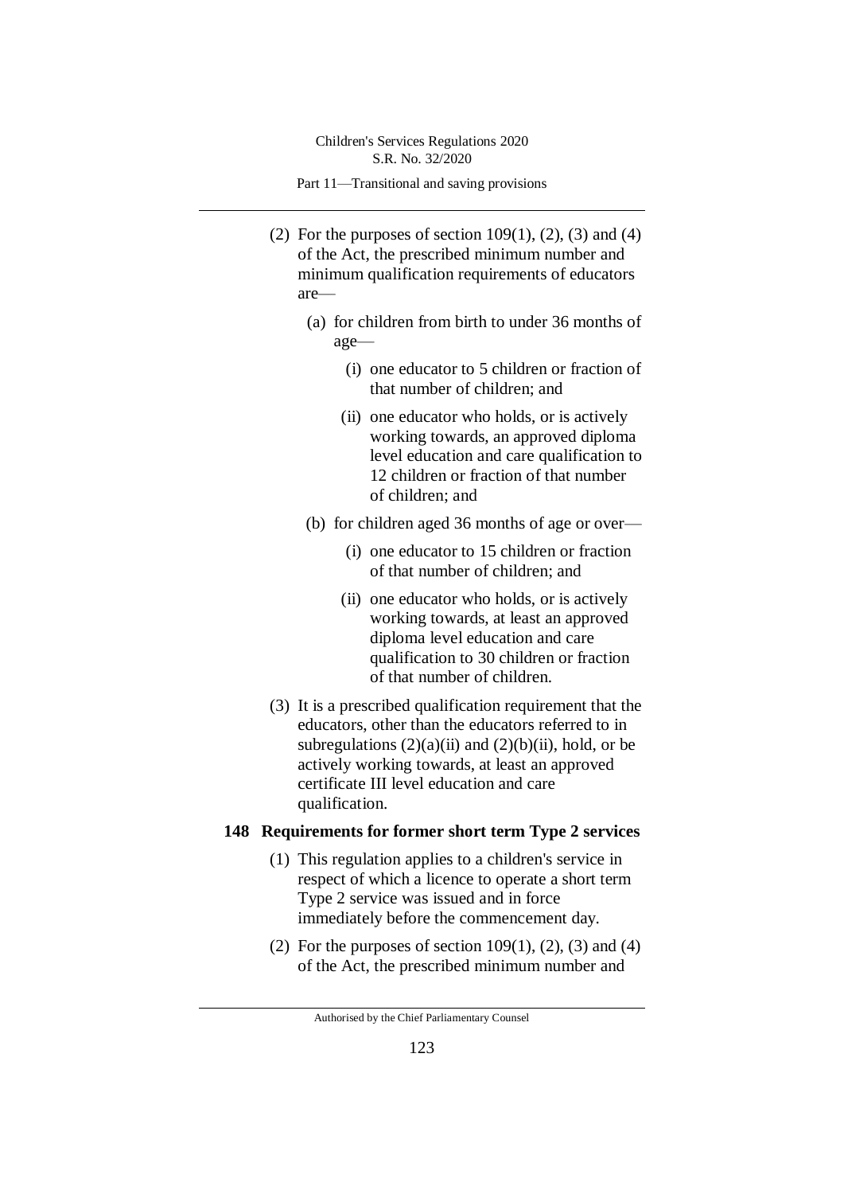(2) For the purposes of section 109(1), (2), (3) and (4) of the Act, the prescribed minimum number and minimum qualification requirements of educators are—

(a) for children from birth to under 36 months of age—

(i) one educator to 5 children or fraction of that number of children; and

(ii) one educator who holds, or is actively working towards, an approved diploma level education and care qualification to 12 children or fraction of that number of children; and

(b) for children aged 36 months of age or over—

(i) one educator to 15 children or fraction of that number of children; and

(ii) one educator who holds, or is actively working towards, at least an approved diploma level education and care qualification to 30 children or fraction of that number of children.

(3) It is a prescribed qualification requirement that the educators, other than the educators referred to in subregulations (2)(a)(ii) and (2)(b)(ii), hold, or be actively working towards, at least an approved certificate III level education and care qualification.

### 148 Requirements for former short term Type 2 services

(1) This regulation applies to a children's service in respect of which a licence to operate a short term Type 2 service was issued and in force immediately before the commencement day.

(2) For the purposes of section 109(1), (2), (3) and (4) of the Act, the prescribed minimum number and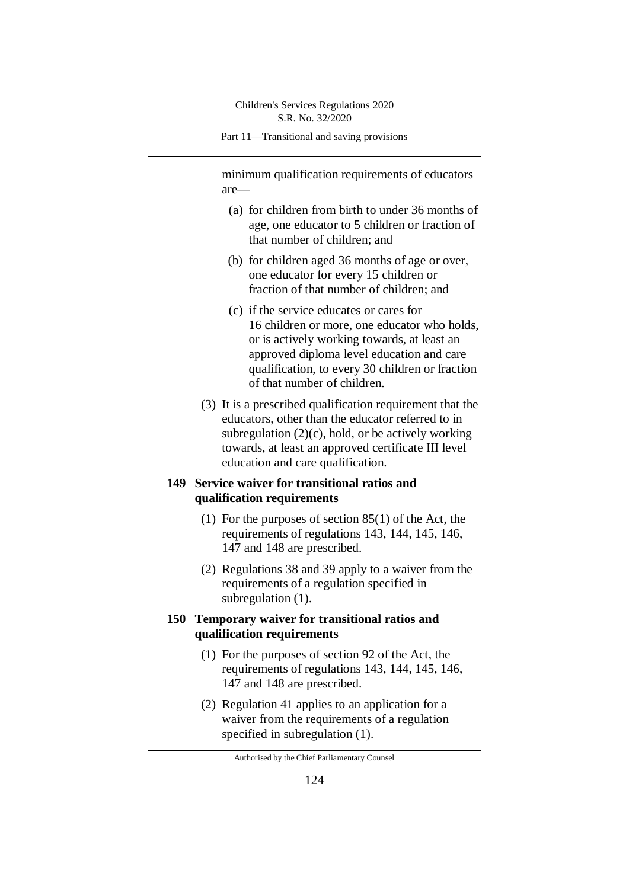minimum qualification requirements of educators are—

(a) for children from birth to under 36 months of age, one educator to 5 children or fraction of that number of children; and

(b) for children aged 36 months of age or over, one educator for every 15 children or fraction of that number of children; and

(c) if the service educates or cares for 16 children or more, one educator who holds, or is actively working towards, at least an approved diploma level education and care qualification, to every 30 children or fraction of that number of children.

(3) It is a prescribed qualification requirement that the educators, other than the educator referred to in subregulation (2)(c), hold, or be actively working towards, at least an approved certificate III level education and care qualification.

### 149 Service waiver for transitional ratios and qualification requirements

(1) For the purposes of section 85(1) of the Act, the requirements of regulations 143, 144, 145, 146, 147 and 148 are prescribed.

(2) Regulations 38 and 39 apply to a waiver from the requirements of a regulation specified in subregulation (1).

### 150 Temporary waiver for transitional ratios and qualification requirements

(1) For the purposes of section 92 of the Act, the requirements of regulations 143, 144, 145, 146, 147 and 148 are prescribed.

(2) Regulation 41 applies to an application for a waiver from the requirements of a regulation specified in subregulation (1).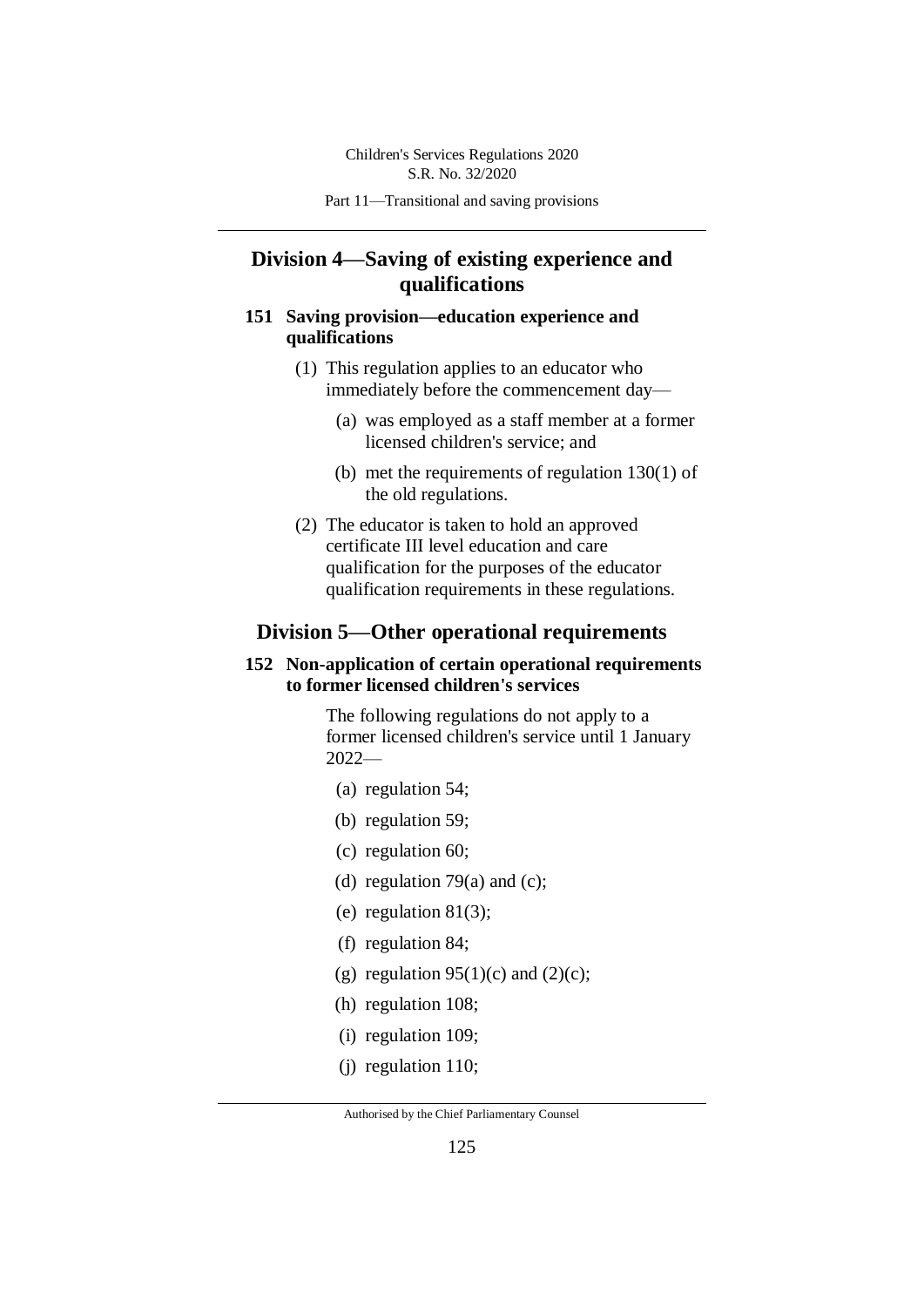## Division 4—Saving of existing experience and qualifications

### 151 Saving provision—education experience and qualifications

(1) This regulation applies to an educator who immediately before the commencement day—

(a) was employed as a staff member at a former licensed children's service; and

(b) met the requirements of regulation 130(1) of the old regulations.

(2) The educator is taken to hold an approved certificate III level education and care qualification for the purposes of the educator qualification requirements in these regulations.

## Division 5—Other operational requirements

### 152 Non-application of certain operational requirements to former licensed children's services

The following regulations do not apply to a former licensed children's service until 1 January 2022—

(a) regulation 54;

(b) regulation 59;

(c) regulation 60;

(d) regulation 79(a) and (c);

(e) regulation 81(3);

(f) regulation 84;

(g) regulation 95(1)(c) and (2)(c);

(h) regulation 108;

(i) regulation 109;

(j) regulation 110;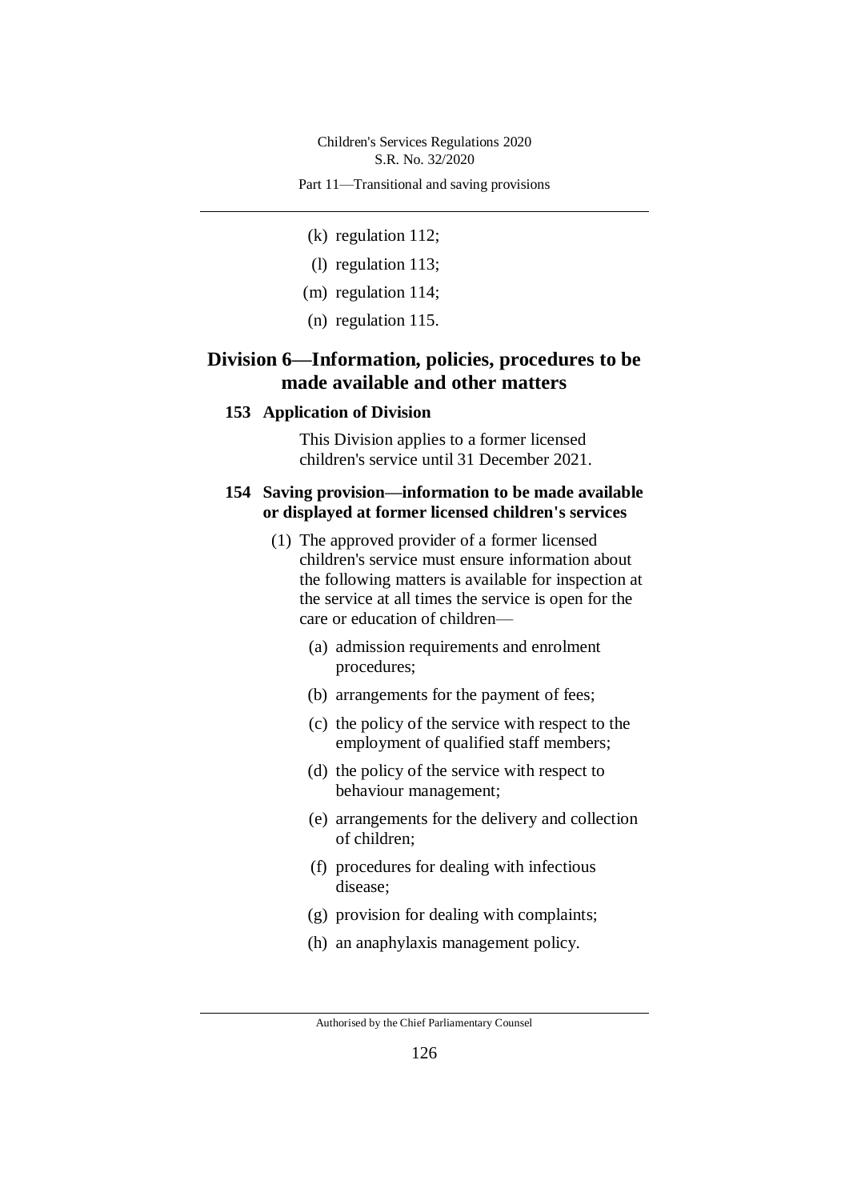(k) regulation 112;

(l) regulation 113;

(m) regulation 114;

(n) regulation 115.

## Division 6—Information, policies, procedures to be made available and other matters

### 153 Application of Division

This Division applies to a former licensed children's service until 31 December 2021.

### 154 Saving provision—information to be made available or displayed at former licensed children's services

(1) The approved provider of a former licensed children's service must ensure information about the following matters is available for inspection at the service at all times the service is open for the care or education of children—

(a) admission requirements and enrolment procedures;

(b) arrangements for the payment of fees;

(c) the policy of the service with respect to the employment of qualified staff members;

(d) the policy of the service with respect to behaviour management;

(e) arrangements for the delivery and collection of children;

(f) procedures for dealing with infectious disease;

(g) provision for dealing with complaints;

(h) an anaphylaxis management policy.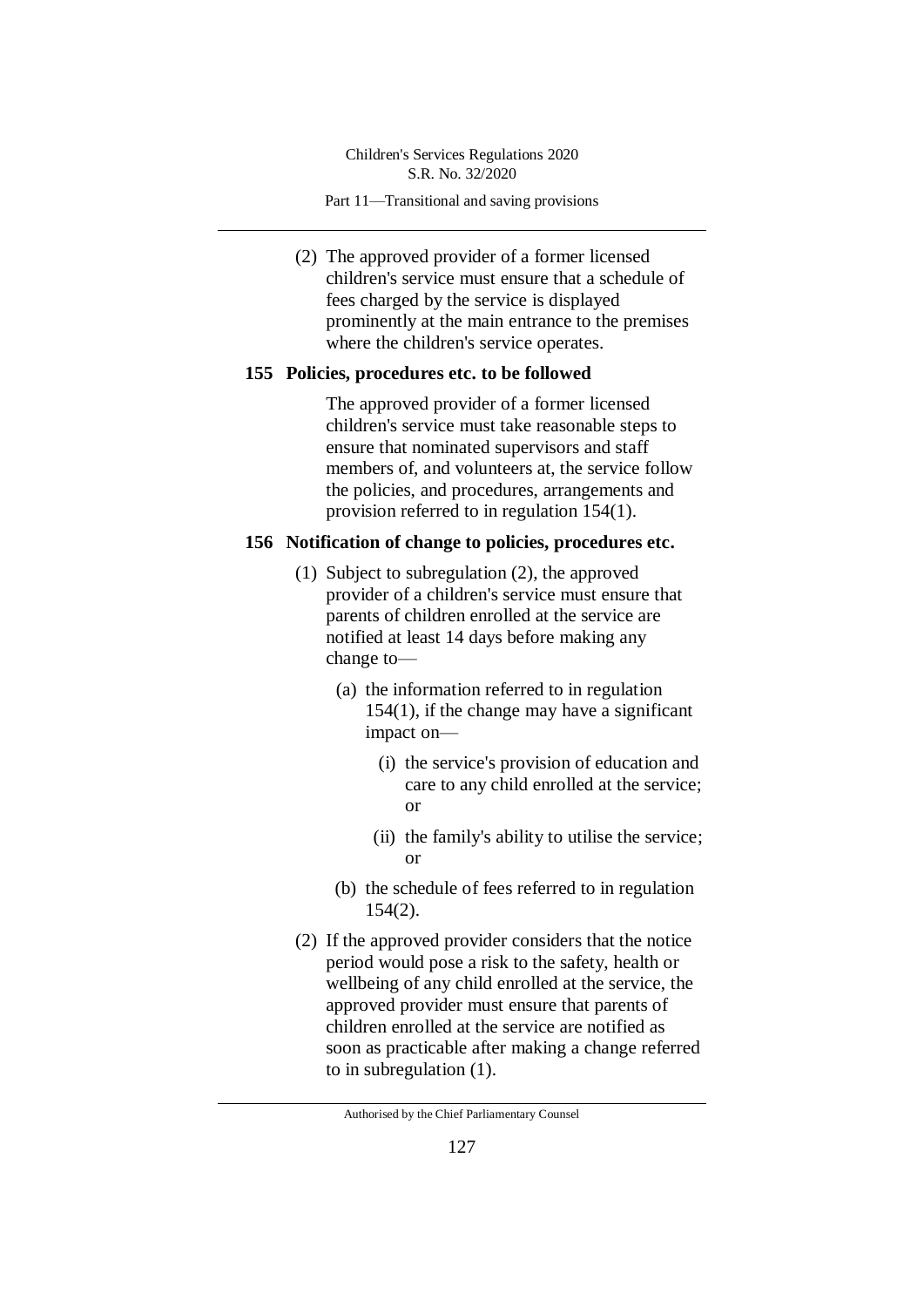(2) The approved provider of a former licensed children's service must ensure that a schedule of fees charged by the service is displayed prominently at the main entrance to the premises where the children's service operates.

### 155 Policies, procedures etc. to be followed

The approved provider of a former licensed children's service must take reasonable steps to ensure that nominated supervisors and staff members of, and volunteers at, the service follow the policies, and procedures, arrangements and provision referred to in regulation 154(1).

### 156 Notification of change to policies, procedures etc.

(1) Subject to subregulation (2), the approved provider of a children's service must ensure that parents of children enrolled at the service are notified at least 14 days before making any change to—

(a) the information referred to in regulation 154(1), if the change may have a significant impact on—

(i) the service's provision of education and care to any child enrolled at the service; or

(ii) the family's ability to utilise the service; or

(b) the schedule of fees referred to in regulation 154(2).

(2) If the approved provider considers that the notice period would pose a risk to the safety, health or wellbeing of any child enrolled at the service, the approved provider must ensure that parents of children enrolled at the service are notified as soon as practicable after making a change referred to in subregulation (1).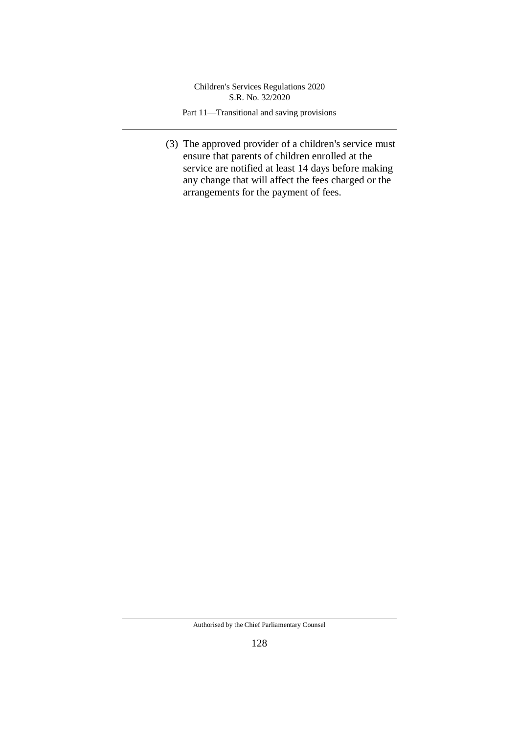(3) The approved provider of a children's service must ensure that parents of children enrolled at the service are notified at least 14 days before making any change that will affect the fees charged or the arrangements for the payment of fees.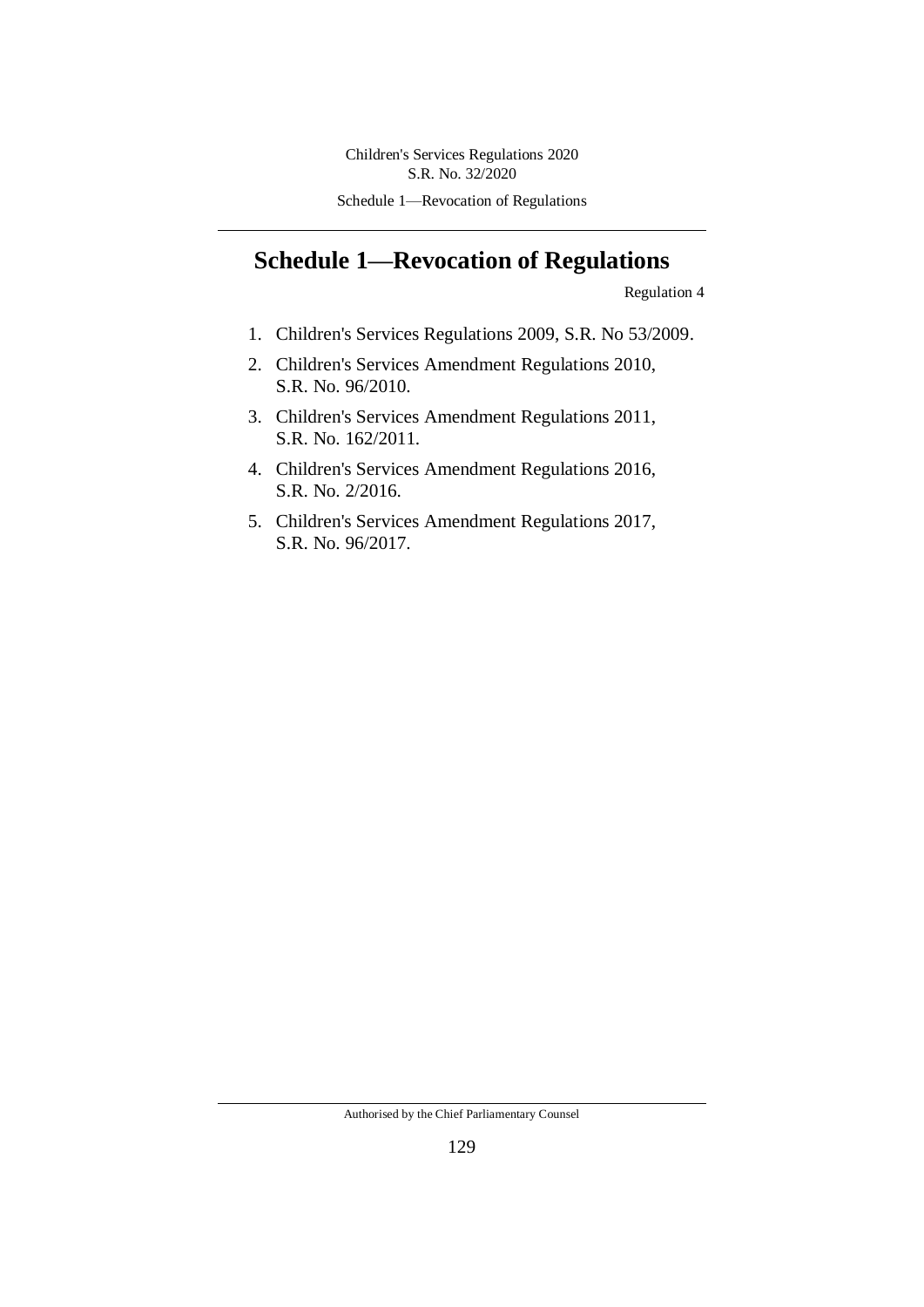# Schedule 1—Revocation of Regulations

Regulation 4

1. Children's Services Regulations 2009, S.R. No 53/2009.
2. Children's Services Amendment Regulations 2010, S.R. No. 96/2010.
3. Children's Services Amendment Regulations 2011, S.R. No. 162/2011.
4. Children's Services Amendment Regulations 2016, S.R. No. 2/2016.
5. Children's Services Amendment Regulations 2017, S.R. No. 96/2017.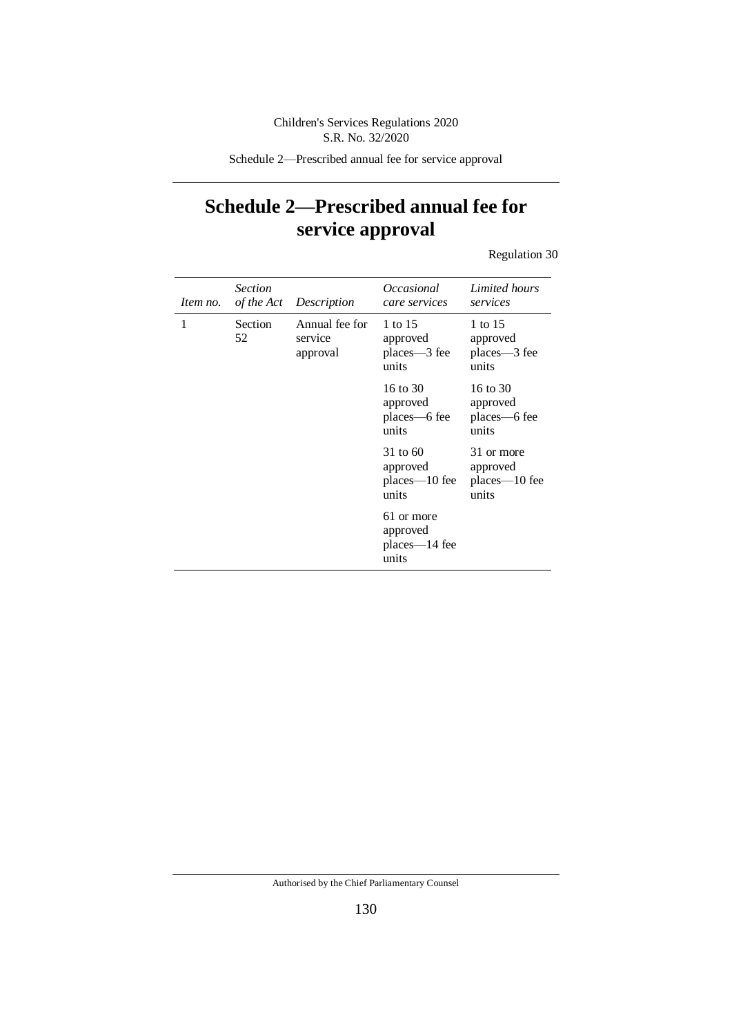# Schedule 2—Prescribed annual fee for service approval

Regulation 30

| *Item no.* | *Section of the Act* | *Description* | *Occasional care services* | *Limited hours services* |
|---|---|---|---|---|
| 1 | Section 52 | Annual fee for service approval | 1 to 15 approved places—3 fee units | 1 to 15 approved places—3 fee units |
| | | | 16 to 30 approved places—6 fee units | 16 to 30 approved places—6 fee units |
| | | | 31 to 60 approved places—10 fee units | 31 or more approved places—10 fee units |
| | | | 61 or more approved places—14 fee units | |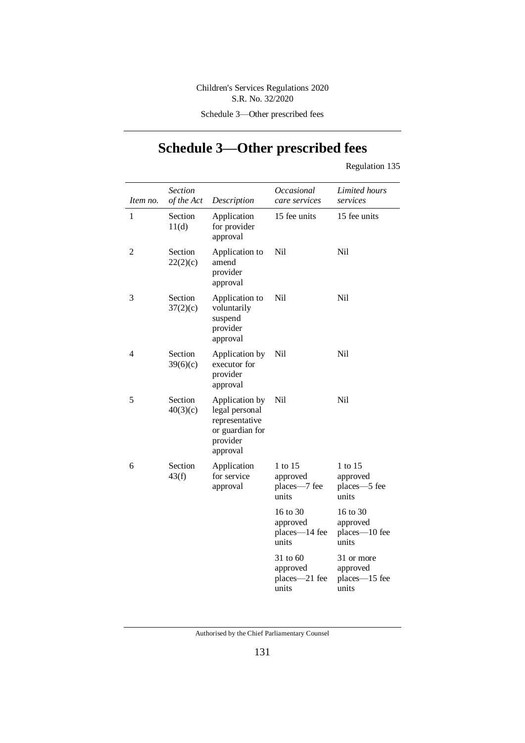# Schedule 3—Other prescribed fees

Regulation 135

| *Item no.* | *Section of the Act* | *Description* | *Occasional care services* | *Limited hours services* |
|---|---|---|---|---|
| 1 | Section 11(d) | Application for provider approval | 15 fee units | 15 fee units |
| 2 | Section 22(2)(c) | Application to amend provider approval | Nil | Nil |
| 3 | Section 37(2)(c) | Application to voluntarily suspend provider approval | Nil | Nil |
| 4 | Section 39(6)(c) | Application by executor for provider approval | Nil | Nil |
| 5 | Section 40(3)(c) | Application by legal personal representative or guardian for provider approval | Nil | Nil |
| 6 | Section 43(f) | Application for service approval | 1 to 15 approved places—7 fee units | 1 to 15 approved places—5 fee units |
| | | | 16 to 30 approved places—14 fee units | 16 to 30 approved places—10 fee units |
| | | | 31 to 60 approved places—21 fee units | 31 or more approved places—15 fee units |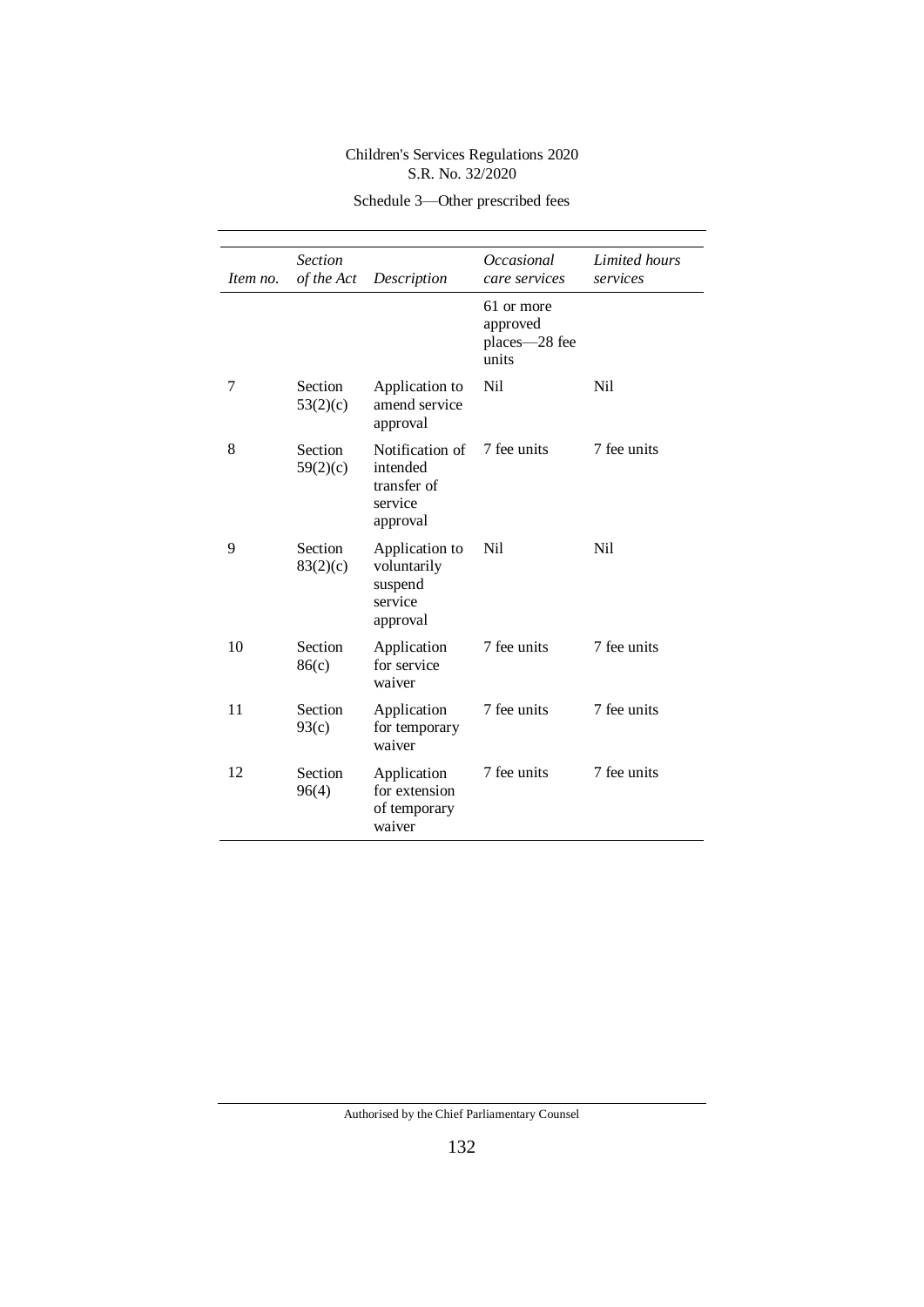| Item no. | Section of the Act | Description | Occasional care services | Limited hours services |
|---|---|---|---|---|
| | | | 61 or more approved places—28 fee units | |
| 7 | Section 53(2)(c) | Application to amend service approval | Nil | Nil |
| 8 | Section 59(2)(c) | Notification of intended transfer of service approval | 7 fee units | 7 fee units |
| 9 | Section 83(2)(c) | Application to voluntarily suspend service approval | Nil | Nil |
| 10 | Section 86(c) | Application for service waiver | 7 fee units | 7 fee units |
| 11 | Section 93(c) | Application for temporary waiver | 7 fee units | 7 fee units |
| 12 | Section 96(4) | Application for extension of temporary waiver | 7 fee units | 7 fee units |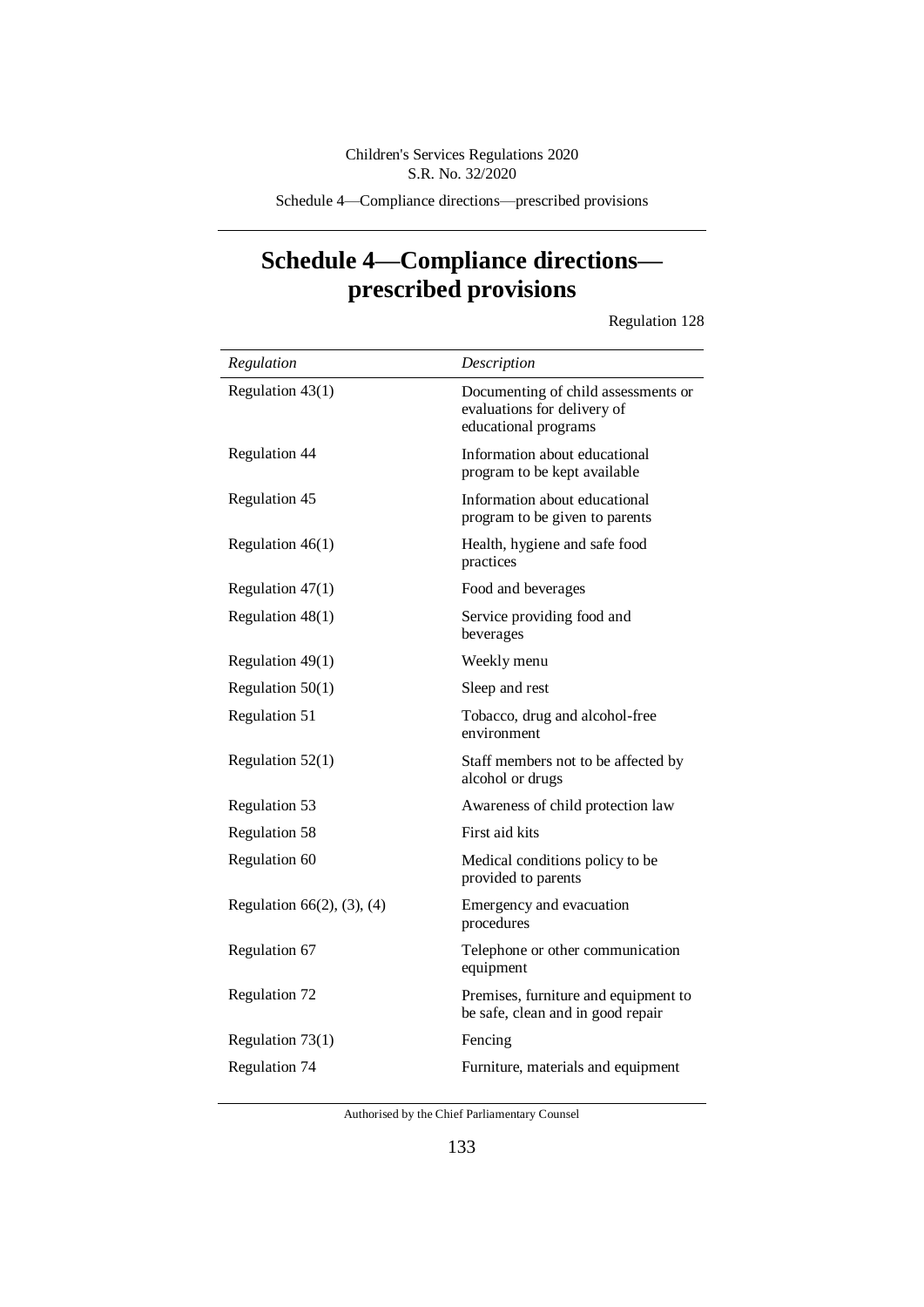# Schedule 4—Compliance directions—prescribed provisions

Regulation 128

| *Regulation* | *Description* |
|---|---|
| Regulation 43(1) | Documenting of child assessments or evaluations for delivery of educational programs |
| Regulation 44 | Information about educational program to be kept available |
| Regulation 45 | Information about educational program to be given to parents |
| Regulation 46(1) | Health, hygiene and safe food practices |
| Regulation 47(1) | Food and beverages |
| Regulation 48(1) | Service providing food and beverages |
| Regulation 49(1) | Weekly menu |
| Regulation 50(1) | Sleep and rest |
| Regulation 51 | Tobacco, drug and alcohol-free environment |
| Regulation 52(1) | Staff members not to be affected by alcohol or drugs |
| Regulation 53 | Awareness of child protection law |
| Regulation 58 | First aid kits |
| Regulation 60 | Medical conditions policy to be provided to parents |
| Regulation 66(2), (3), (4) | Emergency and evacuation procedures |
| Regulation 67 | Telephone or other communication equipment |
| Regulation 72 | Premises, furniture and equipment to be safe, clean and in good repair |
| Regulation 73(1) | Fencing |
| Regulation 74 | Furniture, materials and equipment |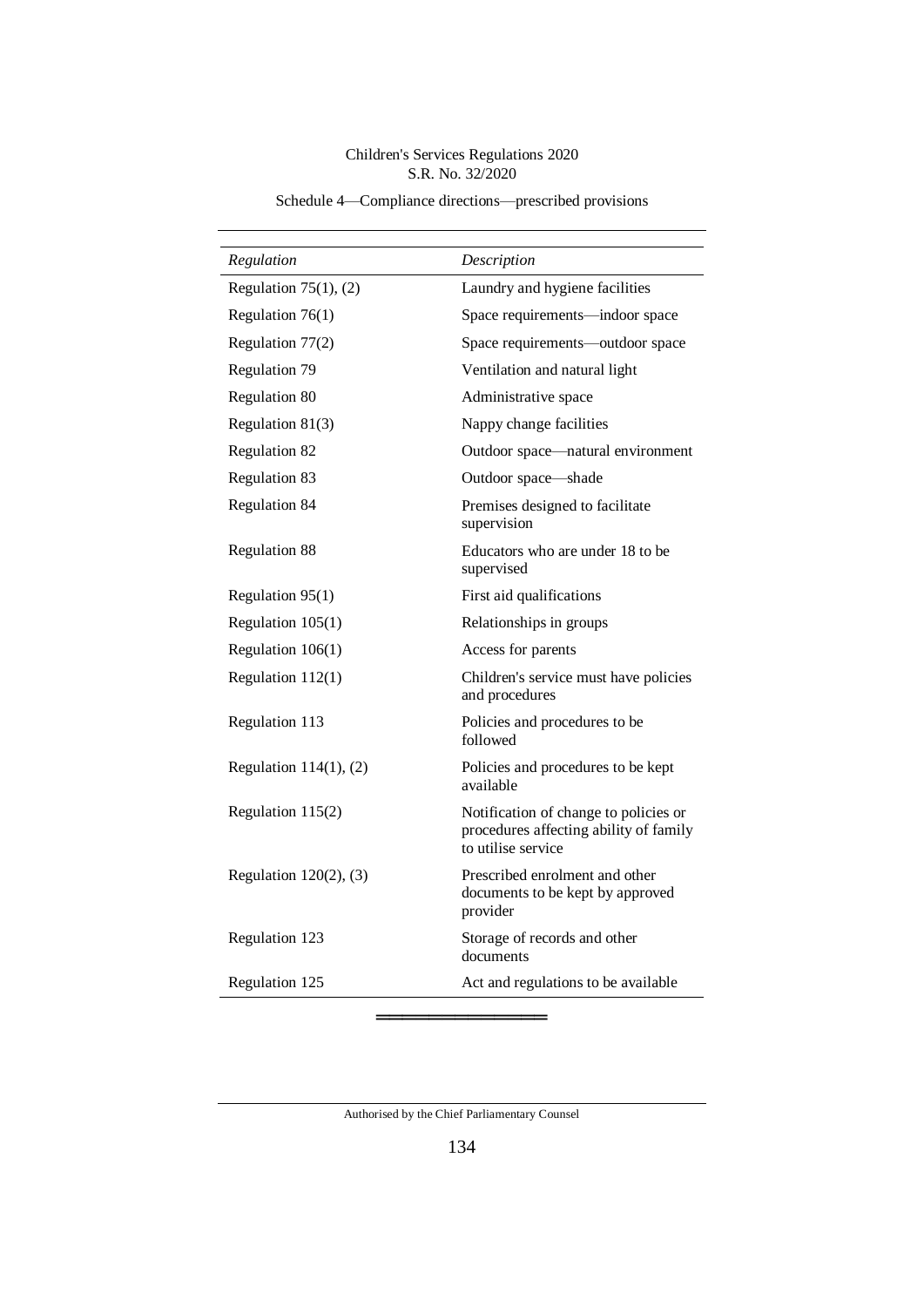| *Regulation* | *Description* |
|---|---|
| Regulation 75(1), (2) | Laundry and hygiene facilities |
| Regulation 76(1) | Space requirements—indoor space |
| Regulation 77(2) | Space requirements—outdoor space |
| Regulation 79 | Ventilation and natural light |
| Regulation 80 | Administrative space |
| Regulation 81(3) | Nappy change facilities |
| Regulation 82 | Outdoor space—natural environment |
| Regulation 83 | Outdoor space—shade |
| Regulation 84 | Premises designed to facilitate supervision |
| Regulation 88 | Educators who are under 18 to be supervised |
| Regulation 95(1) | First aid qualifications |
| Regulation 105(1) | Relationships in groups |
| Regulation 106(1) | Access for parents |
| Regulation 112(1) | Children's service must have policies and procedures |
| Regulation 113 | Policies and procedures to be followed |
| Regulation 114(1), (2) | Policies and procedures to be kept available |
| Regulation 115(2) | Notification of change to policies or procedures affecting ability of family to utilise service |
| Regulation 120(2), (3) | Prescribed enrolment and other documents to be kept by approved provider |
| Regulation 123 | Storage of records and other documents |
| Regulation 125 | Act and regulations to be available |

═══════════════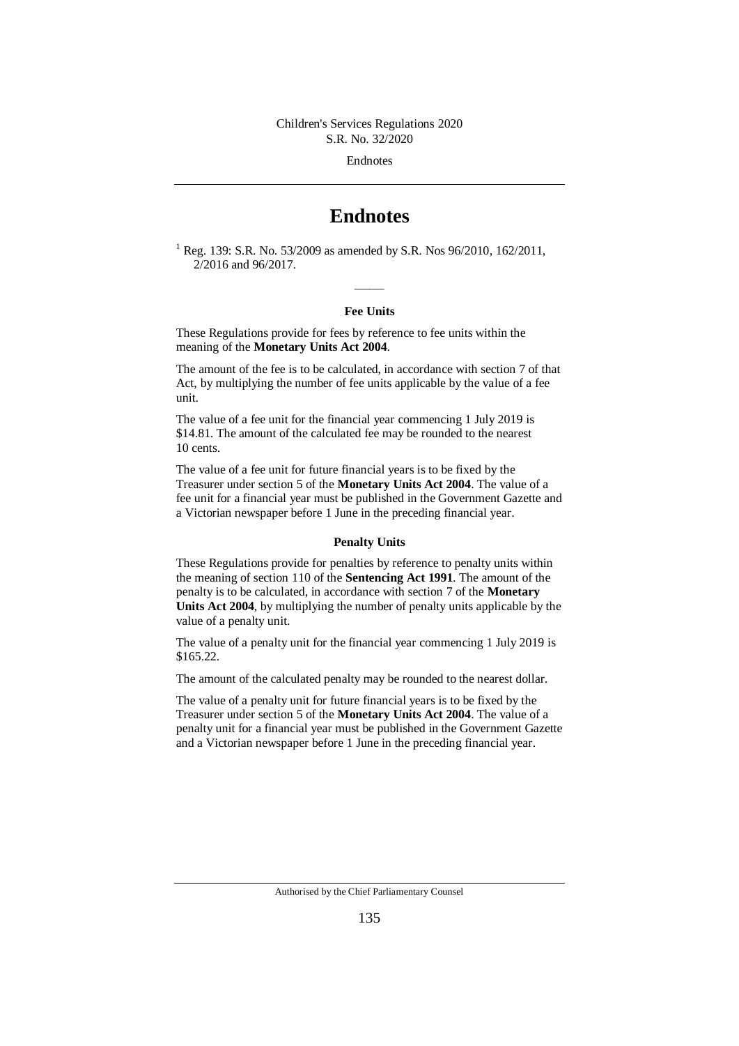# Endnotes

[1] Reg. 139: S.R. No. 53/2009 as amended by S.R. Nos 96/2010, 162/2011, 2/2016 and 96/2017.

———

### Fee Units

These Regulations provide for fees by reference to fee units within the meaning of the **Monetary Units Act 2004**.

The amount of the fee is to be calculated, in accordance with section 7 of that Act, by multiplying the number of fee units applicable by the value of a fee unit.

The value of a fee unit for the financial year commencing 1 July 2019 is $14.81. The amount of the calculated fee may be rounded to the nearest 10 cents.

The value of a fee unit for future financial years is to be fixed by the Treasurer under section 5 of the **Monetary Units Act 2004**. The value of a fee unit for a financial year must be published in the Government Gazette and a Victorian newspaper before 1 June in the preceding financial year.

### Penalty Units

These Regulations provide for penalties by reference to penalty units within the meaning of section 110 of the **Sentencing Act 1991**. The amount of the penalty is to be calculated, in accordance with section 7 of the **Monetary Units Act 2004**, by multiplying the number of penalty units applicable by the value of a penalty unit.

The value of a penalty unit for the financial year commencing 1 July 2019 is $165.22.

The amount of the calculated penalty may be rounded to the nearest dollar.

The value of a penalty unit for future financial years is to be fixed by the Treasurer under section 5 of the **Monetary Units Act 2004**. The value of a penalty unit for a financial year must be published in the Government Gazette and a Victorian newspaper before 1 June in the preceding financial year.